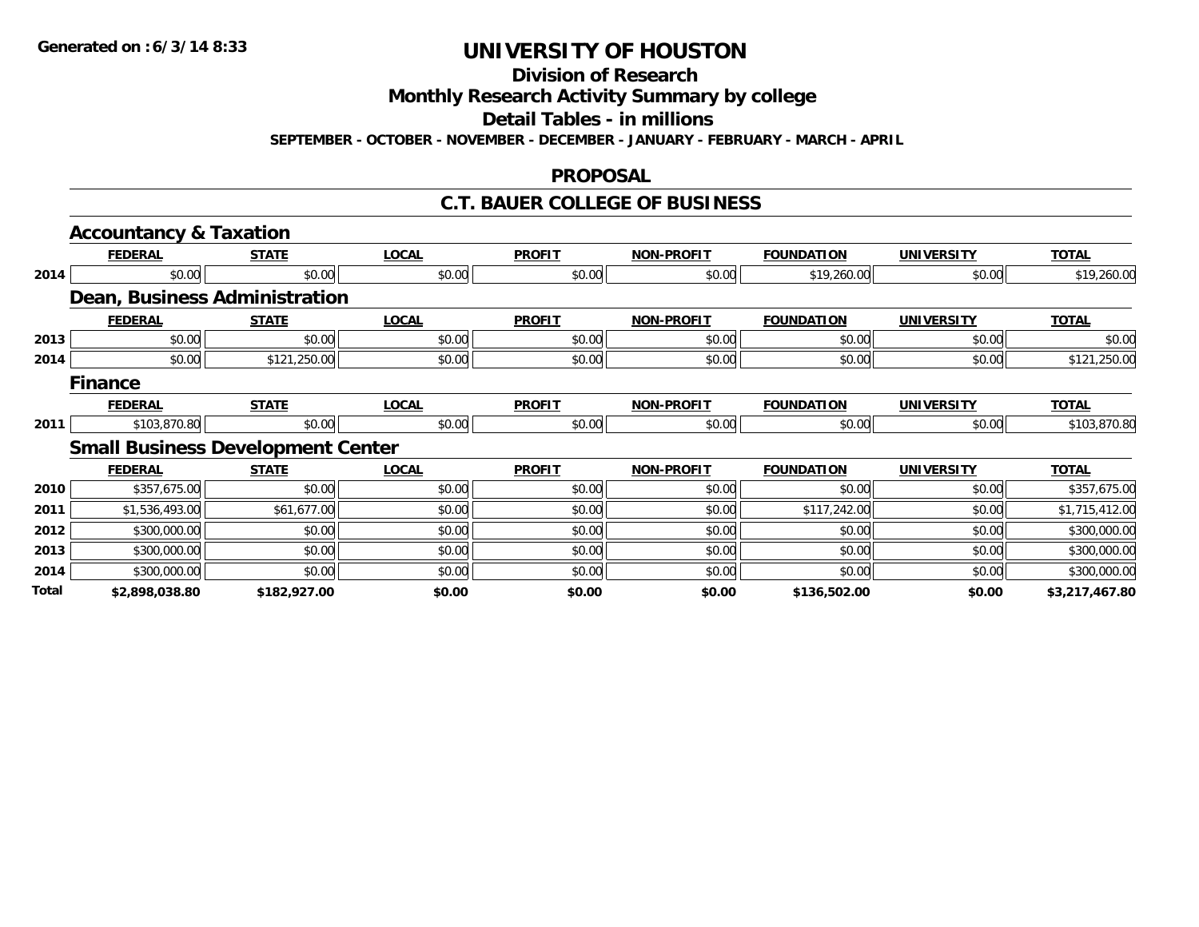**Generated on :6/3/14 8:33**

# UNIVERSITY OF HOUSTON

## Division of Research

## Monthly Research Activity Summary by college

## Detail Tables - in millions

**SEPTEMBER - OCTOBER - NOVEMBER - DECEMBER - JANUARY - FEBRUARY - MARCH - APRIL**

## PROPOSAL

## C.T. BAUER COLLEGE OF BUSINESS

### Accountancy & Taxation

| | FEDERAL | STATE | LOCAL | PROFIT | NON-PROFIT | FOUNDATION | UNIVERSITY | TOTAL |
|---|---|---|---|---|---|---|---|---|
| 2014 | $0.00 | $0.00 | $0.00 | $0.00 | $0.00 | $19,260.00 | $0.00 | $19,260.00 |

### Dean, Business Administration

| | FEDERAL | STATE | LOCAL | PROFIT | NON-PROFIT | FOUNDATION | UNIVERSITY | TOTAL |
|---|---|---|---|---|---|---|---|---|
| 2013 | $0.00 | $0.00 | $0.00 | $0.00 | $0.00 | $0.00 | $0.00 | $0.00 |
| 2014 | $0.00 | $121,250.00 | $0.00 | $0.00 | $0.00 | $0.00 | $0.00 | $121,250.00 |

### Finance

| | FEDERAL | STATE | LOCAL | PROFIT | NON-PROFIT | FOUNDATION | UNIVERSITY | TOTAL |
|---|---|---|---|---|---|---|---|---|
| 2011 | $103,870.80 | $0.00 | $0.00 | $0.00 | $0.00 | $0.00 | $0.00 | $103,870.80 |

### Small Business Development Center

| | FEDERAL | STATE | LOCAL | PROFIT | NON-PROFIT | FOUNDATION | UNIVERSITY | TOTAL |
|---|---|---|---|---|---|---|---|---|
| 2010 | $357,675.00 | $0.00 | $0.00 | $0.00 | $0.00 | $0.00 | $0.00 | $357,675.00 |
| 2011 | $1,536,493.00 | $61,677.00 | $0.00 | $0.00 | $0.00 | $117,242.00 | $0.00 | $1,715,412.00 |
| 2012 | $300,000.00 | $0.00 | $0.00 | $0.00 | $0.00 | $0.00 | $0.00 | $300,000.00 |
| 2013 | $300,000.00 | $0.00 | $0.00 | $0.00 | $0.00 | $0.00 | $0.00 | $300,000.00 |
| 2014 | $300,000.00 | $0.00 | $0.00 | $0.00 | $0.00 | $0.00 | $0.00 | $300,000.00 |
| **Total** | **$2,898,038.80** | **$182,927.00** | **$0.00** | **$0.00** | **$0.00** | **$136,502.00** | **$0.00** | **$3,217,467.80** |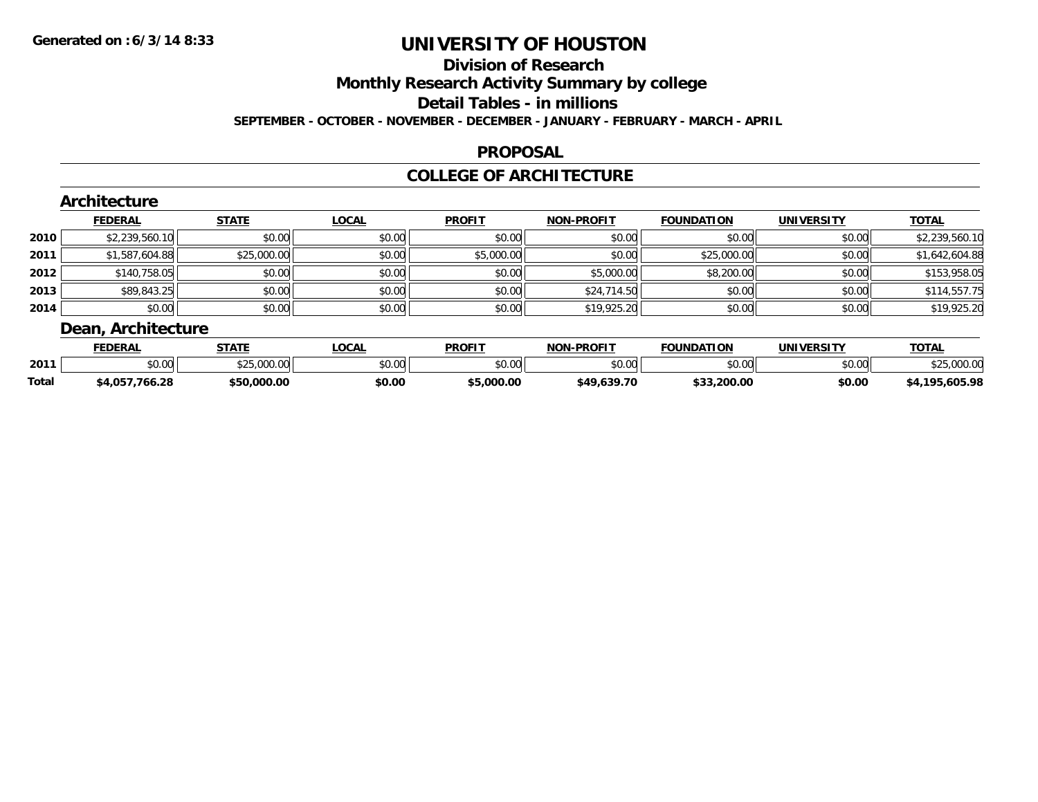# UNIVERSITY OF HOUSTON

## Division of Research

## Monthly Research Activity Summary by college

## Detail Tables - in millions

**SEPTEMBER - OCTOBER - NOVEMBER - DECEMBER - JANUARY - FEBRUARY - MARCH - APRIL**

### PROPOSAL

### COLLEGE OF ARCHITECTURE

#### Architecture

| | FEDERAL | STATE | LOCAL | PROFIT | NON-PROFIT | FOUNDATION | UNIVERSITY | TOTAL |
|---|---|---|---|---|---|---|---|---|
| 2010 | $2,239,560.10 | $0.00 | $0.00 | $0.00 | $0.00 | $0.00 | $0.00 | $2,239,560.10 |
| 2011 | $1,587,604.88 | $25,000.00 | $0.00 | $5,000.00 | $0.00 | $25,000.00 | $0.00 | $1,642,604.88 |
| 2012 | $140,758.05 | $0.00 | $0.00 | $0.00 | $5,000.00 | $8,200.00 | $0.00 | $153,958.05 |
| 2013 | $89,843.25 | $0.00 | $0.00 | $0.00 | $24,714.50 | $0.00 | $0.00 | $114,557.75 |
| 2014 | $0.00 | $0.00 | $0.00 | $0.00 | $19,925.20 | $0.00 | $0.00 | $19,925.20 |

#### Dean, Architecture

| | FEDERAL | STATE | LOCAL | PROFIT | NON-PROFIT | FOUNDATION | UNIVERSITY | TOTAL |
|---|---|---|---|---|---|---|---|---|
| 2011 | $0.00 | $25,000.00 | $0.00 | $0.00 | $0.00 | $0.00 | $0.00 | $25,000.00 |
| **Total** | **$4,057,766.28** | **$50,000.00** | **$0.00** | **$5,000.00** | **$49,639.70** | **$33,200.00** | **$0.00** | **$4,195,605.98** |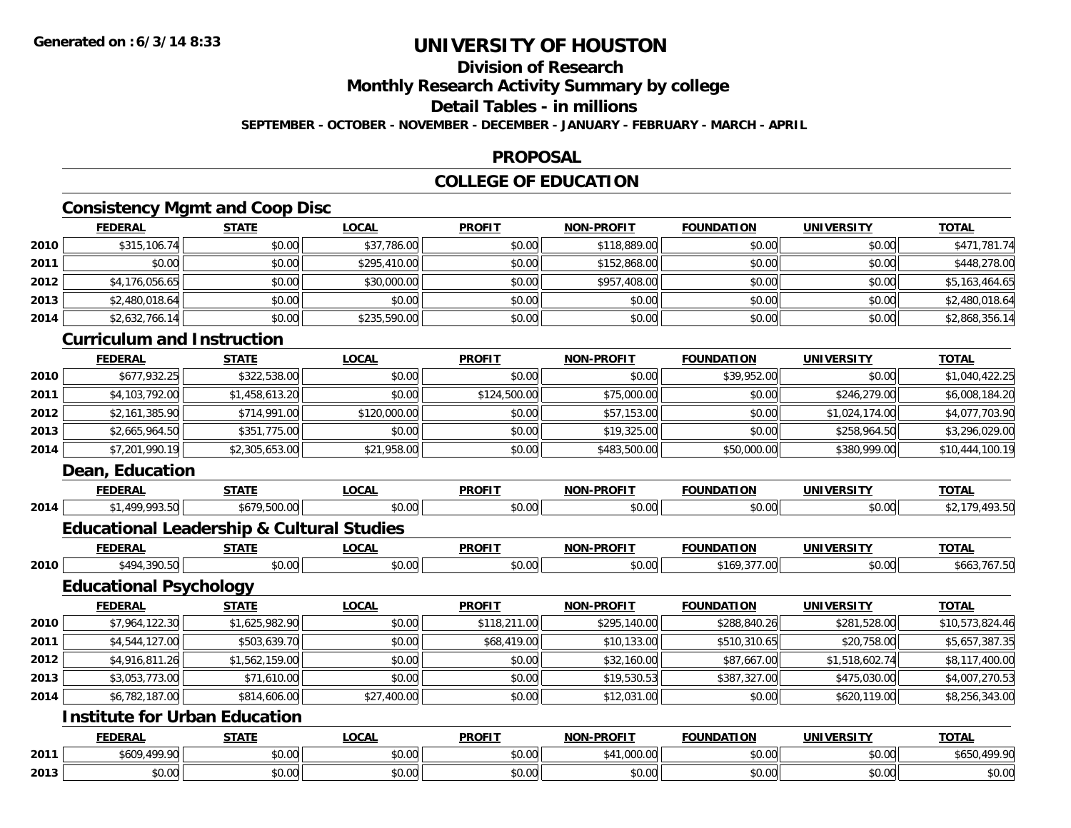**Generated on : 6/3/14 8:33**

# UNIVERSITY OF HOUSTON

## Division of Research

## Monthly Research Activity Summary by college

## Detail Tables - in millions

**SEPTEMBER - OCTOBER - NOVEMBER - DECEMBER - JANUARY - FEBRUARY - MARCH - APRIL**

## PROPOSAL

## COLLEGE OF EDUCATION

### Consistency Mgmt and Coop Disc

| | FEDERAL | STATE | LOCAL | PROFIT | NON-PROFIT | FOUNDATION | UNIVERSITY | TOTAL |
|---|---|---|---|---|---|---|---|---|
| 2010 | $315,106.74 | $0.00 | $37,786.00 | $0.00 | $118,889.00 | $0.00 | $0.00 | $471,781.74 |
| 2011 | $0.00 | $0.00 | $295,410.00 | $0.00 | $152,868.00 | $0.00 | $0.00 | $448,278.00 |
| 2012 | $4,176,056.65 | $0.00 | $30,000.00 | $0.00 | $957,408.00 | $0.00 | $0.00 | $5,163,464.65 |
| 2013 | $2,480,018.64 | $0.00 | $0.00 | $0.00 | $0.00 | $0.00 | $0.00 | $2,480,018.64 |
| 2014 | $2,632,766.14 | $0.00 | $235,590.00 | $0.00 | $0.00 | $0.00 | $0.00 | $2,868,356.14 |

### Curriculum and Instruction

| | FEDERAL | STATE | LOCAL | PROFIT | NON-PROFIT | FOUNDATION | UNIVERSITY | TOTAL |
|---|---|---|---|---|---|---|---|---|
| 2010 | $677,932.25 | $322,538.00 | $0.00 | $0.00 | $0.00 | $39,952.00 | $0.00 | $1,040,422.25 |
| 2011 | $4,103,792.00 | $1,458,613.20 | $0.00 | $124,500.00 | $75,000.00 | $0.00 | $246,279.00 | $6,008,184.20 |
| 2012 | $2,161,385.90 | $714,991.00 | $120,000.00 | $0.00 | $57,153.00 | $0.00 | $1,024,174.00 | $4,077,703.90 |
| 2013 | $2,665,964.50 | $351,775.00 | $0.00 | $0.00 | $19,325.00 | $0.00 | $258,964.50 | $3,296,029.00 |
| 2014 | $7,201,990.19 | $2,305,653.00 | $21,958.00 | $0.00 | $483,500.00 | $50,000.00 | $380,999.00 | $10,444,100.19 |

### Dean, Education

| | FEDERAL | STATE | LOCAL | PROFIT | NON-PROFIT | FOUNDATION | UNIVERSITY | TOTAL |
|---|---|---|---|---|---|---|---|---|
| 2014 | $1,499,993.50 | $679,500.00 | $0.00 | $0.00 | $0.00 | $0.00 | $0.00 | $2,179,493.50 |

### Educational Leadership & Cultural Studies

| | FEDERAL | STATE | LOCAL | PROFIT | NON-PROFIT | FOUNDATION | UNIVERSITY | TOTAL |
|---|---|---|---|---|---|---|---|---|
| 2010 | $494,390.50 | $0.00 | $0.00 | $0.00 | $0.00 | $169,377.00 | $0.00 | $663,767.50 |

### Educational Psychology

| | FEDERAL | STATE | LOCAL | PROFIT | NON-PROFIT | FOUNDATION | UNIVERSITY | TOTAL |
|---|---|---|---|---|---|---|---|---|
| 2010 | $7,964,122.30 | $1,625,982.90 | $0.00 | $118,211.00 | $295,140.00 | $288,840.26 | $281,528.00 | $10,573,824.46 |
| 2011 | $4,544,127.00 | $503,639.70 | $0.00 | $68,419.00 | $10,133.00 | $510,310.65 | $20,758.00 | $5,657,387.35 |
| 2012 | $4,916,811.26 | $1,562,159.00 | $0.00 | $0.00 | $32,160.00 | $87,667.00 | $1,518,602.74 | $8,117,400.00 |
| 2013 | $3,053,773.00 | $71,610.00 | $0.00 | $0.00 | $19,530.53 | $387,327.00 | $475,030.00 | $4,007,270.53 |
| 2014 | $6,782,187.00 | $814,606.00 | $27,400.00 | $0.00 | $12,031.00 | $0.00 | $620,119.00 | $8,256,343.00 |

### Institute for Urban Education

| | FEDERAL | STATE | LOCAL | PROFIT | NON-PROFIT | FOUNDATION | UNIVERSITY | TOTAL |
|---|---|---|---|---|---|---|---|---|
| 2011 | $609,499.90 | $0.00 | $0.00 | $0.00 | $41,000.00 | $0.00 | $0.00 | $650,499.90 |
| 2013 | $0.00 | $0.00 | $0.00 | $0.00 | $0.00 | $0.00 | $0.00 | $0.00 |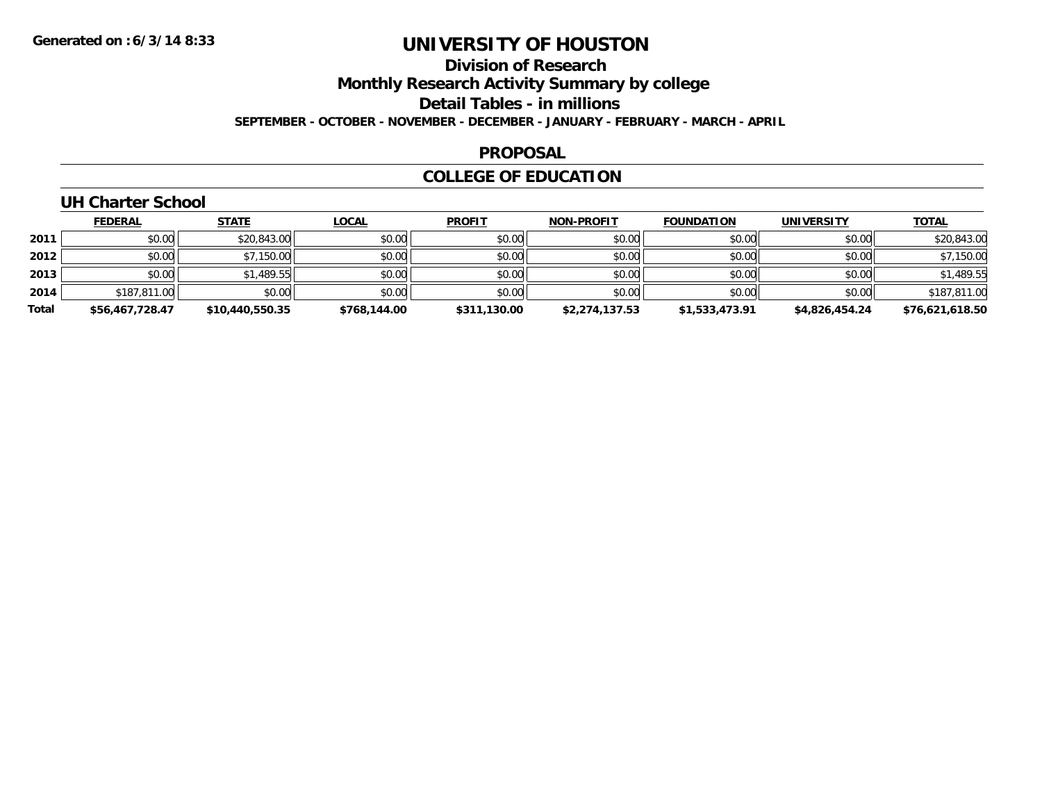# UNIVERSITY OF HOUSTON

## Division of Research

## Monthly Research Activity Summary by college

## Detail Tables - in millions

**SEPTEMBER - OCTOBER - NOVEMBER - DECEMBER - JANUARY - FEBRUARY - MARCH - APRIL**

## PROPOSAL

## COLLEGE OF EDUCATION

### UH Charter School

| | FEDERAL | STATE | LOCAL | PROFIT | NON-PROFIT | FOUNDATION | UNIVERSITY | TOTAL |
|---|---|---|---|---|---|---|---|---|
| **2011** | $0.00 | $20,843.00 | $0.00 | $0.00 | $0.00 | $0.00 | $0.00 | $20,843.00 |
| **2012** | $0.00 | $7,150.00 | $0.00 | $0.00 | $0.00 | $0.00 | $0.00 | $7,150.00 |
| **2013** | $0.00 | $1,489.55 | $0.00 | $0.00 | $0.00 | $0.00 | $0.00 | $1,489.55 |
| **2014** | $187,811.00 | $0.00 | $0.00 | $0.00 | $0.00 | $0.00 | $0.00 | $187,811.00 |
| **Total** | **$56,467,728.47** | **$10,440,550.35** | **$768,144.00** | **$311,130.00** | **$2,274,137.53** | **$1,533,473.91** | **$4,826,454.24** | **$76,621,618.50** |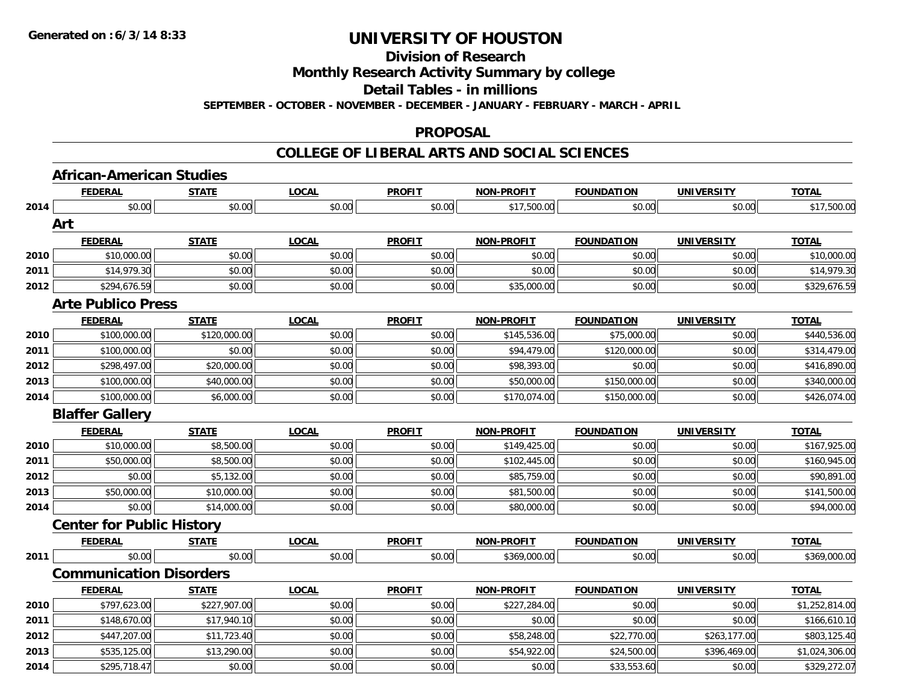Generated on :6/3/14 8:33

# UNIVERSITY OF HOUSTON

## Division of Research

## Monthly Research Activity Summary by college

## Detail Tables - in millions

**SEPTEMBER - OCTOBER - NOVEMBER - DECEMBER - JANUARY - FEBRUARY - MARCH - APRIL**

## PROPOSAL

## COLLEGE OF LIBERAL ARTS AND SOCIAL SCIENCES

### African-American Studies

| | FEDERAL | STATE | LOCAL | PROFIT | NON-PROFIT | FOUNDATION | UNIVERSITY | TOTAL |
|---|---|---|---|---|---|---|---|---|
| 2014 | $0.00 | $0.00 | $0.00 | $0.00 | $17,500.00 | $0.00 | $0.00 | $17,500.00 |

### Art

| | FEDERAL | STATE | LOCAL | PROFIT | NON-PROFIT | FOUNDATION | UNIVERSITY | TOTAL |
|---|---|---|---|---|---|---|---|---|
| 2010 | $10,000.00 | $0.00 | $0.00 | $0.00 | $0.00 | $0.00 | $0.00 | $10,000.00 |
| 2011 | $14,979.30 | $0.00 | $0.00 | $0.00 | $0.00 | $0.00 | $0.00 | $14,979.30 |
| 2012 | $294,676.59 | $0.00 | $0.00 | $0.00 | $35,000.00 | $0.00 | $0.00 | $329,676.59 |

### Arte Publico Press

| | FEDERAL | STATE | LOCAL | PROFIT | NON-PROFIT | FOUNDATION | UNIVERSITY | TOTAL |
|---|---|---|---|---|---|---|---|---|
| 2010 | $100,000.00 | $120,000.00 | $0.00 | $0.00 | $145,536.00 | $75,000.00 | $0.00 | $440,536.00 |
| 2011 | $100,000.00 | $0.00 | $0.00 | $0.00 | $94,479.00 | $120,000.00 | $0.00 | $314,479.00 |
| 2012 | $298,497.00 | $20,000.00 | $0.00 | $0.00 | $98,393.00 | $0.00 | $0.00 | $416,890.00 |
| 2013 | $100,000.00 | $40,000.00 | $0.00 | $0.00 | $50,000.00 | $150,000.00 | $0.00 | $340,000.00 |
| 2014 | $100,000.00 | $6,000.00 | $0.00 | $0.00 | $170,074.00 | $150,000.00 | $0.00 | $426,074.00 |

### Blaffer Gallery

| | FEDERAL | STATE | LOCAL | PROFIT | NON-PROFIT | FOUNDATION | UNIVERSITY | TOTAL |
|---|---|---|---|---|---|---|---|---|
| 2010 | $10,000.00 | $8,500.00 | $0.00 | $0.00 | $149,425.00 | $0.00 | $0.00 | $167,925.00 |
| 2011 | $50,000.00 | $8,500.00 | $0.00 | $0.00 | $102,445.00 | $0.00 | $0.00 | $160,945.00 |
| 2012 | $0.00 | $5,132.00 | $0.00 | $0.00 | $85,759.00 | $0.00 | $0.00 | $90,891.00 |
| 2013 | $50,000.00 | $10,000.00 | $0.00 | $0.00 | $81,500.00 | $0.00 | $0.00 | $141,500.00 |
| 2014 | $0.00 | $14,000.00 | $0.00 | $0.00 | $80,000.00 | $0.00 | $0.00 | $94,000.00 |

### Center for Public History

| | FEDERAL | STATE | LOCAL | PROFIT | NON-PROFIT | FOUNDATION | UNIVERSITY | TOTAL |
|---|---|---|---|---|---|---|---|---|
| 2011 | $0.00 | $0.00 | $0.00 | $0.00 | $369,000.00 | $0.00 | $0.00 | $369,000.00 |

### Communication Disorders

| | FEDERAL | STATE | LOCAL | PROFIT | NON-PROFIT | FOUNDATION | UNIVERSITY | TOTAL |
|---|---|---|---|---|---|---|---|---|
| 2010 | $797,623.00 | $227,907.00 | $0.00 | $0.00 | $227,284.00 | $0.00 | $0.00 | $1,252,814.00 |
| 2011 | $148,670.00 | $17,940.10 | $0.00 | $0.00 | $0.00 | $0.00 | $0.00 | $166,610.10 |
| 2012 | $447,207.00 | $11,723.40 | $0.00 | $0.00 | $58,248.00 | $22,770.00 | $263,177.00 | $803,125.40 |
| 2013 | $535,125.00 | $13,290.00 | $0.00 | $0.00 | $54,922.00 | $24,500.00 | $396,469.00 | $1,024,306.00 |
| 2014 | $295,718.47 | $0.00 | $0.00 | $0.00 | $0.00 | $33,553.60 | $0.00 | $329,272.07 |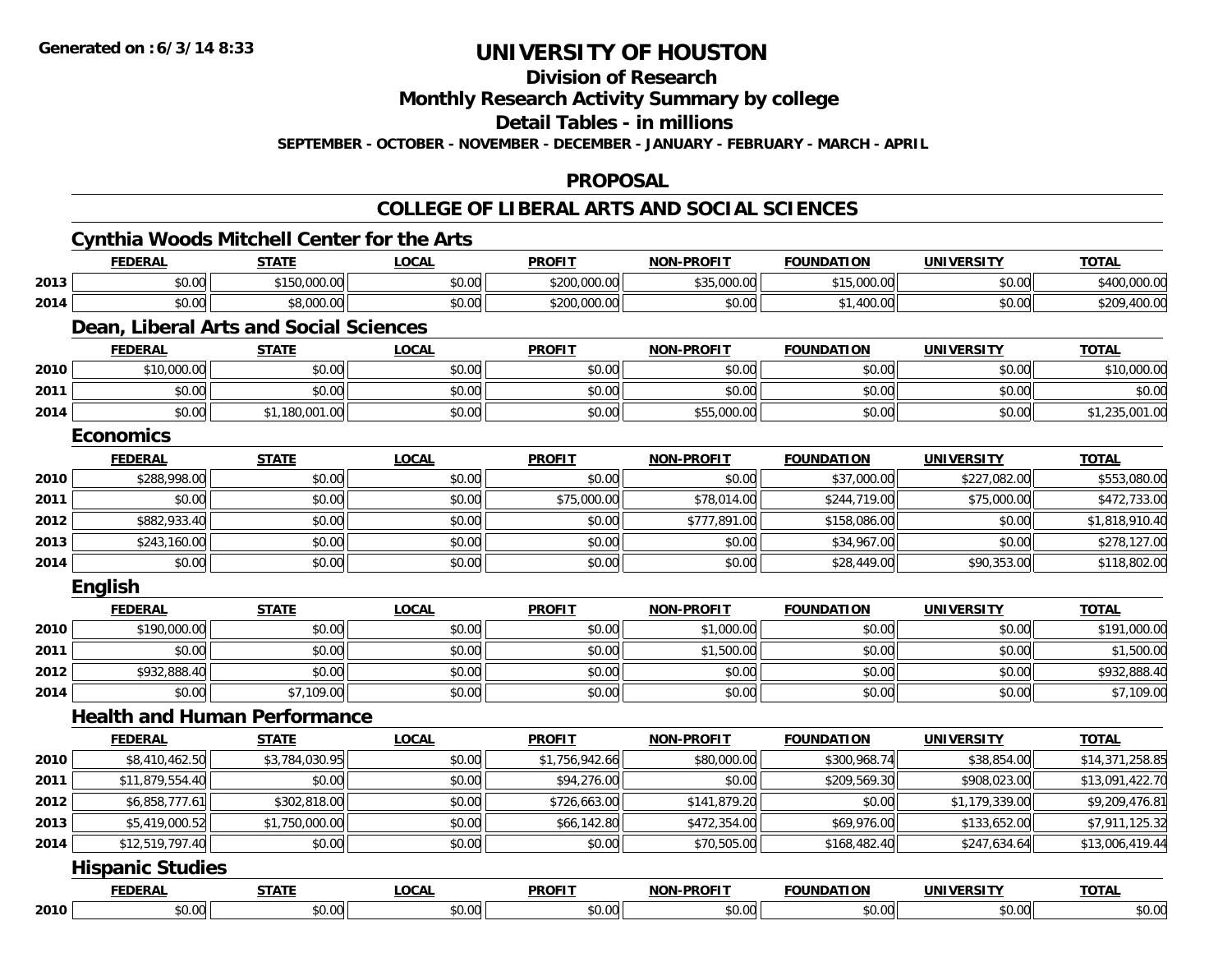**Generated on :6/3/14 8:33**

# UNIVERSITY OF HOUSTON

## Division of Research

## Monthly Research Activity Summary by college

## Detail Tables - in millions

**SEPTEMBER - OCTOBER - NOVEMBER - DECEMBER - JANUARY - FEBRUARY - MARCH - APRIL**

## PROPOSAL

## COLLEGE OF LIBERAL ARTS AND SOCIAL SCIENCES

### Cynthia Woods Mitchell Center for the Arts

| | FEDERAL | STATE | LOCAL | PROFIT | NON-PROFIT | FOUNDATION | UNIVERSITY | TOTAL |
|---|---|---|---|---|---|---|---|---|
| 2013 | $0.00 | $150,000.00 | $0.00 | $200,000.00 | $35,000.00 | $15,000.00 | $0.00 | $400,000.00 |
| 2014 | $0.00 | $8,000.00 | $0.00 | $200,000.00 | $0.00 | $1,400.00 | $0.00 | $209,400.00 |

### Dean, Liberal Arts and Social Sciences

| | FEDERAL | STATE | LOCAL | PROFIT | NON-PROFIT | FOUNDATION | UNIVERSITY | TOTAL |
|---|---|---|---|---|---|---|---|---|
| 2010 | $10,000.00 | $0.00 | $0.00 | $0.00 | $0.00 | $0.00 | $0.00 | $10,000.00 |
| 2011 | $0.00 | $0.00 | $0.00 | $0.00 | $0.00 | $0.00 | $0.00 | $0.00 |
| 2014 | $0.00 | $1,180,001.00 | $0.00 | $0.00 | $55,000.00 | $0.00 | $0.00 | $1,235,001.00 |

### Economics

| | FEDERAL | STATE | LOCAL | PROFIT | NON-PROFIT | FOUNDATION | UNIVERSITY | TOTAL |
|---|---|---|---|---|---|---|---|---|
| 2010 | $288,998.00 | $0.00 | $0.00 | $0.00 | $0.00 | $37,000.00 | $227,082.00 | $553,080.00 |
| 2011 | $0.00 | $0.00 | $0.00 | $75,000.00 | $78,014.00 | $244,719.00 | $75,000.00 | $472,733.00 |
| 2012 | $882,933.40 | $0.00 | $0.00 | $0.00 | $777,891.00 | $158,086.00 | $0.00 | $1,818,910.40 |
| 2013 | $243,160.00 | $0.00 | $0.00 | $0.00 | $0.00 | $34,967.00 | $0.00 | $278,127.00 |
| 2014 | $0.00 | $0.00 | $0.00 | $0.00 | $0.00 | $28,449.00 | $90,353.00 | $118,802.00 |

### English

| | FEDERAL | STATE | LOCAL | PROFIT | NON-PROFIT | FOUNDATION | UNIVERSITY | TOTAL |
|---|---|---|---|---|---|---|---|---|
| 2010 | $190,000.00 | $0.00 | $0.00 | $0.00 | $1,000.00 | $0.00 | $0.00 | $191,000.00 |
| 2011 | $0.00 | $0.00 | $0.00 | $0.00 | $1,500.00 | $0.00 | $0.00 | $1,500.00 |
| 2012 | $932,888.40 | $0.00 | $0.00 | $0.00 | $0.00 | $0.00 | $0.00 | $932,888.40 |
| 2014 | $0.00 | $7,109.00 | $0.00 | $0.00 | $0.00 | $0.00 | $0.00 | $7,109.00 |

### Health and Human Performance

| | FEDERAL | STATE | LOCAL | PROFIT | NON-PROFIT | FOUNDATION | UNIVERSITY | TOTAL |
|---|---|---|---|---|---|---|---|---|
| 2010 | $8,410,462.50 | $3,784,030.95 | $0.00 | $1,756,942.66 | $80,000.00 | $300,968.74 | $38,854.00 | $14,371,258.85 |
| 2011 | $11,879,554.40 | $0.00 | $0.00 | $94,276.00 | $0.00 | $209,569.30 | $908,023.00 | $13,091,422.70 |
| 2012 | $6,858,777.61 | $302,818.00 | $0.00 | $726,663.00 | $141,879.20 | $0.00 | $1,179,339.00 | $9,209,476.81 |
| 2013 | $5,419,000.52 | $1,750,000.00 | $0.00 | $66,142.80 | $472,354.00 | $69,976.00 | $133,652.00 | $7,911,125.32 |
| 2014 | $12,519,797.40 | $0.00 | $0.00 | $0.00 | $70,505.00 | $168,482.40 | $247,634.64 | $13,006,419.44 |

### Hispanic Studies

| | FEDERAL | STATE | LOCAL | PROFIT | NON-PROFIT | FOUNDATION | UNIVERSITY | TOTAL |
|---|---|---|---|---|---|---|---|---|
| 2010 | $0.00 | $0.00 | $0.00 | $0.00 | $0.00 | $0.00 | $0.00 | $0.00 |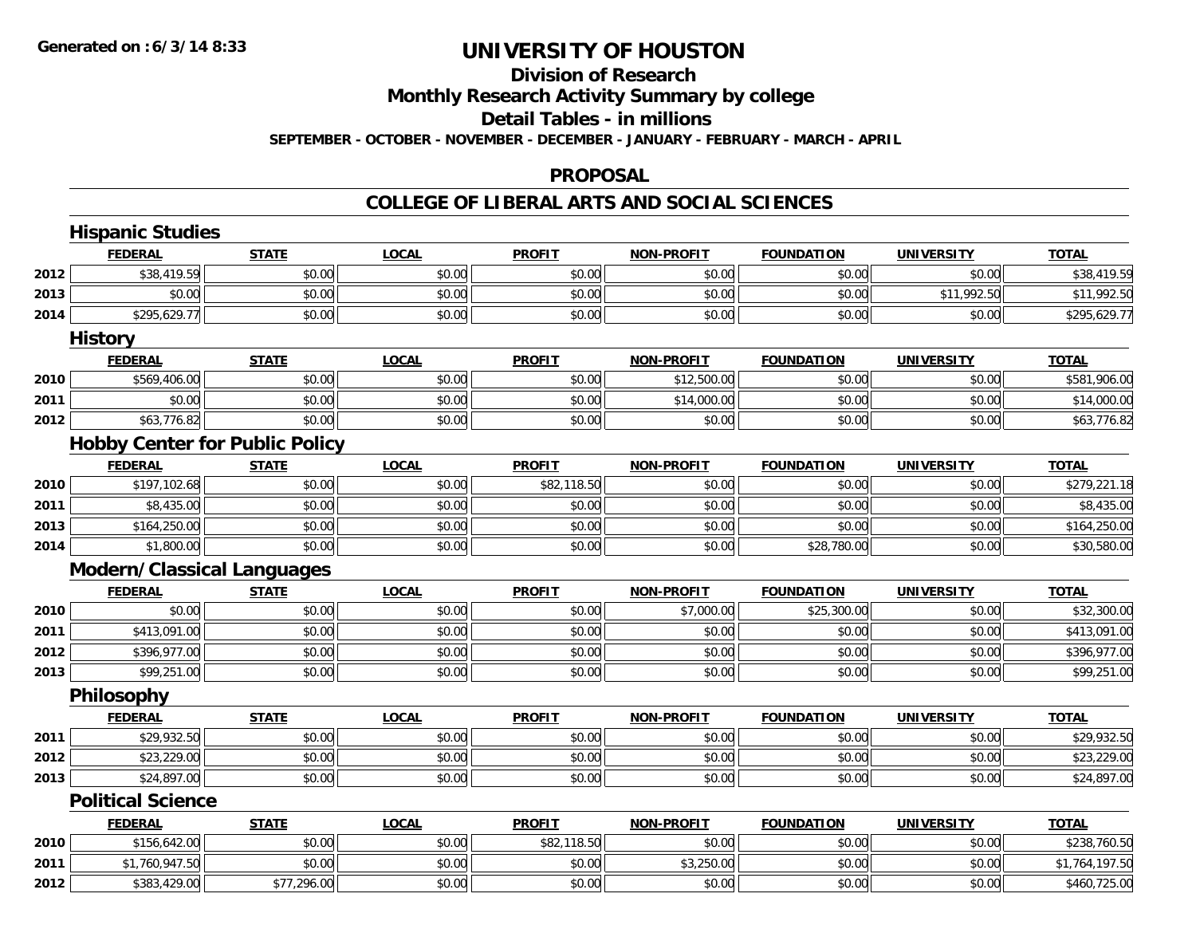# UNIVERSITY OF HOUSTON

## Division of Research

## Monthly Research Activity Summary by college

## Detail Tables - in millions

SEPTEMBER - OCTOBER - NOVEMBER - DECEMBER - JANUARY - FEBRUARY - MARCH - APRIL

## PROPOSAL

## COLLEGE OF LIBERAL ARTS AND SOCIAL SCIENCES

### Hispanic Studies

| | FEDERAL | STATE | LOCAL | PROFIT | NON-PROFIT | FOUNDATION | UNIVERSITY | TOTAL |
|---|---|---|---|---|---|---|---|---|
| 2012 | $38,419.59 | $0.00 | $0.00 | $0.00 | $0.00 | $0.00 | $0.00 | $38,419.59 |
| 2013 | $0.00 | $0.00 | $0.00 | $0.00 | $0.00 | $0.00 | $11,992.50 | $11,992.50 |
| 2014 | $295,629.77 | $0.00 | $0.00 | $0.00 | $0.00 | $0.00 | $0.00 | $295,629.77 |

### History

| | FEDERAL | STATE | LOCAL | PROFIT | NON-PROFIT | FOUNDATION | UNIVERSITY | TOTAL |
|---|---|---|---|---|---|---|---|---|
| 2010 | $569,406.00 | $0.00 | $0.00 | $0.00 | $12,500.00 | $0.00 | $0.00 | $581,906.00 |
| 2011 | $0.00 | $0.00 | $0.00 | $0.00 | $14,000.00 | $0.00 | $0.00 | $14,000.00 |
| 2012 | $63,776.82 | $0.00 | $0.00 | $0.00 | $0.00 | $0.00 | $0.00 | $63,776.82 |

### Hobby Center for Public Policy

| | FEDERAL | STATE | LOCAL | PROFIT | NON-PROFIT | FOUNDATION | UNIVERSITY | TOTAL |
|---|---|---|---|---|---|---|---|---|
| 2010 | $197,102.68 | $0.00 | $0.00 | $82,118.50 | $0.00 | $0.00 | $0.00 | $279,221.18 |
| 2011 | $8,435.00 | $0.00 | $0.00 | $0.00 | $0.00 | $0.00 | $0.00 | $8,435.00 |
| 2013 | $164,250.00 | $0.00 | $0.00 | $0.00 | $0.00 | $0.00 | $0.00 | $164,250.00 |
| 2014 | $1,800.00 | $0.00 | $0.00 | $0.00 | $0.00 | $28,780.00 | $0.00 | $30,580.00 |

### Modern/Classical Languages

| | FEDERAL | STATE | LOCAL | PROFIT | NON-PROFIT | FOUNDATION | UNIVERSITY | TOTAL |
|---|---|---|---|---|---|---|---|---|
| 2010 | $0.00 | $0.00 | $0.00 | $0.00 | $7,000.00 | $25,300.00 | $0.00 | $32,300.00 |
| 2011 | $413,091.00 | $0.00 | $0.00 | $0.00 | $0.00 | $0.00 | $0.00 | $413,091.00 |
| 2012 | $396,977.00 | $0.00 | $0.00 | $0.00 | $0.00 | $0.00 | $0.00 | $396,977.00 |
| 2013 | $99,251.00 | $0.00 | $0.00 | $0.00 | $0.00 | $0.00 | $0.00 | $99,251.00 |

### Philosophy

| | FEDERAL | STATE | LOCAL | PROFIT | NON-PROFIT | FOUNDATION | UNIVERSITY | TOTAL |
|---|---|---|---|---|---|---|---|---|
| 2011 | $29,932.50 | $0.00 | $0.00 | $0.00 | $0.00 | $0.00 | $0.00 | $29,932.50 |
| 2012 | $23,229.00 | $0.00 | $0.00 | $0.00 | $0.00 | $0.00 | $0.00 | $23,229.00 |
| 2013 | $24,897.00 | $0.00 | $0.00 | $0.00 | $0.00 | $0.00 | $0.00 | $24,897.00 |

### Political Science

| | FEDERAL | STATE | LOCAL | PROFIT | NON-PROFIT | FOUNDATION | UNIVERSITY | TOTAL |
|---|---|---|---|---|---|---|---|---|
| 2010 | $156,642.00 | $0.00 | $0.00 | $82,118.50 | $0.00 | $0.00 | $0.00 | $238,760.50 |
| 2011 | $1,760,947.50 | $0.00 | $0.00 | $0.00 | $3,250.00 | $0.00 | $0.00 | $1,764,197.50 |
| 2012 | $383,429.00 | $77,296.00 | $0.00 | $0.00 | $0.00 | $0.00 | $0.00 | $460,725.00 |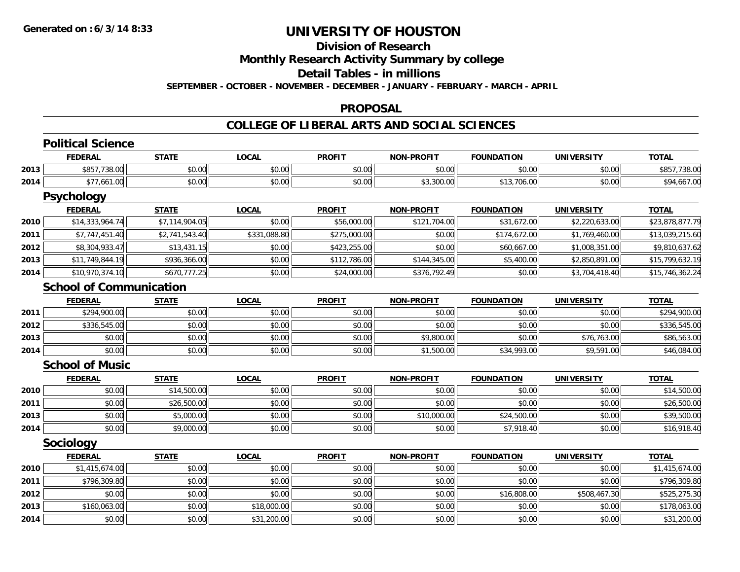# UNIVERSITY OF HOUSTON

## Division of Research

## Monthly Research Activity Summary by college

## Detail Tables - in millions

**SEPTEMBER - OCTOBER - NOVEMBER - DECEMBER - JANUARY - FEBRUARY - MARCH - APRIL**

## PROPOSAL

## COLLEGE OF LIBERAL ARTS AND SOCIAL SCIENCES

### Political Science

| | FEDERAL | STATE | LOCAL | PROFIT | NON-PROFIT | FOUNDATION | UNIVERSITY | TOTAL |
|---|---|---|---|---|---|---|---|---|
| 2013 | $857,738.00 | $0.00 | $0.00 | $0.00 | $0.00 | $0.00 | $0.00 | $857,738.00 |
| 2014 | $77,661.00 | $0.00 | $0.00 | $0.00 | $3,300.00 | $13,706.00 | $0.00 | $94,667.00 |

### Psychology

| | FEDERAL | STATE | LOCAL | PROFIT | NON-PROFIT | FOUNDATION | UNIVERSITY | TOTAL |
|---|---|---|---|---|---|---|---|---|
| 2010 | $14,333,964.74 | $7,114,904.05 | $0.00 | $56,000.00 | $121,704.00 | $31,672.00 | $2,220,633.00 | $23,878,877.79 |
| 2011 | $7,747,451.40 | $2,741,543.40 | $331,088.80 | $275,000.00 | $0.00 | $174,672.00 | $1,769,460.00 | $13,039,215.60 |
| 2012 | $8,304,933.47 | $13,431.15 | $0.00 | $423,255.00 | $0.00 | $60,667.00 | $1,008,351.00 | $9,810,637.62 |
| 2013 | $11,749,844.19 | $936,366.00 | $0.00 | $112,786.00 | $144,345.00 | $5,400.00 | $2,850,891.00 | $15,799,632.19 |
| 2014 | $10,970,374.10 | $670,777.25 | $0.00 | $24,000.00 | $376,792.49 | $0.00 | $3,704,418.40 | $15,746,362.24 |

### School of Communication

| | FEDERAL | STATE | LOCAL | PROFIT | NON-PROFIT | FOUNDATION | UNIVERSITY | TOTAL |
|---|---|---|---|---|---|---|---|---|
| 2011 | $294,900.00 | $0.00 | $0.00 | $0.00 | $0.00 | $0.00 | $0.00 | $294,900.00 |
| 2012 | $336,545.00 | $0.00 | $0.00 | $0.00 | $0.00 | $0.00 | $0.00 | $336,545.00 |
| 2013 | $0.00 | $0.00 | $0.00 | $0.00 | $9,800.00 | $0.00 | $76,763.00 | $86,563.00 |
| 2014 | $0.00 | $0.00 | $0.00 | $0.00 | $1,500.00 | $34,993.00 | $9,591.00 | $46,084.00 |

### School of Music

| | FEDERAL | STATE | LOCAL | PROFIT | NON-PROFIT | FOUNDATION | UNIVERSITY | TOTAL |
|---|---|---|---|---|---|---|---|---|
| 2010 | $0.00 | $14,500.00 | $0.00 | $0.00 | $0.00 | $0.00 | $0.00 | $14,500.00 |
| 2011 | $0.00 | $26,500.00 | $0.00 | $0.00 | $0.00 | $0.00 | $0.00 | $26,500.00 |
| 2013 | $0.00 | $5,000.00 | $0.00 | $0.00 | $10,000.00 | $24,500.00 | $0.00 | $39,500.00 |
| 2014 | $0.00 | $9,000.00 | $0.00 | $0.00 | $0.00 | $7,918.40 | $0.00 | $16,918.40 |

### Sociology

| | FEDERAL | STATE | LOCAL | PROFIT | NON-PROFIT | FOUNDATION | UNIVERSITY | TOTAL |
|---|---|---|---|---|---|---|---|---|
| 2010 | $1,415,674.00 | $0.00 | $0.00 | $0.00 | $0.00 | $0.00 | $0.00 | $1,415,674.00 |
| 2011 | $796,309.80 | $0.00 | $0.00 | $0.00 | $0.00 | $0.00 | $0.00 | $796,309.80 |
| 2012 | $0.00 | $0.00 | $0.00 | $0.00 | $0.00 | $16,808.00 | $508,467.30 | $525,275.30 |
| 2013 | $160,063.00 | $0.00 | $18,000.00 | $0.00 | $0.00 | $0.00 | $0.00 | $178,063.00 |
| 2014 | $0.00 | $0.00 | $31,200.00 | $0.00 | $0.00 | $0.00 | $0.00 | $31,200.00 |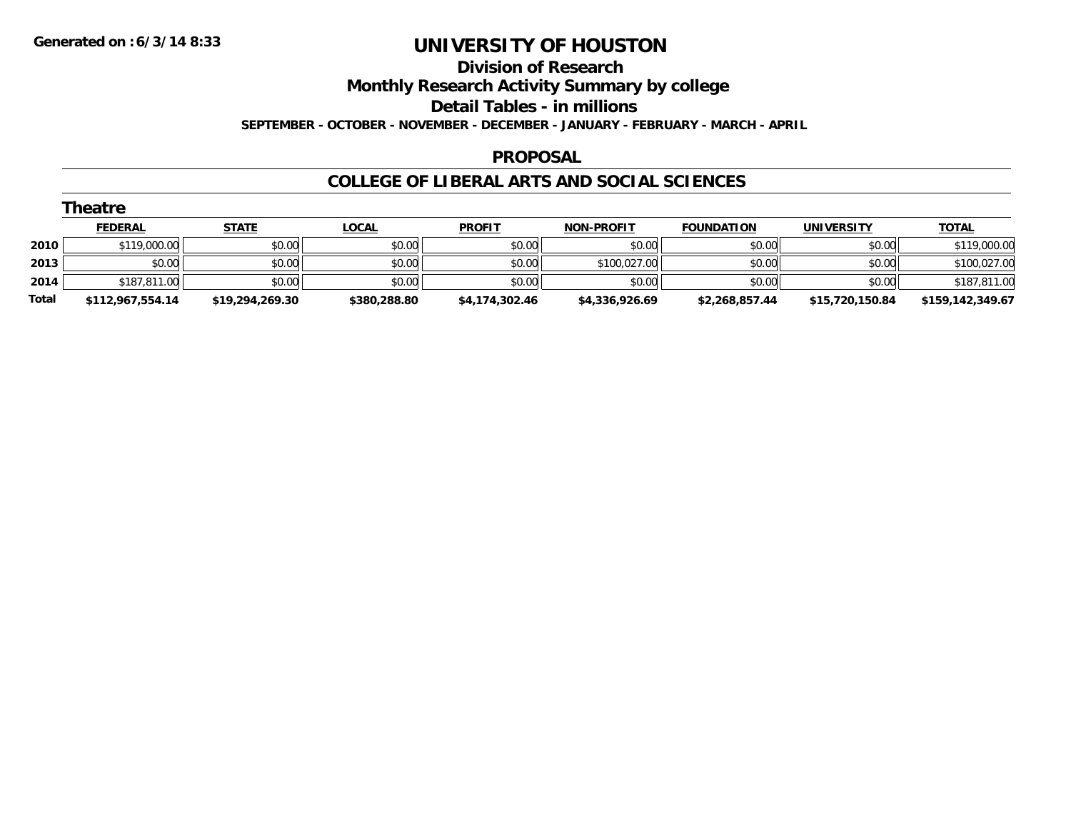# UNIVERSITY OF HOUSTON

## Division of Research

## Monthly Research Activity Summary by college

## Detail Tables - in millions

**SEPTEMBER - OCTOBER - NOVEMBER - DECEMBER - JANUARY - FEBRUARY - MARCH - APRIL**

## PROPOSAL

## COLLEGE OF LIBERAL ARTS AND SOCIAL SCIENCES

### Theatre

| | FEDERAL | STATE | LOCAL | PROFIT | NON-PROFIT | FOUNDATION | UNIVERSITY | TOTAL |
|---|---|---|---|---|---|---|---|---|
| 2010 | $119,000.00 | $0.00 | $0.00 | $0.00 | $0.00 | $0.00 | $0.00 | $119,000.00 |
| 2013 | $0.00 | $0.00 | $0.00 | $0.00 | $100,027.00 | $0.00 | $0.00 | $100,027.00 |
| 2014 | $187,811.00 | $0.00 | $0.00 | $0.00 | $0.00 | $0.00 | $0.00 | $187,811.00 |
| **Total** | **$112,967,554.14** | **$19,294,269.30** | **$380,288.80** | **$4,174,302.46** | **$4,336,926.69** | **$2,268,857.44** | **$15,720,150.84** | **$159,142,349.67** |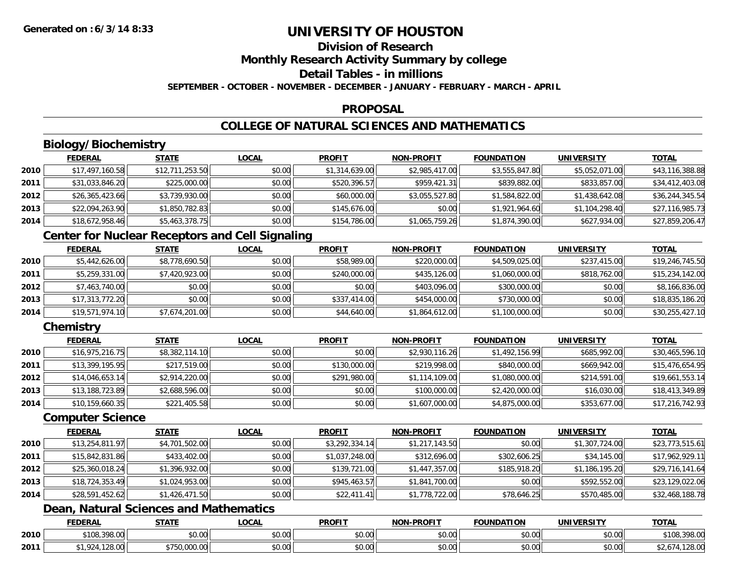# UNIVERSITY OF HOUSTON

## Division of Research

## Monthly Research Activity Summary by college

## Detail Tables - in millions

**SEPTEMBER - OCTOBER - NOVEMBER - DECEMBER - JANUARY - FEBRUARY - MARCH - APRIL**

## PROPOSAL

## COLLEGE OF NATURAL SCIENCES AND MATHEMATICS

### Biology/Biochemistry

| | FEDERAL | STATE | LOCAL | PROFIT | NON-PROFIT | FOUNDATION | UNIVERSITY | TOTAL |
|---|---|---|---|---|---|---|---|---|
| 2010 | $17,497,160.58 | $12,711,253.50 | $0.00 | $1,314,639.00 | $2,985,417.00 | $3,555,847.80 | $5,052,071.00 | $43,116,388.88 |
| 2011 | $31,033,846.20 | $225,000.00 | $0.00 | $520,396.57 | $959,421.31 | $839,882.00 | $833,857.00 | $34,412,403.08 |
| 2012 | $26,365,423.66 | $3,739,930.00 | $0.00 | $60,000.00 | $3,055,527.80 | $1,584,822.00 | $1,438,642.08 | $36,244,345.54 |
| 2013 | $22,094,263.90 | $1,850,782.83 | $0.00 | $145,676.00 | $0.00 | $1,921,964.60 | $1,104,298.40 | $27,116,985.73 |
| 2014 | $18,672,958.46 | $5,463,378.75 | $0.00 | $154,786.00 | $1,065,759.26 | $1,874,390.00 | $627,934.00 | $27,859,206.47 |

### Center for Nuclear Receptors and Cell Signaling

| | FEDERAL | STATE | LOCAL | PROFIT | NON-PROFIT | FOUNDATION | UNIVERSITY | TOTAL |
|---|---|---|---|---|---|---|---|---|
| 2010 | $5,442,626.00 | $8,778,690.50 | $0.00 | $58,989.00 | $220,000.00 | $4,509,025.00 | $237,415.00 | $19,246,745.50 |
| 2011 | $5,259,331.00 | $7,420,923.00 | $0.00 | $240,000.00 | $435,126.00 | $1,060,000.00 | $818,762.00 | $15,234,142.00 |
| 2012 | $7,463,740.00 | $0.00 | $0.00 | $0.00 | $403,096.00 | $300,000.00 | $0.00 | $8,166,836.00 |
| 2013 | $17,313,772.20 | $0.00 | $0.00 | $337,414.00 | $454,000.00 | $730,000.00 | $0.00 | $18,835,186.20 |
| 2014 | $19,571,974.10 | $7,674,201.00 | $0.00 | $44,640.00 | $1,864,612.00 | $1,100,000.00 | $0.00 | $30,255,427.10 |

### Chemistry

| | FEDERAL | STATE | LOCAL | PROFIT | NON-PROFIT | FOUNDATION | UNIVERSITY | TOTAL |
|---|---|---|---|---|---|---|---|---|
| 2010 | $16,975,216.75 | $8,382,114.10 | $0.00 | $0.00 | $2,930,116.26 | $1,492,156.99 | $685,992.00 | $30,465,596.10 |
| 2011 | $13,399,195.95 | $217,519.00 | $0.00 | $130,000.00 | $219,998.00 | $840,000.00 | $669,942.00 | $15,476,654.95 |
| 2012 | $14,046,653.14 | $2,914,220.00 | $0.00 | $291,980.00 | $1,114,109.00 | $1,080,000.00 | $214,591.00 | $19,661,553.14 |
| 2013 | $13,188,723.89 | $2,688,596.00 | $0.00 | $0.00 | $100,000.00 | $2,420,000.00 | $16,030.00 | $18,413,349.89 |
| 2014 | $10,159,660.35 | $221,405.58 | $0.00 | $0.00 | $1,607,000.00 | $4,875,000.00 | $353,677.00 | $17,216,742.93 |

### Computer Science

| | FEDERAL | STATE | LOCAL | PROFIT | NON-PROFIT | FOUNDATION | UNIVERSITY | TOTAL |
|---|---|---|---|---|---|---|---|---|
| 2010 | $13,254,811.97 | $4,701,502.00 | $0.00 | $3,292,334.14 | $1,217,143.50 | $0.00 | $1,307,724.00 | $23,773,515.61 |
| 2011 | $15,842,831.86 | $433,402.00 | $0.00 | $1,037,248.00 | $312,696.00 | $302,606.25 | $34,145.00 | $17,962,929.11 |
| 2012 | $25,360,018.24 | $1,396,932.00 | $0.00 | $139,721.00 | $1,447,357.00 | $185,918.20 | $1,186,195.20 | $29,716,141.64 |
| 2013 | $18,724,353.49 | $1,024,953.00 | $0.00 | $945,463.57 | $1,841,700.00 | $0.00 | $592,552.00 | $23,129,022.06 |
| 2014 | $28,591,452.62 | $1,426,471.50 | $0.00 | $22,411.41 | $1,778,722.00 | $78,646.25 | $570,485.00 | $32,468,188.78 |

### Dean, Natural Sciences and Mathematics

| | FEDERAL | STATE | LOCAL | PROFIT | NON-PROFIT | FOUNDATION | UNIVERSITY | TOTAL |
|---|---|---|---|---|---|---|---|---|
| 2010 | $108,398.00 | $0.00 | $0.00 | $0.00 | $0.00 | $0.00 | $0.00 | $108,398.00 |
| 2011 | $1,924,128.00 | $750,000.00 | $0.00 | $0.00 | $0.00 | $0.00 | $0.00 | $2,674,128.00 |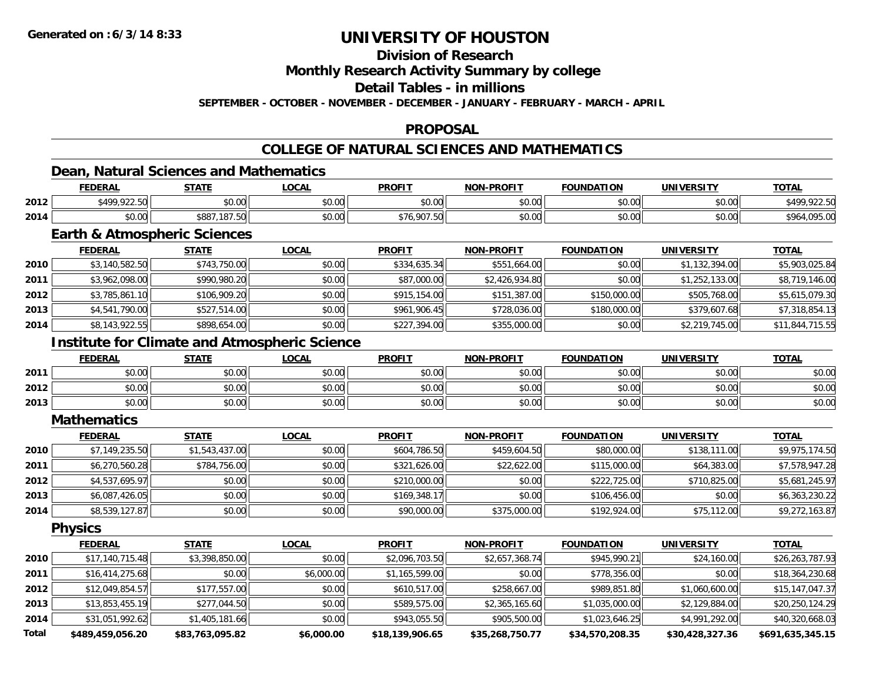**Generated on :6/3/14 8:33**

# UNIVERSITY OF HOUSTON

## Division of Research

## Monthly Research Activity Summary by college

## Detail Tables - in millions

**SEPTEMBER - OCTOBER - NOVEMBER - DECEMBER - JANUARY - FEBRUARY - MARCH - APRIL**

## PROPOSAL

## COLLEGE OF NATURAL SCIENCES AND MATHEMATICS

### Dean, Natural Sciences and Mathematics

| | FEDERAL | STATE | LOCAL | PROFIT | NON-PROFIT | FOUNDATION | UNIVERSITY | TOTAL |
|---|---|---|---|---|---|---|---|---|
| 2012 | $499,922.50 | $0.00 | $0.00 | $0.00 | $0.00 | $0.00 | $0.00 | $499,922.50 |
| 2014 | $0.00 | $887,187.50 | $0.00 | $76,907.50 | $0.00 | $0.00 | $0.00 | $964,095.00 |

### Earth & Atmospheric Sciences

| | FEDERAL | STATE | LOCAL | PROFIT | NON-PROFIT | FOUNDATION | UNIVERSITY | TOTAL |
|---|---|---|---|---|---|---|---|---|
| 2010 | $3,140,582.50 | $743,750.00 | $0.00 | $334,635.34 | $551,664.00 | $0.00 | $1,132,394.00 | $5,903,025.84 |
| 2011 | $3,962,098.00 | $990,980.20 | $0.00 | $87,000.00 | $2,426,934.80 | $0.00 | $1,252,133.00 | $8,719,146.00 |
| 2012 | $3,785,861.10 | $106,909.20 | $0.00 | $915,154.00 | $151,387.00 | $150,000.00 | $505,768.00 | $5,615,079.30 |
| 2013 | $4,541,790.00 | $527,514.00 | $0.00 | $961,906.45 | $728,036.00 | $180,000.00 | $379,607.68 | $7,318,854.13 |
| 2014 | $8,143,922.55 | $898,654.00 | $0.00 | $227,394.00 | $355,000.00 | $0.00 | $2,219,745.00 | $11,844,715.55 |

### Institute for Climate and Atmospheric Science

| | FEDERAL | STATE | LOCAL | PROFIT | NON-PROFIT | FOUNDATION | UNIVERSITY | TOTAL |
|---|---|---|---|---|---|---|---|---|
| 2011 | $0.00 | $0.00 | $0.00 | $0.00 | $0.00 | $0.00 | $0.00 | $0.00 |
| 2012 | $0.00 | $0.00 | $0.00 | $0.00 | $0.00 | $0.00 | $0.00 | $0.00 |
| 2013 | $0.00 | $0.00 | $0.00 | $0.00 | $0.00 | $0.00 | $0.00 | $0.00 |

### Mathematics

| | FEDERAL | STATE | LOCAL | PROFIT | NON-PROFIT | FOUNDATION | UNIVERSITY | TOTAL |
|---|---|---|---|---|---|---|---|---|
| 2010 | $7,149,235.50 | $1,543,437.00 | $0.00 | $604,786.50 | $459,604.50 | $80,000.00 | $138,111.00 | $9,975,174.50 |
| 2011 | $6,270,560.28 | $784,756.00 | $0.00 | $321,626.00 | $22,622.00 | $115,000.00 | $64,383.00 | $7,578,947.28 |
| 2012 | $4,537,695.97 | $0.00 | $0.00 | $210,000.00 | $0.00 | $222,725.00 | $710,825.00 | $5,681,245.97 |
| 2013 | $6,087,426.05 | $0.00 | $0.00 | $169,348.17 | $0.00 | $106,456.00 | $0.00 | $6,363,230.22 |
| 2014 | $8,539,127.87 | $0.00 | $0.00 | $90,000.00 | $375,000.00 | $192,924.00 | $75,112.00 | $9,272,163.87 |

### Physics

| | FEDERAL | STATE | LOCAL | PROFIT | NON-PROFIT | FOUNDATION | UNIVERSITY | TOTAL |
|---|---|---|---|---|---|---|---|---|
| 2010 | $17,140,715.48 | $3,398,850.00 | $0.00 | $2,096,703.50 | $2,657,368.74 | $945,990.21 | $24,160.00 | $26,263,787.93 |
| 2011 | $16,414,275.68 | $0.00 | $6,000.00 | $1,165,599.00 | $0.00 | $778,356.00 | $0.00 | $18,364,230.68 |
| 2012 | $12,049,854.57 | $177,557.00 | $0.00 | $610,517.00 | $258,667.00 | $989,851.80 | $1,060,600.00 | $15,147,047.37 |
| 2013 | $13,853,455.19 | $277,044.50 | $0.00 | $589,575.00 | $2,365,165.60 | $1,035,000.00 | $2,129,884.00 | $20,250,124.29 |
| 2014 | $31,051,992.62 | $1,405,181.66 | $0.00 | $943,055.50 | $905,500.00 | $1,023,646.25 | $4,991,292.00 | $40,320,668.03 |
| **Total** | **$489,459,056.20** | **$83,763,095.82** | **$6,000.00** | **$18,139,906.65** | **$35,268,750.77** | **$34,570,208.35** | **$30,428,327.36** | **$691,635,345.15** |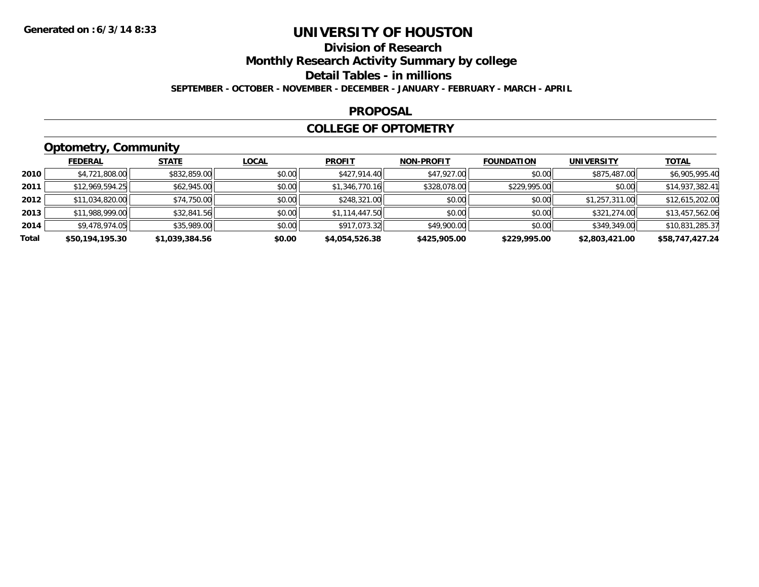Generated on :6/3/14 8:33

# UNIVERSITY OF HOUSTON

## Division of Research

## Monthly Research Activity Summary by college

## Detail Tables - in millions

**SEPTEMBER - OCTOBER - NOVEMBER - DECEMBER - JANUARY - FEBRUARY - MARCH - APRIL**

## PROPOSAL

## COLLEGE OF OPTOMETRY

### Optometry, Community

| | FEDERAL | STATE | LOCAL | PROFIT | NON-PROFIT | FOUNDATION | UNIVERSITY | TOTAL |
|---|---|---|---|---|---|---|---|---|
| 2010 | $4,721,808.00 | $832,859.00 | $0.00 | $427,914.40 | $47,927.00 | $0.00 | $875,487.00 | $6,905,995.40 |
| 2011 | $12,969,594.25 | $62,945.00 | $0.00 | $1,346,770.16 | $328,078.00 | $229,995.00 | $0.00 | $14,937,382.41 |
| 2012 | $11,034,820.00 | $74,750.00 | $0.00 | $248,321.00 | $0.00 | $0.00 | $1,257,311.00 | $12,615,202.00 |
| 2013 | $11,988,999.00 | $32,841.56 | $0.00 | $1,114,447.50 | $0.00 | $0.00 | $321,274.00 | $13,457,562.06 |
| 2014 | $9,478,974.05 | $35,989.00 | $0.00 | $917,073.32 | $49,900.00 | $0.00 | $349,349.00 | $10,831,285.37 |
| **Total** | **$50,194,195.30** | **$1,039,384.56** | **$0.00** | **$4,054,526.38** | **$425,905.00** | **$229,995.00** | **$2,803,421.00** | **$58,747,427.24** |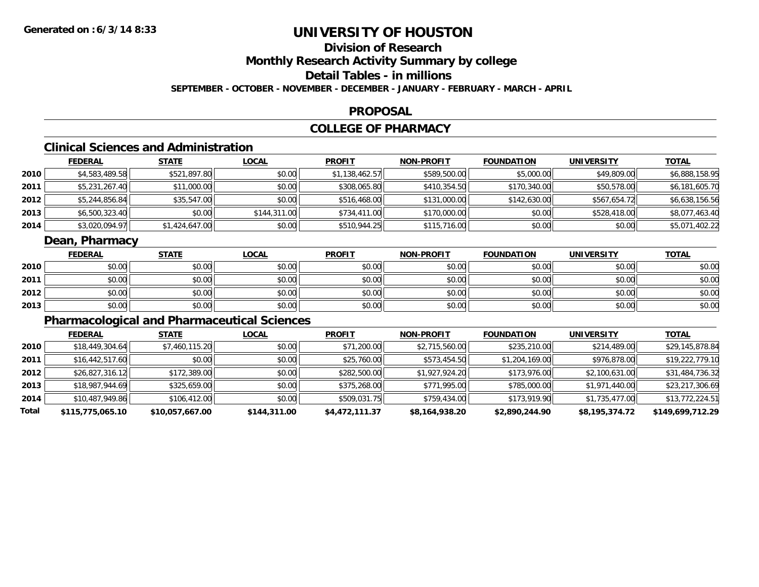**Generated on :6/3/14 8:33**

# UNIVERSITY OF HOUSTON

## Division of Research

## Monthly Research Activity Summary by college

## Detail Tables - in millions

**SEPTEMBER - OCTOBER - NOVEMBER - DECEMBER - JANUARY - FEBRUARY - MARCH - APRIL**

## PROPOSAL

## COLLEGE OF PHARMACY

### Clinical Sciences and Administration

| | FEDERAL | STATE | LOCAL | PROFIT | NON-PROFIT | FOUNDATION | UNIVERSITY | TOTAL |
|---|---|---|---|---|---|---|---|---|
| 2010 | $4,583,489.58 | $521,897.80 | $0.00 | $1,138,462.57 | $589,500.00 | $5,000.00 | $49,809.00 | $6,888,158.95 |
| 2011 | $5,231,267.40 | $11,000.00 | $0.00 | $308,065.80 | $410,354.50 | $170,340.00 | $50,578.00 | $6,181,605.70 |
| 2012 | $5,244,856.84 | $35,547.00 | $0.00 | $516,468.00 | $131,000.00 | $142,630.00 | $567,654.72 | $6,638,156.56 |
| 2013 | $6,500,323.40 | $0.00 | $144,311.00 | $734,411.00 | $170,000.00 | $0.00 | $528,418.00 | $8,077,463.40 |
| 2014 | $3,020,094.97 | $1,424,647.00 | $0.00 | $510,944.25 | $115,716.00 | $0.00 | $0.00 | $5,071,402.22 |

### Dean, Pharmacy

| | FEDERAL | STATE | LOCAL | PROFIT | NON-PROFIT | FOUNDATION | UNIVERSITY | TOTAL |
|---|---|---|---|---|---|---|---|---|
| 2010 | $0.00 | $0.00 | $0.00 | $0.00 | $0.00 | $0.00 | $0.00 | $0.00 |
| 2011 | $0.00 | $0.00 | $0.00 | $0.00 | $0.00 | $0.00 | $0.00 | $0.00 |
| 2012 | $0.00 | $0.00 | $0.00 | $0.00 | $0.00 | $0.00 | $0.00 | $0.00 |
| 2013 | $0.00 | $0.00 | $0.00 | $0.00 | $0.00 | $0.00 | $0.00 | $0.00 |

### Pharmacological and Pharmaceutical Sciences

| | FEDERAL | STATE | LOCAL | PROFIT | NON-PROFIT | FOUNDATION | UNIVERSITY | TOTAL |
|---|---|---|---|---|---|---|---|---|
| 2010 | $18,449,304.64 | $7,460,115.20 | $0.00 | $71,200.00 | $2,715,560.00 | $235,210.00 | $214,489.00 | $29,145,878.84 |
| 2011 | $16,442,517.60 | $0.00 | $0.00 | $25,760.00 | $573,454.50 | $1,204,169.00 | $976,878.00 | $19,222,779.10 |
| 2012 | $26,827,316.12 | $172,389.00 | $0.00 | $282,500.00 | $1,927,924.20 | $173,976.00 | $2,100,631.00 | $31,484,736.32 |
| 2013 | $18,987,944.69 | $325,659.00 | $0.00 | $375,268.00 | $771,995.00 | $785,000.00 | $1,971,440.00 | $23,217,306.69 |
| 2014 | $10,487,949.86 | $106,412.00 | $0.00 | $509,031.75 | $759,434.00 | $173,919.90 | $1,735,477.00 | $13,772,224.51 |
| **Total** | **$115,775,065.10** | **$10,057,667.00** | **$144,311.00** | **$4,472,111.37** | **$8,164,938.20** | **$2,890,244.90** | **$8,195,374.72** | **$149,699,712.29** |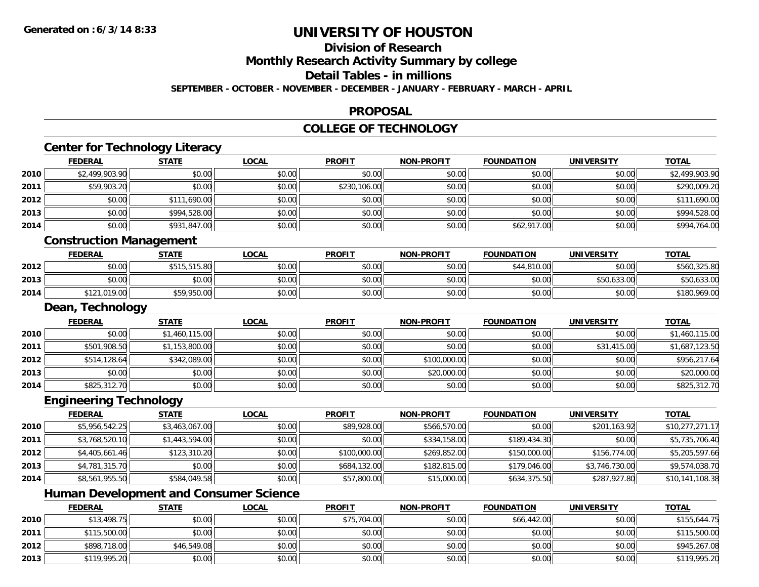Generated on :6/3/14 8:33

# UNIVERSITY OF HOUSTON

## Division of Research

## Monthly Research Activity Summary by college

## Detail Tables - in millions

SEPTEMBER - OCTOBER - NOVEMBER - DECEMBER - JANUARY - FEBRUARY - MARCH - APRIL

## PROPOSAL

## COLLEGE OF TECHNOLOGY

### Center for Technology Literacy

| | FEDERAL | STATE | LOCAL | PROFIT | NON-PROFIT | FOUNDATION | UNIVERSITY | TOTAL |
|---|---|---|---|---|---|---|---|---|
| 2010 | $2,499,903.90 | $0.00 | $0.00 | $0.00 | $0.00 | $0.00 | $0.00 | $2,499,903.90 |
| 2011 | $59,903.20 | $0.00 | $0.00 | $230,106.00 | $0.00 | $0.00 | $0.00 | $290,009.20 |
| 2012 | $0.00 | $111,690.00 | $0.00 | $0.00 | $0.00 | $0.00 | $0.00 | $111,690.00 |
| 2013 | $0.00 | $994,528.00 | $0.00 | $0.00 | $0.00 | $0.00 | $0.00 | $994,528.00 |
| 2014 | $0.00 | $931,847.00 | $0.00 | $0.00 | $0.00 | $62,917.00 | $0.00 | $994,764.00 |

### Construction Management

| | FEDERAL | STATE | LOCAL | PROFIT | NON-PROFIT | FOUNDATION | UNIVERSITY | TOTAL |
|---|---|---|---|---|---|---|---|---|
| 2012 | $0.00 | $515,515.80 | $0.00 | $0.00 | $0.00 | $44,810.00 | $0.00 | $560,325.80 |
| 2013 | $0.00 | $0.00 | $0.00 | $0.00 | $0.00 | $0.00 | $50,633.00 | $50,633.00 |
| 2014 | $121,019.00 | $59,950.00 | $0.00 | $0.00 | $0.00 | $0.00 | $0.00 | $180,969.00 |

### Dean, Technology

| | FEDERAL | STATE | LOCAL | PROFIT | NON-PROFIT | FOUNDATION | UNIVERSITY | TOTAL |
|---|---|---|---|---|---|---|---|---|
| 2010 | $0.00 | $1,460,115.00 | $0.00 | $0.00 | $0.00 | $0.00 | $0.00 | $1,460,115.00 |
| 2011 | $501,908.50 | $1,153,800.00 | $0.00 | $0.00 | $0.00 | $0.00 | $31,415.00 | $1,687,123.50 |
| 2012 | $514,128.64 | $342,089.00 | $0.00 | $0.00 | $100,000.00 | $0.00 | $0.00 | $956,217.64 |
| 2013 | $0.00 | $0.00 | $0.00 | $0.00 | $20,000.00 | $0.00 | $0.00 | $20,000.00 |
| 2014 | $825,312.70 | $0.00 | $0.00 | $0.00 | $0.00 | $0.00 | $0.00 | $825,312.70 |

### Engineering Technology

| | FEDERAL | STATE | LOCAL | PROFIT | NON-PROFIT | FOUNDATION | UNIVERSITY | TOTAL |
|---|---|---|---|---|---|---|---|---|
| 2010 | $5,956,542.25 | $3,463,067.00 | $0.00 | $89,928.00 | $566,570.00 | $0.00 | $201,163.92 | $10,277,271.17 |
| 2011 | $3,768,520.10 | $1,443,594.00 | $0.00 | $0.00 | $334,158.00 | $189,434.30 | $0.00 | $5,735,706.40 |
| 2012 | $4,405,661.46 | $123,310.20 | $0.00 | $100,000.00 | $269,852.00 | $150,000.00 | $156,774.00 | $5,205,597.66 |
| 2013 | $4,781,315.70 | $0.00 | $0.00 | $684,132.00 | $182,815.00 | $179,046.00 | $3,746,730.00 | $9,574,038.70 |
| 2014 | $8,561,955.50 | $584,049.58 | $0.00 | $57,800.00 | $15,000.00 | $634,375.50 | $287,927.80 | $10,141,108.38 |

### Human Development and Consumer Science

| | FEDERAL | STATE | LOCAL | PROFIT | NON-PROFIT | FOUNDATION | UNIVERSITY | TOTAL |
|---|---|---|---|---|---|---|---|---|
| 2010 | $13,498.75 | $0.00 | $0.00 | $75,704.00 | $0.00 | $66,442.00 | $0.00 | $155,644.75 |
| 2011 | $115,500.00 | $0.00 | $0.00 | $0.00 | $0.00 | $0.00 | $0.00 | $115,500.00 |
| 2012 | $898,718.00 | $46,549.08 | $0.00 | $0.00 | $0.00 | $0.00 | $0.00 | $945,267.08 |
| 2013 | $119,995.20 | $0.00 | $0.00 | $0.00 | $0.00 | $0.00 | $0.00 | $119,995.20 |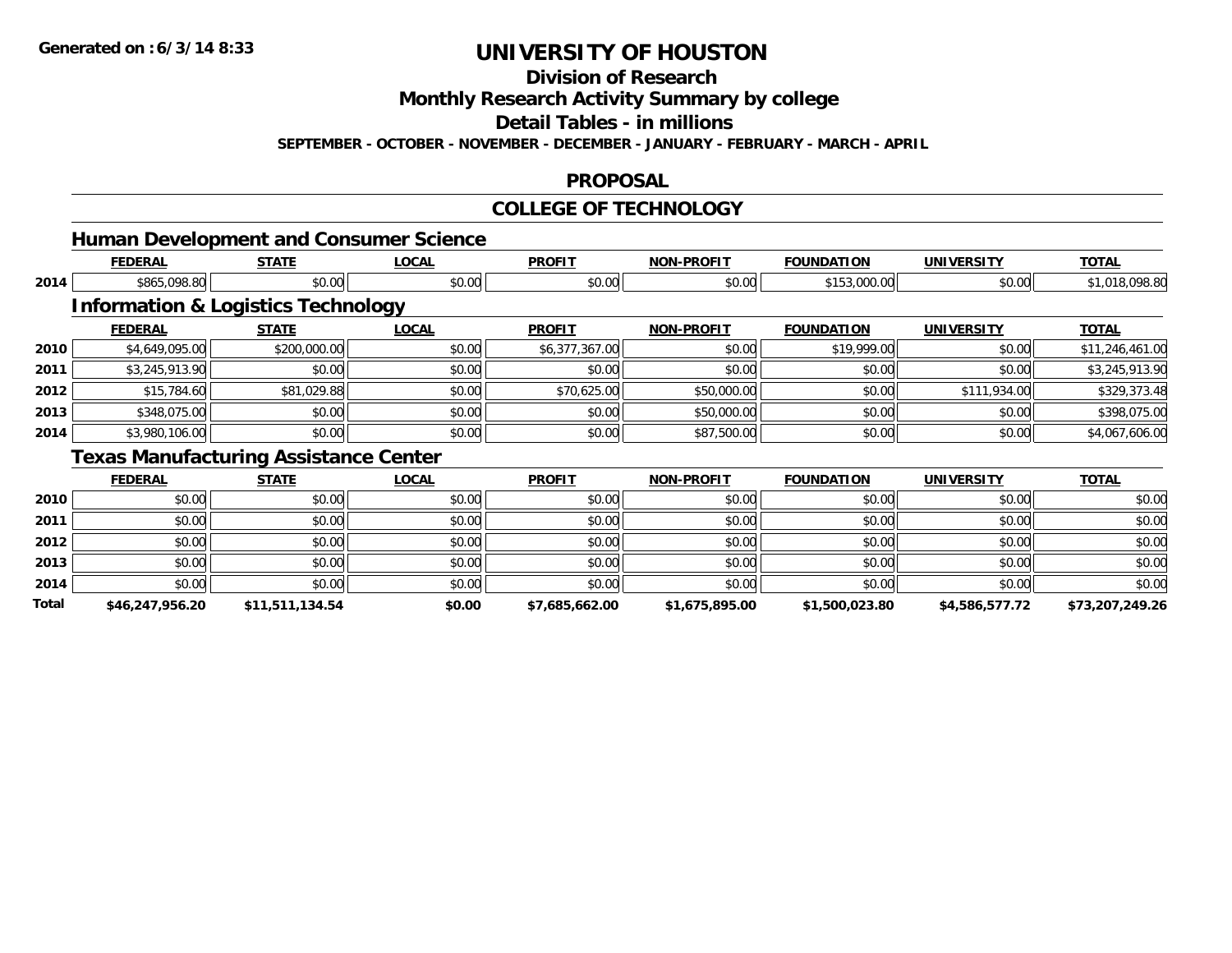# UNIVERSITY OF HOUSTON

## Division of Research

## Monthly Research Activity Summary by college

## Detail Tables - in millions

**SEPTEMBER - OCTOBER - NOVEMBER - DECEMBER - JANUARY - FEBRUARY - MARCH - APRIL**

## PROPOSAL

## COLLEGE OF TECHNOLOGY

### Human Development and Consumer Science

| | FEDERAL | STATE | LOCAL | PROFIT | NON-PROFIT | FOUNDATION | UNIVERSITY | TOTAL |
|---|---|---|---|---|---|---|---|---|
| 2014 | $865,098.80 | $0.00 | $0.00 | $0.00 | $0.00 | $153,000.00 | $0.00 | $1,018,098.80 |

### Information & Logistics Technology

| | FEDERAL | STATE | LOCAL | PROFIT | NON-PROFIT | FOUNDATION | UNIVERSITY | TOTAL |
|---|---|---|---|---|---|---|---|---|
| 2010 | $4,649,095.00 | $200,000.00 | $0.00 | $6,377,367.00 | $0.00 | $19,999.00 | $0.00 | $11,246,461.00 |
| 2011 | $3,245,913.90 | $0.00 | $0.00 | $0.00 | $0.00 | $0.00 | $0.00 | $3,245,913.90 |
| 2012 | $15,784.60 | $81,029.88 | $0.00 | $70,625.00 | $50,000.00 | $0.00 | $111,934.00 | $329,373.48 |
| 2013 | $348,075.00 | $0.00 | $0.00 | $0.00 | $50,000.00 | $0.00 | $0.00 | $398,075.00 |
| 2014 | $3,980,106.00 | $0.00 | $0.00 | $0.00 | $87,500.00 | $0.00 | $0.00 | $4,067,606.00 |

### Texas Manufacturing Assistance Center

| | FEDERAL | STATE | LOCAL | PROFIT | NON-PROFIT | FOUNDATION | UNIVERSITY | TOTAL |
|---|---|---|---|---|---|---|---|---|
| 2010 | $0.00 | $0.00 | $0.00 | $0.00 | $0.00 | $0.00 | $0.00 | $0.00 |
| 2011 | $0.00 | $0.00 | $0.00 | $0.00 | $0.00 | $0.00 | $0.00 | $0.00 |
| 2012 | $0.00 | $0.00 | $0.00 | $0.00 | $0.00 | $0.00 | $0.00 | $0.00 |
| 2013 | $0.00 | $0.00 | $0.00 | $0.00 | $0.00 | $0.00 | $0.00 | $0.00 |
| 2014 | $0.00 | $0.00 | $0.00 | $0.00 | $0.00 | $0.00 | $0.00 | $0.00 |
| **Total** | **$46,247,956.20** | **$11,511,134.54** | **$0.00** | **$7,685,662.00** | **$1,675,895.00** | **$1,500,023.80** | **$4,586,577.72** | **$73,207,249.26** |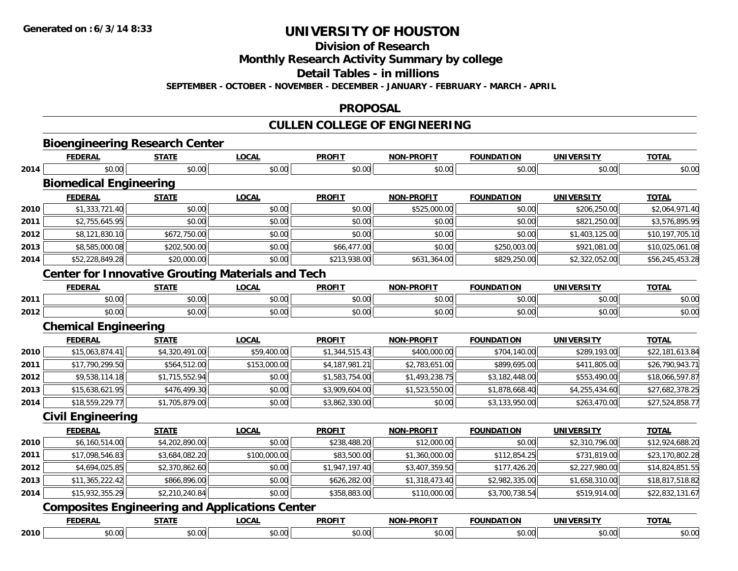**Generated on :6/3/14 8:33**

# UNIVERSITY OF HOUSTON

## Division of Research

## Monthly Research Activity Summary by college

## Detail Tables - in millions

**SEPTEMBER - OCTOBER - NOVEMBER - DECEMBER - JANUARY - FEBRUARY - MARCH - APRIL**

## PROPOSAL

## CULLEN COLLEGE OF ENGINEERING

### Bioengineering Research Center

| | FEDERAL | STATE | LOCAL | PROFIT | NON-PROFIT | FOUNDATION | UNIVERSITY | TOTAL |
|---|---|---|---|---|---|---|---|---|
| 2014 | $0.00 | $0.00 | $0.00 | $0.00 | $0.00 | $0.00 | $0.00 | $0.00 |

### Biomedical Engineering

| | FEDERAL | STATE | LOCAL | PROFIT | NON-PROFIT | FOUNDATION | UNIVERSITY | TOTAL |
|---|---|---|---|---|---|---|---|---|
| 2010 | $1,333,721.40 | $0.00 | $0.00 | $0.00 | $525,000.00 | $0.00 | $206,250.00 | $2,064,971.40 |
| 2011 | $2,755,645.95 | $0.00 | $0.00 | $0.00 | $0.00 | $0.00 | $821,250.00 | $3,576,895.95 |
| 2012 | $8,121,830.10 | $672,750.00 | $0.00 | $0.00 | $0.00 | $0.00 | $1,403,125.00 | $10,197,705.10 |
| 2013 | $8,585,000.08 | $202,500.00 | $0.00 | $66,477.00 | $0.00 | $250,003.00 | $921,081.00 | $10,025,061.08 |
| 2014 | $52,228,849.28 | $20,000.00 | $0.00 | $213,938.00 | $631,364.00 | $829,250.00 | $2,322,052.00 | $56,245,453.28 |

### Center for Innovative Grouting Materials and Tech

| | FEDERAL | STATE | LOCAL | PROFIT | NON-PROFIT | FOUNDATION | UNIVERSITY | TOTAL |
|---|---|---|---|---|---|---|---|---|
| 2011 | $0.00 | $0.00 | $0.00 | $0.00 | $0.00 | $0.00 | $0.00 | $0.00 |
| 2012 | $0.00 | $0.00 | $0.00 | $0.00 | $0.00 | $0.00 | $0.00 | $0.00 |

### Chemical Engineering

| | FEDERAL | STATE | LOCAL | PROFIT | NON-PROFIT | FOUNDATION | UNIVERSITY | TOTAL |
|---|---|---|---|---|---|---|---|---|
| 2010 | $15,063,874.41 | $4,320,491.00 | $59,400.00 | $1,344,515.43 | $400,000.00 | $704,140.00 | $289,193.00 | $22,181,613.84 |
| 2011 | $17,790,299.50 | $564,512.00 | $153,000.00 | $4,187,981.21 | $2,783,651.00 | $899,695.00 | $411,805.00 | $26,790,943.71 |
| 2012 | $9,538,114.18 | $1,715,552.94 | $0.00 | $1,583,754.00 | $1,493,238.75 | $3,182,448.00 | $553,490.00 | $18,066,597.87 |
| 2013 | $15,638,621.95 | $476,499.30 | $0.00 | $3,909,604.00 | $1,523,550.00 | $1,878,668.40 | $4,255,434.60 | $27,682,378.25 |
| 2014 | $18,559,229.77 | $1,705,879.00 | $0.00 | $3,862,330.00 | $0.00 | $3,133,950.00 | $263,470.00 | $27,524,858.77 |

### Civil Engineering

| | FEDERAL | STATE | LOCAL | PROFIT | NON-PROFIT | FOUNDATION | UNIVERSITY | TOTAL |
|---|---|---|---|---|---|---|---|---|
| 2010 | $6,160,514.00 | $4,202,890.00 | $0.00 | $238,488.20 | $12,000.00 | $0.00 | $2,310,796.00 | $12,924,688.20 |
| 2011 | $17,098,546.83 | $3,684,082.20 | $100,000.00 | $83,500.00 | $1,360,000.00 | $112,854.25 | $731,819.00 | $23,170,802.28 |
| 2012 | $4,694,025.85 | $2,370,862.60 | $0.00 | $1,947,197.40 | $3,407,359.50 | $177,426.20 | $2,227,980.00 | $14,824,851.55 |
| 2013 | $11,365,222.42 | $866,896.00 | $0.00 | $626,282.00 | $1,318,473.40 | $2,982,335.00 | $1,658,310.00 | $18,817,518.82 |
| 2014 | $15,932,355.29 | $2,210,240.84 | $0.00 | $358,883.00 | $110,000.00 | $3,700,738.54 | $519,914.00 | $22,832,131.67 |

### Composites Engineering and Applications Center

| | FEDERAL | STATE | LOCAL | PROFIT | NON-PROFIT | FOUNDATION | UNIVERSITY | TOTAL |
|---|---|---|---|---|---|---|---|---|
| 2010 | $0.00 | $0.00 | $0.00 | $0.00 | $0.00 | $0.00 | $0.00 | $0.00 |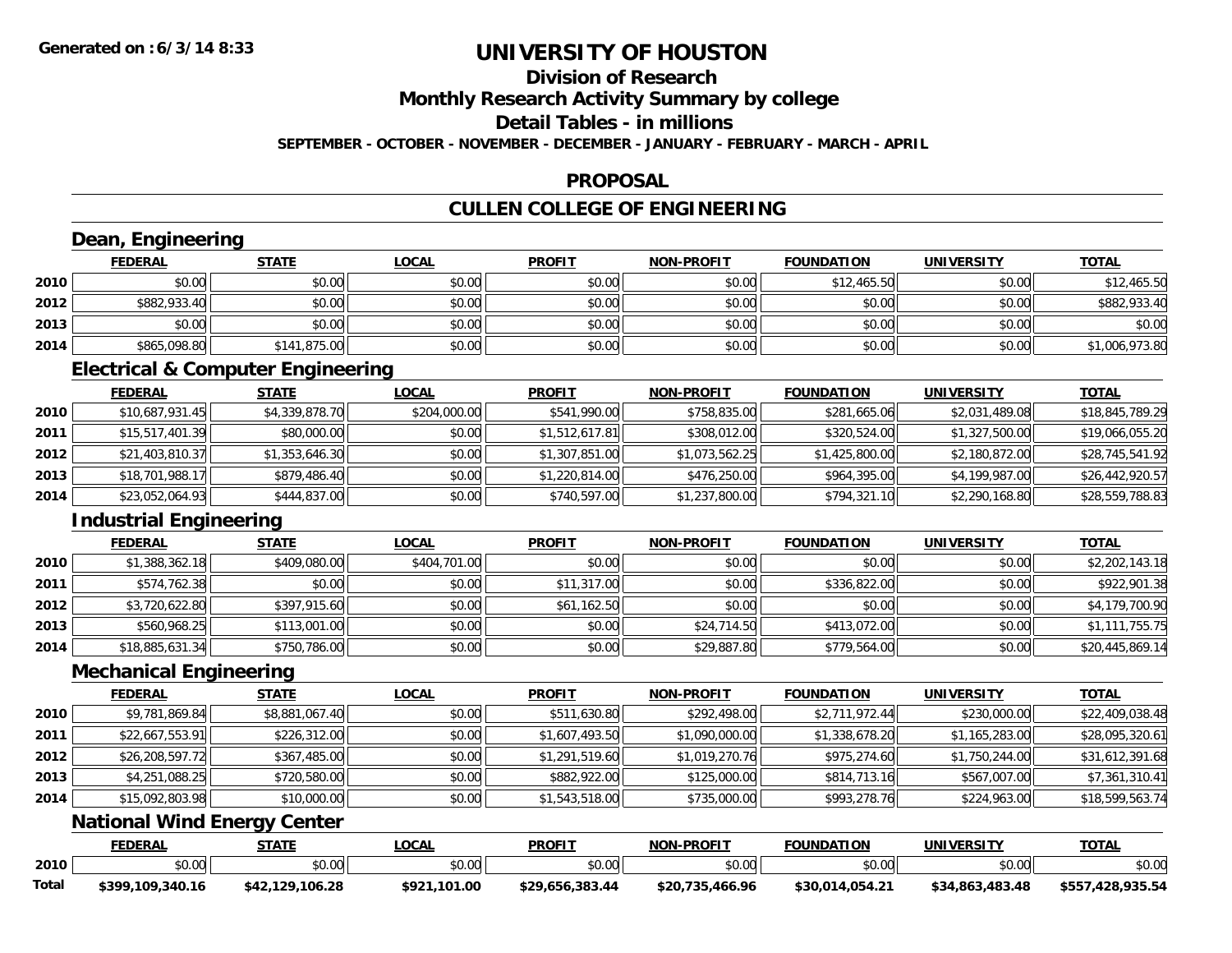# UNIVERSITY OF HOUSTON

## Division of Research

## Monthly Research Activity Summary by college

## Detail Tables - in millions

**SEPTEMBER - OCTOBER - NOVEMBER - DECEMBER - JANUARY - FEBRUARY - MARCH - APRIL**

## PROPOSAL

## CULLEN COLLEGE OF ENGINEERING

### Dean, Engineering

| | FEDERAL | STATE | LOCAL | PROFIT | NON-PROFIT | FOUNDATION | UNIVERSITY | TOTAL |
|---|---|---|---|---|---|---|---|---|
| 2010 | $0.00 | $0.00 | $0.00 | $0.00 | $0.00 | $12,465.50 | $0.00 | $12,465.50 |
| 2012 | $882,933.40 | $0.00 | $0.00 | $0.00 | $0.00 | $0.00 | $0.00 | $882,933.40 |
| 2013 | $0.00 | $0.00 | $0.00 | $0.00 | $0.00 | $0.00 | $0.00 | $0.00 |
| 2014 | $865,098.80 | $141,875.00 | $0.00 | $0.00 | $0.00 | $0.00 | $0.00 | $1,006,973.80 |

### Electrical & Computer Engineering

| | FEDERAL | STATE | LOCAL | PROFIT | NON-PROFIT | FOUNDATION | UNIVERSITY | TOTAL |
|---|---|---|---|---|---|---|---|---|
| 2010 | $10,687,931.45 | $4,339,878.70 | $204,000.00 | $541,990.00 | $758,835.00 | $281,665.06 | $2,031,489.08 | $18,845,789.29 |
| 2011 | $15,517,401.39 | $80,000.00 | $0.00 | $1,512,617.81 | $308,012.00 | $320,524.00 | $1,327,500.00 | $19,066,055.20 |
| 2012 | $21,403,810.37 | $1,353,646.30 | $0.00 | $1,307,851.00 | $1,073,562.25 | $1,425,800.00 | $2,180,872.00 | $28,745,541.92 |
| 2013 | $18,701,988.17 | $879,486.40 | $0.00 | $1,220,814.00 | $476,250.00 | $964,395.00 | $4,199,987.00 | $26,442,920.57 |
| 2014 | $23,052,064.93 | $444,837.00 | $0.00 | $740,597.00 | $1,237,800.00 | $794,321.10 | $2,290,168.80 | $28,559,788.83 |

### Industrial Engineering

| | FEDERAL | STATE | LOCAL | PROFIT | NON-PROFIT | FOUNDATION | UNIVERSITY | TOTAL |
|---|---|---|---|---|---|---|---|---|
| 2010 | $1,388,362.18 | $409,080.00 | $404,701.00 | $0.00 | $0.00 | $0.00 | $0.00 | $2,202,143.18 |
| 2011 | $574,762.38 | $0.00 | $0.00 | $11,317.00 | $0.00 | $336,822.00 | $0.00 | $922,901.38 |
| 2012 | $3,720,622.80 | $397,915.60 | $0.00 | $61,162.50 | $0.00 | $0.00 | $0.00 | $4,179,700.90 |
| 2013 | $560,968.25 | $113,001.00 | $0.00 | $0.00 | $24,714.50 | $413,072.00 | $0.00 | $1,111,755.75 |
| 2014 | $18,885,631.34 | $750,786.00 | $0.00 | $0.00 | $29,887.80 | $779,564.00 | $0.00 | $20,445,869.14 |

### Mechanical Engineering

| | FEDERAL | STATE | LOCAL | PROFIT | NON-PROFIT | FOUNDATION | UNIVERSITY | TOTAL |
|---|---|---|---|---|---|---|---|---|
| 2010 | $9,781,869.84 | $8,881,067.40 | $0.00 | $511,630.80 | $292,498.00 | $2,711,972.44 | $230,000.00 | $22,409,038.48 |
| 2011 | $22,667,553.91 | $226,312.00 | $0.00 | $1,607,493.50 | $1,090,000.00 | $1,338,678.20 | $1,165,283.00 | $28,095,320.61 |
| 2012 | $26,208,597.72 | $367,485.00 | $0.00 | $1,291,519.60 | $1,019,270.76 | $975,274.60 | $1,750,244.00 | $31,612,391.68 |
| 2013 | $4,251,088.25 | $720,580.00 | $0.00 | $882,922.00 | $125,000.00 | $814,713.16 | $567,007.00 | $7,361,310.41 |
| 2014 | $15,092,803.98 | $10,000.00 | $0.00 | $1,543,518.00 | $735,000.00 | $993,278.76 | $224,963.00 | $18,599,563.74 |

### National Wind Energy Center

| | FEDERAL | STATE | LOCAL | PROFIT | NON-PROFIT | FOUNDATION | UNIVERSITY | TOTAL |
|---|---|---|---|---|---|---|---|---|
| 2010 | $0.00 | $0.00 | $0.00 | $0.00 | $0.00 | $0.00 | $0.00 | $0.00 |
| **Total** | **$399,109,340.16** | **$42,129,106.28** | **$921,101.00** | **$29,656,383.44** | **$20,735,466.96** | **$30,014,054.21** | **$34,863,483.48** | **$557,428,935.54** |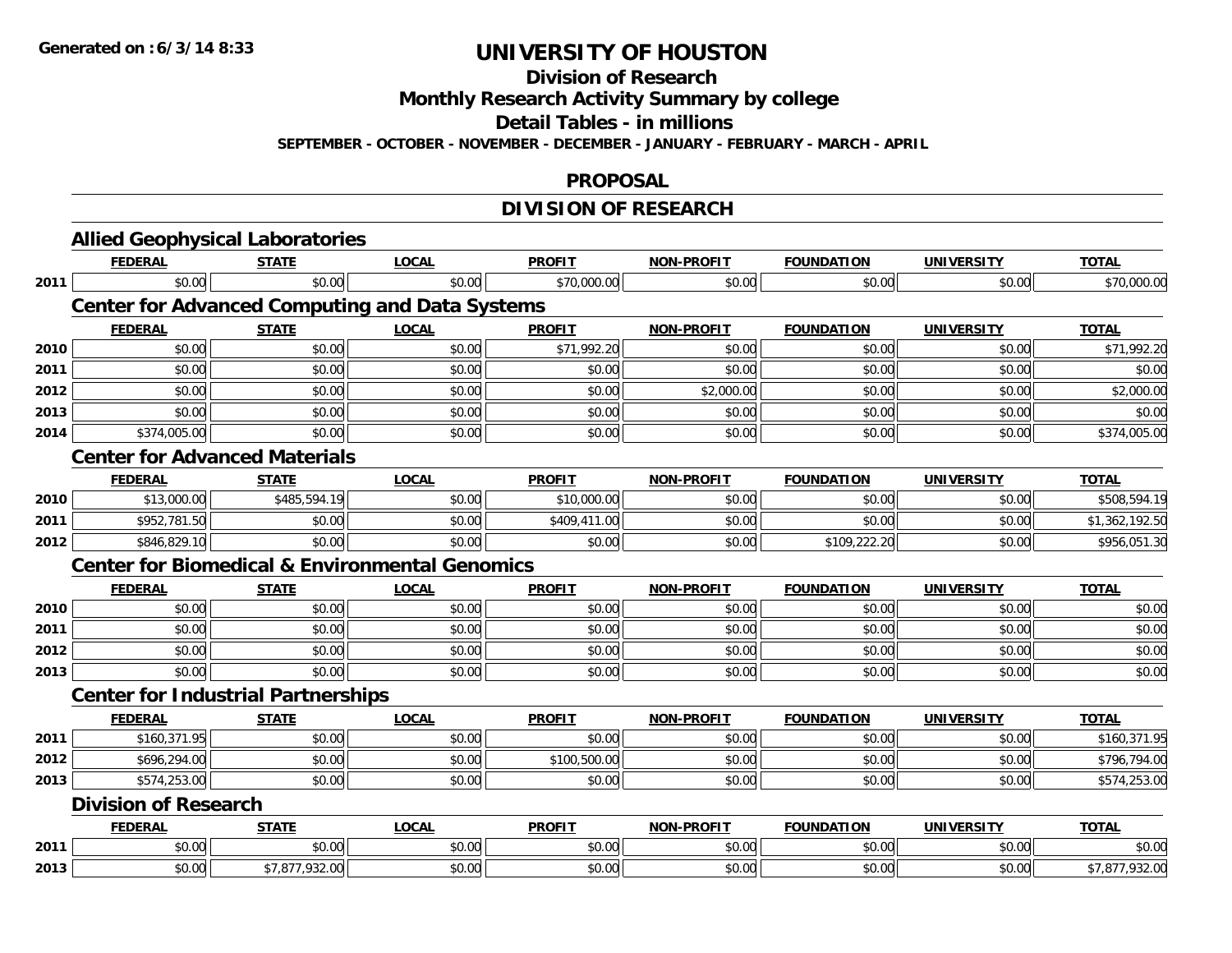# UNIVERSITY OF HOUSTON

## Division of Research

## Monthly Research Activity Summary by college

## Detail Tables - in millions

**SEPTEMBER - OCTOBER - NOVEMBER - DECEMBER - JANUARY - FEBRUARY - MARCH - APRIL**

## PROPOSAL

## DIVISION OF RESEARCH

### Allied Geophysical Laboratories

| | FEDERAL | STATE | LOCAL | PROFIT | NON-PROFIT | FOUNDATION | UNIVERSITY | TOTAL |
|---|---|---|---|---|---|---|---|---|
| 2011 | $0.00 | $0.00 | $0.00 | $70,000.00 | $0.00 | $0.00 | $0.00 | $70,000.00 |

### Center for Advanced Computing and Data Systems

| | FEDERAL | STATE | LOCAL | PROFIT | NON-PROFIT | FOUNDATION | UNIVERSITY | TOTAL |
|---|---|---|---|---|---|---|---|---|
| 2010 | $0.00 | $0.00 | $0.00 | $71,992.20 | $0.00 | $0.00 | $0.00 | $71,992.20 |
| 2011 | $0.00 | $0.00 | $0.00 | $0.00 | $0.00 | $0.00 | $0.00 | $0.00 |
| 2012 | $0.00 | $0.00 | $0.00 | $0.00 | $2,000.00 | $0.00 | $0.00 | $2,000.00 |
| 2013 | $0.00 | $0.00 | $0.00 | $0.00 | $0.00 | $0.00 | $0.00 | $0.00 |
| 2014 | $374,005.00 | $0.00 | $0.00 | $0.00 | $0.00 | $0.00 | $0.00 | $374,005.00 |

### Center for Advanced Materials

| | FEDERAL | STATE | LOCAL | PROFIT | NON-PROFIT | FOUNDATION | UNIVERSITY | TOTAL |
|---|---|---|---|---|---|---|---|---|
| 2010 | $13,000.00 | $485,594.19 | $0.00 | $10,000.00 | $0.00 | $0.00 | $0.00 | $508,594.19 |
| 2011 | $952,781.50 | $0.00 | $0.00 | $409,411.00 | $0.00 | $0.00 | $0.00 | $1,362,192.50 |
| 2012 | $846,829.10 | $0.00 | $0.00 | $0.00 | $0.00 | $109,222.20 | $0.00 | $956,051.30 |

### Center for Biomedical & Environmental Genomics

| | FEDERAL | STATE | LOCAL | PROFIT | NON-PROFIT | FOUNDATION | UNIVERSITY | TOTAL |
|---|---|---|---|---|---|---|---|---|
| 2010 | $0.00 | $0.00 | $0.00 | $0.00 | $0.00 | $0.00 | $0.00 | $0.00 |
| 2011 | $0.00 | $0.00 | $0.00 | $0.00 | $0.00 | $0.00 | $0.00 | $0.00 |
| 2012 | $0.00 | $0.00 | $0.00 | $0.00 | $0.00 | $0.00 | $0.00 | $0.00 |
| 2013 | $0.00 | $0.00 | $0.00 | $0.00 | $0.00 | $0.00 | $0.00 | $0.00 |

### Center for Industrial Partnerships

| | FEDERAL | STATE | LOCAL | PROFIT | NON-PROFIT | FOUNDATION | UNIVERSITY | TOTAL |
|---|---|---|---|---|---|---|---|---|
| 2011 | $160,371.95 | $0.00 | $0.00 | $0.00 | $0.00 | $0.00 | $0.00 | $160,371.95 |
| 2012 | $696,294.00 | $0.00 | $0.00 | $100,500.00 | $0.00 | $0.00 | $0.00 | $796,794.00 |
| 2013 | $574,253.00 | $0.00 | $0.00 | $0.00 | $0.00 | $0.00 | $0.00 | $574,253.00 |

### Division of Research

| | FEDERAL | STATE | LOCAL | PROFIT | NON-PROFIT | FOUNDATION | UNIVERSITY | TOTAL |
|---|---|---|---|---|---|---|---|---|
| 2011 | $0.00 | $0.00 | $0.00 | $0.00 | $0.00 | $0.00 | $0.00 | $0.00 |
| 2013 | $0.00 | $7,877,932.00 | $0.00 | $0.00 | $0.00 | $0.00 | $0.00 | $7,877,932.00 |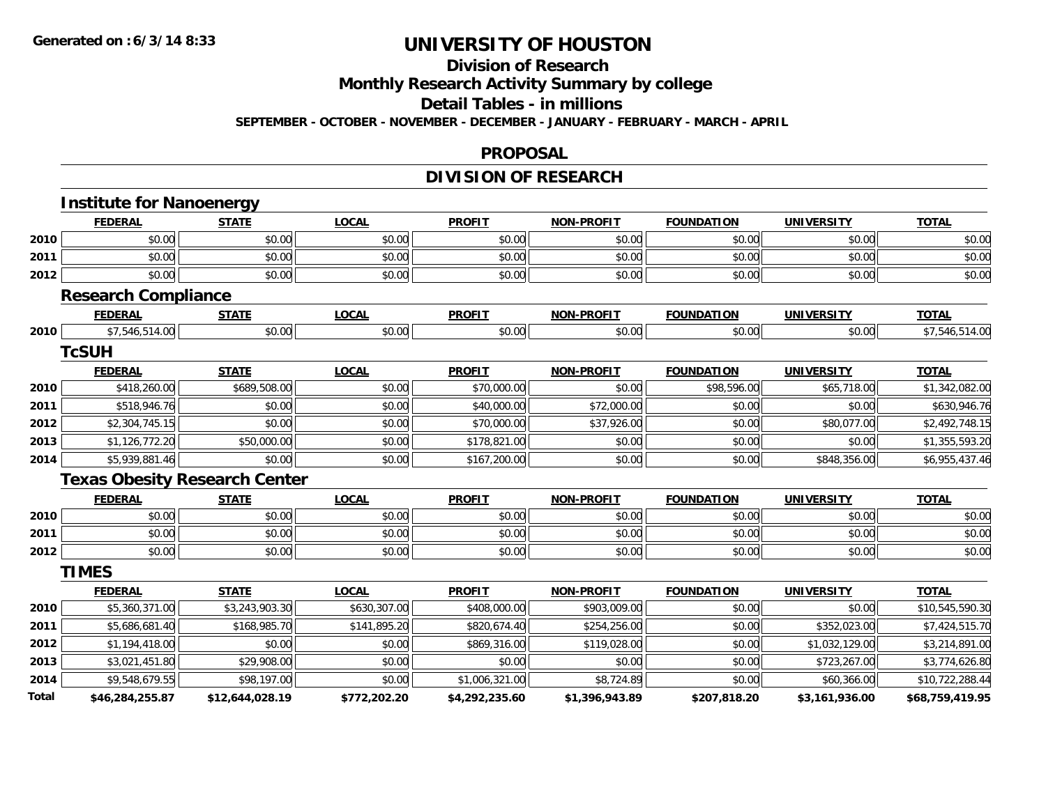# UNIVERSITY OF HOUSTON

## Division of Research

## Monthly Research Activity Summary by college

## Detail Tables - in millions

**SEPTEMBER - OCTOBER - NOVEMBER - DECEMBER - JANUARY - FEBRUARY - MARCH - APRIL**

## PROPOSAL

## DIVISION OF RESEARCH

### Institute for Nanoenergy

| | FEDERAL | STATE | LOCAL | PROFIT | NON-PROFIT | FOUNDATION | UNIVERSITY | TOTAL |
|---|---|---|---|---|---|---|---|---|
| 2010 | $0.00 | $0.00 | $0.00 | $0.00 | $0.00 | $0.00 | $0.00 | $0.00 |
| 2011 | $0.00 | $0.00 | $0.00 | $0.00 | $0.00 | $0.00 | $0.00 | $0.00 |
| 2012 | $0.00 | $0.00 | $0.00 | $0.00 | $0.00 | $0.00 | $0.00 | $0.00 |

### Research Compliance

| | FEDERAL | STATE | LOCAL | PROFIT | NON-PROFIT | FOUNDATION | UNIVERSITY | TOTAL |
|---|---|---|---|---|---|---|---|---|
| 2010 | $7,546,514.00 | $0.00 | $0.00 | $0.00 | $0.00 | $0.00 | $0.00 | $7,546,514.00 |

### TcSUH

| | FEDERAL | STATE | LOCAL | PROFIT | NON-PROFIT | FOUNDATION | UNIVERSITY | TOTAL |
|---|---|---|---|---|---|---|---|---|
| 2010 | $418,260.00 | $689,508.00 | $0.00 | $70,000.00 | $0.00 | $98,596.00 | $65,718.00 | $1,342,082.00 |
| 2011 | $518,946.76 | $0.00 | $0.00 | $40,000.00 | $72,000.00 | $0.00 | $0.00 | $630,946.76 |
| 2012 | $2,304,745.15 | $0.00 | $0.00 | $70,000.00 | $37,926.00 | $0.00 | $80,077.00 | $2,492,748.15 |
| 2013 | $1,126,772.20 | $50,000.00 | $0.00 | $178,821.00 | $0.00 | $0.00 | $0.00 | $1,355,593.20 |
| 2014 | $5,939,881.46 | $0.00 | $0.00 | $167,200.00 | $0.00 | $0.00 | $848,356.00 | $6,955,437.46 |

### Texas Obesity Research Center

| | FEDERAL | STATE | LOCAL | PROFIT | NON-PROFIT | FOUNDATION | UNIVERSITY | TOTAL |
|---|---|---|---|---|---|---|---|---|
| 2010 | $0.00 | $0.00 | $0.00 | $0.00 | $0.00 | $0.00 | $0.00 | $0.00 |
| 2011 | $0.00 | $0.00 | $0.00 | $0.00 | $0.00 | $0.00 | $0.00 | $0.00 |
| 2012 | $0.00 | $0.00 | $0.00 | $0.00 | $0.00 | $0.00 | $0.00 | $0.00 |

### TIMES

| | FEDERAL | STATE | LOCAL | PROFIT | NON-PROFIT | FOUNDATION | UNIVERSITY | TOTAL |
|---|---|---|---|---|---|---|---|---|
| 2010 | $5,360,371.00 | $3,243,903.30 | $630,307.00 | $408,000.00 | $903,009.00 | $0.00 | $0.00 | $10,545,590.30 |
| 2011 | $5,686,681.40 | $168,985.70 | $141,895.20 | $820,674.40 | $254,256.00 | $0.00 | $352,023.00 | $7,424,515.70 |
| 2012 | $1,194,418.00 | $0.00 | $0.00 | $869,316.00 | $119,028.00 | $0.00 | $1,032,129.00 | $3,214,891.00 |
| 2013 | $3,021,451.80 | $29,908.00 | $0.00 | $0.00 | $0.00 | $0.00 | $723,267.00 | $3,774,626.80 |
| 2014 | $9,548,679.55 | $98,197.00 | $0.00 | $1,006,321.00 | $8,724.89 | $0.00 | $60,366.00 | $10,722,288.44 |
| **Total** | **$46,284,255.87** | **$12,644,028.19** | **$772,202.20** | **$4,292,235.60** | **$1,396,943.89** | **$207,818.20** | **$3,161,936.00** | **$68,759,419.95** |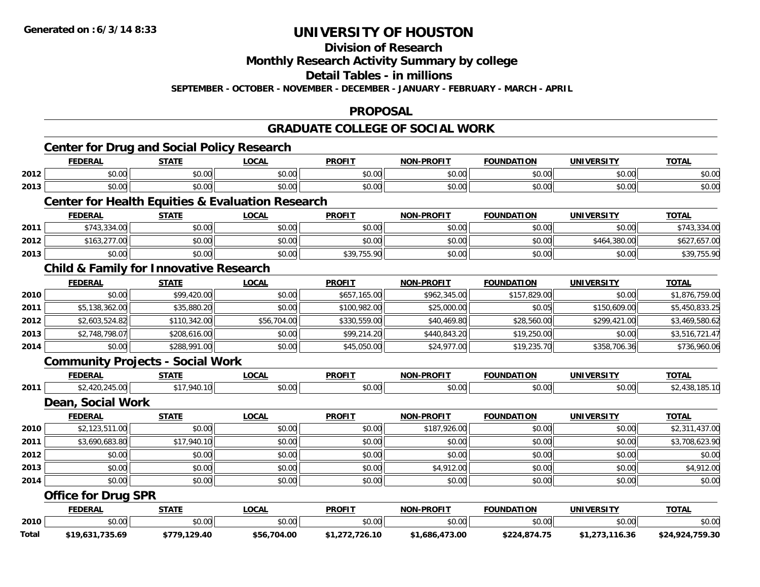# UNIVERSITY OF HOUSTON

## Division of Research

## Monthly Research Activity Summary by college

## Detail Tables - in millions

**SEPTEMBER - OCTOBER - NOVEMBER - DECEMBER - JANUARY - FEBRUARY - MARCH - APRIL**

## PROPOSAL

## GRADUATE COLLEGE OF SOCIAL WORK

### Center for Drug and Social Policy Research

| | FEDERAL | STATE | LOCAL | PROFIT | NON-PROFIT | FOUNDATION | UNIVERSITY | TOTAL |
|---|---|---|---|---|---|---|---|---|
| 2012 | $0.00 | $0.00 | $0.00 | $0.00 | $0.00 | $0.00 | $0.00 | $0.00 |
| 2013 | $0.00 | $0.00 | $0.00 | $0.00 | $0.00 | $0.00 | $0.00 | $0.00 |

### Center for Health Equities & Evaluation Research

| | FEDERAL | STATE | LOCAL | PROFIT | NON-PROFIT | FOUNDATION | UNIVERSITY | TOTAL |
|---|---|---|---|---|---|---|---|---|
| 2011 | $743,334.00 | $0.00 | $0.00 | $0.00 | $0.00 | $0.00 | $0.00 | $743,334.00 |
| 2012 | $163,277.00 | $0.00 | $0.00 | $0.00 | $0.00 | $0.00 | $464,380.00 | $627,657.00 |
| 2013 | $0.00 | $0.00 | $0.00 | $39,755.90 | $0.00 | $0.00 | $0.00 | $39,755.90 |

### Child & Family for Innovative Research

| | FEDERAL | STATE | LOCAL | PROFIT | NON-PROFIT | FOUNDATION | UNIVERSITY | TOTAL |
|---|---|---|---|---|---|---|---|---|
| 2010 | $0.00 | $99,420.00 | $0.00 | $657,165.00 | $962,345.00 | $157,829.00 | $0.00 | $1,876,759.00 |
| 2011 | $5,138,362.00 | $35,880.20 | $0.00 | $100,982.00 | $25,000.00 | $0.05 | $150,609.00 | $5,450,833.25 |
| 2012 | $2,603,524.82 | $110,342.00 | $56,704.00 | $330,559.00 | $40,469.80 | $28,560.00 | $299,421.00 | $3,469,580.62 |
| 2013 | $2,748,798.07 | $208,616.00 | $0.00 | $99,214.20 | $440,843.20 | $19,250.00 | $0.00 | $3,516,721.47 |
| 2014 | $0.00 | $288,991.00 | $0.00 | $45,050.00 | $24,977.00 | $19,235.70 | $358,706.36 | $736,960.06 |

### Community Projects - Social Work

| | FEDERAL | STATE | LOCAL | PROFIT | NON-PROFIT | FOUNDATION | UNIVERSITY | TOTAL |
|---|---|---|---|---|---|---|---|---|
| 2011 | $2,420,245.00 | $17,940.10 | $0.00 | $0.00 | $0.00 | $0.00 | $0.00 | $2,438,185.10 |

### Dean, Social Work

| | FEDERAL | STATE | LOCAL | PROFIT | NON-PROFIT | FOUNDATION | UNIVERSITY | TOTAL |
|---|---|---|---|---|---|---|---|---|
| 2010 | $2,123,511.00 | $0.00 | $0.00 | $0.00 | $187,926.00 | $0.00 | $0.00 | $2,311,437.00 |
| 2011 | $3,690,683.80 | $17,940.10 | $0.00 | $0.00 | $0.00 | $0.00 | $0.00 | $3,708,623.90 |
| 2012 | $0.00 | $0.00 | $0.00 | $0.00 | $0.00 | $0.00 | $0.00 | $0.00 |
| 2013 | $0.00 | $0.00 | $0.00 | $0.00 | $4,912.00 | $0.00 | $0.00 | $4,912.00 |
| 2014 | $0.00 | $0.00 | $0.00 | $0.00 | $0.00 | $0.00 | $0.00 | $0.00 |

### Office for Drug SPR

| | FEDERAL | STATE | LOCAL | PROFIT | NON-PROFIT | FOUNDATION | UNIVERSITY | TOTAL |
|---|---|---|---|---|---|---|---|---|
| 2010 | $0.00 | $0.00 | $0.00 | $0.00 | $0.00 | $0.00 | $0.00 | $0.00 |
| **Total** | **$19,631,735.69** | **$779,129.40** | **$56,704.00** | **$1,272,726.10** | **$1,686,473.00** | **$224,874.75** | **$1,273,116.36** | **$24,924,759.30** |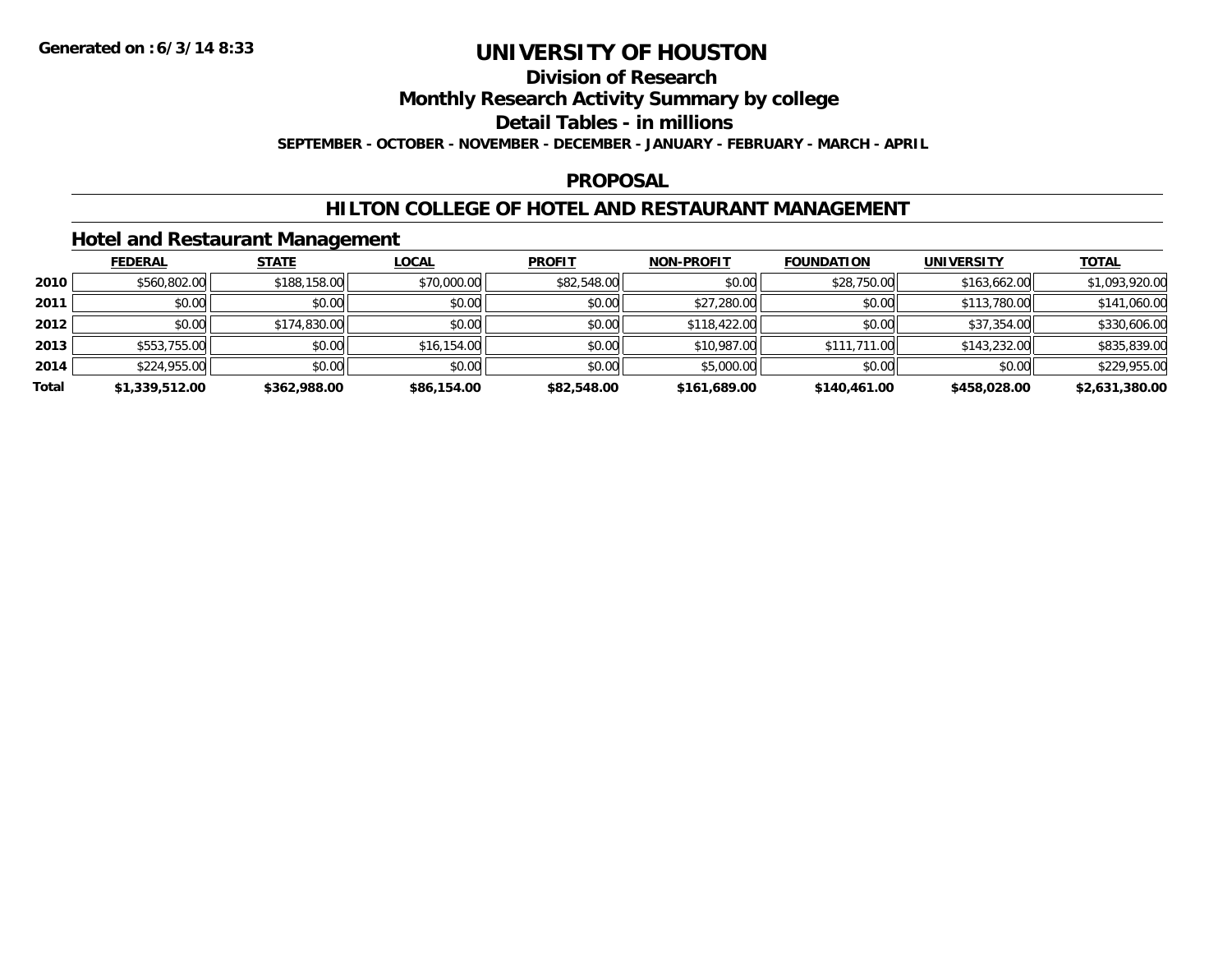Generated on :6/3/14 8:33

# UNIVERSITY OF HOUSTON

## Division of Research

## Monthly Research Activity Summary by college

## Detail Tables - in millions

**SEPTEMBER - OCTOBER - NOVEMBER - DECEMBER - JANUARY - FEBRUARY - MARCH - APRIL**

## PROPOSAL

## HILTON COLLEGE OF HOTEL AND RESTAURANT MANAGEMENT

### Hotel and Restaurant Management

| | FEDERAL | STATE | LOCAL | PROFIT | NON-PROFIT | FOUNDATION | UNIVERSITY | TOTAL |
|---|---|---|---|---|---|---|---|---|
| **2010** | $560,802.00 | $188,158.00 | $70,000.00 | $82,548.00 | $0.00 | $28,750.00 | $163,662.00 | $1,093,920.00 |
| **2011** | $0.00 | $0.00 | $0.00 | $0.00 | $27,280.00 | $0.00 | $113,780.00 | $141,060.00 |
| **2012** | $0.00 | $174,830.00 | $0.00 | $0.00 | $118,422.00 | $0.00 | $37,354.00 | $330,606.00 |
| **2013** | $553,755.00 | $0.00 | $16,154.00 | $0.00 | $10,987.00 | $111,711.00 | $143,232.00 | $835,839.00 |
| **2014** | $224,955.00 | $0.00 | $0.00 | $0.00 | $5,000.00 | $0.00 | $0.00 | $229,955.00 |
| **Total** | **$1,339,512.00** | **$362,988.00** | **$86,154.00** | **$82,548.00** | **$161,689.00** | **$140,461.00** | **$458,028.00** | **$2,631,380.00** |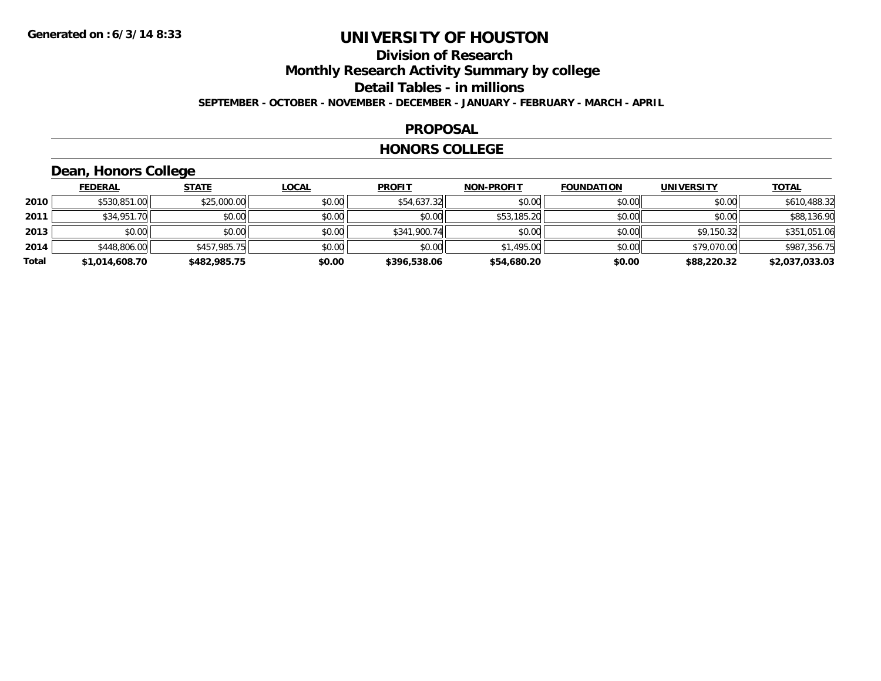# UNIVERSITY OF HOUSTON

## Division of Research

## Monthly Research Activity Summary by college

## Detail Tables - in millions

**SEPTEMBER - OCTOBER - NOVEMBER - DECEMBER - JANUARY - FEBRUARY - MARCH - APRIL**

### PROPOSAL

### HONORS COLLEGE

### Dean, Honors College

| | FEDERAL | STATE | LOCAL | PROFIT | NON-PROFIT | FOUNDATION | UNIVERSITY | TOTAL |
|---|---|---|---|---|---|---|---|---|
| 2010 | $530,851.00 | $25,000.00 | $0.00 | $54,637.32 | $0.00 | $0.00 | $0.00 | $610,488.32 |
| 2011 | $34,951.70 | $0.00 | $0.00 | $0.00 | $53,185.20 | $0.00 | $0.00 | $88,136.90 |
| 2013 | $0.00 | $0.00 | $0.00 | $341,900.74 | $0.00 | $0.00 | $9,150.32 | $351,051.06 |
| 2014 | $448,806.00 | $457,985.75 | $0.00 | $0.00 | $1,495.00 | $0.00 | $79,070.00 | $987,356.75 |
| **Total** | **$1,014,608.70** | **$482,985.75** | **$0.00** | **$396,538.06** | **$54,680.20** | **$0.00** | **$88,220.32** | **$2,037,033.03** |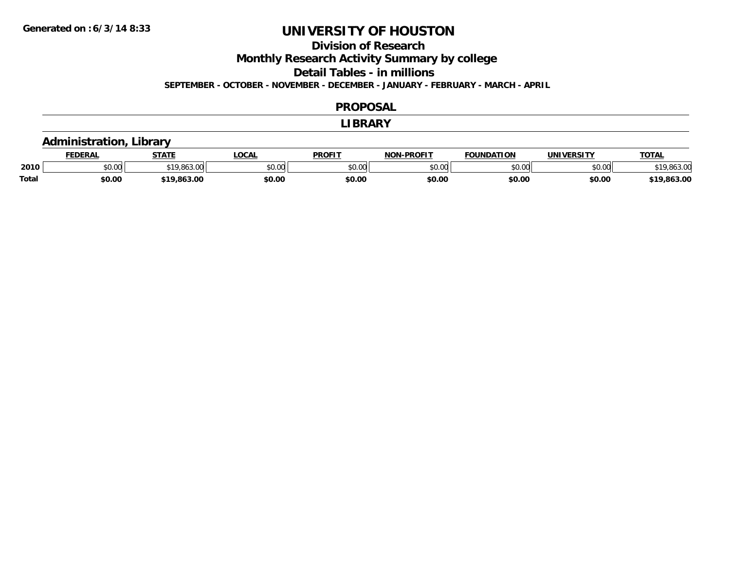Generated on :6/3/14 8:33

# UNIVERSITY OF HOUSTON

## Division of Research

## Monthly Research Activity Summary by college

## Detail Tables - in millions

**SEPTEMBER - OCTOBER - NOVEMBER - DECEMBER - JANUARY - FEBRUARY - MARCH - APRIL**

## PROPOSAL

## LIBRARY

### Administration, Library

| | FEDERAL | STATE | LOCAL | PROFIT | NON-PROFIT | FOUNDATION | UNIVERSITY | TOTAL |
|---|---|---|---|---|---|---|---|---|
| 2010 | $0.00 | $19,863.00 | $0.00 | $0.00 | $0.00 | $0.00 | $0.00 | $19,863.00 |
| **Total** | **$0.00** | **$19,863.00** | **$0.00** | **$0.00** | **$0.00** | **$0.00** | **$0.00** | **$19,863.00** |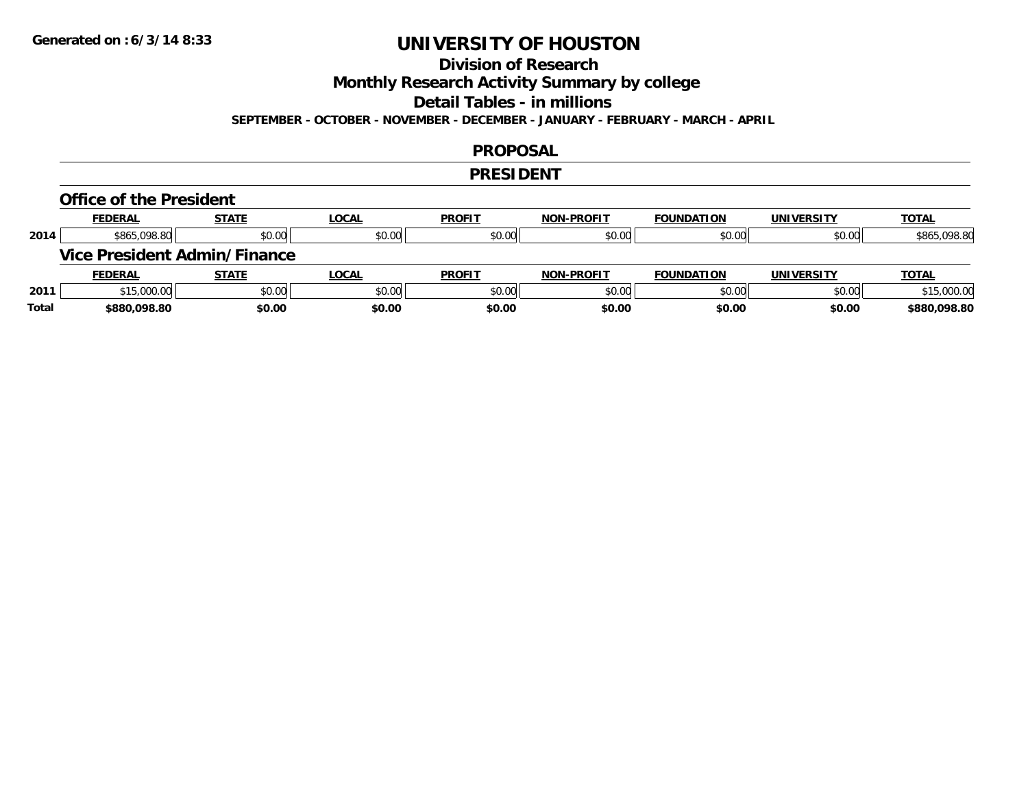# UNIVERSITY OF HOUSTON

## Division of Research

## Monthly Research Activity Summary by college

## Detail Tables - in millions

**SEPTEMBER - OCTOBER - NOVEMBER - DECEMBER - JANUARY - FEBRUARY - MARCH - APRIL**

## PROPOSAL

## PRESIDENT

### Office of the President

| | FEDERAL | STATE | LOCAL | PROFIT | NON-PROFIT | FOUNDATION | UNIVERSITY | TOTAL |
|---|---|---|---|---|---|---|---|---|
| 2014 | $865,098.80 | $0.00 | $0.00 | $0.00 | $0.00 | $0.00 | $0.00 | $865,098.80 |

### Vice President Admin/Finance

| | FEDERAL | STATE | LOCAL | PROFIT | NON-PROFIT | FOUNDATION | UNIVERSITY | TOTAL |
|---|---|---|---|---|---|---|---|---|
| 2011 | $15,000.00 | $0.00 | $0.00 | $0.00 | $0.00 | $0.00 | $0.00 | $15,000.00 |
| **Total** | **$880,098.80** | **$0.00** | **$0.00** | **$0.00** | **$0.00** | **$0.00** | **$0.00** | **$880,098.80** |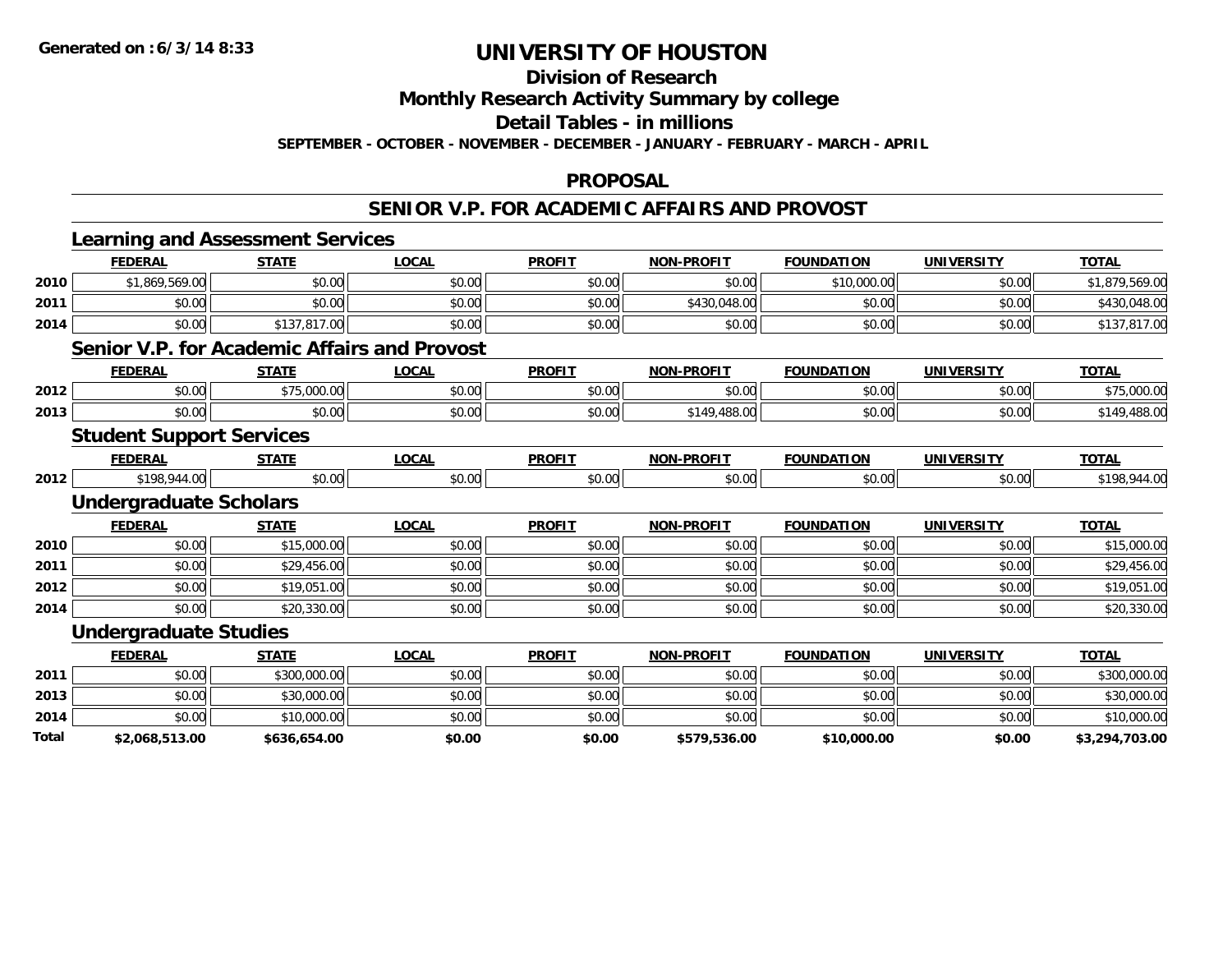# UNIVERSITY OF HOUSTON

## Division of Research

## Monthly Research Activity Summary by college

## Detail Tables - in millions

**SEPTEMBER - OCTOBER - NOVEMBER - DECEMBER - JANUARY - FEBRUARY - MARCH - APRIL**

### PROPOSAL

### SENIOR V.P. FOR ACADEMIC AFFAIRS AND PROVOST

#### Learning and Assessment Services

| | FEDERAL | STATE | LOCAL | PROFIT | NON-PROFIT | FOUNDATION | UNIVERSITY | TOTAL |
|---|---|---|---|---|---|---|---|---|
| 2010 | $1,869,569.00 | $0.00 | $0.00 | $0.00 | $0.00 | $10,000.00 | $0.00 | $1,879,569.00 |
| 2011 | $0.00 | $0.00 | $0.00 | $0.00 | $430,048.00 | $0.00 | $0.00 | $430,048.00 |
| 2014 | $0.00 | $137,817.00 | $0.00 | $0.00 | $0.00 | $0.00 | $0.00 | $137,817.00 |

#### Senior V.P. for Academic Affairs and Provost

| | FEDERAL | STATE | LOCAL | PROFIT | NON-PROFIT | FOUNDATION | UNIVERSITY | TOTAL |
|---|---|---|---|---|---|---|---|---|
| 2012 | $0.00 | $75,000.00 | $0.00 | $0.00 | $0.00 | $0.00 | $0.00 | $75,000.00 |
| 2013 | $0.00 | $0.00 | $0.00 | $0.00 | $149,488.00 | $0.00 | $0.00 | $149,488.00 |

#### Student Support Services

| | FEDERAL | STATE | LOCAL | PROFIT | NON-PROFIT | FOUNDATION | UNIVERSITY | TOTAL |
|---|---|---|---|---|---|---|---|---|
| 2012 | $198,944.00 | $0.00 | $0.00 | $0.00 | $0.00 | $0.00 | $0.00 | $198,944.00 |

#### Undergraduate Scholars

| | FEDERAL | STATE | LOCAL | PROFIT | NON-PROFIT | FOUNDATION | UNIVERSITY | TOTAL |
|---|---|---|---|---|---|---|---|---|
| 2010 | $0.00 | $15,000.00 | $0.00 | $0.00 | $0.00 | $0.00 | $0.00 | $15,000.00 |
| 2011 | $0.00 | $29,456.00 | $0.00 | $0.00 | $0.00 | $0.00 | $0.00 | $29,456.00 |
| 2012 | $0.00 | $19,051.00 | $0.00 | $0.00 | $0.00 | $0.00 | $0.00 | $19,051.00 |
| 2014 | $0.00 | $20,330.00 | $0.00 | $0.00 | $0.00 | $0.00 | $0.00 | $20,330.00 |

#### Undergraduate Studies

| | FEDERAL | STATE | LOCAL | PROFIT | NON-PROFIT | FOUNDATION | UNIVERSITY | TOTAL |
|---|---|---|---|---|---|---|---|---|
| 2011 | $0.00 | $300,000.00 | $0.00 | $0.00 | $0.00 | $0.00 | $0.00 | $300,000.00 |
| 2013 | $0.00 | $30,000.00 | $0.00 | $0.00 | $0.00 | $0.00 | $0.00 | $30,000.00 |
| 2014 | $0.00 | $10,000.00 | $0.00 | $0.00 | $0.00 | $0.00 | $0.00 | $10,000.00 |
| **Total** | **$2,068,513.00** | **$636,654.00** | **$0.00** | **$0.00** | **$579,536.00** | **$10,000.00** | **$0.00** | **$3,294,703.00** |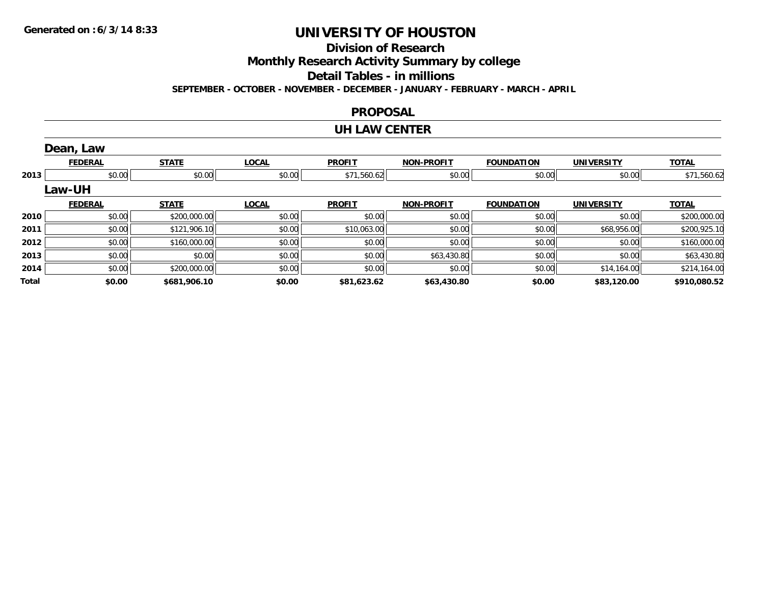Generated on :6/3/14 8:33

# UNIVERSITY OF HOUSTON

## Division of Research

## Monthly Research Activity Summary by college

## Detail Tables - in millions

**SEPTEMBER - OCTOBER - NOVEMBER - DECEMBER - JANUARY - FEBRUARY - MARCH - APRIL**

## PROPOSAL

## UH LAW CENTER

### Dean, Law

| | FEDERAL | STATE | LOCAL | PROFIT | NON-PROFIT | FOUNDATION | UNIVERSITY | TOTAL |
|---|---|---|---|---|---|---|---|---|
| 2013 | $0.00 | $0.00 | $0.00 | $71,560.62 | $0.00 | $0.00 | $0.00 | $71,560.62 |

### Law-UH

| | FEDERAL | STATE | LOCAL | PROFIT | NON-PROFIT | FOUNDATION | UNIVERSITY | TOTAL |
|---|---|---|---|---|---|---|---|---|
| 2010 | $0.00 | $200,000.00 | $0.00 | $0.00 | $0.00 | $0.00 | $0.00 | $200,000.00 |
| 2011 | $0.00 | $121,906.10 | $0.00 | $10,063.00 | $0.00 | $0.00 | $68,956.00 | $200,925.10 |
| 2012 | $0.00 | $160,000.00 | $0.00 | $0.00 | $0.00 | $0.00 | $0.00 | $160,000.00 |
| 2013 | $0.00 | $0.00 | $0.00 | $0.00 | $63,430.80 | $0.00 | $0.00 | $63,430.80 |
| 2014 | $0.00 | $200,000.00 | $0.00 | $0.00 | $0.00 | $0.00 | $14,164.00 | $214,164.00 |
| **Total** | **$0.00** | **$681,906.10** | **$0.00** | **$81,623.62** | **$63,430.80** | **$0.00** | **$83,120.00** | **$910,080.52** |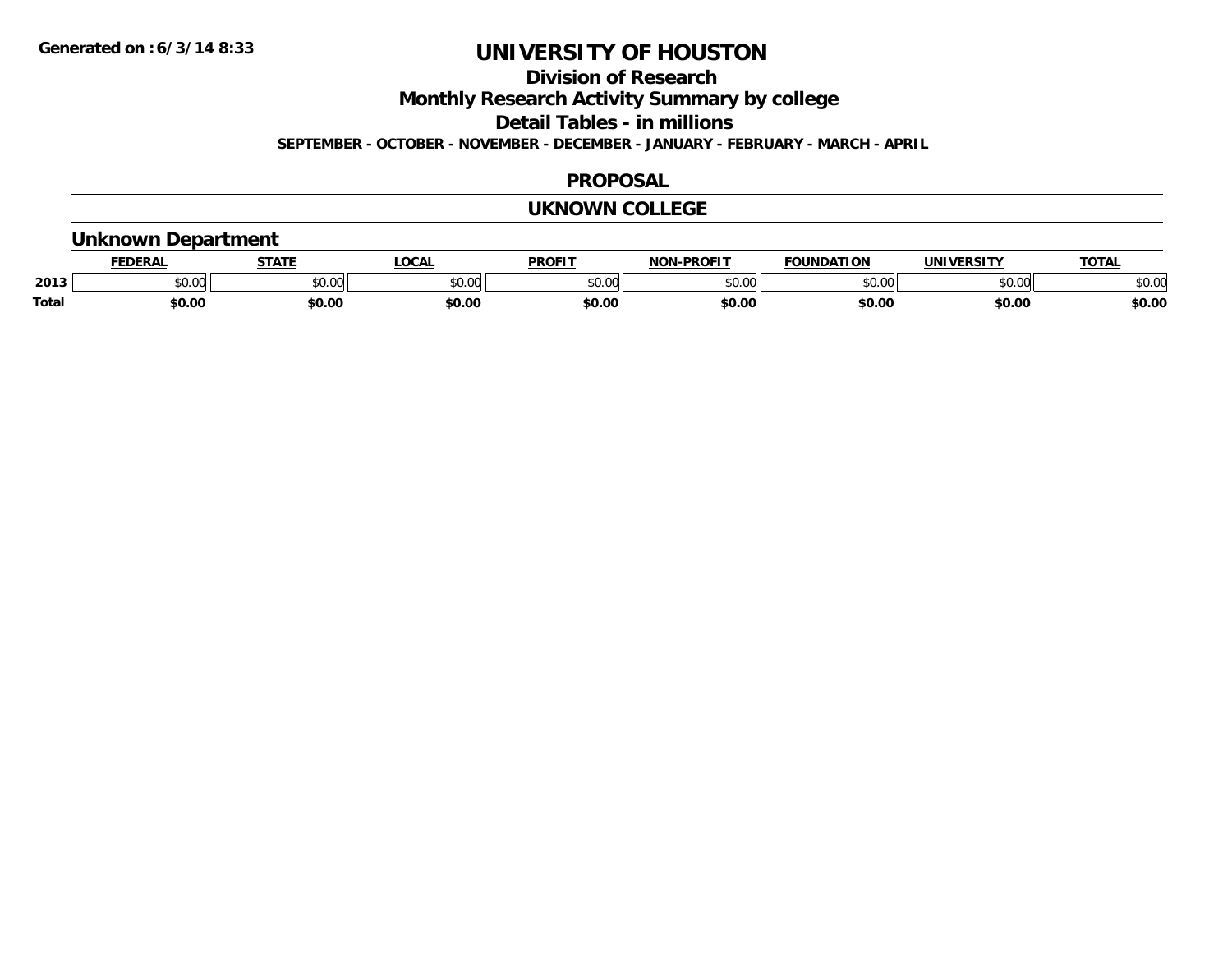**Generated on :6/3/14 8:33**

# UNIVERSITY OF HOUSTON

## Division of Research

## Monthly Research Activity Summary by college

## Detail Tables - in millions

**SEPTEMBER - OCTOBER - NOVEMBER - DECEMBER - JANUARY - FEBRUARY - MARCH - APRIL**

## PROPOSAL

## UKNOWN COLLEGE

### Unknown Department

| | FEDERAL | STATE | LOCAL | PROFIT | NON-PROFIT | FOUNDATION | UNIVERSITY | TOTAL |
|---|---|---|---|---|---|---|---|---|
| **2013** | $0.00 | $0.00 | $0.00 | $0.00 | $0.00 | $0.00 | $0.00 | $0.00 |
| **Total** | **$0.00** | **$0.00** | **$0.00** | **$0.00** | **$0.00** | **$0.00** | **$0.00** | **$0.00** |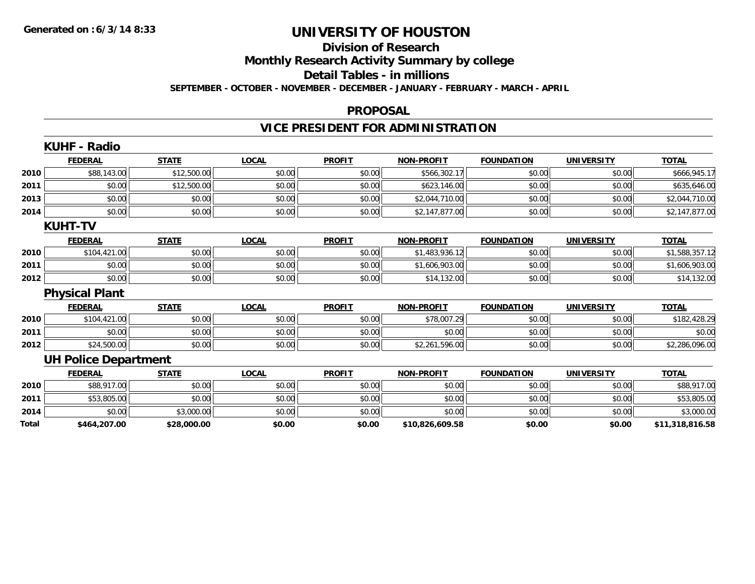Generated on :6/3/14 8:33

# UNIVERSITY OF HOUSTON

## Division of Research

## Monthly Research Activity Summary by college

## Detail Tables - in millions

**SEPTEMBER - OCTOBER - NOVEMBER - DECEMBER - JANUARY - FEBRUARY - MARCH - APRIL**

## PROPOSAL

## VICE PRESIDENT FOR ADMINISTRATION

### KUHF - Radio

| | FEDERAL | STATE | LOCAL | PROFIT | NON-PROFIT | FOUNDATION | UNIVERSITY | TOTAL |
|---|---|---|---|---|---|---|---|---|
| 2010 | $88,143.00 | $12,500.00 | $0.00 | $0.00 | $566,302.17 | $0.00 | $0.00 | $666,945.17 |
| 2011 | $0.00 | $12,500.00 | $0.00 | $0.00 | $623,146.00 | $0.00 | $0.00 | $635,646.00 |
| 2013 | $0.00 | $0.00 | $0.00 | $0.00 | $2,044,710.00 | $0.00 | $0.00 | $2,044,710.00 |
| 2014 | $0.00 | $0.00 | $0.00 | $0.00 | $2,147,877.00 | $0.00 | $0.00 | $2,147,877.00 |

### KUHT-TV

| | FEDERAL | STATE | LOCAL | PROFIT | NON-PROFIT | FOUNDATION | UNIVERSITY | TOTAL |
|---|---|---|---|---|---|---|---|---|
| 2010 | $104,421.00 | $0.00 | $0.00 | $0.00 | $1,483,936.12 | $0.00 | $0.00 | $1,588,357.12 |
| 2011 | $0.00 | $0.00 | $0.00 | $0.00 | $1,606,903.00 | $0.00 | $0.00 | $1,606,903.00 |
| 2012 | $0.00 | $0.00 | $0.00 | $0.00 | $14,132.00 | $0.00 | $0.00 | $14,132.00 |

### Physical Plant

| | FEDERAL | STATE | LOCAL | PROFIT | NON-PROFIT | FOUNDATION | UNIVERSITY | TOTAL |
|---|---|---|---|---|---|---|---|---|
| 2010 | $104,421.00 | $0.00 | $0.00 | $0.00 | $78,007.29 | $0.00 | $0.00 | $182,428.29 |
| 2011 | $0.00 | $0.00 | $0.00 | $0.00 | $0.00 | $0.00 | $0.00 | $0.00 |
| 2012 | $24,500.00 | $0.00 | $0.00 | $0.00 | $2,261,596.00 | $0.00 | $0.00 | $2,286,096.00 |

### UH Police Department

| | FEDERAL | STATE | LOCAL | PROFIT | NON-PROFIT | FOUNDATION | UNIVERSITY | TOTAL |
|---|---|---|---|---|---|---|---|---|
| 2010 | $88,917.00 | $0.00 | $0.00 | $0.00 | $0.00 | $0.00 | $0.00 | $88,917.00 |
| 2011 | $53,805.00 | $0.00 | $0.00 | $0.00 | $0.00 | $0.00 | $0.00 | $53,805.00 |
| 2014 | $0.00 | $3,000.00 | $0.00 | $0.00 | $0.00 | $0.00 | $0.00 | $3,000.00 |
| **Total** | **$464,207.00** | **$28,000.00** | **$0.00** | **$0.00** | **$10,826,609.58** | **$0.00** | **$0.00** | **$11,318,816.58** |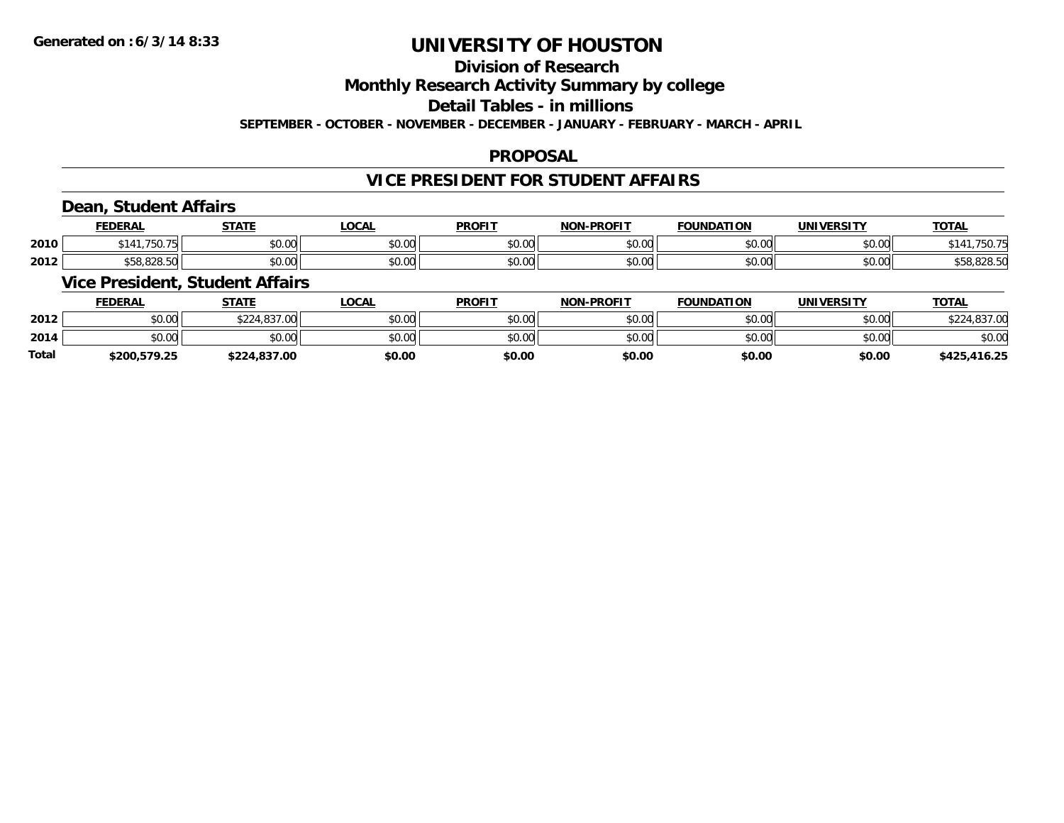# UNIVERSITY OF HOUSTON

## Division of Research

## Monthly Research Activity Summary by college

## Detail Tables - in millions

**SEPTEMBER - OCTOBER - NOVEMBER - DECEMBER - JANUARY - FEBRUARY - MARCH - APRIL**

## PROPOSAL

## VICE PRESIDENT FOR STUDENT AFFAIRS

### Dean, Student Affairs

| | FEDERAL | STATE | LOCAL | PROFIT | NON-PROFIT | FOUNDATION | UNIVERSITY | TOTAL |
|---|---|---|---|---|---|---|---|---|
| 2010 | $141,750.75 | $0.00 | $0.00 | $0.00 | $0.00 | $0.00 | $0.00 | $141,750.75 |
| 2012 | $58,828.50 | $0.00 | $0.00 | $0.00 | $0.00 | $0.00 | $0.00 | $58,828.50 |

### Vice President, Student Affairs

| | FEDERAL | STATE | LOCAL | PROFIT | NON-PROFIT | FOUNDATION | UNIVERSITY | TOTAL |
|---|---|---|---|---|---|---|---|---|
| 2012 | $0.00 | $224,837.00 | $0.00 | $0.00 | $0.00 | $0.00 | $0.00 | $224,837.00 |
| 2014 | $0.00 | $0.00 | $0.00 | $0.00 | $0.00 | $0.00 | $0.00 | $0.00 |
| **Total** | **$200,579.25** | **$224,837.00** | **$0.00** | **$0.00** | **$0.00** | **$0.00** | **$0.00** | **$425,416.25** |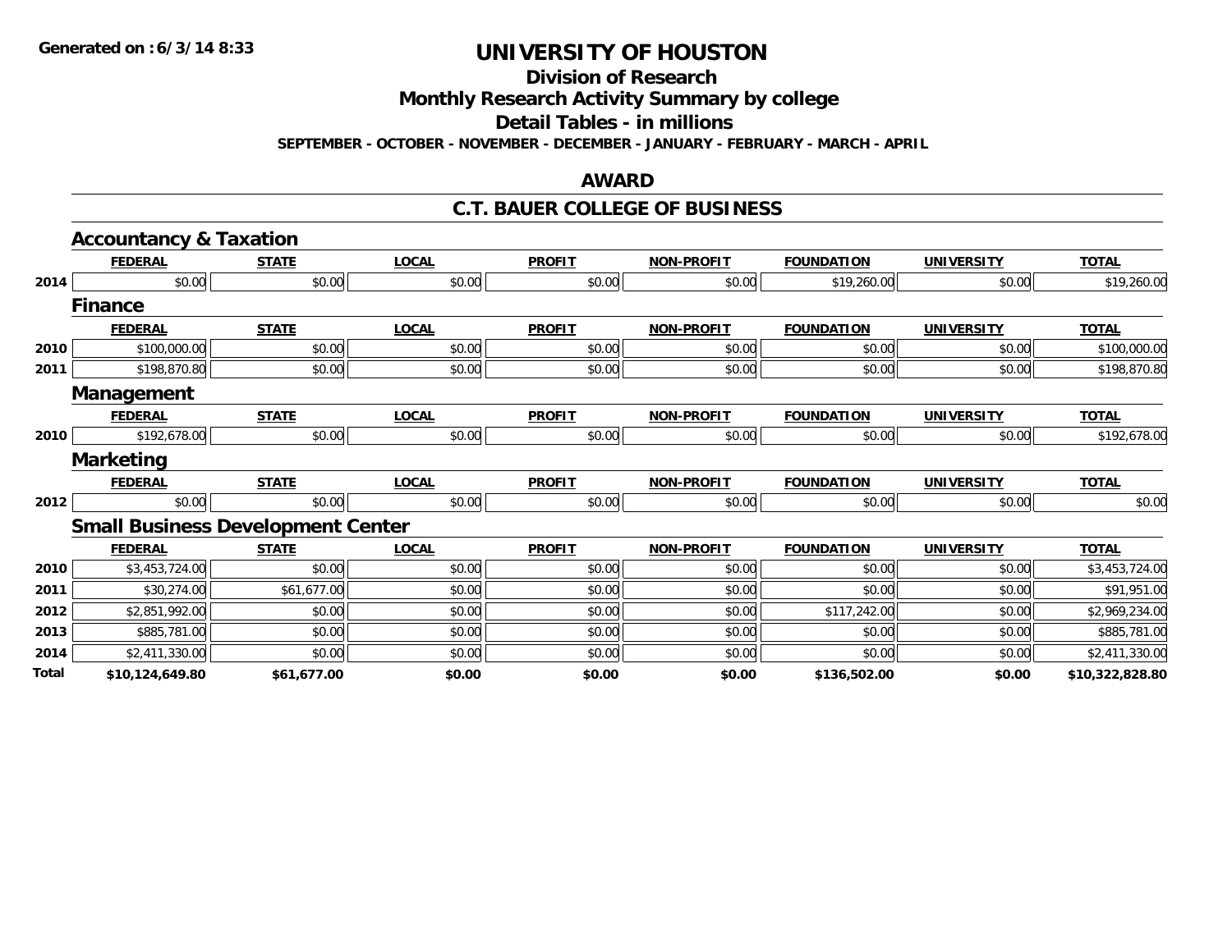**Generated on :6/3/14 8:33**

# UNIVERSITY OF HOUSTON

## Division of Research

## Monthly Research Activity Summary by college

## Detail Tables - in millions

**SEPTEMBER - OCTOBER - NOVEMBER - DECEMBER - JANUARY - FEBRUARY - MARCH - APRIL**

## AWARD

## C.T. BAUER COLLEGE OF BUSINESS

### Accountancy & Taxation

| | FEDERAL | STATE | LOCAL | PROFIT | NON-PROFIT | FOUNDATION | UNIVERSITY | TOTAL |
|---|---|---|---|---|---|---|---|---|
| 2014 | $0.00 | $0.00 | $0.00 | $0.00 | $0.00 | $19,260.00 | $0.00 | $19,260.00 |

### Finance

| | FEDERAL | STATE | LOCAL | PROFIT | NON-PROFIT | FOUNDATION | UNIVERSITY | TOTAL |
|---|---|---|---|---|---|---|---|---|
| 2010 | $100,000.00 | $0.00 | $0.00 | $0.00 | $0.00 | $0.00 | $0.00 | $100,000.00 |
| 2011 | $198,870.80 | $0.00 | $0.00 | $0.00 | $0.00 | $0.00 | $0.00 | $198,870.80 |

### Management

| | FEDERAL | STATE | LOCAL | PROFIT | NON-PROFIT | FOUNDATION | UNIVERSITY | TOTAL |
|---|---|---|---|---|---|---|---|---|
| 2010 | $192,678.00 | $0.00 | $0.00 | $0.00 | $0.00 | $0.00 | $0.00 | $192,678.00 |

### Marketing

| | FEDERAL | STATE | LOCAL | PROFIT | NON-PROFIT | FOUNDATION | UNIVERSITY | TOTAL |
|---|---|---|---|---|---|---|---|---|
| 2012 | $0.00 | $0.00 | $0.00 | $0.00 | $0.00 | $0.00 | $0.00 | $0.00 |

### Small Business Development Center

| | FEDERAL | STATE | LOCAL | PROFIT | NON-PROFIT | FOUNDATION | UNIVERSITY | TOTAL |
|---|---|---|---|---|---|---|---|---|
| 2010 | $3,453,724.00 | $0.00 | $0.00 | $0.00 | $0.00 | $0.00 | $0.00 | $3,453,724.00 |
| 2011 | $30,274.00 | $61,677.00 | $0.00 | $0.00 | $0.00 | $0.00 | $0.00 | $91,951.00 |
| 2012 | $2,851,992.00 | $0.00 | $0.00 | $0.00 | $0.00 | $117,242.00 | $0.00 | $2,969,234.00 |
| 2013 | $885,781.00 | $0.00 | $0.00 | $0.00 | $0.00 | $0.00 | $0.00 | $885,781.00 |
| 2014 | $2,411,330.00 | $0.00 | $0.00 | $0.00 | $0.00 | $0.00 | $0.00 | $2,411,330.00 |
| **Total** | **$10,124,649.80** | **$61,677.00** | **$0.00** | **$0.00** | **$0.00** | **$136,502.00** | **$0.00** | **$10,322,828.80** |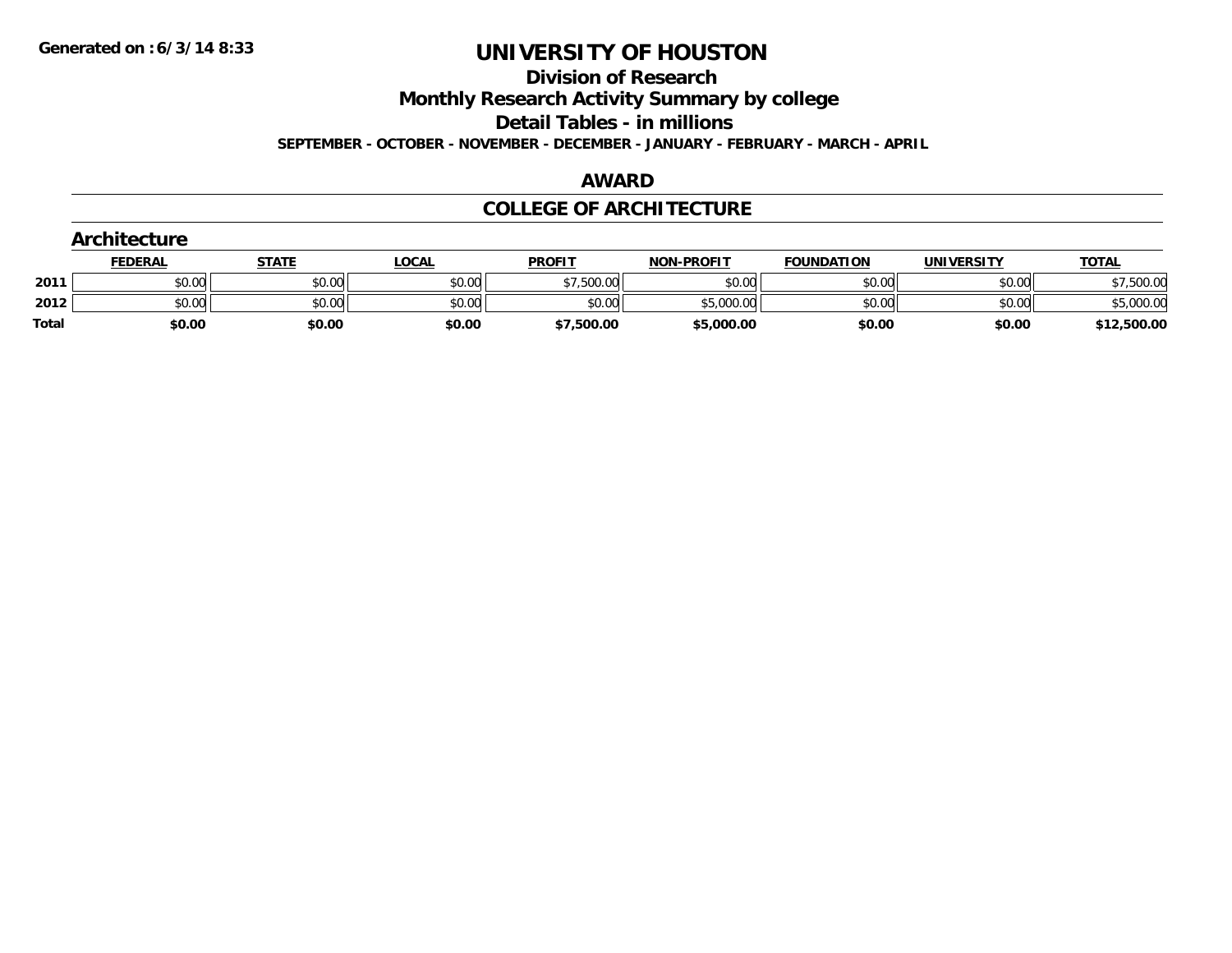Generated on : 6/3/14 8:33

# UNIVERSITY OF HOUSTON

## Division of Research

## Monthly Research Activity Summary by college

## Detail Tables - in millions

**SEPTEMBER - OCTOBER - NOVEMBER - DECEMBER - JANUARY - FEBRUARY - MARCH - APRIL**

## AWARD

## COLLEGE OF ARCHITECTURE

### Architecture

| | FEDERAL | STATE | LOCAL | PROFIT | NON-PROFIT | FOUNDATION | UNIVERSITY | TOTAL |
|---|---|---|---|---|---|---|---|---|
| 2011 | $0.00 | $0.00 | $0.00 | $7,500.00 | $0.00 | $0.00 | $0.00 | $7,500.00 |
| 2012 | $0.00 | $0.00 | $0.00 | $0.00 | $5,000.00 | $0.00 | $0.00 | $5,000.00 |
| **Total** | **$0.00** | **$0.00** | **$0.00** | **$7,500.00** | **$5,000.00** | **$0.00** | **$0.00** | **$12,500.00** |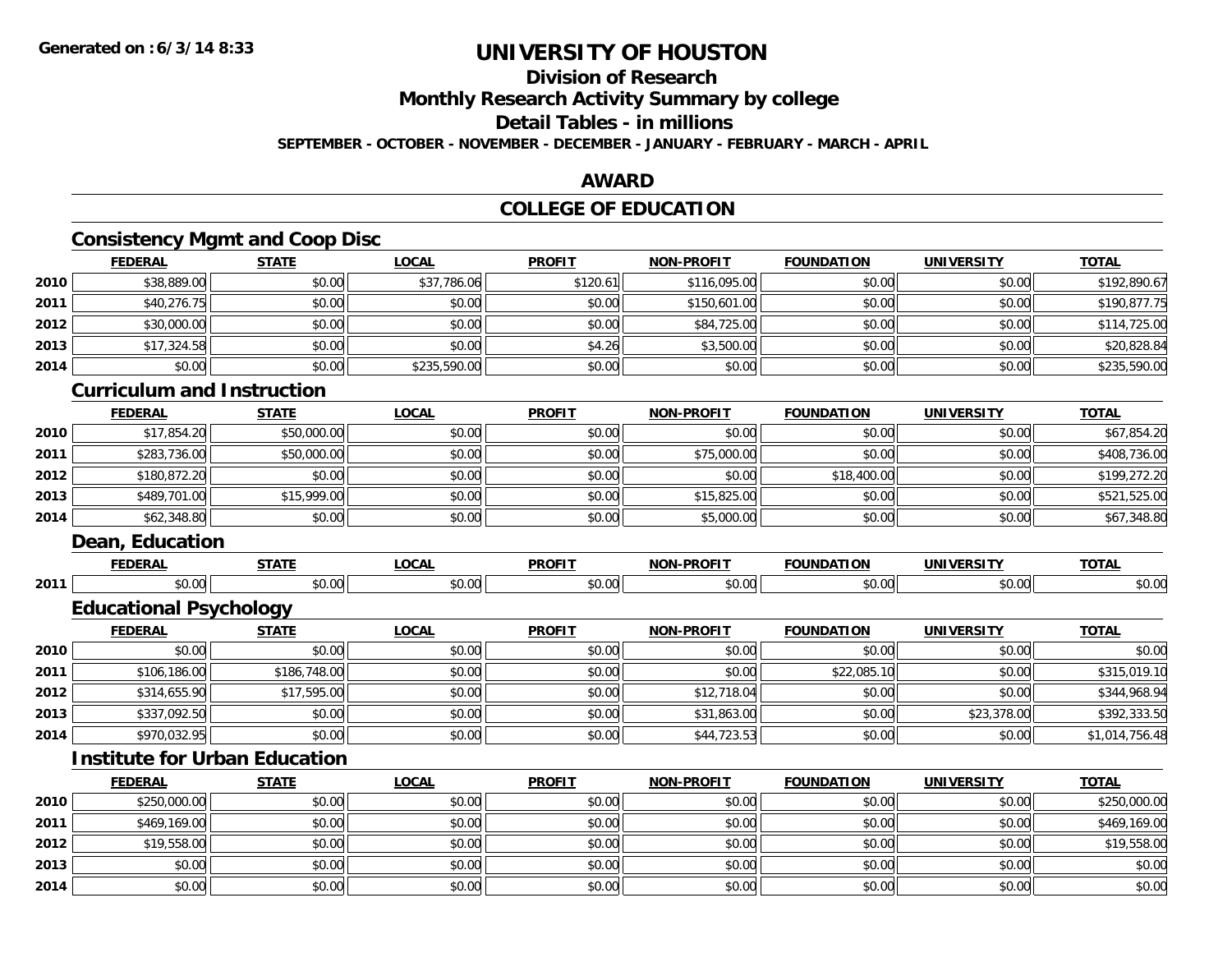# UNIVERSITY OF HOUSTON

## Division of Research

## Monthly Research Activity Summary by college

## Detail Tables - in millions

**SEPTEMBER - OCTOBER - NOVEMBER - DECEMBER - JANUARY - FEBRUARY - MARCH - APRIL**

## AWARD

## COLLEGE OF EDUCATION

### Consistency Mgmt and Coop Disc

| | FEDERAL | STATE | LOCAL | PROFIT | NON-PROFIT | FOUNDATION | UNIVERSITY | TOTAL |
|---|---|---|---|---|---|---|---|---|
| 2010 | $38,889.00 | $0.00 | $37,786.06 | $120.61 | $116,095.00 | $0.00 | $0.00 | $192,890.67 |
| 2011 | $40,276.75 | $0.00 | $0.00 | $0.00 | $150,601.00 | $0.00 | $0.00 | $190,877.75 |
| 2012 | $30,000.00 | $0.00 | $0.00 | $0.00 | $84,725.00 | $0.00 | $0.00 | $114,725.00 |
| 2013 | $17,324.58 | $0.00 | $0.00 | $4.26 | $3,500.00 | $0.00 | $0.00 | $20,828.84 |
| 2014 | $0.00 | $0.00 | $235,590.00 | $0.00 | $0.00 | $0.00 | $0.00 | $235,590.00 |

### Curriculum and Instruction

| | FEDERAL | STATE | LOCAL | PROFIT | NON-PROFIT | FOUNDATION | UNIVERSITY | TOTAL |
|---|---|---|---|---|---|---|---|---|
| 2010 | $17,854.20 | $50,000.00 | $0.00 | $0.00 | $0.00 | $0.00 | $0.00 | $67,854.20 |
| 2011 | $283,736.00 | $50,000.00 | $0.00 | $0.00 | $75,000.00 | $0.00 | $0.00 | $408,736.00 |
| 2012 | $180,872.20 | $0.00 | $0.00 | $0.00 | $0.00 | $18,400.00 | $0.00 | $199,272.20 |
| 2013 | $489,701.00 | $15,999.00 | $0.00 | $0.00 | $15,825.00 | $0.00 | $0.00 | $521,525.00 |
| 2014 | $62,348.80 | $0.00 | $0.00 | $0.00 | $5,000.00 | $0.00 | $0.00 | $67,348.80 |

### Dean, Education

| | FEDERAL | STATE | LOCAL | PROFIT | NON-PROFIT | FOUNDATION | UNIVERSITY | TOTAL |
|---|---|---|---|---|---|---|---|---|
| 2011 | $0.00 | $0.00 | $0.00 | $0.00 | $0.00 | $0.00 | $0.00 | $0.00 |

### Educational Psychology

| | FEDERAL | STATE | LOCAL | PROFIT | NON-PROFIT | FOUNDATION | UNIVERSITY | TOTAL |
|---|---|---|---|---|---|---|---|---|
| 2010 | $0.00 | $0.00 | $0.00 | $0.00 | $0.00 | $0.00 | $0.00 | $0.00 |
| 2011 | $106,186.00 | $186,748.00 | $0.00 | $0.00 | $0.00 | $22,085.10 | $0.00 | $315,019.10 |
| 2012 | $314,655.90 | $17,595.00 | $0.00 | $0.00 | $12,718.04 | $0.00 | $0.00 | $344,968.94 |
| 2013 | $337,092.50 | $0.00 | $0.00 | $0.00 | $31,863.00 | $0.00 | $23,378.00 | $392,333.50 |
| 2014 | $970,032.95 | $0.00 | $0.00 | $0.00 | $44,723.53 | $0.00 | $0.00 | $1,014,756.48 |

### Institute for Urban Education

| | FEDERAL | STATE | LOCAL | PROFIT | NON-PROFIT | FOUNDATION | UNIVERSITY | TOTAL |
|---|---|---|---|---|---|---|---|---|
| 2010 | $250,000.00 | $0.00 | $0.00 | $0.00 | $0.00 | $0.00 | $0.00 | $250,000.00 |
| 2011 | $469,169.00 | $0.00 | $0.00 | $0.00 | $0.00 | $0.00 | $0.00 | $469,169.00 |
| 2012 | $19,558.00 | $0.00 | $0.00 | $0.00 | $0.00 | $0.00 | $0.00 | $19,558.00 |
| 2013 | $0.00 | $0.00 | $0.00 | $0.00 | $0.00 | $0.00 | $0.00 | $0.00 |
| 2014 | $0.00 | $0.00 | $0.00 | $0.00 | $0.00 | $0.00 | $0.00 | $0.00 |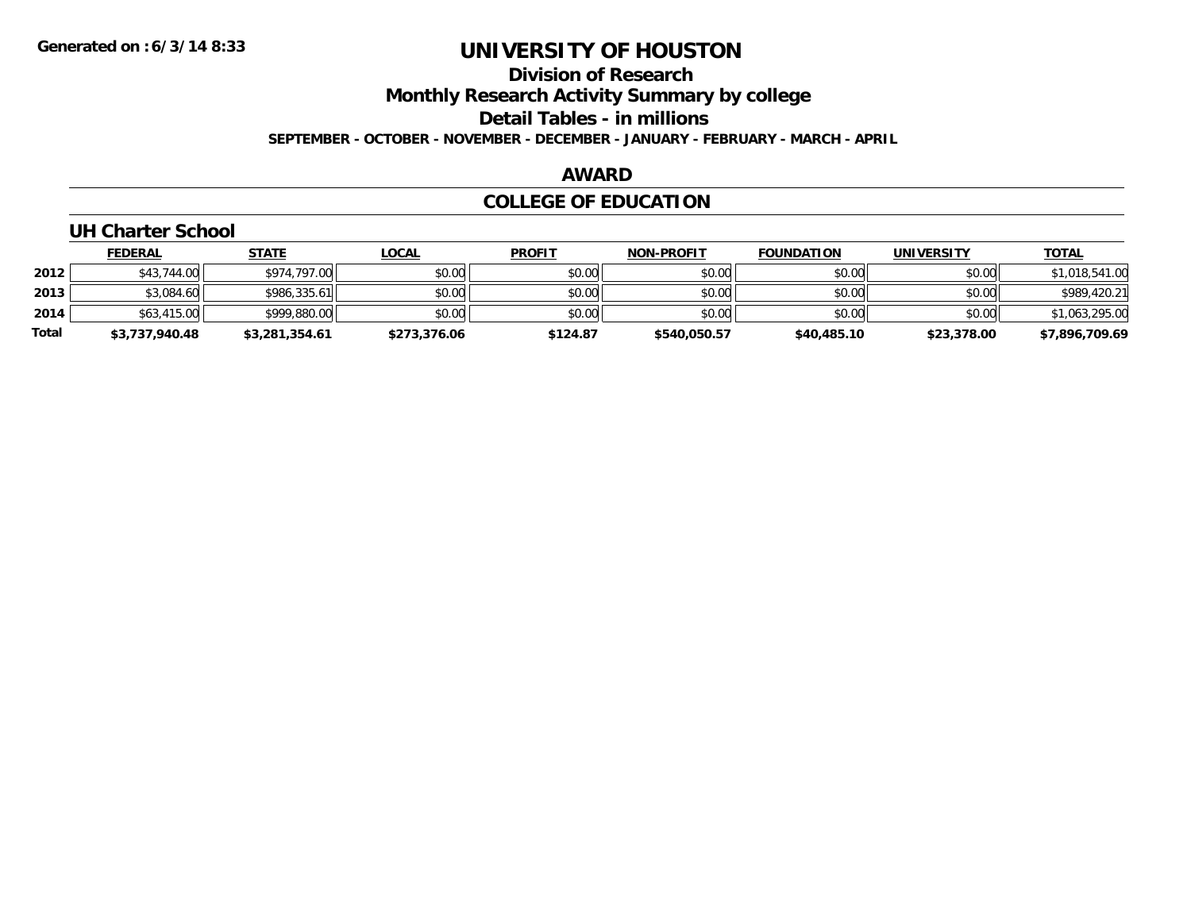# UNIVERSITY OF HOUSTON

## Division of Research

## Monthly Research Activity Summary by college

## Detail Tables - in millions

**SEPTEMBER - OCTOBER - NOVEMBER - DECEMBER - JANUARY - FEBRUARY - MARCH - APRIL**

## AWARD

## COLLEGE OF EDUCATION

### UH Charter School

| | FEDERAL | STATE | LOCAL | PROFIT | NON-PROFIT | FOUNDATION | UNIVERSITY | TOTAL |
|---|---|---|---|---|---|---|---|---|
| **2012** | $43,744.00 | $974,797.00 | $0.00 | $0.00 | $0.00 | $0.00 | $0.00 | $1,018,541.00 |
| **2013** | $3,084.60 | $986,335.61 | $0.00 | $0.00 | $0.00 | $0.00 | $0.00 | $989,420.21 |
| **2014** | $63,415.00 | $999,880.00 | $0.00 | $0.00 | $0.00 | $0.00 | $0.00 | $1,063,295.00 |
| **Total** | **$3,737,940.48** | **$3,281,354.61** | **$273,376.06** | **$124.87** | **$540,050.57** | **$40,485.10** | **$23,378.00** | **$7,896,709.69** |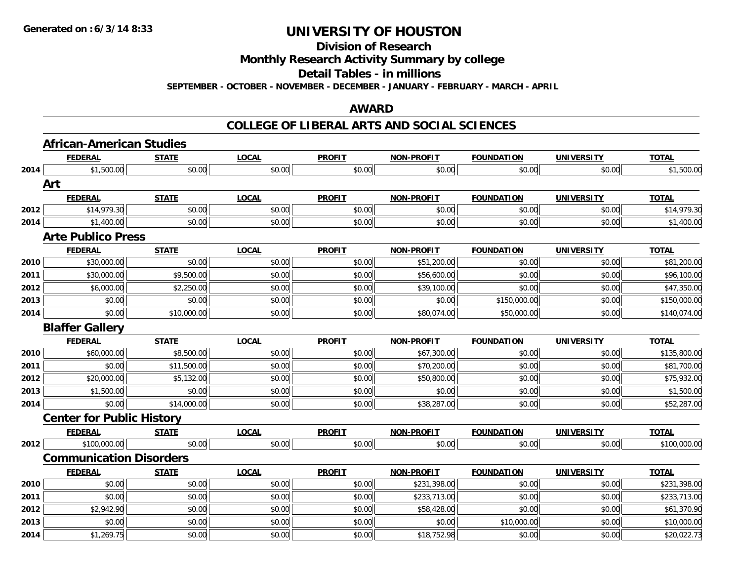**Generated on :6/3/14 8:33**

# UNIVERSITY OF HOUSTON

## Division of Research

## Monthly Research Activity Summary by college

## Detail Tables - in millions

**SEPTEMBER - OCTOBER - NOVEMBER - DECEMBER - JANUARY - FEBRUARY - MARCH - APRIL**

## AWARD

## COLLEGE OF LIBERAL ARTS AND SOCIAL SCIENCES

### African-American Studies

| | FEDERAL | STATE | LOCAL | PROFIT | NON-PROFIT | FOUNDATION | UNIVERSITY | TOTAL |
|---|---|---|---|---|---|---|---|---|
| 2014 | $1,500.00 | $0.00 | $0.00 | $0.00 | $0.00 | $0.00 | $0.00 | $1,500.00 |

### Art

| | FEDERAL | STATE | LOCAL | PROFIT | NON-PROFIT | FOUNDATION | UNIVERSITY | TOTAL |
|---|---|---|---|---|---|---|---|---|
| 2012 | $14,979.30 | $0.00 | $0.00 | $0.00 | $0.00 | $0.00 | $0.00 | $14,979.30 |
| 2014 | $1,400.00 | $0.00 | $0.00 | $0.00 | $0.00 | $0.00 | $0.00 | $1,400.00 |

### Arte Publico Press

| | FEDERAL | STATE | LOCAL | PROFIT | NON-PROFIT | FOUNDATION | UNIVERSITY | TOTAL |
|---|---|---|---|---|---|---|---|---|
| 2010 | $30,000.00 | $0.00 | $0.00 | $0.00 | $51,200.00 | $0.00 | $0.00 | $81,200.00 |
| 2011 | $30,000.00 | $9,500.00 | $0.00 | $0.00 | $56,600.00 | $0.00 | $0.00 | $96,100.00 |
| 2012 | $6,000.00 | $2,250.00 | $0.00 | $0.00 | $39,100.00 | $0.00 | $0.00 | $47,350.00 |
| 2013 | $0.00 | $0.00 | $0.00 | $0.00 | $0.00 | $150,000.00 | $0.00 | $150,000.00 |
| 2014 | $0.00 | $10,000.00 | $0.00 | $0.00 | $80,074.00 | $50,000.00 | $0.00 | $140,074.00 |

### Blaffer Gallery

| | FEDERAL | STATE | LOCAL | PROFIT | NON-PROFIT | FOUNDATION | UNIVERSITY | TOTAL |
|---|---|---|---|---|---|---|---|---|
| 2010 | $60,000.00 | $8,500.00 | $0.00 | $0.00 | $67,300.00 | $0.00 | $0.00 | $135,800.00 |
| 2011 | $0.00 | $11,500.00 | $0.00 | $0.00 | $70,200.00 | $0.00 | $0.00 | $81,700.00 |
| 2012 | $20,000.00 | $5,132.00 | $0.00 | $0.00 | $50,800.00 | $0.00 | $0.00 | $75,932.00 |
| 2013 | $1,500.00 | $0.00 | $0.00 | $0.00 | $0.00 | $0.00 | $0.00 | $1,500.00 |
| 2014 | $0.00 | $14,000.00 | $0.00 | $0.00 | $38,287.00 | $0.00 | $0.00 | $52,287.00 |

### Center for Public History

| | FEDERAL | STATE | LOCAL | PROFIT | NON-PROFIT | FOUNDATION | UNIVERSITY | TOTAL |
|---|---|---|---|---|---|---|---|---|
| 2012 | $100,000.00 | $0.00 | $0.00 | $0.00 | $0.00 | $0.00 | $0.00 | $100,000.00 |

### Communication Disorders

| | FEDERAL | STATE | LOCAL | PROFIT | NON-PROFIT | FOUNDATION | UNIVERSITY | TOTAL |
|---|---|---|---|---|---|---|---|---|
| 2010 | $0.00 | $0.00 | $0.00 | $0.00 | $231,398.00 | $0.00 | $0.00 | $231,398.00 |
| 2011 | $0.00 | $0.00 | $0.00 | $0.00 | $233,713.00 | $0.00 | $0.00 | $233,713.00 |
| 2012 | $2,942.90 | $0.00 | $0.00 | $0.00 | $58,428.00 | $0.00 | $0.00 | $61,370.90 |
| 2013 | $0.00 | $0.00 | $0.00 | $0.00 | $0.00 | $10,000.00 | $0.00 | $10,000.00 |
| 2014 | $1,269.75 | $0.00 | $0.00 | $0.00 | $18,752.98 | $0.00 | $0.00 | $20,022.73 |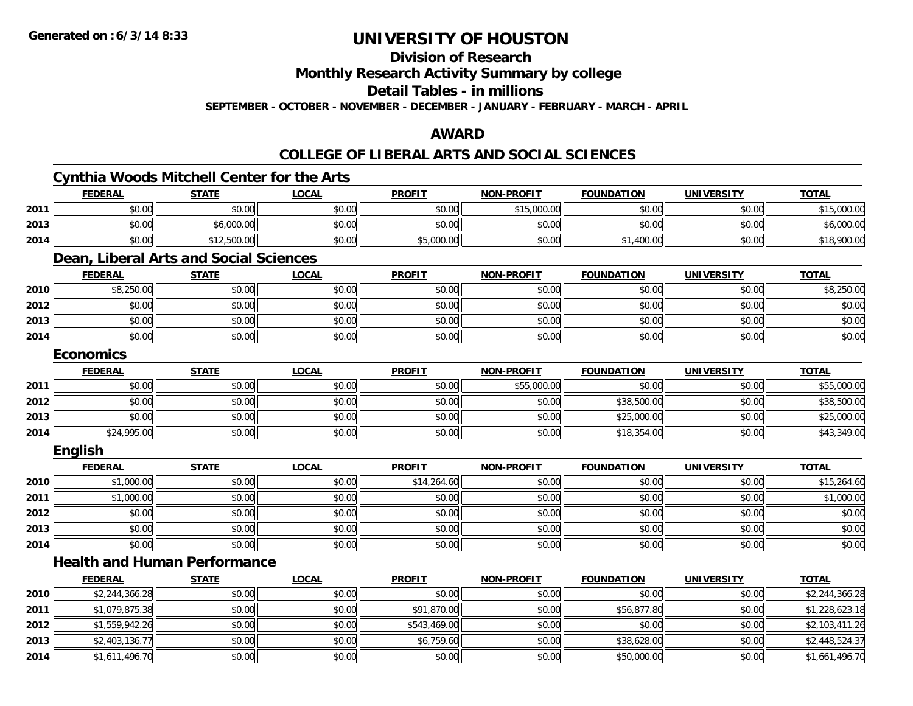# UNIVERSITY OF HOUSTON

## Division of Research

## Monthly Research Activity Summary by college

## Detail Tables - in millions

**SEPTEMBER - OCTOBER - NOVEMBER - DECEMBER - JANUARY - FEBRUARY - MARCH - APRIL**

## AWARD

## COLLEGE OF LIBERAL ARTS AND SOCIAL SCIENCES

### Cynthia Woods Mitchell Center for the Arts

| | FEDERAL | STATE | LOCAL | PROFIT | NON-PROFIT | FOUNDATION | UNIVERSITY | TOTAL |
|---|---|---|---|---|---|---|---|---|
| 2011 | $0.00 | $0.00 | $0.00 | $0.00 | $15,000.00 | $0.00 | $0.00 | $15,000.00 |
| 2013 | $0.00 | $6,000.00 | $0.00 | $0.00 | $0.00 | $0.00 | $0.00 | $6,000.00 |
| 2014 | $0.00 | $12,500.00 | $0.00 | $5,000.00 | $0.00 | $1,400.00 | $0.00 | $18,900.00 |

### Dean, Liberal Arts and Social Sciences

| | FEDERAL | STATE | LOCAL | PROFIT | NON-PROFIT | FOUNDATION | UNIVERSITY | TOTAL |
|---|---|---|---|---|---|---|---|---|
| 2010 | $8,250.00 | $0.00 | $0.00 | $0.00 | $0.00 | $0.00 | $0.00 | $8,250.00 |
| 2012 | $0.00 | $0.00 | $0.00 | $0.00 | $0.00 | $0.00 | $0.00 | $0.00 |
| 2013 | $0.00 | $0.00 | $0.00 | $0.00 | $0.00 | $0.00 | $0.00 | $0.00 |
| 2014 | $0.00 | $0.00 | $0.00 | $0.00 | $0.00 | $0.00 | $0.00 | $0.00 |

### Economics

| | FEDERAL | STATE | LOCAL | PROFIT | NON-PROFIT | FOUNDATION | UNIVERSITY | TOTAL |
|---|---|---|---|---|---|---|---|---|
| 2011 | $0.00 | $0.00 | $0.00 | $0.00 | $55,000.00 | $0.00 | $0.00 | $55,000.00 |
| 2012 | $0.00 | $0.00 | $0.00 | $0.00 | $0.00 | $38,500.00 | $0.00 | $38,500.00 |
| 2013 | $0.00 | $0.00 | $0.00 | $0.00 | $0.00 | $25,000.00 | $0.00 | $25,000.00 |
| 2014 | $24,995.00 | $0.00 | $0.00 | $0.00 | $0.00 | $18,354.00 | $0.00 | $43,349.00 |

### English

| | FEDERAL | STATE | LOCAL | PROFIT | NON-PROFIT | FOUNDATION | UNIVERSITY | TOTAL |
|---|---|---|---|---|---|---|---|---|
| 2010 | $1,000.00 | $0.00 | $0.00 | $14,264.60 | $0.00 | $0.00 | $0.00 | $15,264.60 |
| 2011 | $1,000.00 | $0.00 | $0.00 | $0.00 | $0.00 | $0.00 | $0.00 | $1,000.00 |
| 2012 | $0.00 | $0.00 | $0.00 | $0.00 | $0.00 | $0.00 | $0.00 | $0.00 |
| 2013 | $0.00 | $0.00 | $0.00 | $0.00 | $0.00 | $0.00 | $0.00 | $0.00 |
| 2014 | $0.00 | $0.00 | $0.00 | $0.00 | $0.00 | $0.00 | $0.00 | $0.00 |

### Health and Human Performance

| | FEDERAL | STATE | LOCAL | PROFIT | NON-PROFIT | FOUNDATION | UNIVERSITY | TOTAL |
|---|---|---|---|---|---|---|---|---|
| 2010 | $2,244,366.28 | $0.00 | $0.00 | $0.00 | $0.00 | $0.00 | $0.00 | $2,244,366.28 |
| 2011 | $1,079,875.38 | $0.00 | $0.00 | $91,870.00 | $0.00 | $56,877.80 | $0.00 | $1,228,623.18 |
| 2012 | $1,559,942.26 | $0.00 | $0.00 | $543,469.00 | $0.00 | $0.00 | $0.00 | $2,103,411.26 |
| 2013 | $2,403,136.77 | $0.00 | $0.00 | $6,759.60 | $0.00 | $38,628.00 | $0.00 | $2,448,524.37 |
| 2014 | $1,611,496.70 | $0.00 | $0.00 | $0.00 | $0.00 | $50,000.00 | $0.00 | $1,661,496.70 |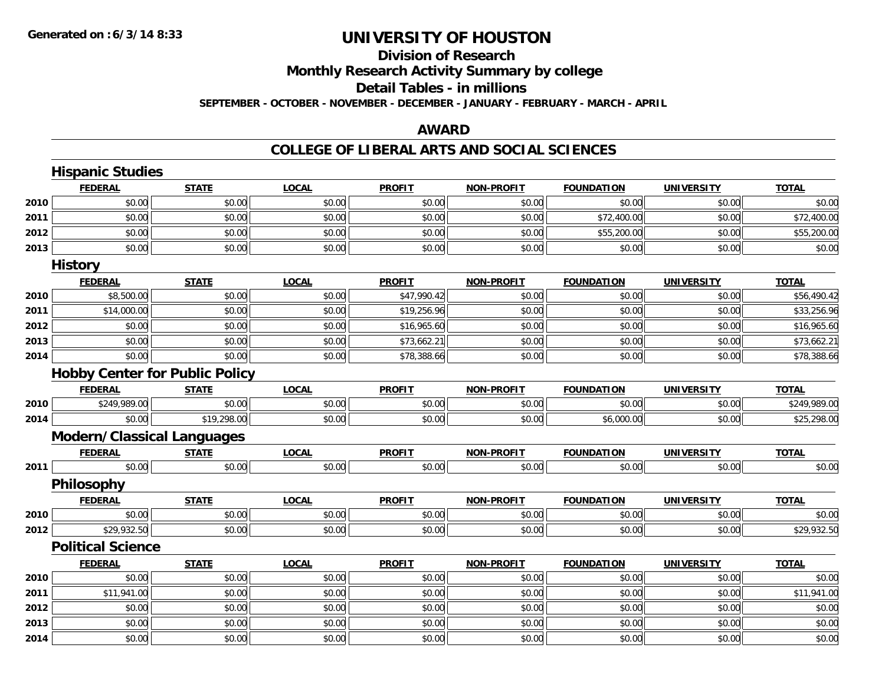# UNIVERSITY OF HOUSTON

## Division of Research

## Monthly Research Activity Summary by college

## Detail Tables - in millions

**SEPTEMBER - OCTOBER - NOVEMBER - DECEMBER - JANUARY - FEBRUARY - MARCH - APRIL**

## AWARD

## COLLEGE OF LIBERAL ARTS AND SOCIAL SCIENCES

### Hispanic Studies

| | FEDERAL | STATE | LOCAL | PROFIT | NON-PROFIT | FOUNDATION | UNIVERSITY | TOTAL |
|---|---|---|---|---|---|---|---|---|
| 2010 | $0.00 | $0.00 | $0.00 | $0.00 | $0.00 | $0.00 | $0.00 | $0.00 |
| 2011 | $0.00 | $0.00 | $0.00 | $0.00 | $0.00 | $72,400.00 | $0.00 | $72,400.00 |
| 2012 | $0.00 | $0.00 | $0.00 | $0.00 | $0.00 | $55,200.00 | $0.00 | $55,200.00 |
| 2013 | $0.00 | $0.00 | $0.00 | $0.00 | $0.00 | $0.00 | $0.00 | $0.00 |

### History

| | FEDERAL | STATE | LOCAL | PROFIT | NON-PROFIT | FOUNDATION | UNIVERSITY | TOTAL |
|---|---|---|---|---|---|---|---|---|
| 2010 | $8,500.00 | $0.00 | $0.00 | $47,990.42 | $0.00 | $0.00 | $0.00 | $56,490.42 |
| 2011 | $14,000.00 | $0.00 | $0.00 | $19,256.96 | $0.00 | $0.00 | $0.00 | $33,256.96 |
| 2012 | $0.00 | $0.00 | $0.00 | $16,965.60 | $0.00 | $0.00 | $0.00 | $16,965.60 |
| 2013 | $0.00 | $0.00 | $0.00 | $73,662.21 | $0.00 | $0.00 | $0.00 | $73,662.21 |
| 2014 | $0.00 | $0.00 | $0.00 | $78,388.66 | $0.00 | $0.00 | $0.00 | $78,388.66 |

### Hobby Center for Public Policy

| | FEDERAL | STATE | LOCAL | PROFIT | NON-PROFIT | FOUNDATION | UNIVERSITY | TOTAL |
|---|---|---|---|---|---|---|---|---|
| 2010 | $249,989.00 | $0.00 | $0.00 | $0.00 | $0.00 | $0.00 | $0.00 | $249,989.00 |
| 2014 | $0.00 | $19,298.00 | $0.00 | $0.00 | $0.00 | $6,000.00 | $0.00 | $25,298.00 |

### Modern/Classical Languages

| | FEDERAL | STATE | LOCAL | PROFIT | NON-PROFIT | FOUNDATION | UNIVERSITY | TOTAL |
|---|---|---|---|---|---|---|---|---|
| 2011 | $0.00 | $0.00 | $0.00 | $0.00 | $0.00 | $0.00 | $0.00 | $0.00 |

### Philosophy

| | FEDERAL | STATE | LOCAL | PROFIT | NON-PROFIT | FOUNDATION | UNIVERSITY | TOTAL |
|---|---|---|---|---|---|---|---|---|
| 2010 | $0.00 | $0.00 | $0.00 | $0.00 | $0.00 | $0.00 | $0.00 | $0.00 |
| 2012 | $29,932.50 | $0.00 | $0.00 | $0.00 | $0.00 | $0.00 | $0.00 | $29,932.50 |

### Political Science

| | FEDERAL | STATE | LOCAL | PROFIT | NON-PROFIT | FOUNDATION | UNIVERSITY | TOTAL |
|---|---|---|---|---|---|---|---|---|
| 2010 | $0.00 | $0.00 | $0.00 | $0.00 | $0.00 | $0.00 | $0.00 | $0.00 |
| 2011 | $11,941.00 | $0.00 | $0.00 | $0.00 | $0.00 | $0.00 | $0.00 | $11,941.00 |
| 2012 | $0.00 | $0.00 | $0.00 | $0.00 | $0.00 | $0.00 | $0.00 | $0.00 |
| 2013 | $0.00 | $0.00 | $0.00 | $0.00 | $0.00 | $0.00 | $0.00 | $0.00 |
| 2014 | $0.00 | $0.00 | $0.00 | $0.00 | $0.00 | $0.00 | $0.00 | $0.00 |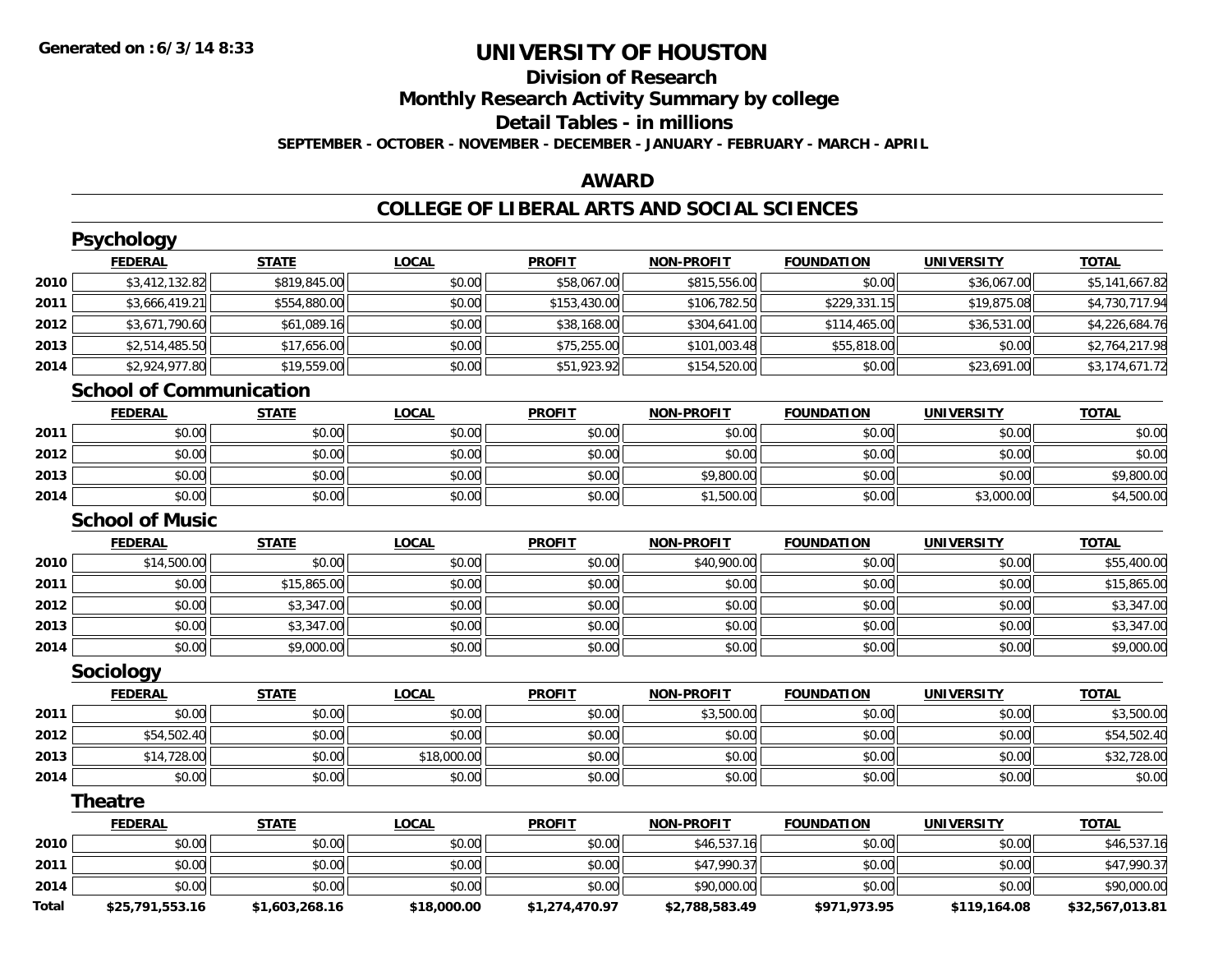# UNIVERSITY OF HOUSTON

## Division of Research

## Monthly Research Activity Summary by college

## Detail Tables - in millions

**SEPTEMBER - OCTOBER - NOVEMBER - DECEMBER - JANUARY - FEBRUARY - MARCH - APRIL**

## AWARD

## COLLEGE OF LIBERAL ARTS AND SOCIAL SCIENCES

### Psychology

| | FEDERAL | STATE | LOCAL | PROFIT | NON-PROFIT | FOUNDATION | UNIVERSITY | TOTAL |
|---|---|---|---|---|---|---|---|---|
| 2010 | $3,412,132.82 | $819,845.00 | $0.00 | $58,067.00 | $815,556.00 | $0.00 | $36,067.00 | $5,141,667.82 |
| 2011 | $3,666,419.21 | $554,880.00 | $0.00 | $153,430.00 | $106,782.50 | $229,331.15 | $19,875.08 | $4,730,717.94 |
| 2012 | $3,671,790.60 | $61,089.16 | $0.00 | $38,168.00 | $304,641.00 | $114,465.00 | $36,531.00 | $4,226,684.76 |
| 2013 | $2,514,485.50 | $17,656.00 | $0.00 | $75,255.00 | $101,003.48 | $55,818.00 | $0.00 | $2,764,217.98 |
| 2014 | $2,924,977.80 | $19,559.00 | $0.00 | $51,923.92 | $154,520.00 | $0.00 | $23,691.00 | $3,174,671.72 |

### School of Communication

| | FEDERAL | STATE | LOCAL | PROFIT | NON-PROFIT | FOUNDATION | UNIVERSITY | TOTAL |
|---|---|---|---|---|---|---|---|---|
| 2011 | $0.00 | $0.00 | $0.00 | $0.00 | $0.00 | $0.00 | $0.00 | $0.00 |
| 2012 | $0.00 | $0.00 | $0.00 | $0.00 | $0.00 | $0.00 | $0.00 | $0.00 |
| 2013 | $0.00 | $0.00 | $0.00 | $0.00 | $9,800.00 | $0.00 | $0.00 | $9,800.00 |
| 2014 | $0.00 | $0.00 | $0.00 | $0.00 | $1,500.00 | $0.00 | $3,000.00 | $4,500.00 |

### School of Music

| | FEDERAL | STATE | LOCAL | PROFIT | NON-PROFIT | FOUNDATION | UNIVERSITY | TOTAL |
|---|---|---|---|---|---|---|---|---|
| 2010 | $14,500.00 | $0.00 | $0.00 | $0.00 | $40,900.00 | $0.00 | $0.00 | $55,400.00 |
| 2011 | $0.00 | $15,865.00 | $0.00 | $0.00 | $0.00 | $0.00 | $0.00 | $15,865.00 |
| 2012 | $0.00 | $3,347.00 | $0.00 | $0.00 | $0.00 | $0.00 | $0.00 | $3,347.00 |
| 2013 | $0.00 | $3,347.00 | $0.00 | $0.00 | $0.00 | $0.00 | $0.00 | $3,347.00 |
| 2014 | $0.00 | $9,000.00 | $0.00 | $0.00 | $0.00 | $0.00 | $0.00 | $9,000.00 |

### Sociology

| | FEDERAL | STATE | LOCAL | PROFIT | NON-PROFIT | FOUNDATION | UNIVERSITY | TOTAL |
|---|---|---|---|---|---|---|---|---|
| 2011 | $0.00 | $0.00 | $0.00 | $0.00 | $3,500.00 | $0.00 | $0.00 | $3,500.00 |
| 2012 | $54,502.40 | $0.00 | $0.00 | $0.00 | $0.00 | $0.00 | $0.00 | $54,502.40 |
| 2013 | $14,728.00 | $0.00 | $18,000.00 | $0.00 | $0.00 | $0.00 | $0.00 | $32,728.00 |
| 2014 | $0.00 | $0.00 | $0.00 | $0.00 | $0.00 | $0.00 | $0.00 | $0.00 |

### Theatre

| | FEDERAL | STATE | LOCAL | PROFIT | NON-PROFIT | FOUNDATION | UNIVERSITY | TOTAL |
|---|---|---|---|---|---|---|---|---|
| 2010 | $0.00 | $0.00 | $0.00 | $0.00 | $46,537.16 | $0.00 | $0.00 | $46,537.16 |
| 2011 | $0.00 | $0.00 | $0.00 | $0.00 | $47,990.37 | $0.00 | $0.00 | $47,990.37 |
| 2014 | $0.00 | $0.00 | $0.00 | $0.00 | $90,000.00 | $0.00 | $0.00 | $90,000.00 |
| **Total** | **$25,791,553.16** | **$1,603,268.16** | **$18,000.00** | **$1,274,470.97** | **$2,788,583.49** | **$971,973.95** | **$119,164.08** | **$32,567,013.81** |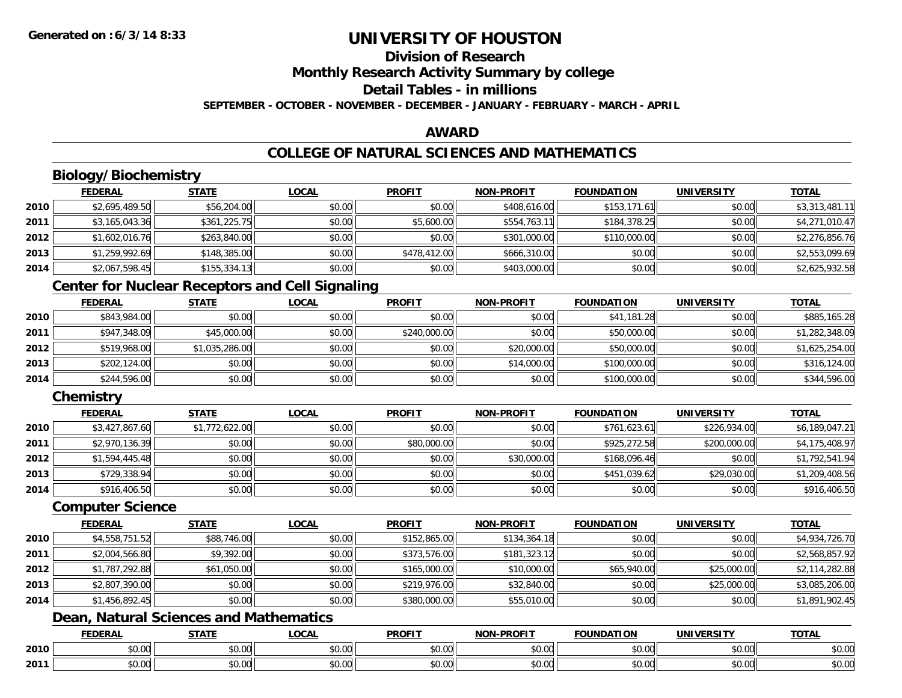**Generated on :6/3/14 8:33**

# UNIVERSITY OF HOUSTON

## Division of Research

## Monthly Research Activity Summary by college

## Detail Tables - in millions

**SEPTEMBER - OCTOBER - NOVEMBER - DECEMBER - JANUARY - FEBRUARY - MARCH - APRIL**

## AWARD

## COLLEGE OF NATURAL SCIENCES AND MATHEMATICS

### Biology/Biochemistry

| | FEDERAL | STATE | LOCAL | PROFIT | NON-PROFIT | FOUNDATION | UNIVERSITY | TOTAL |
|---|---|---|---|---|---|---|---|---|
| 2010 | $2,695,489.50 | $56,204.00 | $0.00 | $0.00 | $408,616.00 | $153,171.61 | $0.00 | $3,313,481.11 |
| 2011 | $3,165,043.36 | $361,225.75 | $0.00 | $5,600.00 | $554,763.11 | $184,378.25 | $0.00 | $4,271,010.47 |
| 2012 | $1,602,016.76 | $263,840.00 | $0.00 | $0.00 | $301,000.00 | $110,000.00 | $0.00 | $2,276,856.76 |
| 2013 | $1,259,992.69 | $148,385.00 | $0.00 | $478,412.00 | $666,310.00 | $0.00 | $0.00 | $2,553,099.69 |
| 2014 | $2,067,598.45 | $155,334.13 | $0.00 | $0.00 | $403,000.00 | $0.00 | $0.00 | $2,625,932.58 |

### Center for Nuclear Receptors and Cell Signaling

| | FEDERAL | STATE | LOCAL | PROFIT | NON-PROFIT | FOUNDATION | UNIVERSITY | TOTAL |
|---|---|---|---|---|---|---|---|---|
| 2010 | $843,984.00 | $0.00 | $0.00 | $0.00 | $0.00 | $41,181.28 | $0.00 | $885,165.28 |
| 2011 | $947,348.09 | $45,000.00 | $0.00 | $240,000.00 | $0.00 | $50,000.00 | $0.00 | $1,282,348.09 |
| 2012 | $519,968.00 | $1,035,286.00 | $0.00 | $0.00 | $20,000.00 | $50,000.00 | $0.00 | $1,625,254.00 |
| 2013 | $202,124.00 | $0.00 | $0.00 | $0.00 | $14,000.00 | $100,000.00 | $0.00 | $316,124.00 |
| 2014 | $244,596.00 | $0.00 | $0.00 | $0.00 | $0.00 | $100,000.00 | $0.00 | $344,596.00 |

### Chemistry

| | FEDERAL | STATE | LOCAL | PROFIT | NON-PROFIT | FOUNDATION | UNIVERSITY | TOTAL |
|---|---|---|---|---|---|---|---|---|
| 2010 | $3,427,867.60 | $1,772,622.00 | $0.00 | $0.00 | $0.00 | $761,623.61 | $226,934.00 | $6,189,047.21 |
| 2011 | $2,970,136.39 | $0.00 | $0.00 | $80,000.00 | $0.00 | $925,272.58 | $200,000.00 | $4,175,408.97 |
| 2012 | $1,594,445.48 | $0.00 | $0.00 | $0.00 | $30,000.00 | $168,096.46 | $0.00 | $1,792,541.94 |
| 2013 | $729,338.94 | $0.00 | $0.00 | $0.00 | $0.00 | $451,039.62 | $29,030.00 | $1,209,408.56 |
| 2014 | $916,406.50 | $0.00 | $0.00 | $0.00 | $0.00 | $0.00 | $0.00 | $916,406.50 |

### Computer Science

| | FEDERAL | STATE | LOCAL | PROFIT | NON-PROFIT | FOUNDATION | UNIVERSITY | TOTAL |
|---|---|---|---|---|---|---|---|---|
| 2010 | $4,558,751.52 | $88,746.00 | $0.00 | $152,865.00 | $134,364.18 | $0.00 | $0.00 | $4,934,726.70 |
| 2011 | $2,004,566.80 | $9,392.00 | $0.00 | $373,576.00 | $181,323.12 | $0.00 | $0.00 | $2,568,857.92 |
| 2012 | $1,787,292.88 | $61,050.00 | $0.00 | $165,000.00 | $10,000.00 | $65,940.00 | $25,000.00 | $2,114,282.88 |
| 2013 | $2,807,390.00 | $0.00 | $0.00 | $219,976.00 | $32,840.00 | $0.00 | $25,000.00 | $3,085,206.00 |
| 2014 | $1,456,892.45 | $0.00 | $0.00 | $380,000.00 | $55,010.00 | $0.00 | $0.00 | $1,891,902.45 |

### Dean, Natural Sciences and Mathematics

| | FEDERAL | STATE | LOCAL | PROFIT | NON-PROFIT | FOUNDATION | UNIVERSITY | TOTAL |
|---|---|---|---|---|---|---|---|---|
| 2010 | $0.00 | $0.00 | $0.00 | $0.00 | $0.00 | $0.00 | $0.00 | $0.00 |
| 2011 | $0.00 | $0.00 | $0.00 | $0.00 | $0.00 | $0.00 | $0.00 | $0.00 |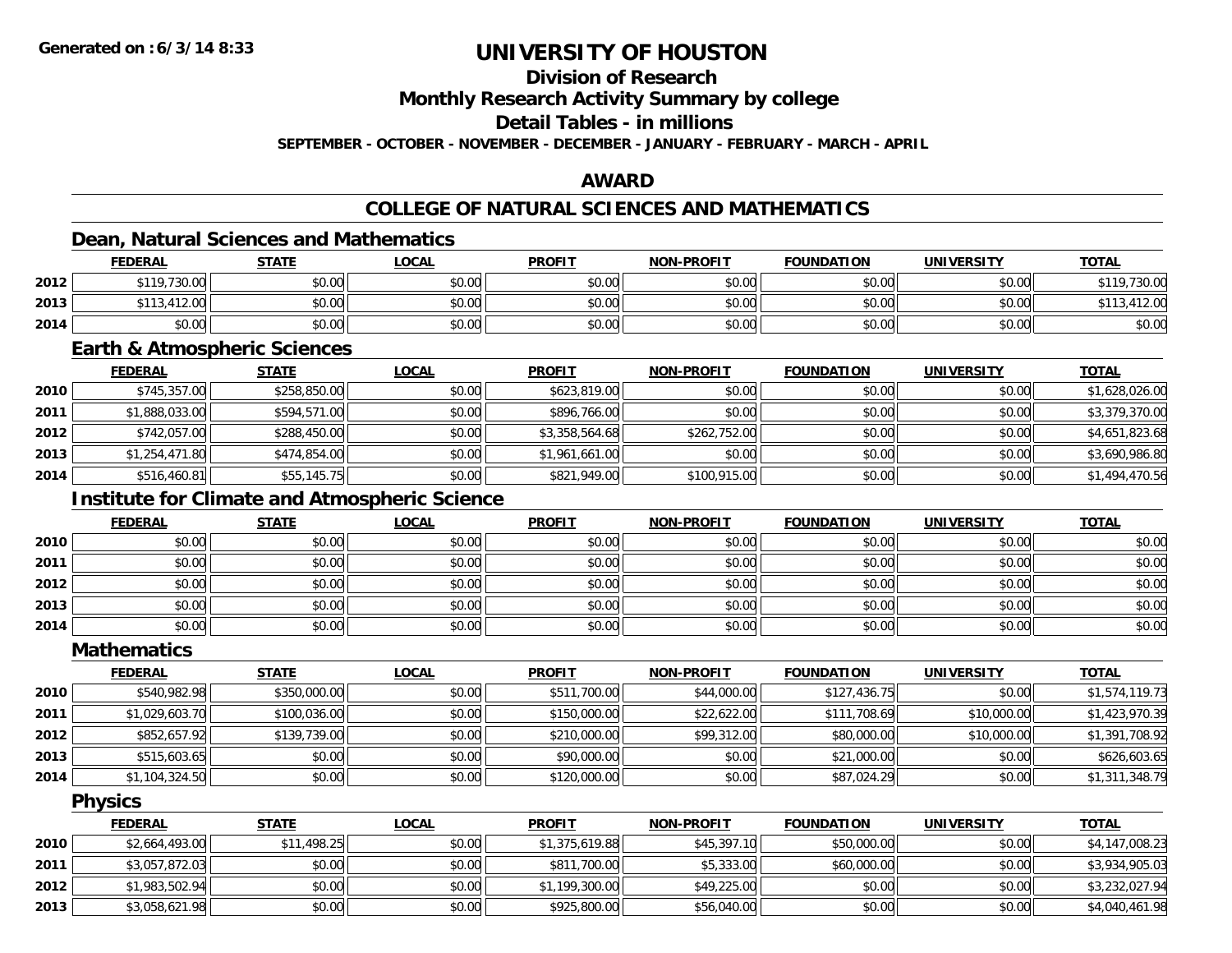Generated on :6/3/14 8:33

# UNIVERSITY OF HOUSTON

## Division of Research

## Monthly Research Activity Summary by college

## Detail Tables - in millions

**SEPTEMBER - OCTOBER - NOVEMBER - DECEMBER - JANUARY - FEBRUARY - MARCH - APRIL**

## AWARD

## COLLEGE OF NATURAL SCIENCES AND MATHEMATICS

### Dean, Natural Sciences and Mathematics

| | FEDERAL | STATE | LOCAL | PROFIT | NON-PROFIT | FOUNDATION | UNIVERSITY | TOTAL |
|---|---|---|---|---|---|---|---|---|
| 2012 | $119,730.00 | $0.00 | $0.00 | $0.00 | $0.00 | $0.00 | $0.00 | $119,730.00 |
| 2013 | $113,412.00 | $0.00 | $0.00 | $0.00 | $0.00 | $0.00 | $0.00 | $113,412.00 |
| 2014 | $0.00 | $0.00 | $0.00 | $0.00 | $0.00 | $0.00 | $0.00 | $0.00 |

### Earth & Atmospheric Sciences

| | FEDERAL | STATE | LOCAL | PROFIT | NON-PROFIT | FOUNDATION | UNIVERSITY | TOTAL |
|---|---|---|---|---|---|---|---|---|
| 2010 | $745,357.00 | $258,850.00 | $0.00 | $623,819.00 | $0.00 | $0.00 | $0.00 | $1,628,026.00 |
| 2011 | $1,888,033.00 | $594,571.00 | $0.00 | $896,766.00 | $0.00 | $0.00 | $0.00 | $3,379,370.00 |
| 2012 | $742,057.00 | $288,450.00 | $0.00 | $3,358,564.68 | $262,752.00 | $0.00 | $0.00 | $4,651,823.68 |
| 2013 | $1,254,471.80 | $474,854.00 | $0.00 | $1,961,661.00 | $0.00 | $0.00 | $0.00 | $3,690,986.80 |
| 2014 | $516,460.81 | $55,145.75 | $0.00 | $821,949.00 | $100,915.00 | $0.00 | $0.00 | $1,494,470.56 |

### Institute for Climate and Atmospheric Science

| | FEDERAL | STATE | LOCAL | PROFIT | NON-PROFIT | FOUNDATION | UNIVERSITY | TOTAL |
|---|---|---|---|---|---|---|---|---|
| 2010 | $0.00 | $0.00 | $0.00 | $0.00 | $0.00 | $0.00 | $0.00 | $0.00 |
| 2011 | $0.00 | $0.00 | $0.00 | $0.00 | $0.00 | $0.00 | $0.00 | $0.00 |
| 2012 | $0.00 | $0.00 | $0.00 | $0.00 | $0.00 | $0.00 | $0.00 | $0.00 |
| 2013 | $0.00 | $0.00 | $0.00 | $0.00 | $0.00 | $0.00 | $0.00 | $0.00 |
| 2014 | $0.00 | $0.00 | $0.00 | $0.00 | $0.00 | $0.00 | $0.00 | $0.00 |

### Mathematics

| | FEDERAL | STATE | LOCAL | PROFIT | NON-PROFIT | FOUNDATION | UNIVERSITY | TOTAL |
|---|---|---|---|---|---|---|---|---|
| 2010 | $540,982.98 | $350,000.00 | $0.00 | $511,700.00 | $44,000.00 | $127,436.75 | $0.00 | $1,574,119.73 |
| 2011 | $1,029,603.70 | $100,036.00 | $0.00 | $150,000.00 | $22,622.00 | $111,708.69 | $10,000.00 | $1,423,970.39 |
| 2012 | $852,657.92 | $139,739.00 | $0.00 | $210,000.00 | $99,312.00 | $80,000.00 | $10,000.00 | $1,391,708.92 |
| 2013 | $515,603.65 | $0.00 | $0.00 | $90,000.00 | $0.00 | $21,000.00 | $0.00 | $626,603.65 |
| 2014 | $1,104,324.50 | $0.00 | $0.00 | $120,000.00 | $0.00 | $87,024.29 | $0.00 | $1,311,348.79 |

### Physics

| | FEDERAL | STATE | LOCAL | PROFIT | NON-PROFIT | FOUNDATION | UNIVERSITY | TOTAL |
|---|---|---|---|---|---|---|---|---|
| 2010 | $2,664,493.00 | $11,498.25 | $0.00 | $1,375,619.88 | $45,397.10 | $50,000.00 | $0.00 | $4,147,008.23 |
| 2011 | $3,057,872.03 | $0.00 | $0.00 | $811,700.00 | $5,333.00 | $60,000.00 | $0.00 | $3,934,905.03 |
| 2012 | $1,983,502.94 | $0.00 | $0.00 | $1,199,300.00 | $49,225.00 | $0.00 | $0.00 | $3,232,027.94 |
| 2013 | $3,058,621.98 | $0.00 | $0.00 | $925,800.00 | $56,040.00 | $0.00 | $0.00 | $4,040,461.98 |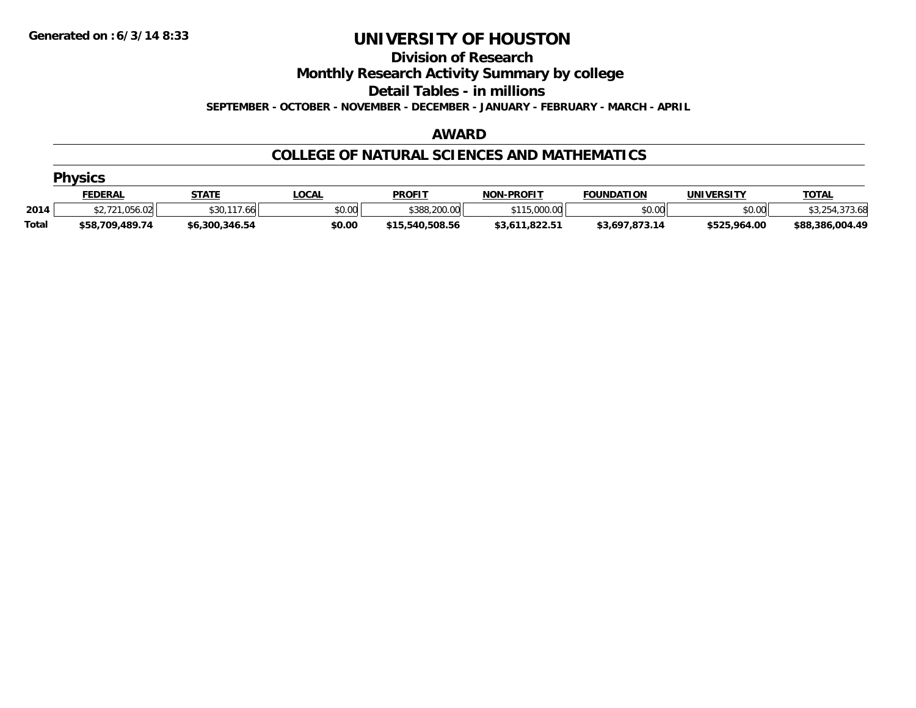Generated on : 6/3/14 8:33

# UNIVERSITY OF HOUSTON

## Division of Research

## Monthly Research Activity Summary by college

## Detail Tables - in millions

**SEPTEMBER - OCTOBER - NOVEMBER - DECEMBER - JANUARY - FEBRUARY - MARCH - APRIL**

## AWARD

## COLLEGE OF NATURAL SCIENCES AND MATHEMATICS

### Physics

| | FEDERAL | STATE | LOCAL | PROFIT | NON-PROFIT | FOUNDATION | UNIVERSITY | TOTAL |
|---|---|---|---|---|---|---|---|---|
| 2014 | $2,721,056.02 | $30,117.66 | $0.00 | $388,200.00 | $115,000.00 | $0.00 | $0.00 | $3,254,373.68 |
| **Total** | **$58,709,489.74** | **$6,300,346.54** | **$0.00** | **$15,540,508.56** | **$3,611,822.51** | **$3,697,873.14** | **$525,964.00** | **$88,386,004.49** |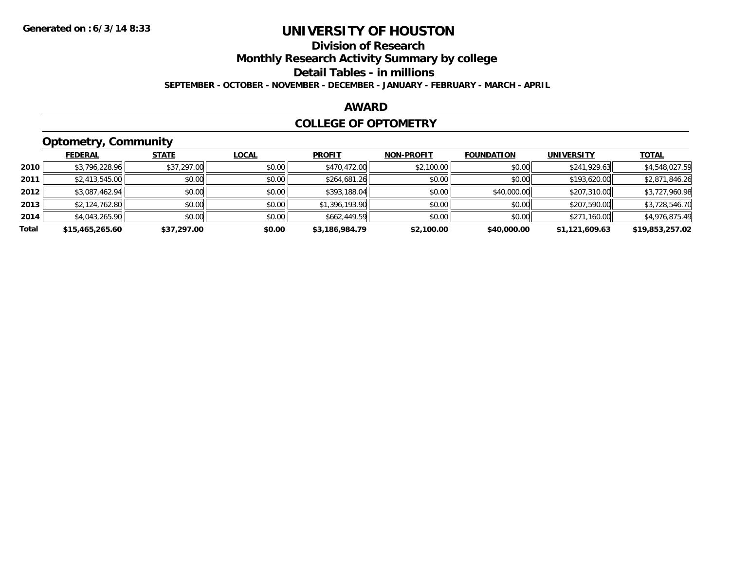Generated on :6/3/14 8:33

# UNIVERSITY OF HOUSTON

## Division of Research

## Monthly Research Activity Summary by college

## Detail Tables - in millions

**SEPTEMBER - OCTOBER - NOVEMBER - DECEMBER - JANUARY - FEBRUARY - MARCH - APRIL**

### AWARD

### COLLEGE OF OPTOMETRY

### Optometry, Community

| | FEDERAL | STATE | LOCAL | PROFIT | NON-PROFIT | FOUNDATION | UNIVERSITY | TOTAL |
|---|---|---|---|---|---|---|---|---|
| 2010 | $3,796,228.96 | $37,297.00 | $0.00 | $470,472.00 | $2,100.00 | $0.00 | $241,929.63 | $4,548,027.59 |
| 2011 | $2,413,545.00 | $0.00 | $0.00 | $264,681.26 | $0.00 | $0.00 | $193,620.00 | $2,871,846.26 |
| 2012 | $3,087,462.94 | $0.00 | $0.00 | $393,188.04 | $0.00 | $40,000.00 | $207,310.00 | $3,727,960.98 |
| 2013 | $2,124,762.80 | $0.00 | $0.00 | $1,396,193.90 | $0.00 | $0.00 | $207,590.00 | $3,728,546.70 |
| 2014 | $4,043,265.90 | $0.00 | $0.00 | $662,449.59 | $0.00 | $0.00 | $271,160.00 | $4,976,875.49 |
| **Total** | **$15,465,265.60** | **$37,297.00** | **$0.00** | **$3,186,984.79** | **$2,100.00** | **$40,000.00** | **$1,121,609.63** | **$19,853,257.02** |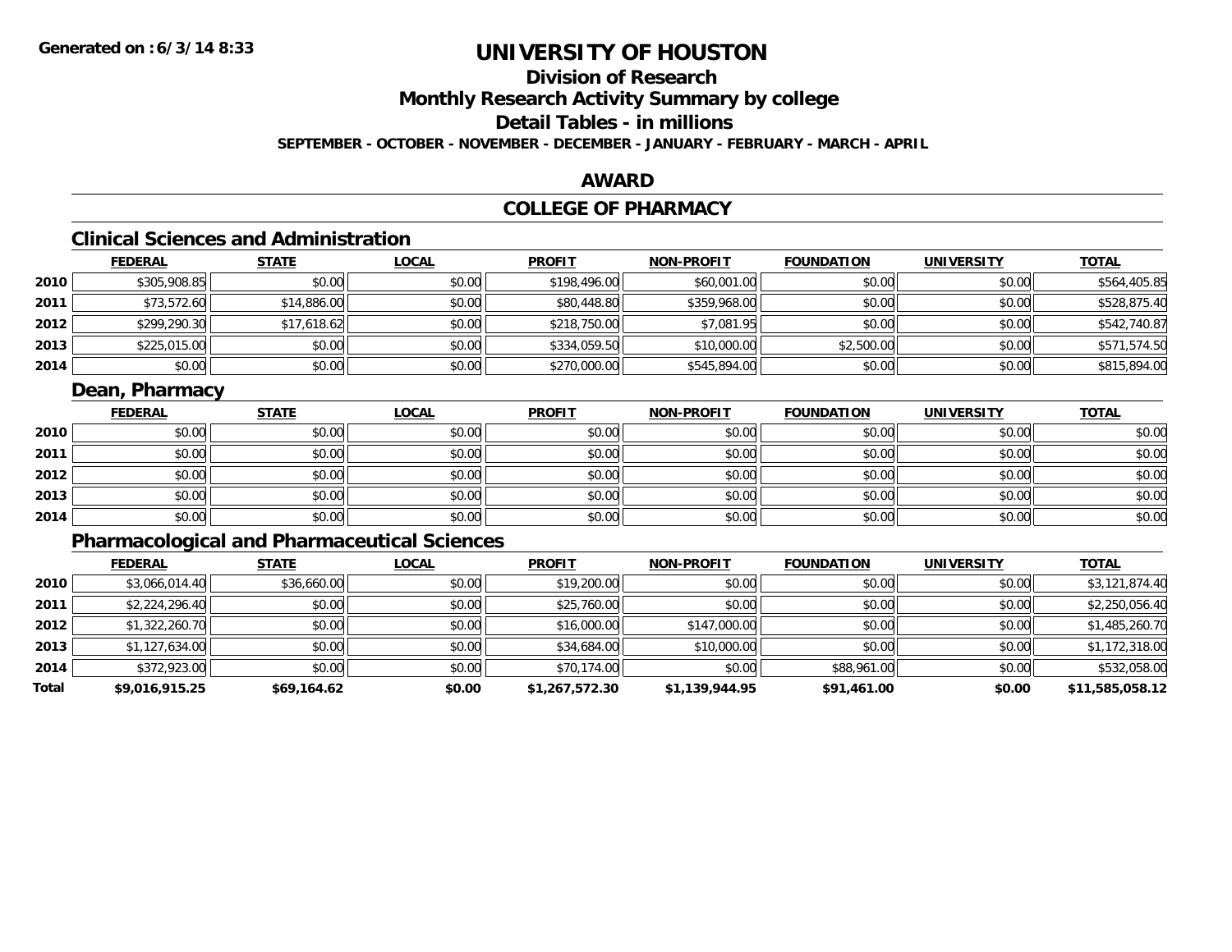**Generated on :6/3/14 8:33**

# UNIVERSITY OF HOUSTON

## Division of Research

## Monthly Research Activity Summary by college

## Detail Tables - in millions

**SEPTEMBER - OCTOBER - NOVEMBER - DECEMBER - JANUARY - FEBRUARY - MARCH - APRIL**

## AWARD

## COLLEGE OF PHARMACY

### Clinical Sciences and Administration

| | FEDERAL | STATE | LOCAL | PROFIT | NON-PROFIT | FOUNDATION | UNIVERSITY | TOTAL |
|---|---|---|---|---|---|---|---|---|
| 2010 | $305,908.85 | $0.00 | $0.00 | $198,496.00 | $60,001.00 | $0.00 | $0.00 | $564,405.85 |
| 2011 | $73,572.60 | $14,886.00 | $0.00 | $80,448.80 | $359,968.00 | $0.00 | $0.00 | $528,875.40 |
| 2012 | $299,290.30 | $17,618.62 | $0.00 | $218,750.00 | $7,081.95 | $0.00 | $0.00 | $542,740.87 |
| 2013 | $225,015.00 | $0.00 | $0.00 | $334,059.50 | $10,000.00 | $2,500.00 | $0.00 | $571,574.50 |
| 2014 | $0.00 | $0.00 | $0.00 | $270,000.00 | $545,894.00 | $0.00 | $0.00 | $815,894.00 |

### Dean, Pharmacy

| | FEDERAL | STATE | LOCAL | PROFIT | NON-PROFIT | FOUNDATION | UNIVERSITY | TOTAL |
|---|---|---|---|---|---|---|---|---|
| 2010 | $0.00 | $0.00 | $0.00 | $0.00 | $0.00 | $0.00 | $0.00 | $0.00 |
| 2011 | $0.00 | $0.00 | $0.00 | $0.00 | $0.00 | $0.00 | $0.00 | $0.00 |
| 2012 | $0.00 | $0.00 | $0.00 | $0.00 | $0.00 | $0.00 | $0.00 | $0.00 |
| 2013 | $0.00 | $0.00 | $0.00 | $0.00 | $0.00 | $0.00 | $0.00 | $0.00 |
| 2014 | $0.00 | $0.00 | $0.00 | $0.00 | $0.00 | $0.00 | $0.00 | $0.00 |

### Pharmacological and Pharmaceutical Sciences

| | FEDERAL | STATE | LOCAL | PROFIT | NON-PROFIT | FOUNDATION | UNIVERSITY | TOTAL |
|---|---|---|---|---|---|---|---|---|
| 2010 | $3,066,014.40 | $36,660.00 | $0.00 | $19,200.00 | $0.00 | $0.00 | $0.00 | $3,121,874.40 |
| 2011 | $2,224,296.40 | $0.00 | $0.00 | $25,760.00 | $0.00 | $0.00 | $0.00 | $2,250,056.40 |
| 2012 | $1,322,260.70 | $0.00 | $0.00 | $16,000.00 | $147,000.00 | $0.00 | $0.00 | $1,485,260.70 |
| 2013 | $1,127,634.00 | $0.00 | $0.00 | $34,684.00 | $10,000.00 | $0.00 | $0.00 | $1,172,318.00 |
| 2014 | $372,923.00 | $0.00 | $0.00 | $70,174.00 | $0.00 | $88,961.00 | $0.00 | $532,058.00 |
| **Total** | **$9,016,915.25** | **$69,164.62** | **$0.00** | **$1,267,572.30** | **$1,139,944.95** | **$91,461.00** | **$0.00** | **$11,585,058.12** |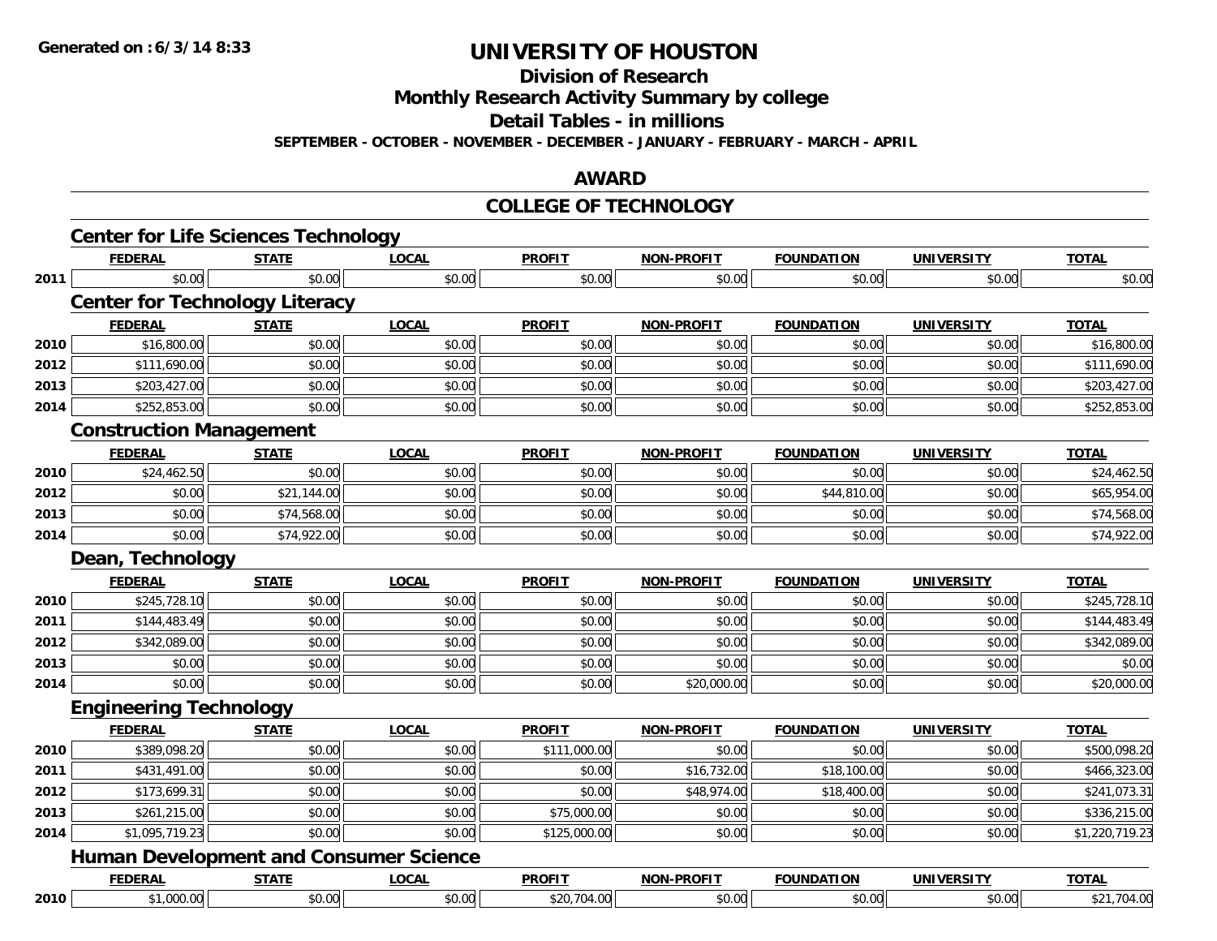# UNIVERSITY OF HOUSTON

## Division of Research

## Monthly Research Activity Summary by college

## Detail Tables - in millions

**SEPTEMBER - OCTOBER - NOVEMBER - DECEMBER - JANUARY - FEBRUARY - MARCH - APRIL**

## AWARD

## COLLEGE OF TECHNOLOGY

### Center for Life Sciences Technology

| | FEDERAL | STATE | LOCAL | PROFIT | NON-PROFIT | FOUNDATION | UNIVERSITY | TOTAL |
|---|---|---|---|---|---|---|---|---|
| 2011 | $0.00 | $0.00 | $0.00 | $0.00 | $0.00 | $0.00 | $0.00 | $0.00 |

### Center for Technology Literacy

| | FEDERAL | STATE | LOCAL | PROFIT | NON-PROFIT | FOUNDATION | UNIVERSITY | TOTAL |
|---|---|---|---|---|---|---|---|---|
| 2010 | $16,800.00 | $0.00 | $0.00 | $0.00 | $0.00 | $0.00 | $0.00 | $16,800.00 |
| 2012 | $111,690.00 | $0.00 | $0.00 | $0.00 | $0.00 | $0.00 | $0.00 | $111,690.00 |
| 2013 | $203,427.00 | $0.00 | $0.00 | $0.00 | $0.00 | $0.00 | $0.00 | $203,427.00 |
| 2014 | $252,853.00 | $0.00 | $0.00 | $0.00 | $0.00 | $0.00 | $0.00 | $252,853.00 |

### Construction Management

| | FEDERAL | STATE | LOCAL | PROFIT | NON-PROFIT | FOUNDATION | UNIVERSITY | TOTAL |
|---|---|---|---|---|---|---|---|---|
| 2010 | $24,462.50 | $0.00 | $0.00 | $0.00 | $0.00 | $0.00 | $0.00 | $24,462.50 |
| 2012 | $0.00 | $21,144.00 | $0.00 | $0.00 | $0.00 | $44,810.00 | $0.00 | $65,954.00 |
| 2013 | $0.00 | $74,568.00 | $0.00 | $0.00 | $0.00 | $0.00 | $0.00 | $74,568.00 |
| 2014 | $0.00 | $74,922.00 | $0.00 | $0.00 | $0.00 | $0.00 | $0.00 | $74,922.00 |

### Dean, Technology

| | FEDERAL | STATE | LOCAL | PROFIT | NON-PROFIT | FOUNDATION | UNIVERSITY | TOTAL |
|---|---|---|---|---|---|---|---|---|
| 2010 | $245,728.10 | $0.00 | $0.00 | $0.00 | $0.00 | $0.00 | $0.00 | $245,728.10 |
| 2011 | $144,483.49 | $0.00 | $0.00 | $0.00 | $0.00 | $0.00 | $0.00 | $144,483.49 |
| 2012 | $342,089.00 | $0.00 | $0.00 | $0.00 | $0.00 | $0.00 | $0.00 | $342,089.00 |
| 2013 | $0.00 | $0.00 | $0.00 | $0.00 | $0.00 | $0.00 | $0.00 | $0.00 |
| 2014 | $0.00 | $0.00 | $0.00 | $0.00 | $20,000.00 | $0.00 | $0.00 | $20,000.00 |

### Engineering Technology

| | FEDERAL | STATE | LOCAL | PROFIT | NON-PROFIT | FOUNDATION | UNIVERSITY | TOTAL |
|---|---|---|---|---|---|---|---|---|
| 2010 | $389,098.20 | $0.00 | $0.00 | $111,000.00 | $0.00 | $0.00 | $0.00 | $500,098.20 |
| 2011 | $431,491.00 | $0.00 | $0.00 | $0.00 | $16,732.00 | $18,100.00 | $0.00 | $466,323.00 |
| 2012 | $173,699.31 | $0.00 | $0.00 | $0.00 | $48,974.00 | $18,400.00 | $0.00 | $241,073.31 |
| 2013 | $261,215.00 | $0.00 | $0.00 | $75,000.00 | $0.00 | $0.00 | $0.00 | $336,215.00 |
| 2014 | $1,095,719.23 | $0.00 | $0.00 | $125,000.00 | $0.00 | $0.00 | $0.00 | $1,220,719.23 |

### Human Development and Consumer Science

| | FEDERAL | STATE | LOCAL | PROFIT | NON-PROFIT | FOUNDATION | UNIVERSITY | TOTAL |
|---|---|---|---|---|---|---|---|---|
| 2010 | $1,000.00 | $0.00 | $0.00 | $20,704.00 | $0.00 | $0.00 | $0.00 | $21,704.00 |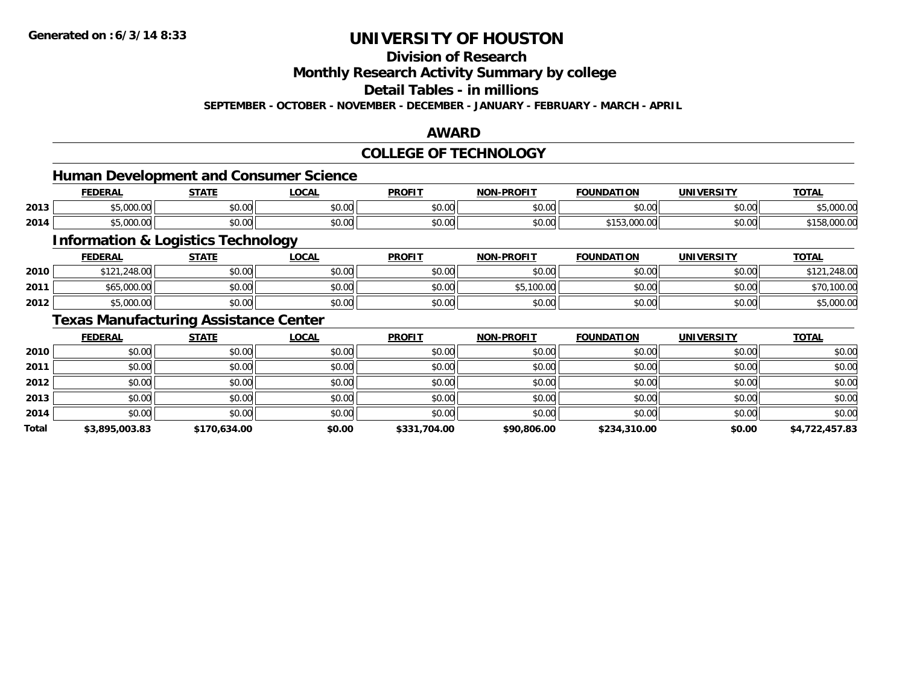# UNIVERSITY OF HOUSTON

## Division of Research

## Monthly Research Activity Summary by college

## Detail Tables - in millions

**SEPTEMBER - OCTOBER - NOVEMBER - DECEMBER - JANUARY - FEBRUARY - MARCH - APRIL**

## AWARD

## COLLEGE OF TECHNOLOGY

### Human Development and Consumer Science

| | FEDERAL | STATE | LOCAL | PROFIT | NON-PROFIT | FOUNDATION | UNIVERSITY | TOTAL |
|---|---|---|---|---|---|---|---|---|
| 2013 | $5,000.00 | $0.00 | $0.00 | $0.00 | $0.00 | $0.00 | $0.00 | $5,000.00 |
| 2014 | $5,000.00 | $0.00 | $0.00 | $0.00 | $0.00 | $153,000.00 | $0.00 | $158,000.00 |

### Information & Logistics Technology

| | FEDERAL | STATE | LOCAL | PROFIT | NON-PROFIT | FOUNDATION | UNIVERSITY | TOTAL |
|---|---|---|---|---|---|---|---|---|
| 2010 | $121,248.00 | $0.00 | $0.00 | $0.00 | $0.00 | $0.00 | $0.00 | $121,248.00 |
| 2011 | $65,000.00 | $0.00 | $0.00 | $0.00 | $5,100.00 | $0.00 | $0.00 | $70,100.00 |
| 2012 | $5,000.00 | $0.00 | $0.00 | $0.00 | $0.00 | $0.00 | $0.00 | $5,000.00 |

### Texas Manufacturing Assistance Center

| | FEDERAL | STATE | LOCAL | PROFIT | NON-PROFIT | FOUNDATION | UNIVERSITY | TOTAL |
|---|---|---|---|---|---|---|---|---|
| 2010 | $0.00 | $0.00 | $0.00 | $0.00 | $0.00 | $0.00 | $0.00 | $0.00 |
| 2011 | $0.00 | $0.00 | $0.00 | $0.00 | $0.00 | $0.00 | $0.00 | $0.00 |
| 2012 | $0.00 | $0.00 | $0.00 | $0.00 | $0.00 | $0.00 | $0.00 | $0.00 |
| 2013 | $0.00 | $0.00 | $0.00 | $0.00 | $0.00 | $0.00 | $0.00 | $0.00 |
| 2014 | $0.00 | $0.00 | $0.00 | $0.00 | $0.00 | $0.00 | $0.00 | $0.00 |
| **Total** | **$3,895,003.83** | **$170,634.00** | **$0.00** | **$331,704.00** | **$90,806.00** | **$234,310.00** | **$0.00** | **$4,722,457.83** |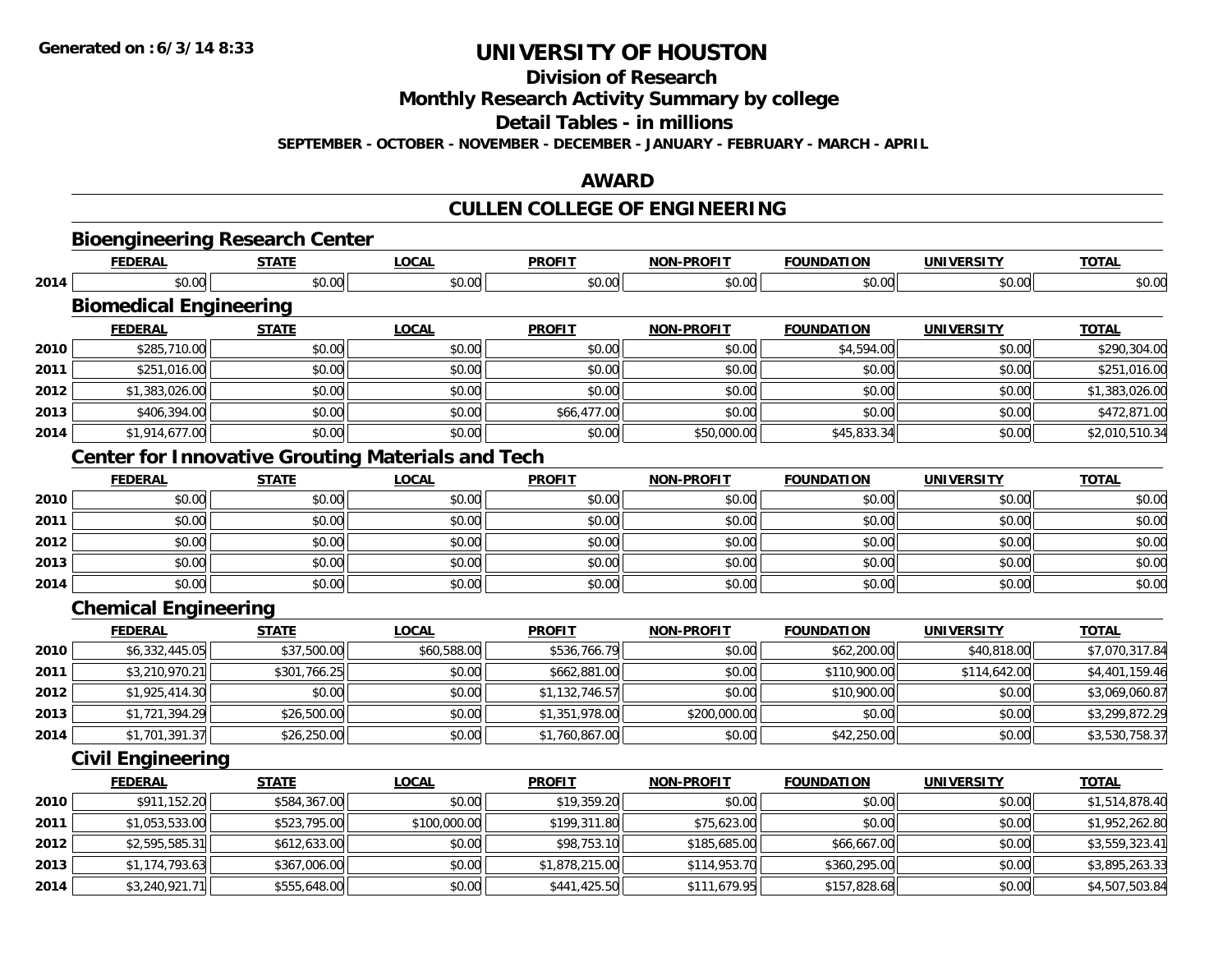# UNIVERSITY OF HOUSTON

## Division of Research

## Monthly Research Activity Summary by college

## Detail Tables - in millions

**SEPTEMBER - OCTOBER - NOVEMBER - DECEMBER - JANUARY - FEBRUARY - MARCH - APRIL**

## AWARD

## CULLEN COLLEGE OF ENGINEERING

### Bioengineering Research Center

| | FEDERAL | STATE | LOCAL | PROFIT | NON-PROFIT | FOUNDATION | UNIVERSITY | TOTAL |
|---|---|---|---|---|---|---|---|---|
| 2014 | $0.00 | $0.00 | $0.00 | $0.00 | $0.00 | $0.00 | $0.00 | $0.00 |

### Biomedical Engineering

| | FEDERAL | STATE | LOCAL | PROFIT | NON-PROFIT | FOUNDATION | UNIVERSITY | TOTAL |
|---|---|---|---|---|---|---|---|---|
| 2010 | $285,710.00 | $0.00 | $0.00 | $0.00 | $0.00 | $4,594.00 | $0.00 | $290,304.00 |
| 2011 | $251,016.00 | $0.00 | $0.00 | $0.00 | $0.00 | $0.00 | $0.00 | $251,016.00 |
| 2012 | $1,383,026.00 | $0.00 | $0.00 | $0.00 | $0.00 | $0.00 | $0.00 | $1,383,026.00 |
| 2013 | $406,394.00 | $0.00 | $0.00 | $66,477.00 | $0.00 | $0.00 | $0.00 | $472,871.00 |
| 2014 | $1,914,677.00 | $0.00 | $0.00 | $0.00 | $50,000.00 | $45,833.34 | $0.00 | $2,010,510.34 |

### Center for Innovative Grouting Materials and Tech

| | FEDERAL | STATE | LOCAL | PROFIT | NON-PROFIT | FOUNDATION | UNIVERSITY | TOTAL |
|---|---|---|---|---|---|---|---|---|
| 2010 | $0.00 | $0.00 | $0.00 | $0.00 | $0.00 | $0.00 | $0.00 | $0.00 |
| 2011 | $0.00 | $0.00 | $0.00 | $0.00 | $0.00 | $0.00 | $0.00 | $0.00 |
| 2012 | $0.00 | $0.00 | $0.00 | $0.00 | $0.00 | $0.00 | $0.00 | $0.00 |
| 2013 | $0.00 | $0.00 | $0.00 | $0.00 | $0.00 | $0.00 | $0.00 | $0.00 |
| 2014 | $0.00 | $0.00 | $0.00 | $0.00 | $0.00 | $0.00 | $0.00 | $0.00 |

### Chemical Engineering

| | FEDERAL | STATE | LOCAL | PROFIT | NON-PROFIT | FOUNDATION | UNIVERSITY | TOTAL |
|---|---|---|---|---|---|---|---|---|
| 2010 | $6,332,445.05 | $37,500.00 | $60,588.00 | $536,766.79 | $0.00 | $62,200.00 | $40,818.00 | $7,070,317.84 |
| 2011 | $3,210,970.21 | $301,766.25 | $0.00 | $662,881.00 | $0.00 | $110,900.00 | $114,642.00 | $4,401,159.46 |
| 2012 | $1,925,414.30 | $0.00 | $0.00 | $1,132,746.57 | $0.00 | $10,900.00 | $0.00 | $3,069,060.87 |
| 2013 | $1,721,394.29 | $26,500.00 | $0.00 | $1,351,978.00 | $200,000.00 | $0.00 | $0.00 | $3,299,872.29 |
| 2014 | $1,701,391.37 | $26,250.00 | $0.00 | $1,760,867.00 | $0.00 | $42,250.00 | $0.00 | $3,530,758.37 |

### Civil Engineering

| | FEDERAL | STATE | LOCAL | PROFIT | NON-PROFIT | FOUNDATION | UNIVERSITY | TOTAL |
|---|---|---|---|---|---|---|---|---|
| 2010 | $911,152.20 | $584,367.00 | $0.00 | $19,359.20 | $0.00 | $0.00 | $0.00 | $1,514,878.40 |
| 2011 | $1,053,533.00 | $523,795.00 | $100,000.00 | $199,311.80 | $75,623.00 | $0.00 | $0.00 | $1,952,262.80 |
| 2012 | $2,595,585.31 | $612,633.00 | $0.00 | $98,753.10 | $185,685.00 | $66,667.00 | $0.00 | $3,559,323.41 |
| 2013 | $1,174,793.63 | $367,006.00 | $0.00 | $1,878,215.00 | $114,953.70 | $360,295.00 | $0.00 | $3,895,263.33 |
| 2014 | $3,240,921.71 | $555,648.00 | $0.00 | $441,425.50 | $111,679.95 | $157,828.68 | $0.00 | $4,507,503.84 |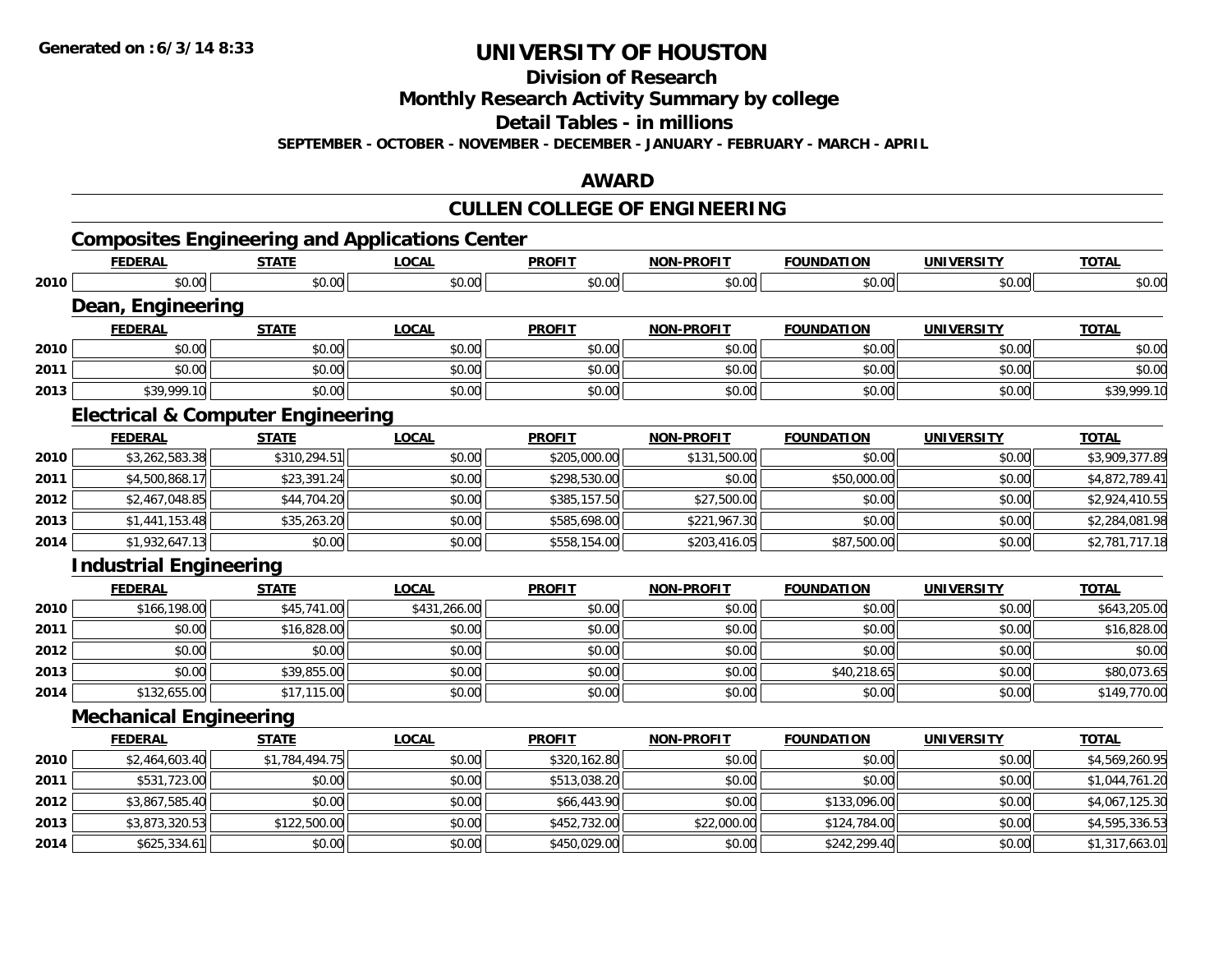**Generated on : 6/3/14 8:33**

# UNIVERSITY OF HOUSTON

## Division of Research

## Monthly Research Activity Summary by college

## Detail Tables - in millions

**SEPTEMBER - OCTOBER - NOVEMBER - DECEMBER - JANUARY - FEBRUARY - MARCH - APRIL**

## AWARD

## CULLEN COLLEGE OF ENGINEERING

### Composites Engineering and Applications Center

| | FEDERAL | STATE | LOCAL | PROFIT | NON-PROFIT | FOUNDATION | UNIVERSITY | TOTAL |
|---|---|---|---|---|---|---|---|---|
| 2010 | $0.00 | $0.00 | $0.00 | $0.00 | $0.00 | $0.00 | $0.00 | $0.00 |

### Dean, Engineering

| | FEDERAL | STATE | LOCAL | PROFIT | NON-PROFIT | FOUNDATION | UNIVERSITY | TOTAL |
|---|---|---|---|---|---|---|---|---|
| 2010 | $0.00 | $0.00 | $0.00 | $0.00 | $0.00 | $0.00 | $0.00 | $0.00 |
| 2011 | $0.00 | $0.00 | $0.00 | $0.00 | $0.00 | $0.00 | $0.00 | $0.00 |
| 2013 | $39,999.10 | $0.00 | $0.00 | $0.00 | $0.00 | $0.00 | $0.00 | $39,999.10 |

### Electrical & Computer Engineering

| | FEDERAL | STATE | LOCAL | PROFIT | NON-PROFIT | FOUNDATION | UNIVERSITY | TOTAL |
|---|---|---|---|---|---|---|---|---|
| 2010 | $3,262,583.38 | $310,294.51 | $0.00 | $205,000.00 | $131,500.00 | $0.00 | $0.00 | $3,909,377.89 |
| 2011 | $4,500,868.17 | $23,391.24 | $0.00 | $298,530.00 | $0.00 | $50,000.00 | $0.00 | $4,872,789.41 |
| 2012 | $2,467,048.85 | $44,704.20 | $0.00 | $385,157.50 | $27,500.00 | $0.00 | $0.00 | $2,924,410.55 |
| 2013 | $1,441,153.48 | $35,263.20 | $0.00 | $585,698.00 | $221,967.30 | $0.00 | $0.00 | $2,284,081.98 |
| 2014 | $1,932,647.13 | $0.00 | $0.00 | $558,154.00 | $203,416.05 | $87,500.00 | $0.00 | $2,781,717.18 |

### Industrial Engineering

| | FEDERAL | STATE | LOCAL | PROFIT | NON-PROFIT | FOUNDATION | UNIVERSITY | TOTAL |
|---|---|---|---|---|---|---|---|---|
| 2010 | $166,198.00 | $45,741.00 | $431,266.00 | $0.00 | $0.00 | $0.00 | $0.00 | $643,205.00 |
| 2011 | $0.00 | $16,828.00 | $0.00 | $0.00 | $0.00 | $0.00 | $0.00 | $16,828.00 |
| 2012 | $0.00 | $0.00 | $0.00 | $0.00 | $0.00 | $0.00 | $0.00 | $0.00 |
| 2013 | $0.00 | $39,855.00 | $0.00 | $0.00 | $0.00 | $40,218.65 | $0.00 | $80,073.65 |
| 2014 | $132,655.00 | $17,115.00 | $0.00 | $0.00 | $0.00 | $0.00 | $0.00 | $149,770.00 |

### Mechanical Engineering

| | FEDERAL | STATE | LOCAL | PROFIT | NON-PROFIT | FOUNDATION | UNIVERSITY | TOTAL |
|---|---|---|---|---|---|---|---|---|
| 2010 | $2,464,603.40 | $1,784,494.75 | $0.00 | $320,162.80 | $0.00 | $0.00 | $0.00 | $4,569,260.95 |
| 2011 | $531,723.00 | $0.00 | $0.00 | $513,038.20 | $0.00 | $0.00 | $0.00 | $1,044,761.20 |
| 2012 | $3,867,585.40 | $0.00 | $0.00 | $66,443.90 | $0.00 | $133,096.00 | $0.00 | $4,067,125.30 |
| 2013 | $3,873,320.53 | $122,500.00 | $0.00 | $452,732.00 | $22,000.00 | $124,784.00 | $0.00 | $4,595,336.53 |
| 2014 | $625,334.61 | $0.00 | $0.00 | $450,029.00 | $0.00 | $242,299.40 | $0.00 | $1,317,663.01 |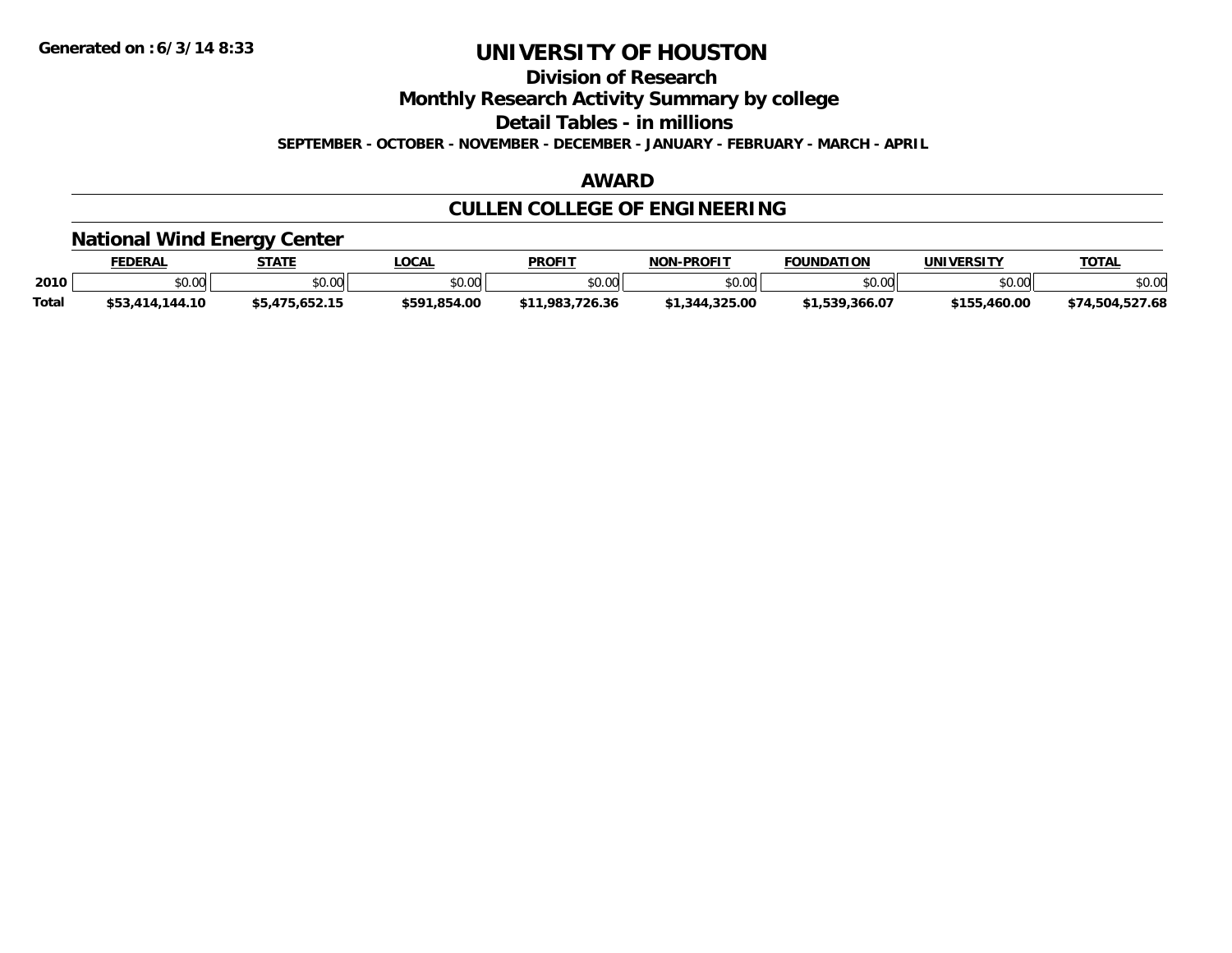Generated on : 6/3/14 8:33

# UNIVERSITY OF HOUSTON

## Division of Research

## Monthly Research Activity Summary by college

## Detail Tables - in millions

**SEPTEMBER - OCTOBER - NOVEMBER - DECEMBER - JANUARY - FEBRUARY - MARCH - APRIL**

## AWARD

## CULLEN COLLEGE OF ENGINEERING

### National Wind Energy Center

| | FEDERAL | STATE | LOCAL | PROFIT | NON-PROFIT | FOUNDATION | UNIVERSITY | TOTAL |
|---|---|---|---|---|---|---|---|---|
| 2010 | $0.00 | $0.00 | $0.00 | $0.00 | $0.00 | $0.00 | $0.00 | $0.00 |
| Total | $53,414,144.10 | $5,475,652.15 | $591,854.00 | $11,983,726.36 | $1,344,325.00 | $1,539,366.07 | $155,460.00 | $74,504,527.68 |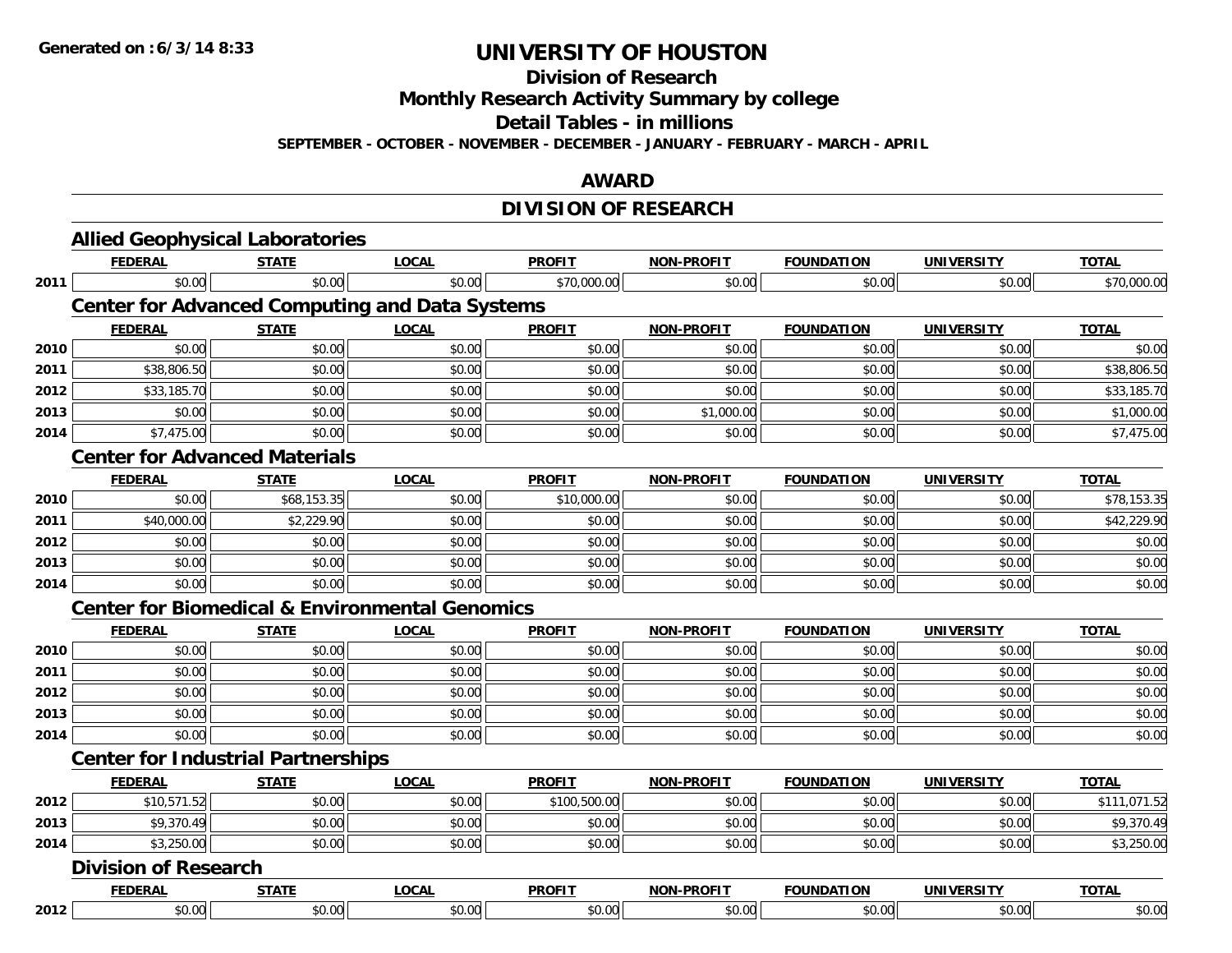**Generated on :6/3/14 8:33**

# UNIVERSITY OF HOUSTON

## Division of Research

## Monthly Research Activity Summary by college

## Detail Tables - in millions

**SEPTEMBER - OCTOBER - NOVEMBER - DECEMBER - JANUARY - FEBRUARY - MARCH - APRIL**

## AWARD

## DIVISION OF RESEARCH

### Allied Geophysical Laboratories

| | FEDERAL | STATE | LOCAL | PROFIT | NON-PROFIT | FOUNDATION | UNIVERSITY | TOTAL |
|---|---|---|---|---|---|---|---|---|
| 2011 | $0.00 | $0.00 | $0.00 | $70,000.00 | $0.00 | $0.00 | $0.00 | $70,000.00 |

### Center for Advanced Computing and Data Systems

| | FEDERAL | STATE | LOCAL | PROFIT | NON-PROFIT | FOUNDATION | UNIVERSITY | TOTAL |
|---|---|---|---|---|---|---|---|---|
| 2010 | $0.00 | $0.00 | $0.00 | $0.00 | $0.00 | $0.00 | $0.00 | $0.00 |
| 2011 | $38,806.50 | $0.00 | $0.00 | $0.00 | $0.00 | $0.00 | $0.00 | $38,806.50 |
| 2012 | $33,185.70 | $0.00 | $0.00 | $0.00 | $0.00 | $0.00 | $0.00 | $33,185.70 |
| 2013 | $0.00 | $0.00 | $0.00 | $0.00 | $1,000.00 | $0.00 | $0.00 | $1,000.00 |
| 2014 | $7,475.00 | $0.00 | $0.00 | $0.00 | $0.00 | $0.00 | $0.00 | $7,475.00 |

### Center for Advanced Materials

| | FEDERAL | STATE | LOCAL | PROFIT | NON-PROFIT | FOUNDATION | UNIVERSITY | TOTAL |
|---|---|---|---|---|---|---|---|---|
| 2010 | $0.00 | $68,153.35 | $0.00 | $10,000.00 | $0.00 | $0.00 | $0.00 | $78,153.35 |
| 2011 | $40,000.00 | $2,229.90 | $0.00 | $0.00 | $0.00 | $0.00 | $0.00 | $42,229.90 |
| 2012 | $0.00 | $0.00 | $0.00 | $0.00 | $0.00 | $0.00 | $0.00 | $0.00 |
| 2013 | $0.00 | $0.00 | $0.00 | $0.00 | $0.00 | $0.00 | $0.00 | $0.00 |
| 2014 | $0.00 | $0.00 | $0.00 | $0.00 | $0.00 | $0.00 | $0.00 | $0.00 |

### Center for Biomedical & Environmental Genomics

| | FEDERAL | STATE | LOCAL | PROFIT | NON-PROFIT | FOUNDATION | UNIVERSITY | TOTAL |
|---|---|---|---|---|---|---|---|---|
| 2010 | $0.00 | $0.00 | $0.00 | $0.00 | $0.00 | $0.00 | $0.00 | $0.00 |
| 2011 | $0.00 | $0.00 | $0.00 | $0.00 | $0.00 | $0.00 | $0.00 | $0.00 |
| 2012 | $0.00 | $0.00 | $0.00 | $0.00 | $0.00 | $0.00 | $0.00 | $0.00 |
| 2013 | $0.00 | $0.00 | $0.00 | $0.00 | $0.00 | $0.00 | $0.00 | $0.00 |
| 2014 | $0.00 | $0.00 | $0.00 | $0.00 | $0.00 | $0.00 | $0.00 | $0.00 |

### Center for Industrial Partnerships

| | FEDERAL | STATE | LOCAL | PROFIT | NON-PROFIT | FOUNDATION | UNIVERSITY | TOTAL |
|---|---|---|---|---|---|---|---|---|
| 2012 | $10,571.52 | $0.00 | $0.00 | $100,500.00 | $0.00 | $0.00 | $0.00 | $111,071.52 |
| 2013 | $9,370.49 | $0.00 | $0.00 | $0.00 | $0.00 | $0.00 | $0.00 | $9,370.49 |
| 2014 | $3,250.00 | $0.00 | $0.00 | $0.00 | $0.00 | $0.00 | $0.00 | $3,250.00 |

### Division of Research

| | FEDERAL | STATE | LOCAL | PROFIT | NON-PROFIT | FOUNDATION | UNIVERSITY | TOTAL |
|---|---|---|---|---|---|---|---|---|
| 2012 | $0.00 | $0.00 | $0.00 | $0.00 | $0.00 | $0.00 | $0.00 | $0.00 |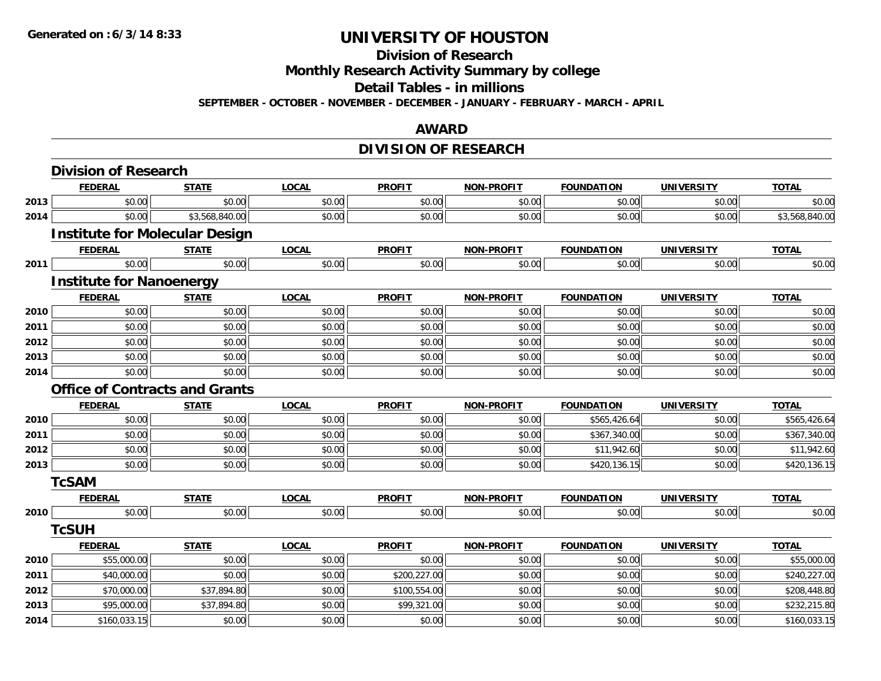# UNIVERSITY OF HOUSTON

## Division of Research

## Monthly Research Activity Summary by college

## Detail Tables - in millions

**SEPTEMBER - OCTOBER - NOVEMBER - DECEMBER - JANUARY - FEBRUARY - MARCH - APRIL**

## AWARD

## DIVISION OF RESEARCH

### Division of Research

| | FEDERAL | STATE | LOCAL | PROFIT | NON-PROFIT | FOUNDATION | UNIVERSITY | TOTAL |
|---|---|---|---|---|---|---|---|---|
| 2013 | $0.00 | $0.00 | $0.00 | $0.00 | $0.00 | $0.00 | $0.00 | $0.00 |
| 2014 | $0.00 | $3,568,840.00 | $0.00 | $0.00 | $0.00 | $0.00 | $0.00 | $3,568,840.00 |

### Institute for Molecular Design

| | FEDERAL | STATE | LOCAL | PROFIT | NON-PROFIT | FOUNDATION | UNIVERSITY | TOTAL |
|---|---|---|---|---|---|---|---|---|
| 2011 | $0.00 | $0.00 | $0.00 | $0.00 | $0.00 | $0.00 | $0.00 | $0.00 |

### Institute for Nanoenergy

| | FEDERAL | STATE | LOCAL | PROFIT | NON-PROFIT | FOUNDATION | UNIVERSITY | TOTAL |
|---|---|---|---|---|---|---|---|---|
| 2010 | $0.00 | $0.00 | $0.00 | $0.00 | $0.00 | $0.00 | $0.00 | $0.00 |
| 2011 | $0.00 | $0.00 | $0.00 | $0.00 | $0.00 | $0.00 | $0.00 | $0.00 |
| 2012 | $0.00 | $0.00 | $0.00 | $0.00 | $0.00 | $0.00 | $0.00 | $0.00 |
| 2013 | $0.00 | $0.00 | $0.00 | $0.00 | $0.00 | $0.00 | $0.00 | $0.00 |
| 2014 | $0.00 | $0.00 | $0.00 | $0.00 | $0.00 | $0.00 | $0.00 | $0.00 |

### Office of Contracts and Grants

| | FEDERAL | STATE | LOCAL | PROFIT | NON-PROFIT | FOUNDATION | UNIVERSITY | TOTAL |
|---|---|---|---|---|---|---|---|---|
| 2010 | $0.00 | $0.00 | $0.00 | $0.00 | $0.00 | $565,426.64 | $0.00 | $565,426.64 |
| 2011 | $0.00 | $0.00 | $0.00 | $0.00 | $0.00 | $367,340.00 | $0.00 | $367,340.00 |
| 2012 | $0.00 | $0.00 | $0.00 | $0.00 | $0.00 | $11,942.60 | $0.00 | $11,942.60 |
| 2013 | $0.00 | $0.00 | $0.00 | $0.00 | $0.00 | $420,136.15 | $0.00 | $420,136.15 |

### TcSAM

| | FEDERAL | STATE | LOCAL | PROFIT | NON-PROFIT | FOUNDATION | UNIVERSITY | TOTAL |
|---|---|---|---|---|---|---|---|---|
| 2010 | $0.00 | $0.00 | $0.00 | $0.00 | $0.00 | $0.00 | $0.00 | $0.00 |

### TcSUH

| | FEDERAL | STATE | LOCAL | PROFIT | NON-PROFIT | FOUNDATION | UNIVERSITY | TOTAL |
|---|---|---|---|---|---|---|---|---|
| 2010 | $55,000.00 | $0.00 | $0.00 | $0.00 | $0.00 | $0.00 | $0.00 | $55,000.00 |
| 2011 | $40,000.00 | $0.00 | $0.00 | $200,227.00 | $0.00 | $0.00 | $0.00 | $240,227.00 |
| 2012 | $70,000.00 | $37,894.80 | $0.00 | $100,554.00 | $0.00 | $0.00 | $0.00 | $208,448.80 |
| 2013 | $95,000.00 | $37,894.80 | $0.00 | $99,321.00 | $0.00 | $0.00 | $0.00 | $232,215.80 |
| 2014 | $160,033.15 | $0.00 | $0.00 | $0.00 | $0.00 | $0.00 | $0.00 | $160,033.15 |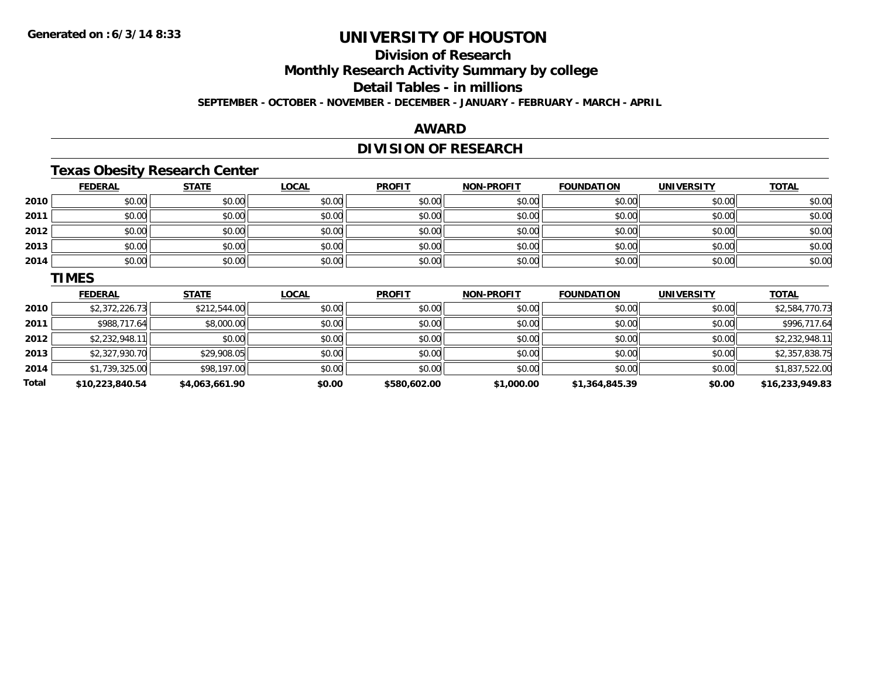# UNIVERSITY OF HOUSTON

## Division of Research

## Monthly Research Activity Summary by college

## Detail Tables - in millions

**SEPTEMBER - OCTOBER - NOVEMBER - DECEMBER - JANUARY - FEBRUARY - MARCH - APRIL**

## AWARD

## DIVISION OF RESEARCH

### Texas Obesity Research Center

| | FEDERAL | STATE | LOCAL | PROFIT | NON-PROFIT | FOUNDATION | UNIVERSITY | TOTAL |
|---|---|---|---|---|---|---|---|---|
| 2010 | $0.00 | $0.00 | $0.00 | $0.00 | $0.00 | $0.00 | $0.00 | $0.00 |
| 2011 | $0.00 | $0.00 | $0.00 | $0.00 | $0.00 | $0.00 | $0.00 | $0.00 |
| 2012 | $0.00 | $0.00 | $0.00 | $0.00 | $0.00 | $0.00 | $0.00 | $0.00 |
| 2013 | $0.00 | $0.00 | $0.00 | $0.00 | $0.00 | $0.00 | $0.00 | $0.00 |
| 2014 | $0.00 | $0.00 | $0.00 | $0.00 | $0.00 | $0.00 | $0.00 | $0.00 |

### TIMES

| | FEDERAL | STATE | LOCAL | PROFIT | NON-PROFIT | FOUNDATION | UNIVERSITY | TOTAL |
|---|---|---|---|---|---|---|---|---|
| 2010 | $2,372,226.73 | $212,544.00 | $0.00 | $0.00 | $0.00 | $0.00 | $0.00 | $2,584,770.73 |
| 2011 | $988,717.64 | $8,000.00 | $0.00 | $0.00 | $0.00 | $0.00 | $0.00 | $996,717.64 |
| 2012 | $2,232,948.11 | $0.00 | $0.00 | $0.00 | $0.00 | $0.00 | $0.00 | $2,232,948.11 |
| 2013 | $2,327,930.70 | $29,908.05 | $0.00 | $0.00 | $0.00 | $0.00 | $0.00 | $2,357,838.75 |
| 2014 | $1,739,325.00 | $98,197.00 | $0.00 | $0.00 | $0.00 | $0.00 | $0.00 | $1,837,522.00 |
| **Total** | **$10,223,840.54** | **$4,063,661.90** | **$0.00** | **$580,602.00** | **$1,000.00** | **$1,364,845.39** | **$0.00** | **$16,233,949.83** |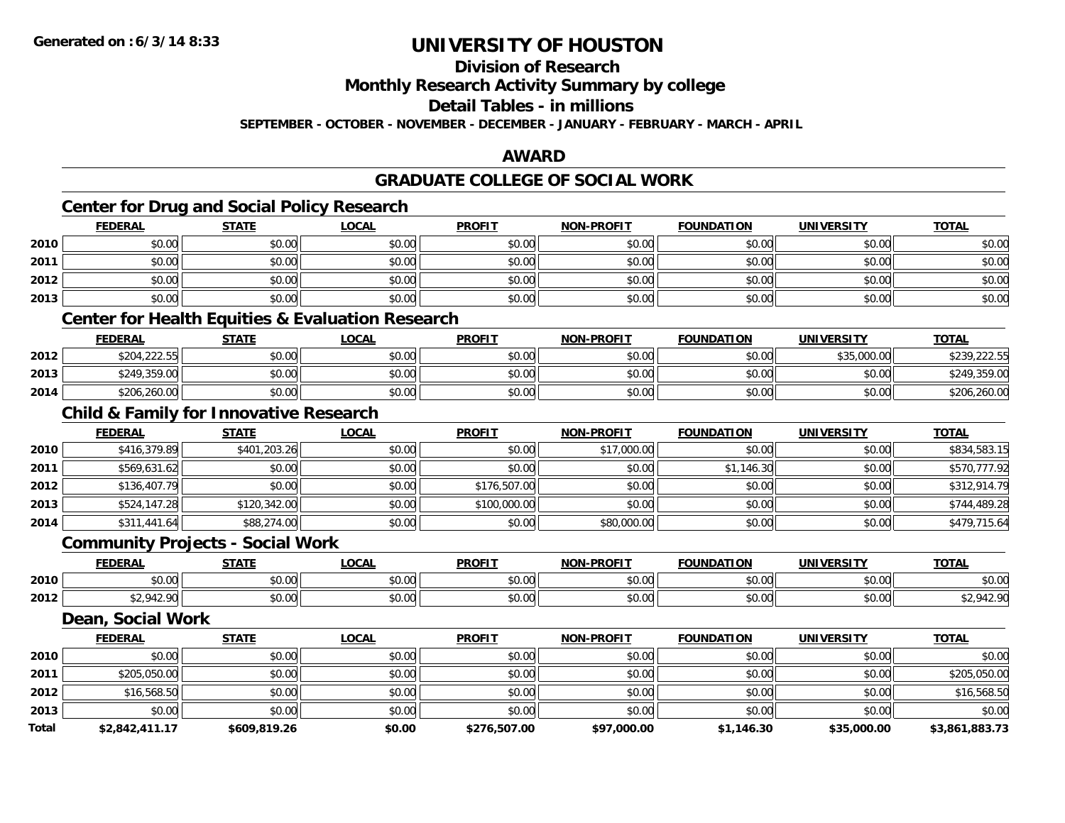# UNIVERSITY OF HOUSTON

## Division of Research

## Monthly Research Activity Summary by college

## Detail Tables - in millions

**SEPTEMBER - OCTOBER - NOVEMBER - DECEMBER - JANUARY - FEBRUARY - MARCH - APRIL**

## AWARD

## GRADUATE COLLEGE OF SOCIAL WORK

### Center for Drug and Social Policy Research

| | FEDERAL | STATE | LOCAL | PROFIT | NON-PROFIT | FOUNDATION | UNIVERSITY | TOTAL |
|---|---|---|---|---|---|---|---|---|
| 2010 | $0.00 | $0.00 | $0.00 | $0.00 | $0.00 | $0.00 | $0.00 | $0.00 |
| 2011 | $0.00 | $0.00 | $0.00 | $0.00 | $0.00 | $0.00 | $0.00 | $0.00 |
| 2012 | $0.00 | $0.00 | $0.00 | $0.00 | $0.00 | $0.00 | $0.00 | $0.00 |
| 2013 | $0.00 | $0.00 | $0.00 | $0.00 | $0.00 | $0.00 | $0.00 | $0.00 |

### Center for Health Equities & Evaluation Research

| | FEDERAL | STATE | LOCAL | PROFIT | NON-PROFIT | FOUNDATION | UNIVERSITY | TOTAL |
|---|---|---|---|---|---|---|---|---|
| 2012 | $204,222.55 | $0.00 | $0.00 | $0.00 | $0.00 | $0.00 | $35,000.00 | $239,222.55 |
| 2013 | $249,359.00 | $0.00 | $0.00 | $0.00 | $0.00 | $0.00 | $0.00 | $249,359.00 |
| 2014 | $206,260.00 | $0.00 | $0.00 | $0.00 | $0.00 | $0.00 | $0.00 | $206,260.00 |

### Child & Family for Innovative Research

| | FEDERAL | STATE | LOCAL | PROFIT | NON-PROFIT | FOUNDATION | UNIVERSITY | TOTAL |
|---|---|---|---|---|---|---|---|---|
| 2010 | $416,379.89 | $401,203.26 | $0.00 | $0.00 | $17,000.00 | $0.00 | $0.00 | $834,583.15 |
| 2011 | $569,631.62 | $0.00 | $0.00 | $0.00 | $0.00 | $1,146.30 | $0.00 | $570,777.92 |
| 2012 | $136,407.79 | $0.00 | $0.00 | $176,507.00 | $0.00 | $0.00 | $0.00 | $312,914.79 |
| 2013 | $524,147.28 | $120,342.00 | $0.00 | $100,000.00 | $0.00 | $0.00 | $0.00 | $744,489.28 |
| 2014 | $311,441.64 | $88,274.00 | $0.00 | $0.00 | $80,000.00 | $0.00 | $0.00 | $479,715.64 |

### Community Projects - Social Work

| | FEDERAL | STATE | LOCAL | PROFIT | NON-PROFIT | FOUNDATION | UNIVERSITY | TOTAL |
|---|---|---|---|---|---|---|---|---|
| 2010 | $0.00 | $0.00 | $0.00 | $0.00 | $0.00 | $0.00 | $0.00 | $0.00 |
| 2012 | $2,942.90 | $0.00 | $0.00 | $0.00 | $0.00 | $0.00 | $0.00 | $2,942.90 |

### Dean, Social Work

| | FEDERAL | STATE | LOCAL | PROFIT | NON-PROFIT | FOUNDATION | UNIVERSITY | TOTAL |
|---|---|---|---|---|---|---|---|---|
| 2010 | $0.00 | $0.00 | $0.00 | $0.00 | $0.00 | $0.00 | $0.00 | $0.00 |
| 2011 | $205,050.00 | $0.00 | $0.00 | $0.00 | $0.00 | $0.00 | $0.00 | $205,050.00 |
| 2012 | $16,568.50 | $0.00 | $0.00 | $0.00 | $0.00 | $0.00 | $0.00 | $16,568.50 |
| 2013 | $0.00 | $0.00 | $0.00 | $0.00 | $0.00 | $0.00 | $0.00 | $0.00 |
| **Total** | **$2,842,411.17** | **$609,819.26** | **$0.00** | **$276,507.00** | **$97,000.00** | **$1,146.30** | **$35,000.00** | **$3,861,883.73** |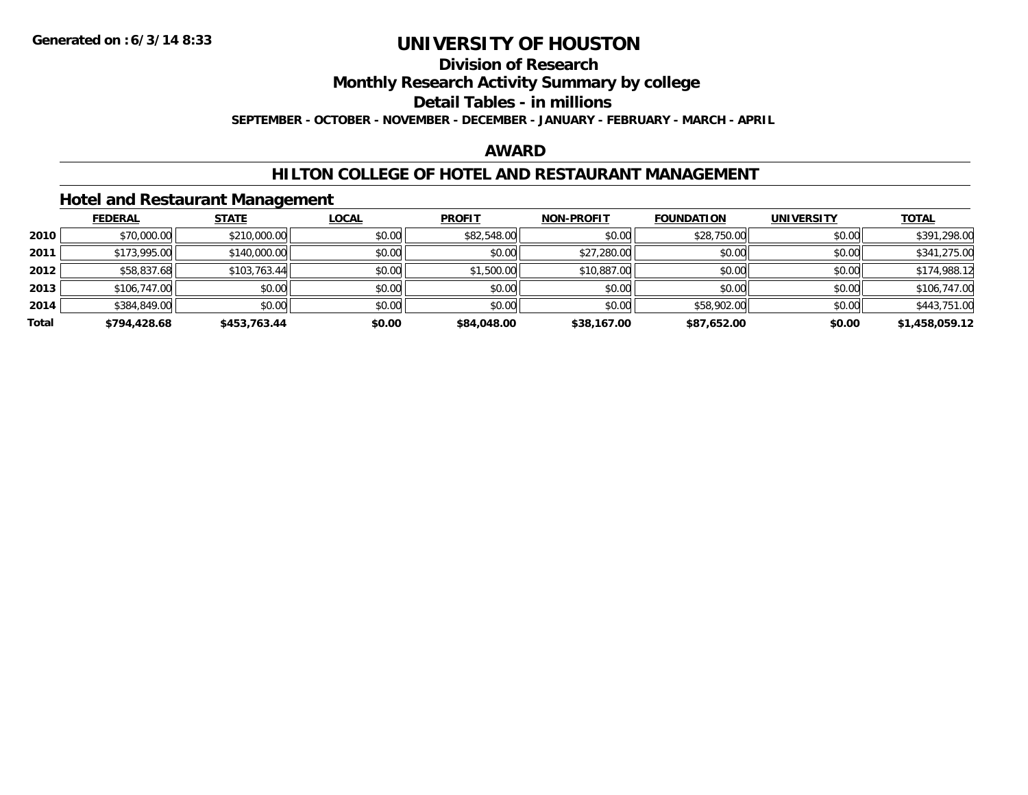Generated on :6/3/14 8:33

# UNIVERSITY OF HOUSTON

## Division of Research

## Monthly Research Activity Summary by college

## Detail Tables - in millions

**SEPTEMBER - OCTOBER - NOVEMBER - DECEMBER - JANUARY - FEBRUARY - MARCH - APRIL**

## AWARD

## HILTON COLLEGE OF HOTEL AND RESTAURANT MANAGEMENT

### Hotel and Restaurant Management

| | FEDERAL | STATE | LOCAL | PROFIT | NON-PROFIT | FOUNDATION | UNIVERSITY | TOTAL |
|---|---|---|---|---|---|---|---|---|
| 2010 | $70,000.00 | $210,000.00 | $0.00 | $82,548.00 | $0.00 | $28,750.00 | $0.00 | $391,298.00 |
| 2011 | $173,995.00 | $140,000.00 | $0.00 | $0.00 | $27,280.00 | $0.00 | $0.00 | $341,275.00 |
| 2012 | $58,837.68 | $103,763.44 | $0.00 | $1,500.00 | $10,887.00 | $0.00 | $0.00 | $174,988.12 |
| 2013 | $106,747.00 | $0.00 | $0.00 | $0.00 | $0.00 | $0.00 | $0.00 | $106,747.00 |
| 2014 | $384,849.00 | $0.00 | $0.00 | $0.00 | $0.00 | $58,902.00 | $0.00 | $443,751.00 |
| **Total** | **$794,428.68** | **$453,763.44** | **$0.00** | **$84,048.00** | **$38,167.00** | **$87,652.00** | **$0.00** | **$1,458,059.12** |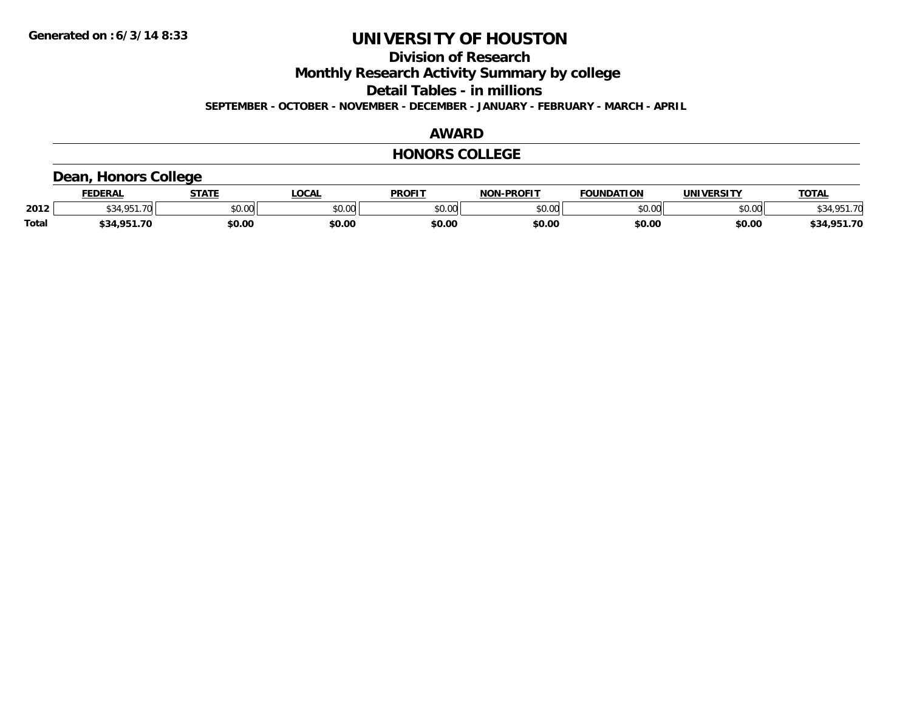Generated on :6/3/14 8:33

# UNIVERSITY OF HOUSTON

## Division of Research

## Monthly Research Activity Summary by college

## Detail Tables - in millions

**SEPTEMBER - OCTOBER - NOVEMBER - DECEMBER - JANUARY - FEBRUARY - MARCH - APRIL**

## AWARD

## HONORS COLLEGE

### Dean, Honors College

| | FEDERAL | STATE | LOCAL | PROFIT | NON-PROFIT | FOUNDATION | UNIVERSITY | TOTAL |
|---|---|---|---|---|---|---|---|---|
| 2012 | $34,951.70 | $0.00 | $0.00 | $0.00 | $0.00 | $0.00 | $0.00 | $34,951.70 |
| **Total** | **$34,951.70** | **$0.00** | **$0.00** | **$0.00** | **$0.00** | **$0.00** | **$0.00** | **$34,951.70** |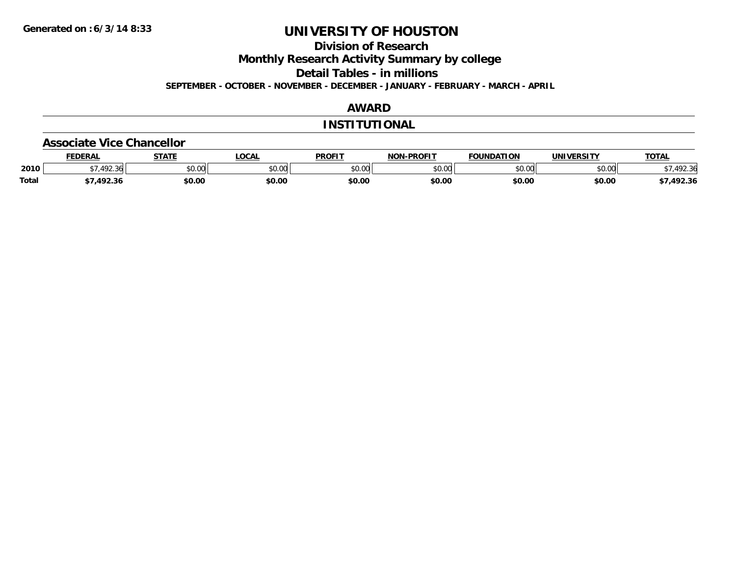Generated on :6/3/14 8:33

# UNIVERSITY OF HOUSTON

## Division of Research

## Monthly Research Activity Summary by college

## Detail Tables - in millions

**SEPTEMBER - OCTOBER - NOVEMBER - DECEMBER - JANUARY - FEBRUARY - MARCH - APRIL**

## AWARD

## INSTITUTIONAL

### Associate Vice Chancellor

| | FEDERAL | STATE | LOCAL | PROFIT | NON-PROFIT | FOUNDATION | UNIVERSITY | TOTAL |
|---|---|---|---|---|---|---|---|---|
| **2010** | $7,492.36 | $0.00 | $0.00 | $0.00 | $0.00 | $0.00 | $0.00 | $7,492.36 |
| **Total** | **$7,492.36** | **$0.00** | **$0.00** | **$0.00** | **$0.00** | **$0.00** | **$0.00** | **$7,492.36** |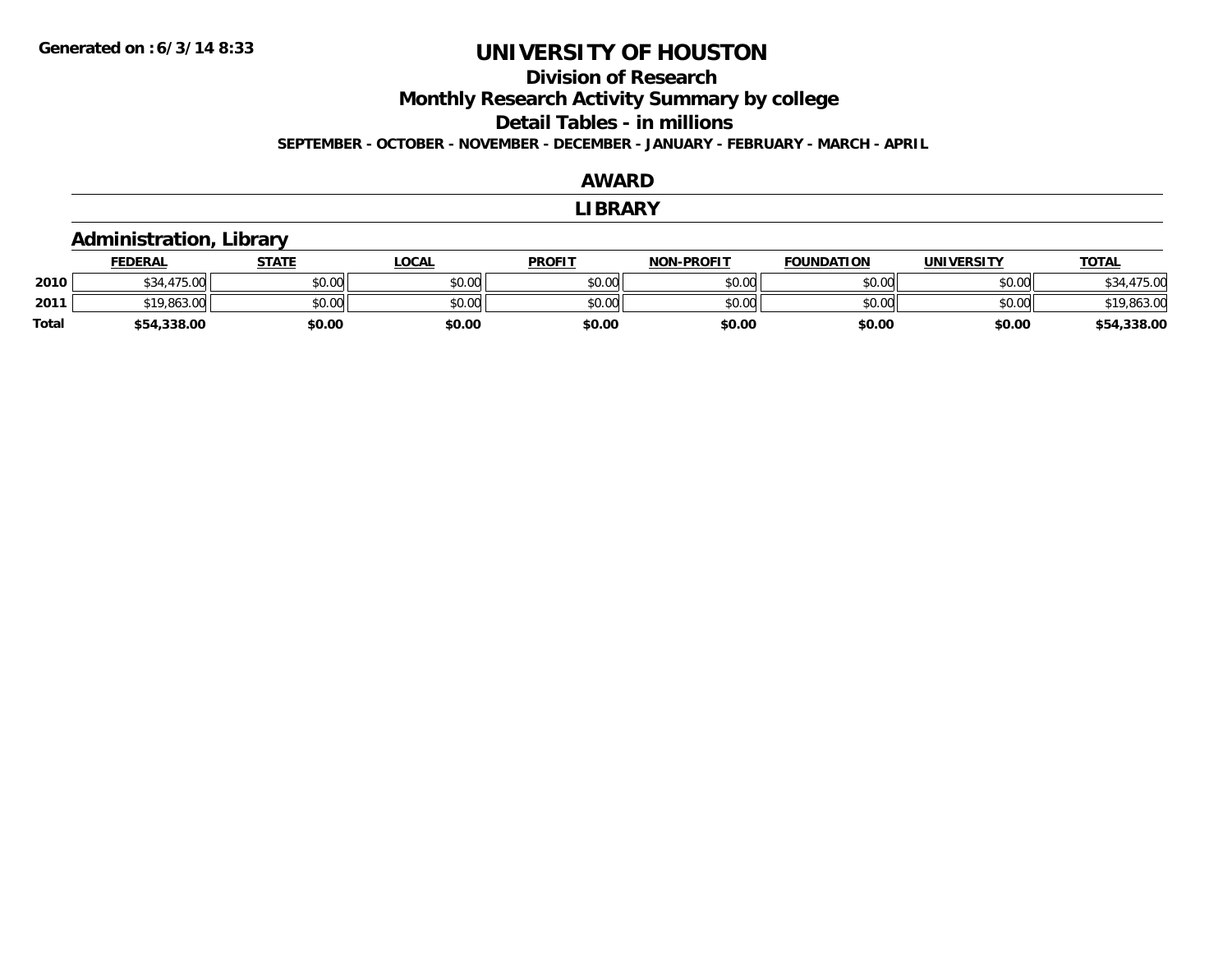Generated on :6/3/14 8:33

# UNIVERSITY OF HOUSTON

## Division of Research

## Monthly Research Activity Summary by college

## Detail Tables - in millions

**SEPTEMBER - OCTOBER - NOVEMBER - DECEMBER - JANUARY - FEBRUARY - MARCH - APRIL**

## AWARD

## LIBRARY

### Administration, Library

| | FEDERAL | STATE | LOCAL | PROFIT | NON-PROFIT | FOUNDATION | UNIVERSITY | TOTAL |
|---|---|---|---|---|---|---|---|---|
| 2010 | $34,475.00 | $0.00 | $0.00 | $0.00 | $0.00 | $0.00 | $0.00 | $34,475.00 |
| 2011 | $19,863.00 | $0.00 | $0.00 | $0.00 | $0.00 | $0.00 | $0.00 | $19,863.00 |
| **Total** | **$54,338.00** | **$0.00** | **$0.00** | **$0.00** | **$0.00** | **$0.00** | **$0.00** | **$54,338.00** |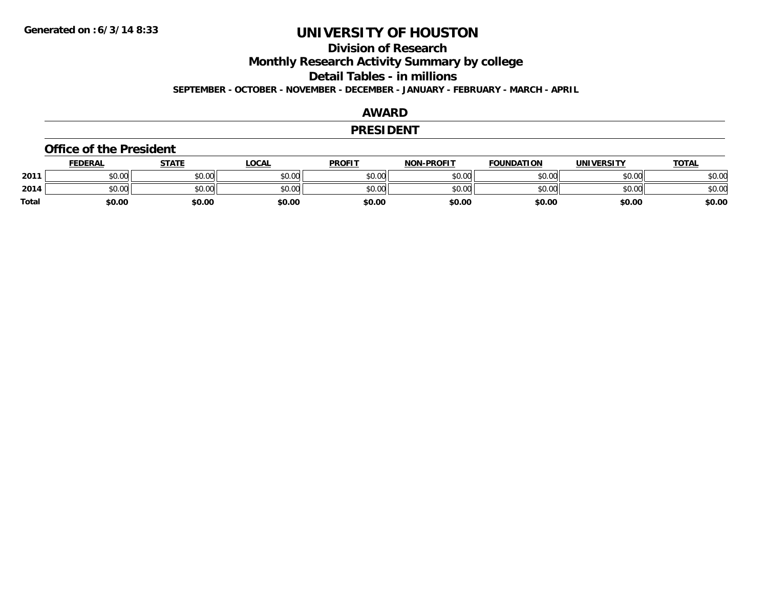**Generated on :6/3/14 8:33**

# UNIVERSITY OF HOUSTON

## Division of Research

## Monthly Research Activity Summary by college

## Detail Tables - in millions

**SEPTEMBER - OCTOBER - NOVEMBER - DECEMBER - JANUARY - FEBRUARY - MARCH - APRIL**

## AWARD

## PRESIDENT

### Office of the President

| | FEDERAL | STATE | LOCAL | PROFIT | NON-PROFIT | FOUNDATION | UNIVERSITY | TOTAL |
|---|---|---|---|---|---|---|---|---|
| **2011** | $0.00 | $0.00 | $0.00 | $0.00 | $0.00 | $0.00 | $0.00 | $0.00 |
| **2014** | $0.00 | $0.00 | $0.00 | $0.00 | $0.00 | $0.00 | $0.00 | $0.00 |
| **Total** | **$0.00** | **$0.00** | **$0.00** | **$0.00** | **$0.00** | **$0.00** | **$0.00** | **$0.00** |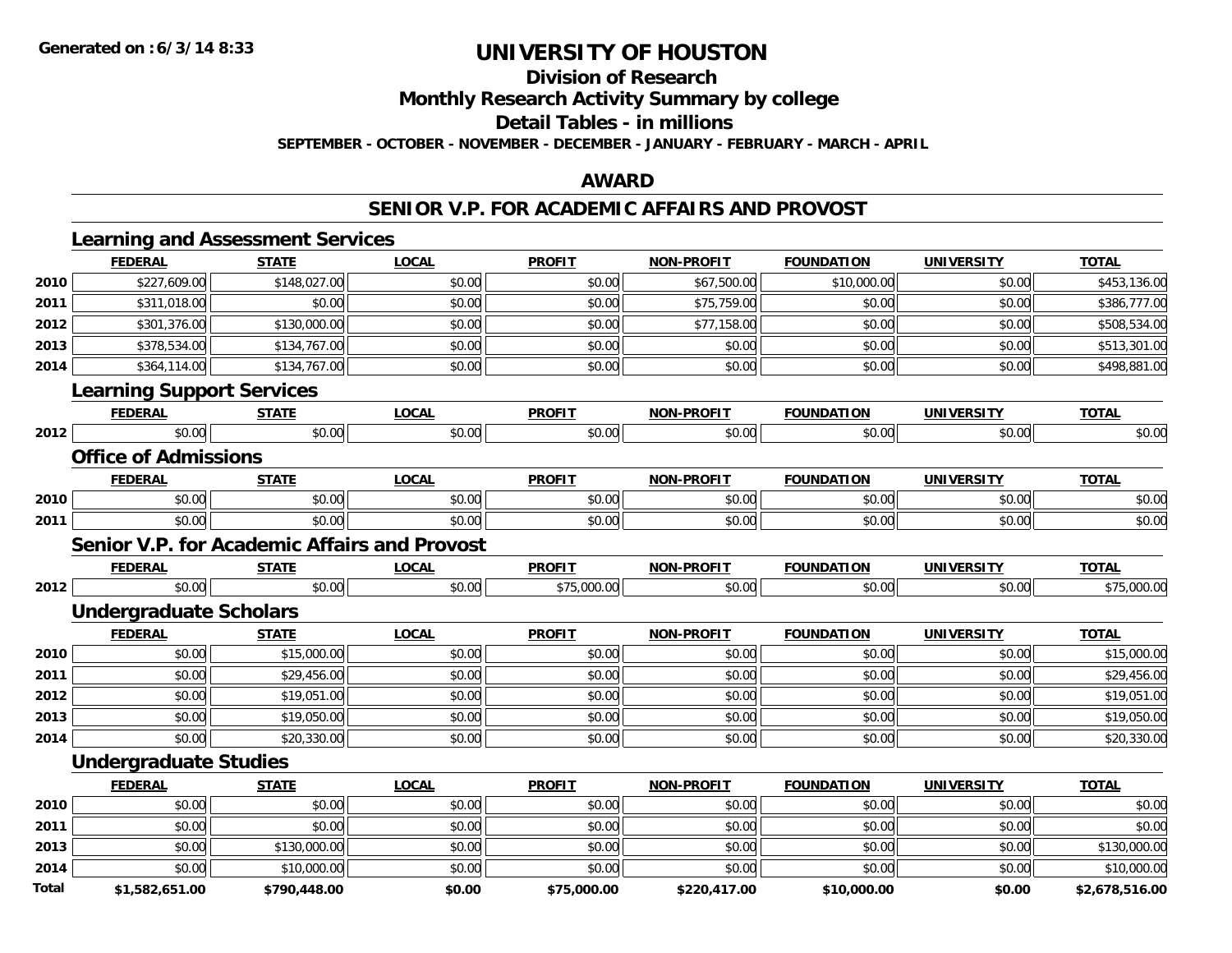**Generated on :6/3/14 8:33**

# UNIVERSITY OF HOUSTON

## Division of Research

## Monthly Research Activity Summary by college

## Detail Tables - in millions

**SEPTEMBER - OCTOBER - NOVEMBER - DECEMBER - JANUARY - FEBRUARY - MARCH - APRIL**

## AWARD

## SENIOR V.P. FOR ACADEMIC AFFAIRS AND PROVOST

### Learning and Assessment Services

| | FEDERAL | STATE | LOCAL | PROFIT | NON-PROFIT | FOUNDATION | UNIVERSITY | TOTAL |
|---|---|---|---|---|---|---|---|---|
| 2010 | $227,609.00 | $148,027.00 | $0.00 | $0.00 | $67,500.00 | $10,000.00 | $0.00 | $453,136.00 |
| 2011 | $311,018.00 | $0.00 | $0.00 | $0.00 | $75,759.00 | $0.00 | $0.00 | $386,777.00 |
| 2012 | $301,376.00 | $130,000.00 | $0.00 | $0.00 | $77,158.00 | $0.00 | $0.00 | $508,534.00 |
| 2013 | $378,534.00 | $134,767.00 | $0.00 | $0.00 | $0.00 | $0.00 | $0.00 | $513,301.00 |
| 2014 | $364,114.00 | $134,767.00 | $0.00 | $0.00 | $0.00 | $0.00 | $0.00 | $498,881.00 |

### Learning Support Services

| | FEDERAL | STATE | LOCAL | PROFIT | NON-PROFIT | FOUNDATION | UNIVERSITY | TOTAL |
|---|---|---|---|---|---|---|---|---|
| 2012 | $0.00 | $0.00 | $0.00 | $0.00 | $0.00 | $0.00 | $0.00 | $0.00 |

### Office of Admissions

| | FEDERAL | STATE | LOCAL | PROFIT | NON-PROFIT | FOUNDATION | UNIVERSITY | TOTAL |
|---|---|---|---|---|---|---|---|---|
| 2010 | $0.00 | $0.00 | $0.00 | $0.00 | $0.00 | $0.00 | $0.00 | $0.00 |
| 2011 | $0.00 | $0.00 | $0.00 | $0.00 | $0.00 | $0.00 | $0.00 | $0.00 |

### Senior V.P. for Academic Affairs and Provost

| | FEDERAL | STATE | LOCAL | PROFIT | NON-PROFIT | FOUNDATION | UNIVERSITY | TOTAL |
|---|---|---|---|---|---|---|---|---|
| 2012 | $0.00 | $0.00 | $0.00 | $75,000.00 | $0.00 | $0.00 | $0.00 | $75,000.00 |

### Undergraduate Scholars

| | FEDERAL | STATE | LOCAL | PROFIT | NON-PROFIT | FOUNDATION | UNIVERSITY | TOTAL |
|---|---|---|---|---|---|---|---|---|
| 2010 | $0.00 | $15,000.00 | $0.00 | $0.00 | $0.00 | $0.00 | $0.00 | $15,000.00 |
| 2011 | $0.00 | $29,456.00 | $0.00 | $0.00 | $0.00 | $0.00 | $0.00 | $29,456.00 |
| 2012 | $0.00 | $19,051.00 | $0.00 | $0.00 | $0.00 | $0.00 | $0.00 | $19,051.00 |
| 2013 | $0.00 | $19,050.00 | $0.00 | $0.00 | $0.00 | $0.00 | $0.00 | $19,050.00 |
| 2014 | $0.00 | $20,330.00 | $0.00 | $0.00 | $0.00 | $0.00 | $0.00 | $20,330.00 |

### Undergraduate Studies

| | FEDERAL | STATE | LOCAL | PROFIT | NON-PROFIT | FOUNDATION | UNIVERSITY | TOTAL |
|---|---|---|---|---|---|---|---|---|
| 2010 | $0.00 | $0.00 | $0.00 | $0.00 | $0.00 | $0.00 | $0.00 | $0.00 |
| 2011 | $0.00 | $0.00 | $0.00 | $0.00 | $0.00 | $0.00 | $0.00 | $0.00 |
| 2013 | $0.00 | $130,000.00 | $0.00 | $0.00 | $0.00 | $0.00 | $0.00 | $130,000.00 |
| 2014 | $0.00 | $10,000.00 | $0.00 | $0.00 | $0.00 | $0.00 | $0.00 | $10,000.00 |
| **Total** | **$1,582,651.00** | **$790,448.00** | **$0.00** | **$75,000.00** | **$220,417.00** | **$10,000.00** | **$0.00** | **$2,678,516.00** |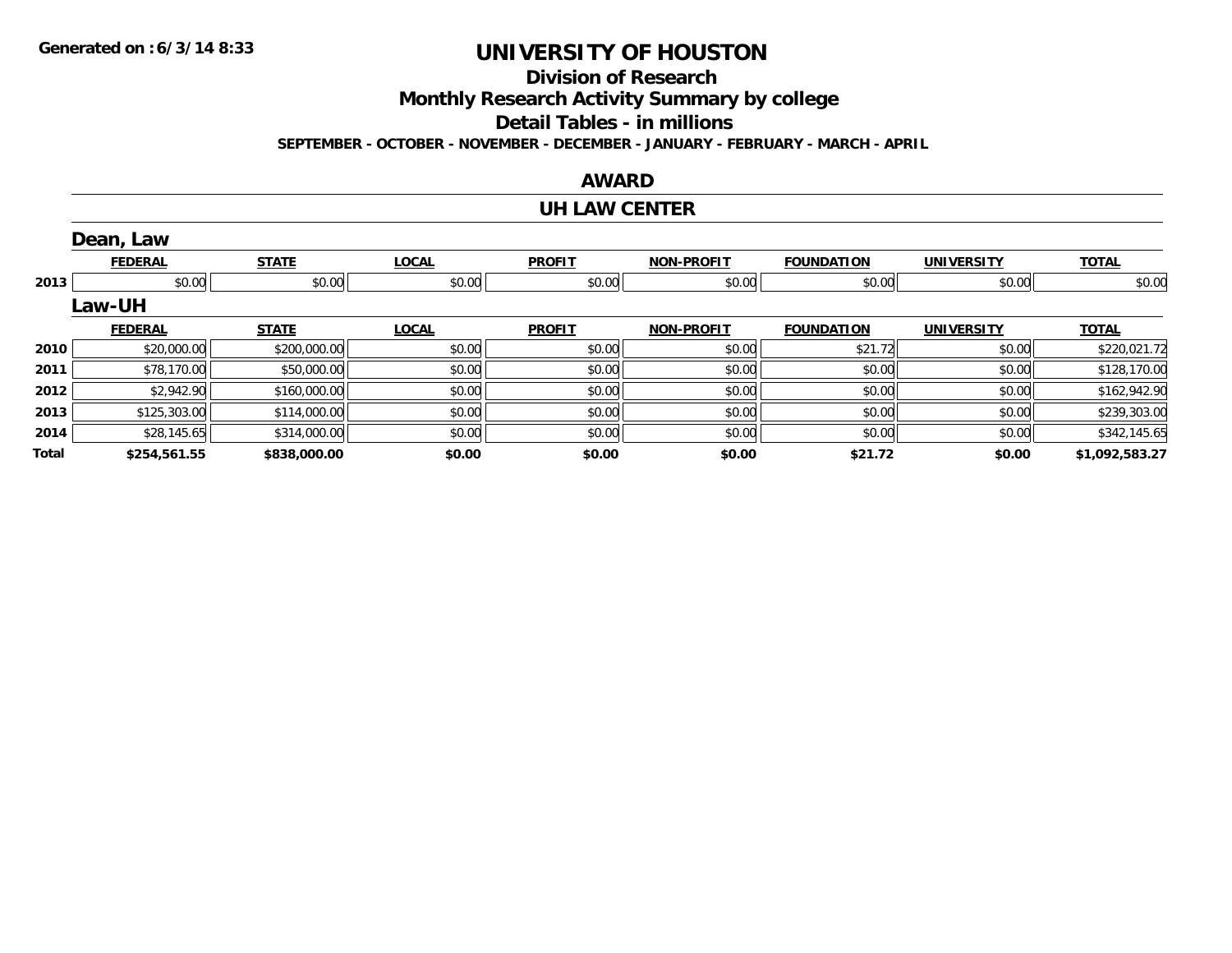# UNIVERSITY OF HOUSTON

## Division of Research

## Monthly Research Activity Summary by college

## Detail Tables - in millions

**SEPTEMBER - OCTOBER - NOVEMBER - DECEMBER - JANUARY - FEBRUARY - MARCH - APRIL**

## AWARD

## UH LAW CENTER

### Dean, Law

| | FEDERAL | STATE | LOCAL | PROFIT | NON-PROFIT | FOUNDATION | UNIVERSITY | TOTAL |
|---|---|---|---|---|---|---|---|---|
| 2013 | $0.00 | $0.00 | $0.00 | $0.00 | $0.00 | $0.00 | $0.00 | $0.00 |

### Law-UH

| | FEDERAL | STATE | LOCAL | PROFIT | NON-PROFIT | FOUNDATION | UNIVERSITY | TOTAL |
|---|---|---|---|---|---|---|---|---|
| 2010 | $20,000.00 | $200,000.00 | $0.00 | $0.00 | $0.00 | $21.72 | $0.00 | $220,021.72 |
| 2011 | $78,170.00 | $50,000.00 | $0.00 | $0.00 | $0.00 | $0.00 | $0.00 | $128,170.00 |
| 2012 | $2,942.90 | $160,000.00 | $0.00 | $0.00 | $0.00 | $0.00 | $0.00 | $162,942.90 |
| 2013 | $125,303.00 | $114,000.00 | $0.00 | $0.00 | $0.00 | $0.00 | $0.00 | $239,303.00 |
| 2014 | $28,145.65 | $314,000.00 | $0.00 | $0.00 | $0.00 | $0.00 | $0.00 | $342,145.65 |
| **Total** | **$254,561.55** | **$838,000.00** | **$0.00** | **$0.00** | **$0.00** | **$21.72** | **$0.00** | **$1,092,583.27** |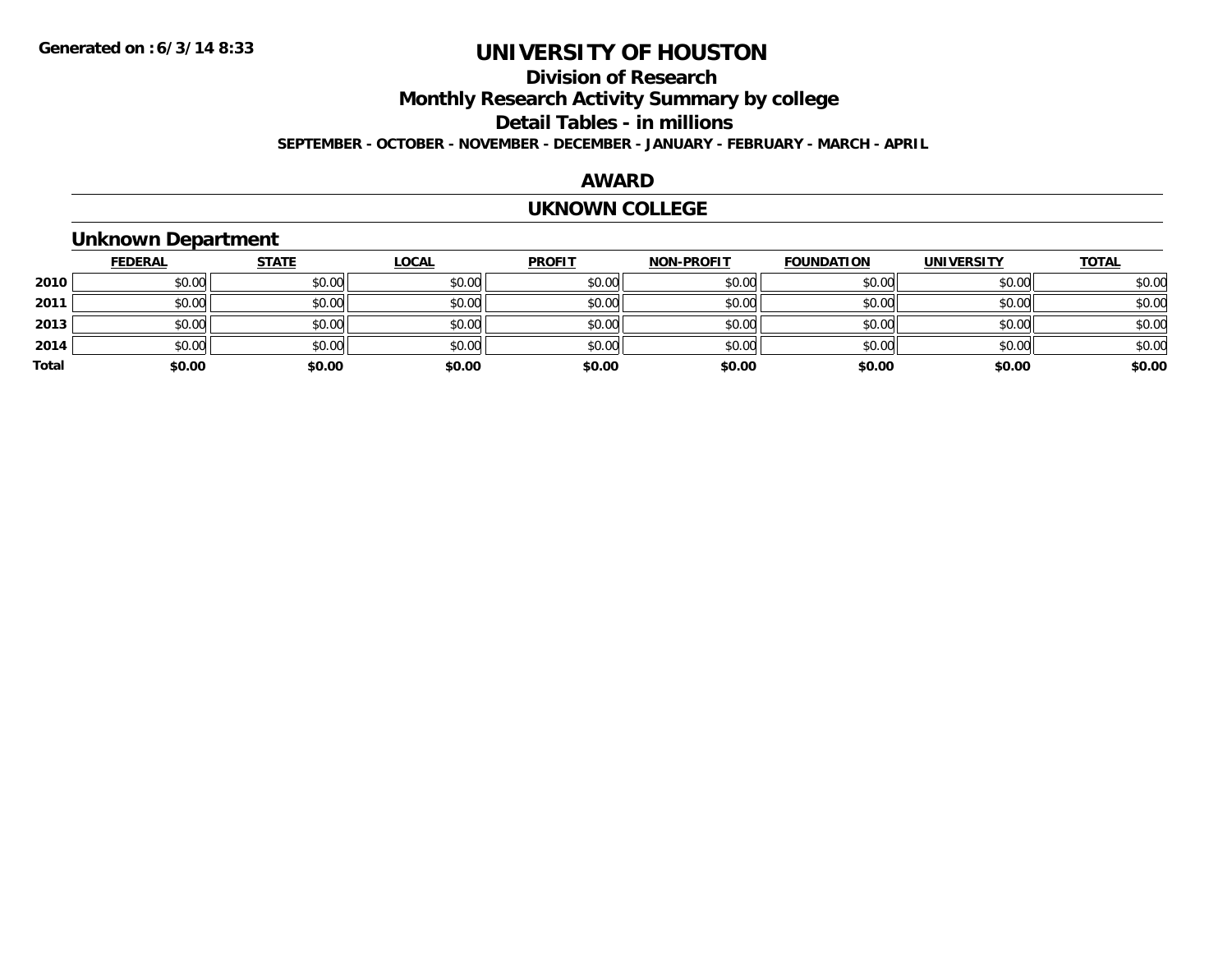Generated on :6/3/14 8:33

# UNIVERSITY OF HOUSTON

## Division of Research

## Monthly Research Activity Summary by college

## Detail Tables - in millions

**SEPTEMBER - OCTOBER - NOVEMBER - DECEMBER - JANUARY - FEBRUARY - MARCH - APRIL**

## AWARD

## UKNOWN COLLEGE

### Unknown Department

| | FEDERAL | STATE | LOCAL | PROFIT | NON-PROFIT | FOUNDATION | UNIVERSITY | TOTAL |
|---|---|---|---|---|---|---|---|---|
| **2010** | $0.00 | $0.00 | $0.00 | $0.00 | $0.00 | $0.00 | $0.00 | $0.00 |
| **2011** | $0.00 | $0.00 | $0.00 | $0.00 | $0.00 | $0.00 | $0.00 | $0.00 |
| **2013** | $0.00 | $0.00 | $0.00 | $0.00 | $0.00 | $0.00 | $0.00 | $0.00 |
| **2014** | $0.00 | $0.00 | $0.00 | $0.00 | $0.00 | $0.00 | $0.00 | $0.00 |
| **Total** | **$0.00** | **$0.00** | **$0.00** | **$0.00** | **$0.00** | **$0.00** | **$0.00** | **$0.00** |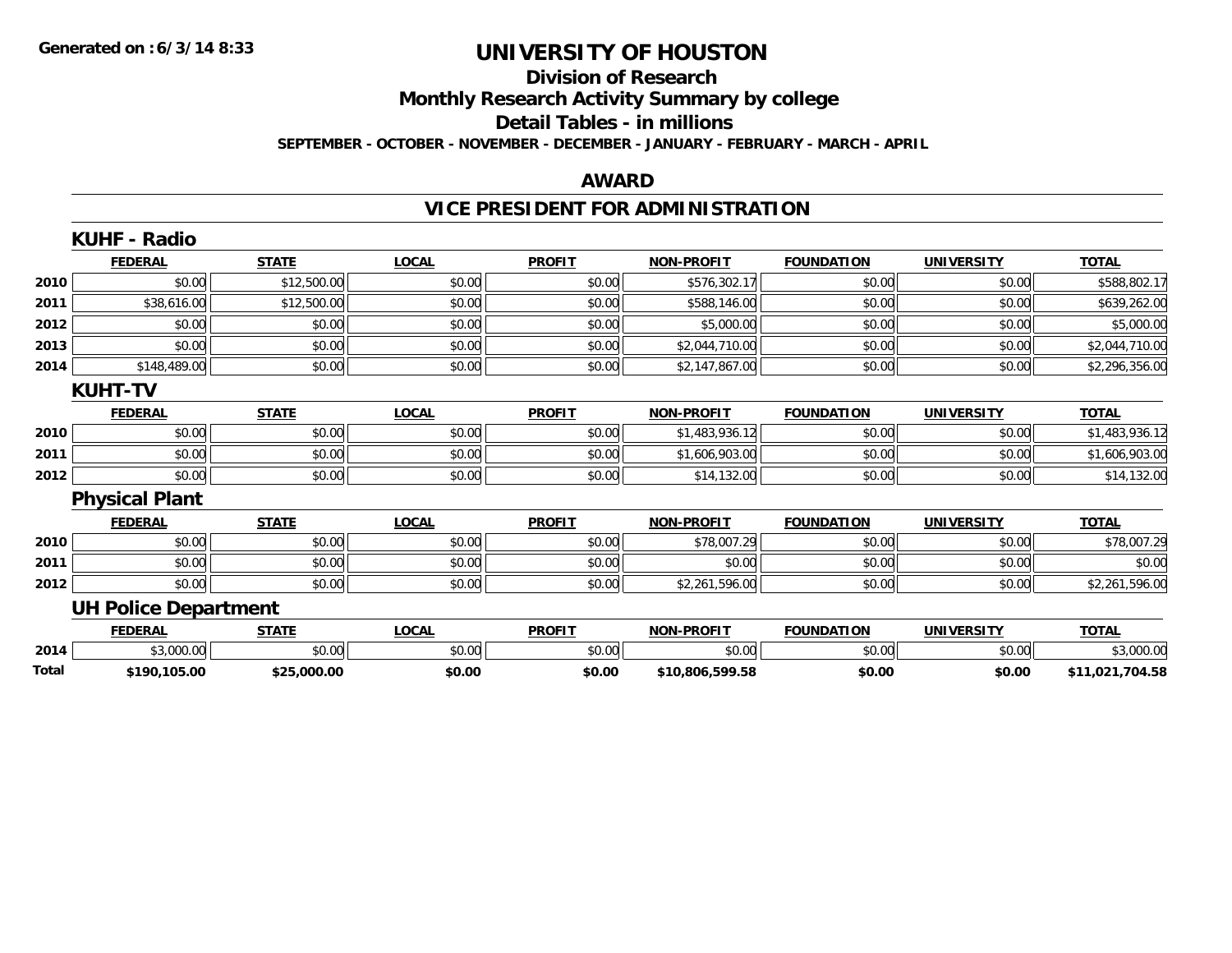# UNIVERSITY OF HOUSTON

## Division of Research

## Monthly Research Activity Summary by college

## Detail Tables - in millions

**SEPTEMBER - OCTOBER - NOVEMBER - DECEMBER - JANUARY - FEBRUARY - MARCH - APRIL**

## AWARD

## VICE PRESIDENT FOR ADMINISTRATION

### KUHF - Radio

| | FEDERAL | STATE | LOCAL | PROFIT | NON-PROFIT | FOUNDATION | UNIVERSITY | TOTAL |
|---|---|---|---|---|---|---|---|---|
| 2010 | $0.00 | $12,500.00 | $0.00 | $0.00 | $576,302.17 | $0.00 | $0.00 | $588,802.17 |
| 2011 | $38,616.00 | $12,500.00 | $0.00 | $0.00 | $588,146.00 | $0.00 | $0.00 | $639,262.00 |
| 2012 | $0.00 | $0.00 | $0.00 | $0.00 | $5,000.00 | $0.00 | $0.00 | $5,000.00 |
| 2013 | $0.00 | $0.00 | $0.00 | $0.00 | $2,044,710.00 | $0.00 | $0.00 | $2,044,710.00 |
| 2014 | $148,489.00 | $0.00 | $0.00 | $0.00 | $2,147,867.00 | $0.00 | $0.00 | $2,296,356.00 |

### KUHT-TV

| | FEDERAL | STATE | LOCAL | PROFIT | NON-PROFIT | FOUNDATION | UNIVERSITY | TOTAL |
|---|---|---|---|---|---|---|---|---|
| 2010 | $0.00 | $0.00 | $0.00 | $0.00 | $1,483,936.12 | $0.00 | $0.00 | $1,483,936.12 |
| 2011 | $0.00 | $0.00 | $0.00 | $0.00 | $1,606,903.00 | $0.00 | $0.00 | $1,606,903.00 |
| 2012 | $0.00 | $0.00 | $0.00 | $0.00 | $14,132.00 | $0.00 | $0.00 | $14,132.00 |

### Physical Plant

| | FEDERAL | STATE | LOCAL | PROFIT | NON-PROFIT | FOUNDATION | UNIVERSITY | TOTAL |
|---|---|---|---|---|---|---|---|---|
| 2010 | $0.00 | $0.00 | $0.00 | $0.00 | $78,007.29 | $0.00 | $0.00 | $78,007.29 |
| 2011 | $0.00 | $0.00 | $0.00 | $0.00 | $0.00 | $0.00 | $0.00 | $0.00 |
| 2012 | $0.00 | $0.00 | $0.00 | $0.00 | $2,261,596.00 | $0.00 | $0.00 | $2,261,596.00 |

### UH Police Department

| | FEDERAL | STATE | LOCAL | PROFIT | NON-PROFIT | FOUNDATION | UNIVERSITY | TOTAL |
|---|---|---|---|---|---|---|---|---|
| 2014 | $3,000.00 | $0.00 | $0.00 | $0.00 | $0.00 | $0.00 | $0.00 | $3,000.00 |
| **Total** | **$190,105.00** | **$25,000.00** | **$0.00** | **$0.00** | **$10,806,599.58** | **$0.00** | **$0.00** | **$11,021,704.58** |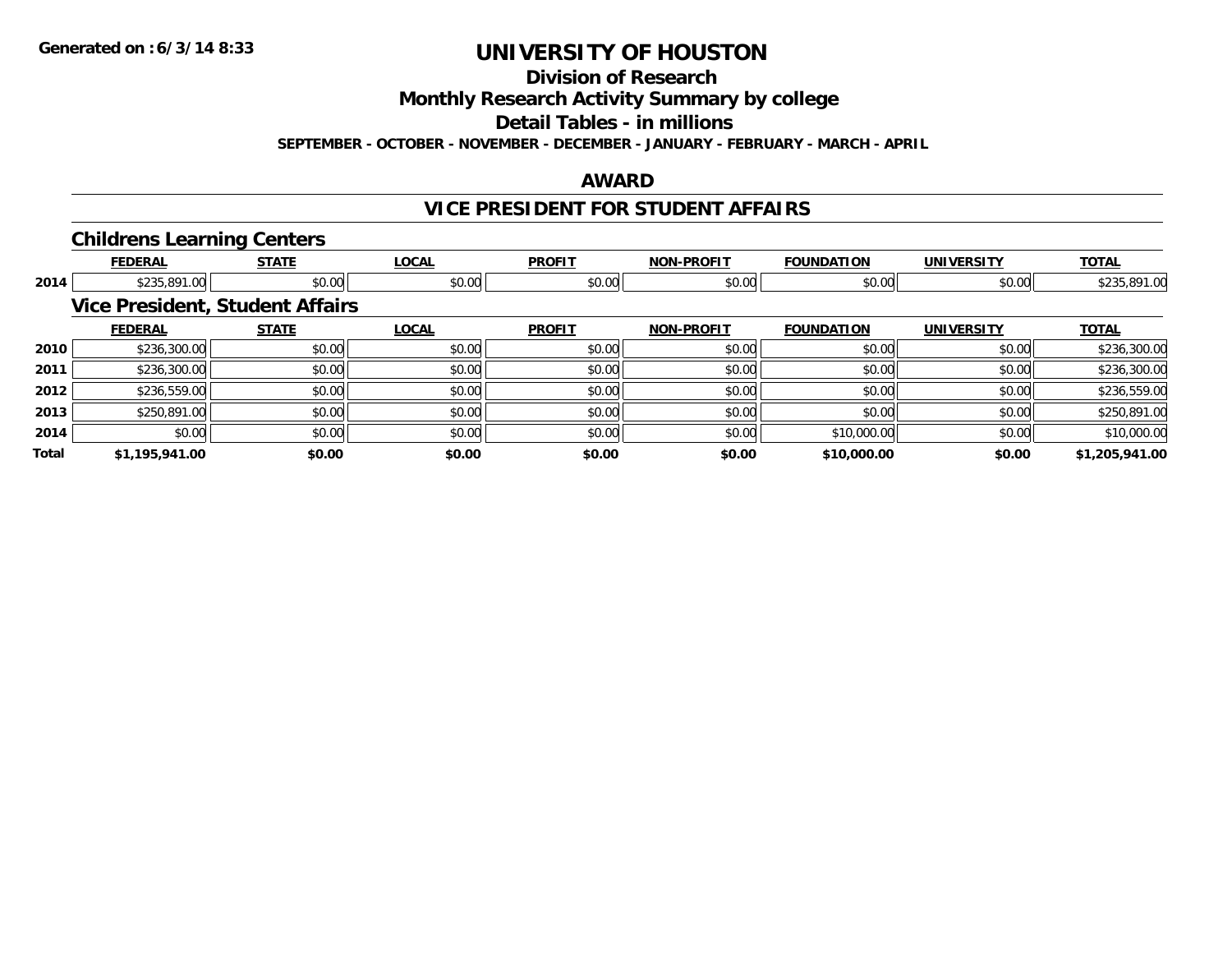# UNIVERSITY OF HOUSTON

## Division of Research

## Monthly Research Activity Summary by college

## Detail Tables - in millions

**SEPTEMBER - OCTOBER - NOVEMBER - DECEMBER - JANUARY - FEBRUARY - MARCH - APRIL**

## AWARD

## VICE PRESIDENT FOR STUDENT AFFAIRS

### Childrens Learning Centers

| | FEDERAL | STATE | LOCAL | PROFIT | NON-PROFIT | FOUNDATION | UNIVERSITY | TOTAL |
|---|---|---|---|---|---|---|---|---|
| 2014 | $235,891.00 | $0.00 | $0.00 | $0.00 | $0.00 | $0.00 | $0.00 | $235,891.00 |

### Vice President, Student Affairs

| | FEDERAL | STATE | LOCAL | PROFIT | NON-PROFIT | FOUNDATION | UNIVERSITY | TOTAL |
|---|---|---|---|---|---|---|---|---|
| 2010 | $236,300.00 | $0.00 | $0.00 | $0.00 | $0.00 | $0.00 | $0.00 | $236,300.00 |
| 2011 | $236,300.00 | $0.00 | $0.00 | $0.00 | $0.00 | $0.00 | $0.00 | $236,300.00 |
| 2012 | $236,559.00 | $0.00 | $0.00 | $0.00 | $0.00 | $0.00 | $0.00 | $236,559.00 |
| 2013 | $250,891.00 | $0.00 | $0.00 | $0.00 | $0.00 | $0.00 | $0.00 | $250,891.00 |
| 2014 | $0.00 | $0.00 | $0.00 | $0.00 | $0.00 | $10,000.00 | $0.00 | $10,000.00 |
| **Total** | **$1,195,941.00** | **$0.00** | **$0.00** | **$0.00** | **$0.00** | **$10,000.00** | **$0.00** | **$1,205,941.00** |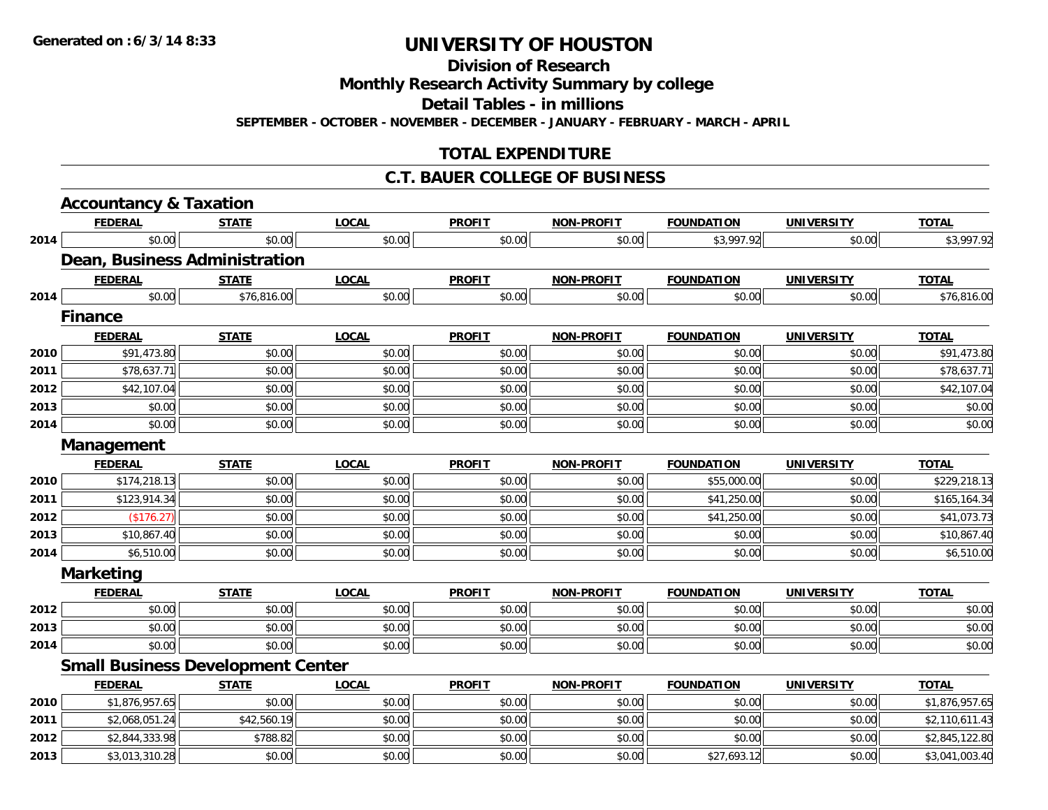# UNIVERSITY OF HOUSTON

## Division of Research

## Monthly Research Activity Summary by college

## Detail Tables - in millions

**SEPTEMBER - OCTOBER - NOVEMBER - DECEMBER - JANUARY - FEBRUARY - MARCH - APRIL**

## TOTAL EXPENDITURE

## C.T. BAUER COLLEGE OF BUSINESS

### Accountancy & Taxation

| | FEDERAL | STATE | LOCAL | PROFIT | NON-PROFIT | FOUNDATION | UNIVERSITY | TOTAL |
|---|---|---|---|---|---|---|---|---|
| 2014 | $0.00 | $0.00 | $0.00 | $0.00 | $0.00 | $3,997.92 | $0.00 | $3,997.92 |

### Dean, Business Administration

| | FEDERAL | STATE | LOCAL | PROFIT | NON-PROFIT | FOUNDATION | UNIVERSITY | TOTAL |
|---|---|---|---|---|---|---|---|---|
| 2014 | $0.00 | $76,816.00 | $0.00 | $0.00 | $0.00 | $0.00 | $0.00 | $76,816.00 |

### Finance

| | FEDERAL | STATE | LOCAL | PROFIT | NON-PROFIT | FOUNDATION | UNIVERSITY | TOTAL |
|---|---|---|---|---|---|---|---|---|
| 2010 | $91,473.80 | $0.00 | $0.00 | $0.00 | $0.00 | $0.00 | $0.00 | $91,473.80 |
| 2011 | $78,637.71 | $0.00 | $0.00 | $0.00 | $0.00 | $0.00 | $0.00 | $78,637.71 |
| 2012 | $42,107.04 | $0.00 | $0.00 | $0.00 | $0.00 | $0.00 | $0.00 | $42,107.04 |
| 2013 | $0.00 | $0.00 | $0.00 | $0.00 | $0.00 | $0.00 | $0.00 | $0.00 |
| 2014 | $0.00 | $0.00 | $0.00 | $0.00 | $0.00 | $0.00 | $0.00 | $0.00 |

### Management

| | FEDERAL | STATE | LOCAL | PROFIT | NON-PROFIT | FOUNDATION | UNIVERSITY | TOTAL |
|---|---|---|---|---|---|---|---|---|
| 2010 | $174,218.13 | $0.00 | $0.00 | $0.00 | $0.00 | $55,000.00 | $0.00 | $229,218.13 |
| 2011 | $123,914.34 | $0.00 | $0.00 | $0.00 | $0.00 | $41,250.00 | $0.00 | $165,164.34 |
| 2012 | ($176.27) | $0.00 | $0.00 | $0.00 | $0.00 | $41,250.00 | $0.00 | $41,073.73 |
| 2013 | $10,867.40 | $0.00 | $0.00 | $0.00 | $0.00 | $0.00 | $0.00 | $10,867.40 |
| 2014 | $6,510.00 | $0.00 | $0.00 | $0.00 | $0.00 | $0.00 | $0.00 | $6,510.00 |

### Marketing

| | FEDERAL | STATE | LOCAL | PROFIT | NON-PROFIT | FOUNDATION | UNIVERSITY | TOTAL |
|---|---|---|---|---|---|---|---|---|
| 2012 | $0.00 | $0.00 | $0.00 | $0.00 | $0.00 | $0.00 | $0.00 | $0.00 |
| 2013 | $0.00 | $0.00 | $0.00 | $0.00 | $0.00 | $0.00 | $0.00 | $0.00 |
| 2014 | $0.00 | $0.00 | $0.00 | $0.00 | $0.00 | $0.00 | $0.00 | $0.00 |

### Small Business Development Center

| | FEDERAL | STATE | LOCAL | PROFIT | NON-PROFIT | FOUNDATION | UNIVERSITY | TOTAL |
|---|---|---|---|---|---|---|---|---|
| 2010 | $1,876,957.65 | $0.00 | $0.00 | $0.00 | $0.00 | $0.00 | $0.00 | $1,876,957.65 |
| 2011 | $2,068,051.24 | $42,560.19 | $0.00 | $0.00 | $0.00 | $0.00 | $0.00 | $2,110,611.43 |
| 2012 | $2,844,333.98 | $788.82 | $0.00 | $0.00 | $0.00 | $0.00 | $0.00 | $2,845,122.80 |
| 2013 | $3,013,310.28 | $0.00 | $0.00 | $0.00 | $0.00 | $27,693.12 | $0.00 | $3,041,003.40 |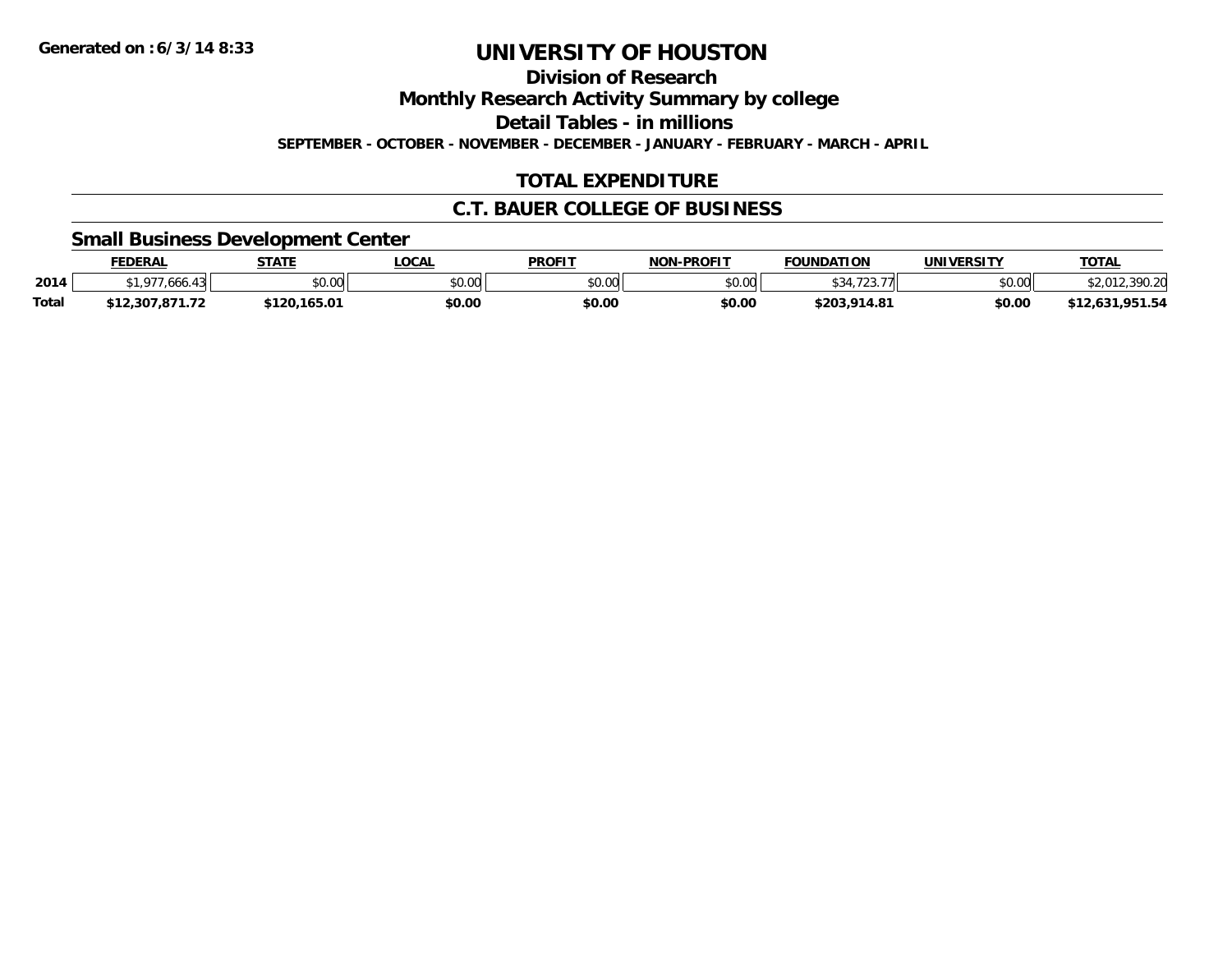# UNIVERSITY OF HOUSTON

## Division of Research

## Monthly Research Activity Summary by college

## Detail Tables - in millions

**SEPTEMBER - OCTOBER - NOVEMBER - DECEMBER - JANUARY - FEBRUARY - MARCH - APRIL**

## TOTAL EXPENDITURE

## C.T. BAUER COLLEGE OF BUSINESS

### Small Business Development Center

| | FEDERAL | STATE | LOCAL | PROFIT | NON-PROFIT | FOUNDATION | UNIVERSITY | TOTAL |
|---|---|---|---|---|---|---|---|---|
| 2014 | $1,977,666.43 | $0.00 | $0.00 | $0.00 | $0.00 | $34,723.77 | $0.00 | $2,012,390.20 |
| **Total** | **$12,307,871.72** | **$120,165.01** | **$0.00** | **$0.00** | **$0.00** | **$203,914.81** | **$0.00** | **$12,631,951.54** |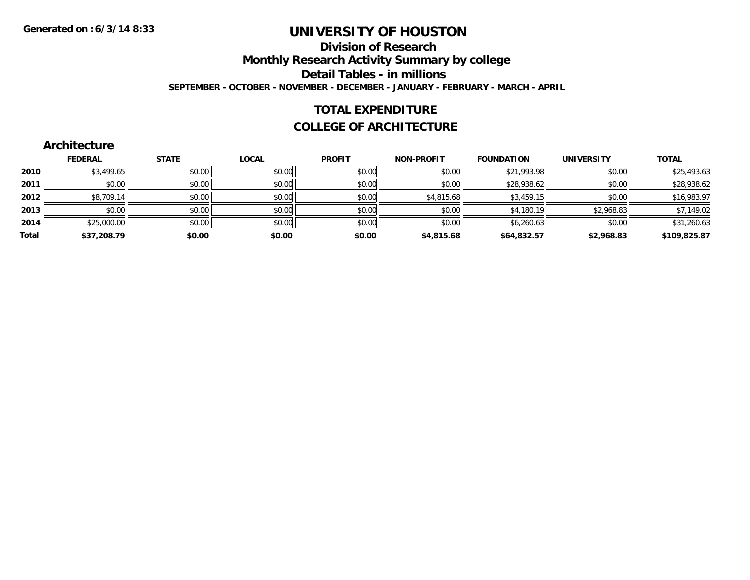Generated on :6/3/14 8:33

# UNIVERSITY OF HOUSTON

## Division of Research

## Monthly Research Activity Summary by college

## Detail Tables - in millions

**SEPTEMBER - OCTOBER - NOVEMBER - DECEMBER - JANUARY - FEBRUARY - MARCH - APRIL**

## TOTAL EXPENDITURE

## COLLEGE OF ARCHITECTURE

### Architecture

| | FEDERAL | STATE | LOCAL | PROFIT | NON-PROFIT | FOUNDATION | UNIVERSITY | TOTAL |
|---|---|---|---|---|---|---|---|---|
| 2010 | $3,499.65 | $0.00 | $0.00 | $0.00 | $0.00 | $21,993.98 | $0.00 | $25,493.63 |
| 2011 | $0.00 | $0.00 | $0.00 | $0.00 | $0.00 | $28,938.62 | $0.00 | $28,938.62 |
| 2012 | $8,709.14 | $0.00 | $0.00 | $0.00 | $4,815.68 | $3,459.15 | $0.00 | $16,983.97 |
| 2013 | $0.00 | $0.00 | $0.00 | $0.00 | $0.00 | $4,180.19 | $2,968.83 | $7,149.02 |
| 2014 | $25,000.00 | $0.00 | $0.00 | $0.00 | $0.00 | $6,260.63 | $0.00 | $31,260.63 |
| **Total** | **$37,208.79** | **$0.00** | **$0.00** | **$0.00** | **$4,815.68** | **$64,832.57** | **$2,968.83** | **$109,825.87** |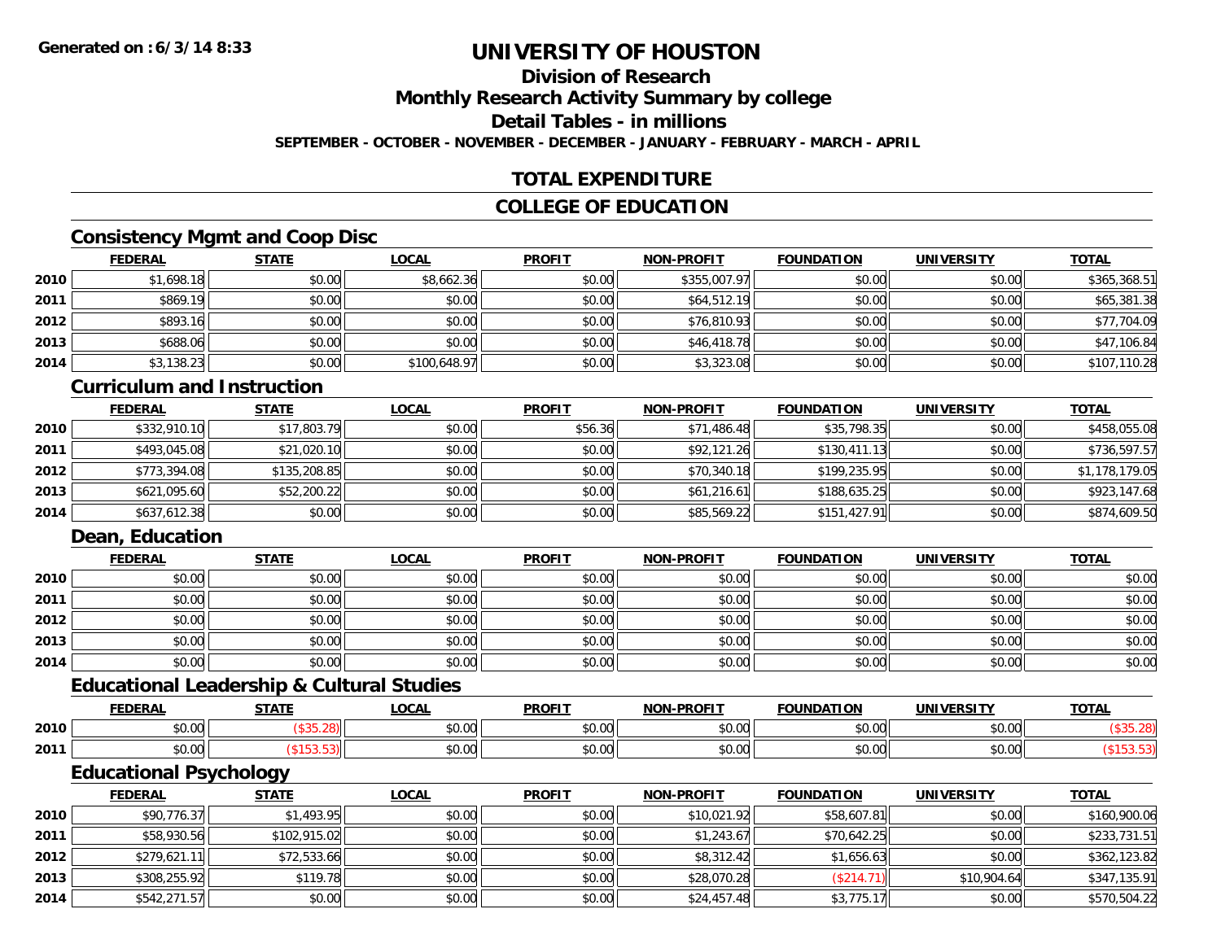# UNIVERSITY OF HOUSTON

## Division of Research

## Monthly Research Activity Summary by college

## Detail Tables - in millions

**SEPTEMBER - OCTOBER - NOVEMBER - DECEMBER - JANUARY - FEBRUARY - MARCH - APRIL**

## TOTAL EXPENDITURE

## COLLEGE OF EDUCATION

### Consistency Mgmt and Coop Disc

| | FEDERAL | STATE | LOCAL | PROFIT | NON-PROFIT | FOUNDATION | UNIVERSITY | TOTAL |
|---|---|---|---|---|---|---|---|---|
| 2010 | $1,698.18 | $0.00 | $8,662.36 | $0.00 | $355,007.97 | $0.00 | $0.00 | $365,368.51 |
| 2011 | $869.19 | $0.00 | $0.00 | $0.00 | $64,512.19 | $0.00 | $0.00 | $65,381.38 |
| 2012 | $893.16 | $0.00 | $0.00 | $0.00 | $76,810.93 | $0.00 | $0.00 | $77,704.09 |
| 2013 | $688.06 | $0.00 | $0.00 | $0.00 | $46,418.78 | $0.00 | $0.00 | $47,106.84 |
| 2014 | $3,138.23 | $0.00 | $100,648.97 | $0.00 | $3,323.08 | $0.00 | $0.00 | $107,110.28 |

### Curriculum and Instruction

| | FEDERAL | STATE | LOCAL | PROFIT | NON-PROFIT | FOUNDATION | UNIVERSITY | TOTAL |
|---|---|---|---|---|---|---|---|---|
| 2010 | $332,910.10 | $17,803.79 | $0.00 | $56.36 | $71,486.48 | $35,798.35 | $0.00 | $458,055.08 |
| 2011 | $493,045.08 | $21,020.10 | $0.00 | $0.00 | $92,121.26 | $130,411.13 | $0.00 | $736,597.57 |
| 2012 | $773,394.08 | $135,208.85 | $0.00 | $0.00 | $70,340.18 | $199,235.95 | $0.00 | $1,178,179.05 |
| 2013 | $621,095.60 | $52,200.22 | $0.00 | $0.00 | $61,216.61 | $188,635.25 | $0.00 | $923,147.68 |
| 2014 | $637,612.38 | $0.00 | $0.00 | $0.00 | $85,569.22 | $151,427.91 | $0.00 | $874,609.50 |

### Dean, Education

| | FEDERAL | STATE | LOCAL | PROFIT | NON-PROFIT | FOUNDATION | UNIVERSITY | TOTAL |
|---|---|---|---|---|---|---|---|---|
| 2010 | $0.00 | $0.00 | $0.00 | $0.00 | $0.00 | $0.00 | $0.00 | $0.00 |
| 2011 | $0.00 | $0.00 | $0.00 | $0.00 | $0.00 | $0.00 | $0.00 | $0.00 |
| 2012 | $0.00 | $0.00 | $0.00 | $0.00 | $0.00 | $0.00 | $0.00 | $0.00 |
| 2013 | $0.00 | $0.00 | $0.00 | $0.00 | $0.00 | $0.00 | $0.00 | $0.00 |
| 2014 | $0.00 | $0.00 | $0.00 | $0.00 | $0.00 | $0.00 | $0.00 | $0.00 |

### Educational Leadership & Cultural Studies

| | FEDERAL | STATE | LOCAL | PROFIT | NON-PROFIT | FOUNDATION | UNIVERSITY | TOTAL |
|---|---|---|---|---|---|---|---|---|
| 2010 | $0.00 | ($35.28) | $0.00 | $0.00 | $0.00 | $0.00 | $0.00 | ($35.28) |
| 2011 | $0.00 | ($153.53) | $0.00 | $0.00 | $0.00 | $0.00 | $0.00 | ($153.53) |

### Educational Psychology

| | FEDERAL | STATE | LOCAL | PROFIT | NON-PROFIT | FOUNDATION | UNIVERSITY | TOTAL |
|---|---|---|---|---|---|---|---|---|
| 2010 | $90,776.37 | $1,493.95 | $0.00 | $0.00 | $10,021.92 | $58,607.81 | $0.00 | $160,900.06 |
| 2011 | $58,930.56 | $102,915.02 | $0.00 | $0.00 | $1,243.67 | $70,642.25 | $0.00 | $233,731.51 |
| 2012 | $279,621.11 | $72,533.66 | $0.00 | $0.00 | $8,312.42 | $1,656.63 | $0.00 | $362,123.82 |
| 2013 | $308,255.92 | $119.78 | $0.00 | $0.00 | $28,070.28 | ($214.71) | $10,904.64 | $347,135.91 |
| 2014 | $542,271.57 | $0.00 | $0.00 | $0.00 | $24,457.48 | $3,775.17 | $0.00 | $570,504.22 |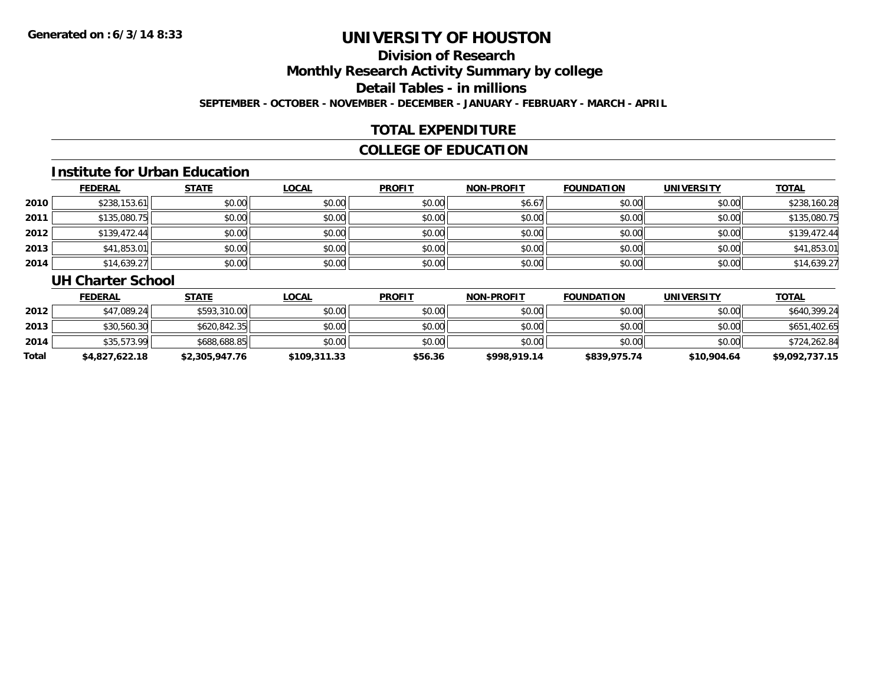# UNIVERSITY OF HOUSTON

## Division of Research

## Monthly Research Activity Summary by college

## Detail Tables - in millions

**SEPTEMBER - OCTOBER - NOVEMBER - DECEMBER - JANUARY - FEBRUARY - MARCH - APRIL**

## TOTAL EXPENDITURE

## COLLEGE OF EDUCATION

### Institute for Urban Education

| | FEDERAL | STATE | LOCAL | PROFIT | NON-PROFIT | FOUNDATION | UNIVERSITY | TOTAL |
|---|---|---|---|---|---|---|---|---|
| 2010 | $238,153.61 | $0.00 | $0.00 | $0.00 | $6.67 | $0.00 | $0.00 | $238,160.28 |
| 2011 | $135,080.75 | $0.00 | $0.00 | $0.00 | $0.00 | $0.00 | $0.00 | $135,080.75 |
| 2012 | $139,472.44 | $0.00 | $0.00 | $0.00 | $0.00 | $0.00 | $0.00 | $139,472.44 |
| 2013 | $41,853.01 | $0.00 | $0.00 | $0.00 | $0.00 | $0.00 | $0.00 | $41,853.01 |
| 2014 | $14,639.27 | $0.00 | $0.00 | $0.00 | $0.00 | $0.00 | $0.00 | $14,639.27 |

### UH Charter School

| | FEDERAL | STATE | LOCAL | PROFIT | NON-PROFIT | FOUNDATION | UNIVERSITY | TOTAL |
|---|---|---|---|---|---|---|---|---|
| 2012 | $47,089.24 | $593,310.00 | $0.00 | $0.00 | $0.00 | $0.00 | $0.00 | $640,399.24 |
| 2013 | $30,560.30 | $620,842.35 | $0.00 | $0.00 | $0.00 | $0.00 | $0.00 | $651,402.65 |
| 2014 | $35,573.99 | $688,688.85 | $0.00 | $0.00 | $0.00 | $0.00 | $0.00 | $724,262.84 |
| **Total** | **$4,827,622.18** | **$2,305,947.76** | **$109,311.33** | **$56.36** | **$998,919.14** | **$839,975.74** | **$10,904.64** | **$9,092,737.15** |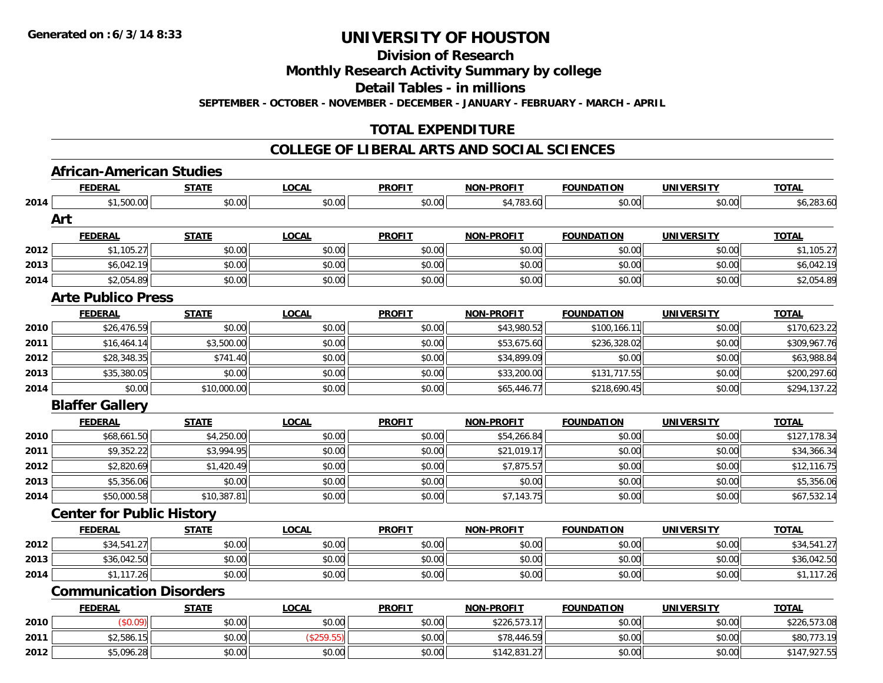**Generated on :6/3/14 8:33**

# UNIVERSITY OF HOUSTON

## Division of Research

## Monthly Research Activity Summary by college

## Detail Tables - in millions

**SEPTEMBER - OCTOBER - NOVEMBER - DECEMBER - JANUARY - FEBRUARY - MARCH - APRIL**

## TOTAL EXPENDITURE

## COLLEGE OF LIBERAL ARTS AND SOCIAL SCIENCES

### African-American Studies

| | FEDERAL | STATE | LOCAL | PROFIT | NON-PROFIT | FOUNDATION | UNIVERSITY | TOTAL |
|---|---|---|---|---|---|---|---|---|
| 2014 | $1,500.00 | $0.00 | $0.00 | $0.00 | $4,783.60 | $0.00 | $0.00 | $6,283.60 |

### Art

| | FEDERAL | STATE | LOCAL | PROFIT | NON-PROFIT | FOUNDATION | UNIVERSITY | TOTAL |
|---|---|---|---|---|---|---|---|---|
| 2012 | $1,105.27 | $0.00 | $0.00 | $0.00 | $0.00 | $0.00 | $0.00 | $1,105.27 |
| 2013 | $6,042.19 | $0.00 | $0.00 | $0.00 | $0.00 | $0.00 | $0.00 | $6,042.19 |
| 2014 | $2,054.89 | $0.00 | $0.00 | $0.00 | $0.00 | $0.00 | $0.00 | $2,054.89 |

### Arte Publico Press

| | FEDERAL | STATE | LOCAL | PROFIT | NON-PROFIT | FOUNDATION | UNIVERSITY | TOTAL |
|---|---|---|---|---|---|---|---|---|
| 2010 | $26,476.59 | $0.00 | $0.00 | $0.00 | $43,980.52 | $100,166.11 | $0.00 | $170,623.22 |
| 2011 | $16,464.14 | $3,500.00 | $0.00 | $0.00 | $53,675.60 | $236,328.02 | $0.00 | $309,967.76 |
| 2012 | $28,348.35 | $741.40 | $0.00 | $0.00 | $34,899.09 | $0.00 | $0.00 | $63,988.84 |
| 2013 | $35,380.05 | $0.00 | $0.00 | $0.00 | $33,200.00 | $131,717.55 | $0.00 | $200,297.60 |
| 2014 | $0.00 | $10,000.00 | $0.00 | $0.00 | $65,446.77 | $218,690.45 | $0.00 | $294,137.22 |

### Blaffer Gallery

| | FEDERAL | STATE | LOCAL | PROFIT | NON-PROFIT | FOUNDATION | UNIVERSITY | TOTAL |
|---|---|---|---|---|---|---|---|---|
| 2010 | $68,661.50 | $4,250.00 | $0.00 | $0.00 | $54,266.84 | $0.00 | $0.00 | $127,178.34 |
| 2011 | $9,352.22 | $3,994.95 | $0.00 | $0.00 | $21,019.17 | $0.00 | $0.00 | $34,366.34 |
| 2012 | $2,820.69 | $1,420.49 | $0.00 | $0.00 | $7,875.57 | $0.00 | $0.00 | $12,116.75 |
| 2013 | $5,356.06 | $0.00 | $0.00 | $0.00 | $0.00 | $0.00 | $0.00 | $5,356.06 |
| 2014 | $50,000.58 | $10,387.81 | $0.00 | $0.00 | $7,143.75 | $0.00 | $0.00 | $67,532.14 |

### Center for Public History

| | FEDERAL | STATE | LOCAL | PROFIT | NON-PROFIT | FOUNDATION | UNIVERSITY | TOTAL |
|---|---|---|---|---|---|---|---|---|
| 2012 | $34,541.27 | $0.00 | $0.00 | $0.00 | $0.00 | $0.00 | $0.00 | $34,541.27 |
| 2013 | $36,042.50 | $0.00 | $0.00 | $0.00 | $0.00 | $0.00 | $0.00 | $36,042.50 |
| 2014 | $1,117.26 | $0.00 | $0.00 | $0.00 | $0.00 | $0.00 | $0.00 | $1,117.26 |

### Communication Disorders

| | FEDERAL | STATE | LOCAL | PROFIT | NON-PROFIT | FOUNDATION | UNIVERSITY | TOTAL |
|---|---|---|---|---|---|---|---|---|
| 2010 | ($0.09) | $0.00 | $0.00 | $0.00 | $226,573.17 | $0.00 | $0.00 | $226,573.08 |
| 2011 | $2,586.15 | $0.00 | ($259.55) | $0.00 | $78,446.59 | $0.00 | $0.00 | $80,773.19 |
| 2012 | $5,096.28 | $0.00 | $0.00 | $0.00 | $142,831.27 | $0.00 | $0.00 | $147,927.55 |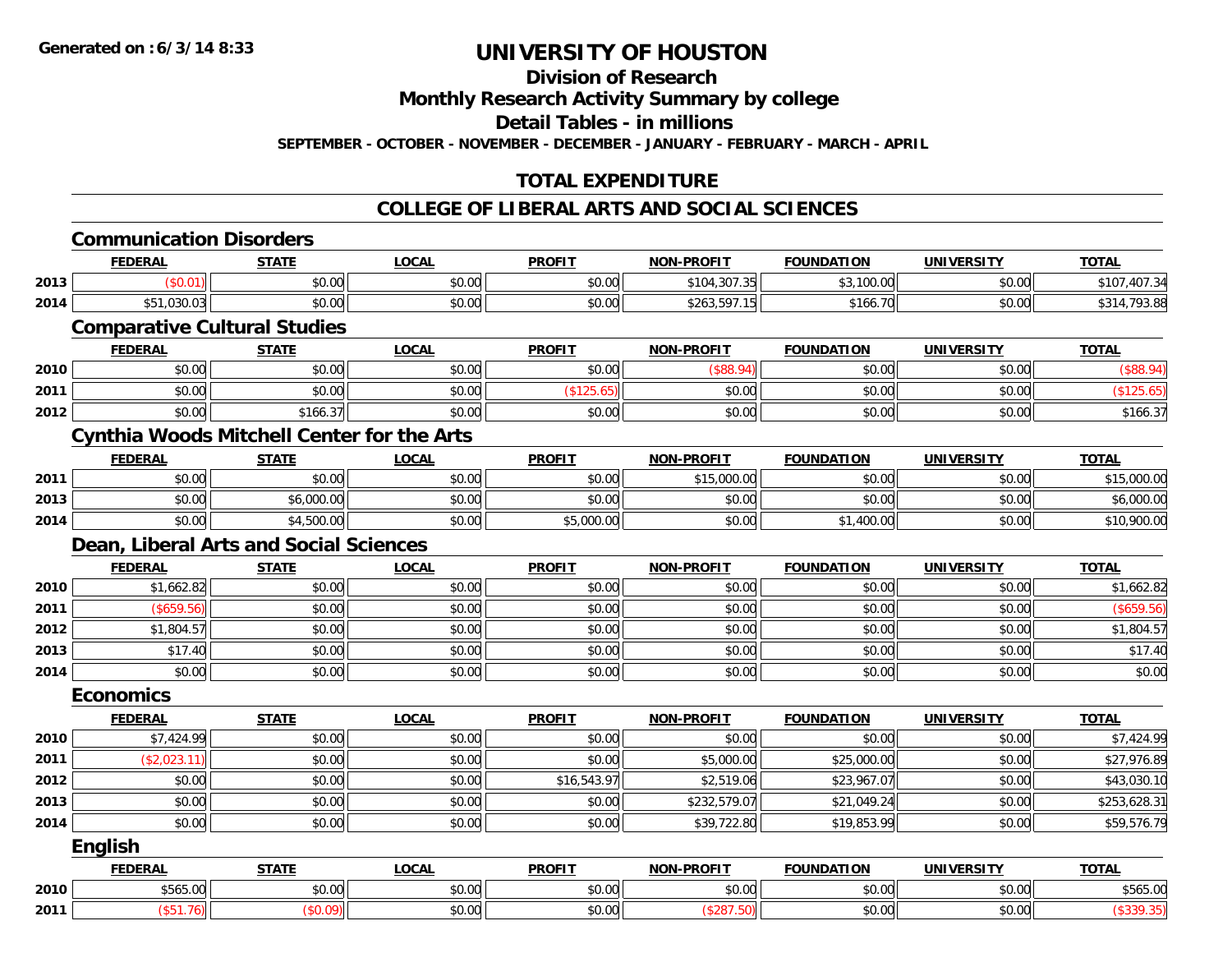# UNIVERSITY OF HOUSTON

## Division of Research

## Monthly Research Activity Summary by college

## Detail Tables - in millions

**SEPTEMBER - OCTOBER - NOVEMBER - DECEMBER - JANUARY - FEBRUARY - MARCH - APRIL**

## TOTAL EXPENDITURE

## COLLEGE OF LIBERAL ARTS AND SOCIAL SCIENCES

### Communication Disorders

| | FEDERAL | STATE | LOCAL | PROFIT | NON-PROFIT | FOUNDATION | UNIVERSITY | TOTAL |
|---|---|---|---|---|---|---|---|---|
| 2013 | ($0.01) | $0.00 | $0.00 | $0.00 | $104,307.35 | $3,100.00 | $0.00 | $107,407.34 |
| 2014 | $51,030.03 | $0.00 | $0.00 | $0.00 | $263,597.15 | $166.70 | $0.00 | $314,793.88 |

### Comparative Cultural Studies

| | FEDERAL | STATE | LOCAL | PROFIT | NON-PROFIT | FOUNDATION | UNIVERSITY | TOTAL |
|---|---|---|---|---|---|---|---|---|
| 2010 | $0.00 | $0.00 | $0.00 | $0.00 | ($88.94) | $0.00 | $0.00 | ($88.94) |
| 2011 | $0.00 | $0.00 | $0.00 | ($125.65) | $0.00 | $0.00 | $0.00 | ($125.65) |
| 2012 | $0.00 | $166.37 | $0.00 | $0.00 | $0.00 | $0.00 | $0.00 | $166.37 |

### Cynthia Woods Mitchell Center for the Arts

| | FEDERAL | STATE | LOCAL | PROFIT | NON-PROFIT | FOUNDATION | UNIVERSITY | TOTAL |
|---|---|---|---|---|---|---|---|---|
| 2011 | $0.00 | $0.00 | $0.00 | $0.00 | $15,000.00 | $0.00 | $0.00 | $15,000.00 |
| 2013 | $0.00 | $6,000.00 | $0.00 | $0.00 | $0.00 | $0.00 | $0.00 | $6,000.00 |
| 2014 | $0.00 | $4,500.00 | $0.00 | $5,000.00 | $0.00 | $1,400.00 | $0.00 | $10,900.00 |

### Dean, Liberal Arts and Social Sciences

| | FEDERAL | STATE | LOCAL | PROFIT | NON-PROFIT | FOUNDATION | UNIVERSITY | TOTAL |
|---|---|---|---|---|---|---|---|---|
| 2010 | $1,662.82 | $0.00 | $0.00 | $0.00 | $0.00 | $0.00 | $0.00 | $1,662.82 |
| 2011 | ($659.56) | $0.00 | $0.00 | $0.00 | $0.00 | $0.00 | $0.00 | ($659.56) |
| 2012 | $1,804.57 | $0.00 | $0.00 | $0.00 | $0.00 | $0.00 | $0.00 | $1,804.57 |
| 2013 | $17.40 | $0.00 | $0.00 | $0.00 | $0.00 | $0.00 | $0.00 | $17.40 |
| 2014 | $0.00 | $0.00 | $0.00 | $0.00 | $0.00 | $0.00 | $0.00 | $0.00 |

### Economics

| | FEDERAL | STATE | LOCAL | PROFIT | NON-PROFIT | FOUNDATION | UNIVERSITY | TOTAL |
|---|---|---|---|---|---|---|---|---|
| 2010 | $7,424.99 | $0.00 | $0.00 | $0.00 | $0.00 | $0.00 | $0.00 | $7,424.99 |
| 2011 | ($2,023.11) | $0.00 | $0.00 | $0.00 | $5,000.00 | $25,000.00 | $0.00 | $27,976.89 |
| 2012 | $0.00 | $0.00 | $0.00 | $16,543.97 | $2,519.06 | $23,967.07 | $0.00 | $43,030.10 |
| 2013 | $0.00 | $0.00 | $0.00 | $0.00 | $232,579.07 | $21,049.24 | $0.00 | $253,628.31 |
| 2014 | $0.00 | $0.00 | $0.00 | $0.00 | $39,722.80 | $19,853.99 | $0.00 | $59,576.79 |

### English

| | FEDERAL | STATE | LOCAL | PROFIT | NON-PROFIT | FOUNDATION | UNIVERSITY | TOTAL |
|---|---|---|---|---|---|---|---|---|
| 2010 | $565.00 | $0.00 | $0.00 | $0.00 | $0.00 | $0.00 | $0.00 | $565.00 |
| 2011 | ($51.76) | ($0.09) | $0.00 | $0.00 | ($287.50) | $0.00 | $0.00 | ($339.35) |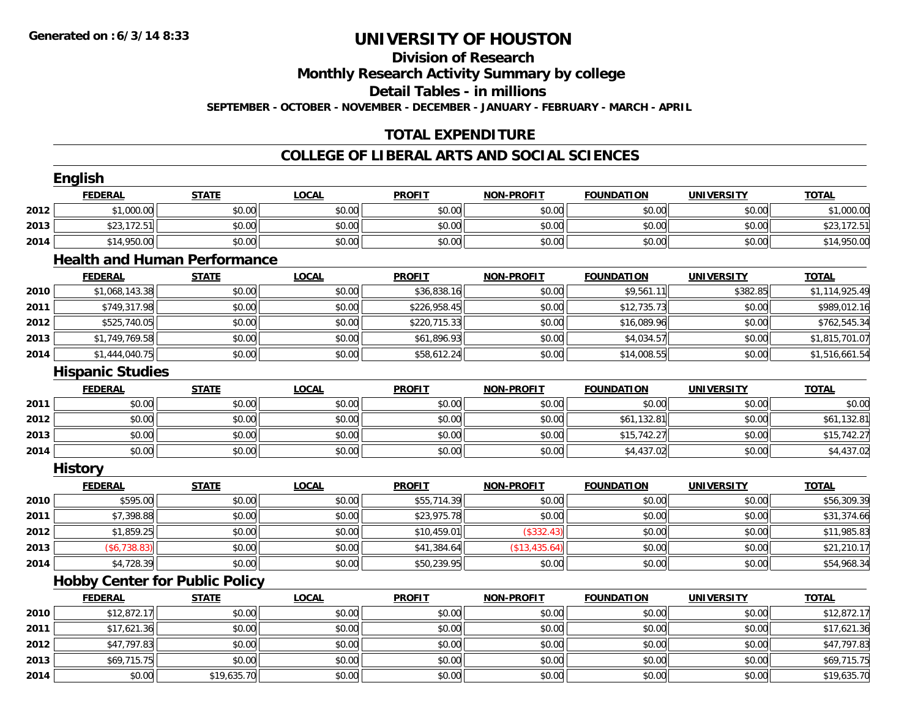# UNIVERSITY OF HOUSTON

## Division of Research

## Monthly Research Activity Summary by college

## Detail Tables - in millions

**SEPTEMBER - OCTOBER - NOVEMBER - DECEMBER - JANUARY - FEBRUARY - MARCH - APRIL**

## TOTAL EXPENDITURE

## COLLEGE OF LIBERAL ARTS AND SOCIAL SCIENCES

### English

| | FEDERAL | STATE | LOCAL | PROFIT | NON-PROFIT | FOUNDATION | UNIVERSITY | TOTAL |
|---|---|---|---|---|---|---|---|---|
| 2012 | $1,000.00 | $0.00 | $0.00 | $0.00 | $0.00 | $0.00 | $0.00 | $1,000.00 |
| 2013 | $23,172.51 | $0.00 | $0.00 | $0.00 | $0.00 | $0.00 | $0.00 | $23,172.51 |
| 2014 | $14,950.00 | $0.00 | $0.00 | $0.00 | $0.00 | $0.00 | $0.00 | $14,950.00 |

### Health and Human Performance

| | FEDERAL | STATE | LOCAL | PROFIT | NON-PROFIT | FOUNDATION | UNIVERSITY | TOTAL |
|---|---|---|---|---|---|---|---|---|
| 2010 | $1,068,143.38 | $0.00 | $0.00 | $36,838.16 | $0.00 | $9,561.11 | $382.85 | $1,114,925.49 |
| 2011 | $749,317.98 | $0.00 | $0.00 | $226,958.45 | $0.00 | $12,735.73 | $0.00 | $989,012.16 |
| 2012 | $525,740.05 | $0.00 | $0.00 | $220,715.33 | $0.00 | $16,089.96 | $0.00 | $762,545.34 |
| 2013 | $1,749,769.58 | $0.00 | $0.00 | $61,896.93 | $0.00 | $4,034.57 | $0.00 | $1,815,701.07 |
| 2014 | $1,444,040.75 | $0.00 | $0.00 | $58,612.24 | $0.00 | $14,008.55 | $0.00 | $1,516,661.54 |

### Hispanic Studies

| | FEDERAL | STATE | LOCAL | PROFIT | NON-PROFIT | FOUNDATION | UNIVERSITY | TOTAL |
|---|---|---|---|---|---|---|---|---|
| 2011 | $0.00 | $0.00 | $0.00 | $0.00 | $0.00 | $0.00 | $0.00 | $0.00 |
| 2012 | $0.00 | $0.00 | $0.00 | $0.00 | $0.00 | $61,132.81 | $0.00 | $61,132.81 |
| 2013 | $0.00 | $0.00 | $0.00 | $0.00 | $0.00 | $15,742.27 | $0.00 | $15,742.27 |
| 2014 | $0.00 | $0.00 | $0.00 | $0.00 | $0.00 | $4,437.02 | $0.00 | $4,437.02 |

### History

| | FEDERAL | STATE | LOCAL | PROFIT | NON-PROFIT | FOUNDATION | UNIVERSITY | TOTAL |
|---|---|---|---|---|---|---|---|---|
| 2010 | $595.00 | $0.00 | $0.00 | $55,714.39 | $0.00 | $0.00 | $0.00 | $56,309.39 |
| 2011 | $7,398.88 | $0.00 | $0.00 | $23,975.78 | $0.00 | $0.00 | $0.00 | $31,374.66 |
| 2012 | $1,859.25 | $0.00 | $0.00 | $10,459.01 | ($332.43) | $0.00 | $0.00 | $11,985.83 |
| 2013 | ($6,738.83) | $0.00 | $0.00 | $41,384.64 | ($13,435.64) | $0.00 | $0.00 | $21,210.17 |
| 2014 | $4,728.39 | $0.00 | $0.00 | $50,239.95 | $0.00 | $0.00 | $0.00 | $54,968.34 |

### Hobby Center for Public Policy

| | FEDERAL | STATE | LOCAL | PROFIT | NON-PROFIT | FOUNDATION | UNIVERSITY | TOTAL |
|---|---|---|---|---|---|---|---|---|
| 2010 | $12,872.17 | $0.00 | $0.00 | $0.00 | $0.00 | $0.00 | $0.00 | $12,872.17 |
| 2011 | $17,621.36 | $0.00 | $0.00 | $0.00 | $0.00 | $0.00 | $0.00 | $17,621.36 |
| 2012 | $47,797.83 | $0.00 | $0.00 | $0.00 | $0.00 | $0.00 | $0.00 | $47,797.83 |
| 2013 | $69,715.75 | $0.00 | $0.00 | $0.00 | $0.00 | $0.00 | $0.00 | $69,715.75 |
| 2014 | $0.00 | $19,635.70 | $0.00 | $0.00 | $0.00 | $0.00 | $0.00 | $19,635.70 |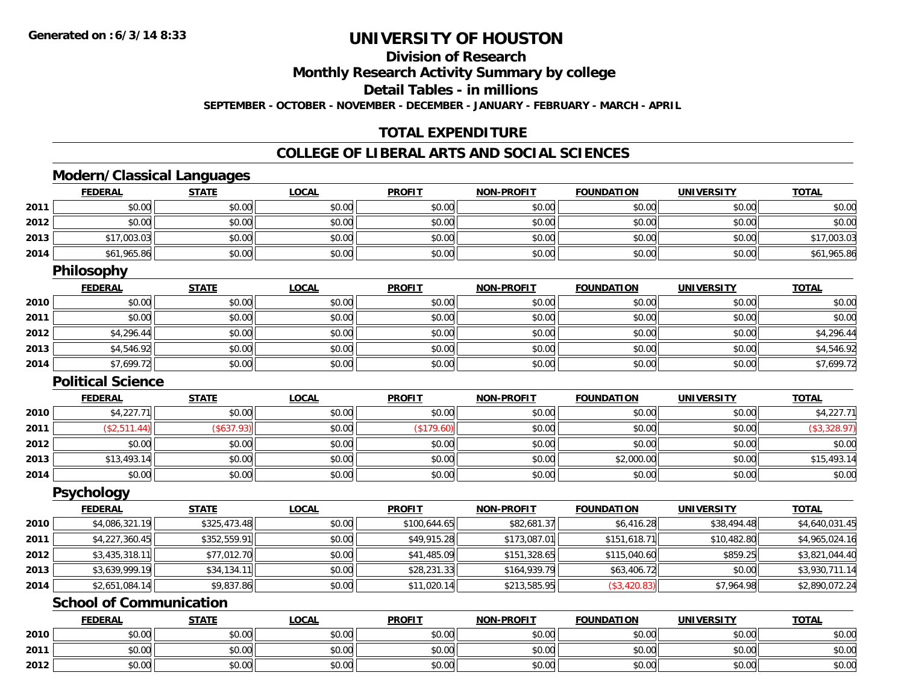**Generated on :6/3/14 8:33**

# UNIVERSITY OF HOUSTON

## Division of Research

## Monthly Research Activity Summary by college

## Detail Tables - in millions

**SEPTEMBER - OCTOBER - NOVEMBER - DECEMBER - JANUARY - FEBRUARY - MARCH - APRIL**

## TOTAL EXPENDITURE

## COLLEGE OF LIBERAL ARTS AND SOCIAL SCIENCES

### Modern/Classical Languages

| | FEDERAL | STATE | LOCAL | PROFIT | NON-PROFIT | FOUNDATION | UNIVERSITY | TOTAL |
|---|---|---|---|---|---|---|---|---|
| 2011 | $0.00 | $0.00 | $0.00 | $0.00 | $0.00 | $0.00 | $0.00 | $0.00 |
| 2012 | $0.00 | $0.00 | $0.00 | $0.00 | $0.00 | $0.00 | $0.00 | $0.00 |
| 2013 | $17,003.03 | $0.00 | $0.00 | $0.00 | $0.00 | $0.00 | $0.00 | $17,003.03 |
| 2014 | $61,965.86 | $0.00 | $0.00 | $0.00 | $0.00 | $0.00 | $0.00 | $61,965.86 |

### Philosophy

| | FEDERAL | STATE | LOCAL | PROFIT | NON-PROFIT | FOUNDATION | UNIVERSITY | TOTAL |
|---|---|---|---|---|---|---|---|---|
| 2010 | $0.00 | $0.00 | $0.00 | $0.00 | $0.00 | $0.00 | $0.00 | $0.00 |
| 2011 | $0.00 | $0.00 | $0.00 | $0.00 | $0.00 | $0.00 | $0.00 | $0.00 |
| 2012 | $4,296.44 | $0.00 | $0.00 | $0.00 | $0.00 | $0.00 | $0.00 | $4,296.44 |
| 2013 | $4,546.92 | $0.00 | $0.00 | $0.00 | $0.00 | $0.00 | $0.00 | $4,546.92 |
| 2014 | $7,699.72 | $0.00 | $0.00 | $0.00 | $0.00 | $0.00 | $0.00 | $7,699.72 |

### Political Science

| | FEDERAL | STATE | LOCAL | PROFIT | NON-PROFIT | FOUNDATION | UNIVERSITY | TOTAL |
|---|---|---|---|---|---|---|---|---|
| 2010 | $4,227.71 | $0.00 | $0.00 | $0.00 | $0.00 | $0.00 | $0.00 | $4,227.71 |
| 2011 | ($2,511.44) | ($637.93) | $0.00 | ($179.60) | $0.00 | $0.00 | $0.00 | ($3,328.97) |
| 2012 | $0.00 | $0.00 | $0.00 | $0.00 | $0.00 | $0.00 | $0.00 | $0.00 |
| 2013 | $13,493.14 | $0.00 | $0.00 | $0.00 | $0.00 | $2,000.00 | $0.00 | $15,493.14 |
| 2014 | $0.00 | $0.00 | $0.00 | $0.00 | $0.00 | $0.00 | $0.00 | $0.00 |

### Psychology

| | FEDERAL | STATE | LOCAL | PROFIT | NON-PROFIT | FOUNDATION | UNIVERSITY | TOTAL |
|---|---|---|---|---|---|---|---|---|
| 2010 | $4,086,321.19 | $325,473.48 | $0.00 | $100,644.65 | $82,681.37 | $6,416.28 | $38,494.48 | $4,640,031.45 |
| 2011 | $4,227,360.45 | $352,559.91 | $0.00 | $49,915.28 | $173,087.01 | $151,618.71 | $10,482.80 | $4,965,024.16 |
| 2012 | $3,435,318.11 | $77,012.70 | $0.00 | $41,485.09 | $151,328.65 | $115,040.60 | $859.25 | $3,821,044.40 |
| 2013 | $3,639,999.19 | $34,134.11 | $0.00 | $28,231.33 | $164,939.79 | $63,406.72 | $0.00 | $3,930,711.14 |
| 2014 | $2,651,084.14 | $9,837.86 | $0.00 | $11,020.14 | $213,585.95 | ($3,420.83) | $7,964.98 | $2,890,072.24 |

### School of Communication

| | FEDERAL | STATE | LOCAL | PROFIT | NON-PROFIT | FOUNDATION | UNIVERSITY | TOTAL |
|---|---|---|---|---|---|---|---|---|
| 2010 | $0.00 | $0.00 | $0.00 | $0.00 | $0.00 | $0.00 | $0.00 | $0.00 |
| 2011 | $0.00 | $0.00 | $0.00 | $0.00 | $0.00 | $0.00 | $0.00 | $0.00 |
| 2012 | $0.00 | $0.00 | $0.00 | $0.00 | $0.00 | $0.00 | $0.00 | $0.00 |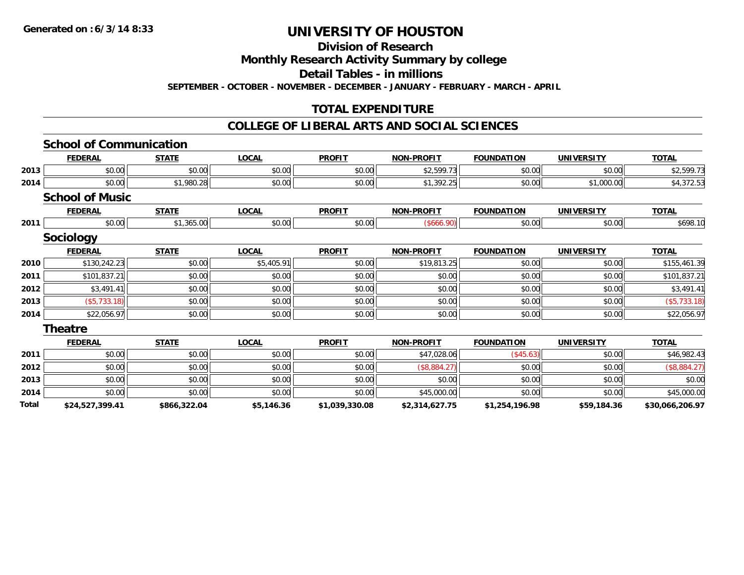# UNIVERSITY OF HOUSTON

## Division of Research

## Monthly Research Activity Summary by college

## Detail Tables - in millions

**SEPTEMBER - OCTOBER - NOVEMBER - DECEMBER - JANUARY - FEBRUARY - MARCH - APRIL**

## TOTAL EXPENDITURE

## COLLEGE OF LIBERAL ARTS AND SOCIAL SCIENCES

### School of Communication

| | FEDERAL | STATE | LOCAL | PROFIT | NON-PROFIT | FOUNDATION | UNIVERSITY | TOTAL |
|---|---|---|---|---|---|---|---|---|
| 2013 | $0.00 | $0.00 | $0.00 | $0.00 | $2,599.73 | $0.00 | $0.00 | $2,599.73 |
| 2014 | $0.00 | $1,980.28 | $0.00 | $0.00 | $1,392.25 | $0.00 | $1,000.00 | $4,372.53 |

### School of Music

| | FEDERAL | STATE | LOCAL | PROFIT | NON-PROFIT | FOUNDATION | UNIVERSITY | TOTAL |
|---|---|---|---|---|---|---|---|---|
| 2011 | $0.00 | $1,365.00 | $0.00 | $0.00 | ($666.90) | $0.00 | $0.00 | $698.10 |

### Sociology

| | FEDERAL | STATE | LOCAL | PROFIT | NON-PROFIT | FOUNDATION | UNIVERSITY | TOTAL |
|---|---|---|---|---|---|---|---|---|
| 2010 | $130,242.23 | $0.00 | $5,405.91 | $0.00 | $19,813.25 | $0.00 | $0.00 | $155,461.39 |
| 2011 | $101,837.21 | $0.00 | $0.00 | $0.00 | $0.00 | $0.00 | $0.00 | $101,837.21 |
| 2012 | $3,491.41 | $0.00 | $0.00 | $0.00 | $0.00 | $0.00 | $0.00 | $3,491.41 |
| 2013 | ($5,733.18) | $0.00 | $0.00 | $0.00 | $0.00 | $0.00 | $0.00 | ($5,733.18) |
| 2014 | $22,056.97 | $0.00 | $0.00 | $0.00 | $0.00 | $0.00 | $0.00 | $22,056.97 |

### Theatre

| | FEDERAL | STATE | LOCAL | PROFIT | NON-PROFIT | FOUNDATION | UNIVERSITY | TOTAL |
|---|---|---|---|---|---|---|---|---|
| 2011 | $0.00 | $0.00 | $0.00 | $0.00 | $47,028.06 | ($45.63) | $0.00 | $46,982.43 |
| 2012 | $0.00 | $0.00 | $0.00 | $0.00 | ($8,884.27) | $0.00 | $0.00 | ($8,884.27) |
| 2013 | $0.00 | $0.00 | $0.00 | $0.00 | $0.00 | $0.00 | $0.00 | $0.00 |
| 2014 | $0.00 | $0.00 | $0.00 | $0.00 | $45,000.00 | $0.00 | $0.00 | $45,000.00 |
| **Total** | **$24,527,399.41** | **$866,322.04** | **$5,146.36** | **$1,039,330.08** | **$2,314,627.75** | **$1,254,196.98** | **$59,184.36** | **$30,066,206.97** |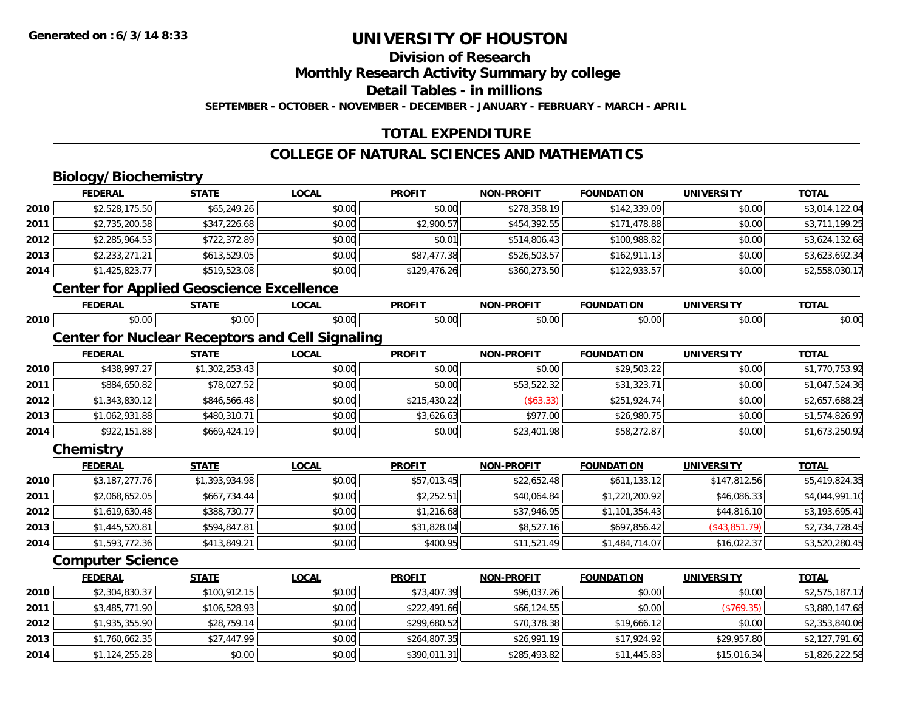# UNIVERSITY OF HOUSTON

## Division of Research

## Monthly Research Activity Summary by college

## Detail Tables - in millions

**SEPTEMBER - OCTOBER - NOVEMBER - DECEMBER - JANUARY - FEBRUARY - MARCH - APRIL**

## TOTAL EXPENDITURE

## COLLEGE OF NATURAL SCIENCES AND MATHEMATICS

### Biology/Biochemistry

| | FEDERAL | STATE | LOCAL | PROFIT | NON-PROFIT | FOUNDATION | UNIVERSITY | TOTAL |
|---|---|---|---|---|---|---|---|---|
| 2010 | $2,528,175.50 | $65,249.26 | $0.00 | $0.00 | $278,358.19 | $142,339.09 | $0.00 | $3,014,122.04 |
| 2011 | $2,735,200.58 | $347,226.68 | $0.00 | $2,900.57 | $454,392.55 | $171,478.88 | $0.00 | $3,711,199.25 |
| 2012 | $2,285,964.53 | $722,372.89 | $0.00 | $0.01 | $514,806.43 | $100,988.82 | $0.00 | $3,624,132.68 |
| 2013 | $2,233,271.21 | $613,529.05 | $0.00 | $87,477.38 | $526,503.57 | $162,911.13 | $0.00 | $3,623,692.34 |
| 2014 | $1,425,823.77 | $519,523.08 | $0.00 | $129,476.26 | $360,273.50 | $122,933.57 | $0.00 | $2,558,030.17 |

### Center for Applied Geoscience Excellence

| | FEDERAL | STATE | LOCAL | PROFIT | NON-PROFIT | FOUNDATION | UNIVERSITY | TOTAL |
|---|---|---|---|---|---|---|---|---|
| 2010 | $0.00 | $0.00 | $0.00 | $0.00 | $0.00 | $0.00 | $0.00 | $0.00 |

### Center for Nuclear Receptors and Cell Signaling

| | FEDERAL | STATE | LOCAL | PROFIT | NON-PROFIT | FOUNDATION | UNIVERSITY | TOTAL |
|---|---|---|---|---|---|---|---|---|
| 2010 | $438,997.27 | $1,302,253.43 | $0.00 | $0.00 | $0.00 | $29,503.22 | $0.00 | $1,770,753.92 |
| 2011 | $884,650.82 | $78,027.52 | $0.00 | $0.00 | $53,522.32 | $31,323.71 | $0.00 | $1,047,524.36 |
| 2012 | $1,343,830.12 | $846,566.48 | $0.00 | $215,430.22 | ($63.33) | $251,924.74 | $0.00 | $2,657,688.23 |
| 2013 | $1,062,931.88 | $480,310.71 | $0.00 | $3,626.63 | $977.00 | $26,980.75 | $0.00 | $1,574,826.97 |
| 2014 | $922,151.88 | $669,424.19 | $0.00 | $0.00 | $23,401.98 | $58,272.87 | $0.00 | $1,673,250.92 |

### Chemistry

| | FEDERAL | STATE | LOCAL | PROFIT | NON-PROFIT | FOUNDATION | UNIVERSITY | TOTAL |
|---|---|---|---|---|---|---|---|---|
| 2010 | $3,187,277.76 | $1,393,934.98 | $0.00 | $57,013.45 | $22,652.48 | $611,133.12 | $147,812.56 | $5,419,824.35 |
| 2011 | $2,068,652.05 | $667,734.44 | $0.00 | $2,252.51 | $40,064.84 | $1,220,200.92 | $46,086.33 | $4,044,991.10 |
| 2012 | $1,619,630.48 | $388,730.77 | $0.00 | $1,216.68 | $37,946.95 | $1,101,354.43 | $44,816.10 | $3,193,695.41 |
| 2013 | $1,445,520.81 | $594,847.81 | $0.00 | $31,828.04 | $8,527.16 | $697,856.42 | ($43,851.79) | $2,734,728.45 |
| 2014 | $1,593,772.36 | $413,849.21 | $0.00 | $400.95 | $11,521.49 | $1,484,714.07 | $16,022.37 | $3,520,280.45 |

### Computer Science

| | FEDERAL | STATE | LOCAL | PROFIT | NON-PROFIT | FOUNDATION | UNIVERSITY | TOTAL |
|---|---|---|---|---|---|---|---|---|
| 2010 | $2,304,830.37 | $100,912.15 | $0.00 | $73,407.39 | $96,037.26 | $0.00 | $0.00 | $2,575,187.17 |
| 2011 | $3,485,771.90 | $106,528.93 | $0.00 | $222,491.66 | $66,124.55 | $0.00 | ($769.35) | $3,880,147.68 |
| 2012 | $1,935,355.90 | $28,759.14 | $0.00 | $299,680.52 | $70,378.38 | $19,666.12 | $0.00 | $2,353,840.06 |
| 2013 | $1,760,662.35 | $27,447.99 | $0.00 | $264,807.35 | $26,991.19 | $17,924.92 | $29,957.80 | $2,127,791.60 |
| 2014 | $1,124,255.28 | $0.00 | $0.00 | $390,011.31 | $285,493.82 | $11,445.83 | $15,016.34 | $1,826,222.58 |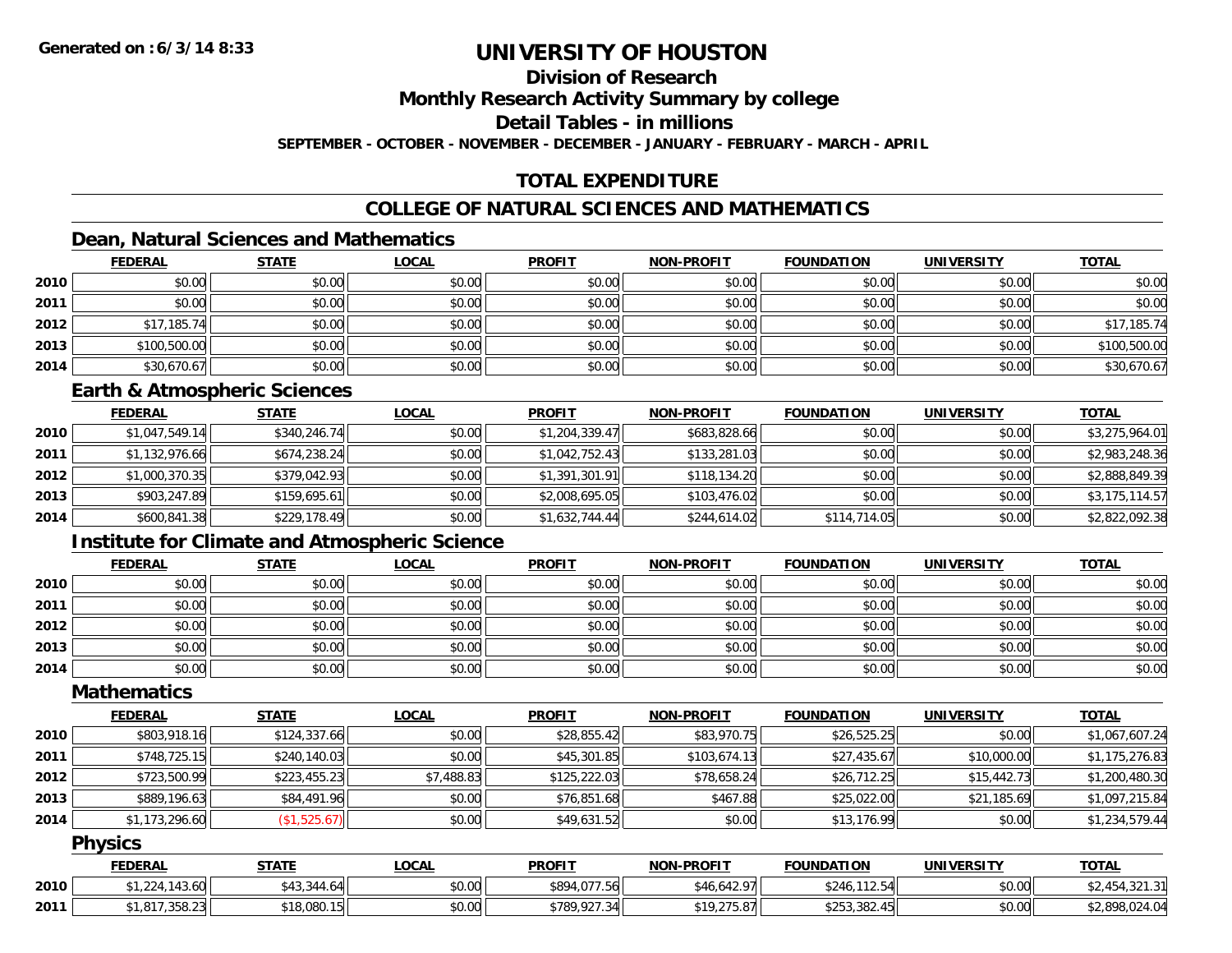**Generated on : 6/3/14 8:33**

# UNIVERSITY OF HOUSTON

## Division of Research

## Monthly Research Activity Summary by college

## Detail Tables - in millions

**SEPTEMBER - OCTOBER - NOVEMBER - DECEMBER - JANUARY - FEBRUARY - MARCH - APRIL**

## TOTAL EXPENDITURE

## COLLEGE OF NATURAL SCIENCES AND MATHEMATICS

### Dean, Natural Sciences and Mathematics

| | FEDERAL | STATE | LOCAL | PROFIT | NON-PROFIT | FOUNDATION | UNIVERSITY | TOTAL |
|---|---|---|---|---|---|---|---|---|
| 2010 | $0.00 | $0.00 | $0.00 | $0.00 | $0.00 | $0.00 | $0.00 | $0.00 |
| 2011 | $0.00 | $0.00 | $0.00 | $0.00 | $0.00 | $0.00 | $0.00 | $0.00 |
| 2012 | $17,185.74 | $0.00 | $0.00 | $0.00 | $0.00 | $0.00 | $0.00 | $17,185.74 |
| 2013 | $100,500.00 | $0.00 | $0.00 | $0.00 | $0.00 | $0.00 | $0.00 | $100,500.00 |
| 2014 | $30,670.67 | $0.00 | $0.00 | $0.00 | $0.00 | $0.00 | $0.00 | $30,670.67 |

### Earth & Atmospheric Sciences

| | FEDERAL | STATE | LOCAL | PROFIT | NON-PROFIT | FOUNDATION | UNIVERSITY | TOTAL |
|---|---|---|---|---|---|---|---|---|
| 2010 | $1,047,549.14 | $340,246.74 | $0.00 | $1,204,339.47 | $683,828.66 | $0.00 | $0.00 | $3,275,964.01 |
| 2011 | $1,132,976.66 | $674,238.24 | $0.00 | $1,042,752.43 | $133,281.03 | $0.00 | $0.00 | $2,983,248.36 |
| 2012 | $1,000,370.35 | $379,042.93 | $0.00 | $1,391,301.91 | $118,134.20 | $0.00 | $0.00 | $2,888,849.39 |
| 2013 | $903,247.89 | $159,695.61 | $0.00 | $2,008,695.05 | $103,476.02 | $0.00 | $0.00 | $3,175,114.57 |
| 2014 | $600,841.38 | $229,178.49 | $0.00 | $1,632,744.44 | $244,614.02 | $114,714.05 | $0.00 | $2,822,092.38 |

### Institute for Climate and Atmospheric Science

| | FEDERAL | STATE | LOCAL | PROFIT | NON-PROFIT | FOUNDATION | UNIVERSITY | TOTAL |
|---|---|---|---|---|---|---|---|---|
| 2010 | $0.00 | $0.00 | $0.00 | $0.00 | $0.00 | $0.00 | $0.00 | $0.00 |
| 2011 | $0.00 | $0.00 | $0.00 | $0.00 | $0.00 | $0.00 | $0.00 | $0.00 |
| 2012 | $0.00 | $0.00 | $0.00 | $0.00 | $0.00 | $0.00 | $0.00 | $0.00 |
| 2013 | $0.00 | $0.00 | $0.00 | $0.00 | $0.00 | $0.00 | $0.00 | $0.00 |
| 2014 | $0.00 | $0.00 | $0.00 | $0.00 | $0.00 | $0.00 | $0.00 | $0.00 |

### Mathematics

| | FEDERAL | STATE | LOCAL | PROFIT | NON-PROFIT | FOUNDATION | UNIVERSITY | TOTAL |
|---|---|---|---|---|---|---|---|---|
| 2010 | $803,918.16 | $124,337.66 | $0.00 | $28,855.42 | $83,970.75 | $26,525.25 | $0.00 | $1,067,607.24 |
| 2011 | $748,725.15 | $240,140.03 | $0.00 | $45,301.85 | $103,674.13 | $27,435.67 | $10,000.00 | $1,175,276.83 |
| 2012 | $723,500.99 | $223,455.23 | $7,488.83 | $125,222.03 | $78,658.24 | $26,712.25 | $15,442.73 | $1,200,480.30 |
| 2013 | $889,196.63 | $84,491.96 | $0.00 | $76,851.68 | $467.88 | $25,022.00 | $21,185.69 | $1,097,215.84 |
| 2014 | $1,173,296.60 | ($1,525.67) | $0.00 | $49,631.52 | $0.00 | $13,176.99 | $0.00 | $1,234,579.44 |

### Physics

| | FEDERAL | STATE | LOCAL | PROFIT | NON-PROFIT | FOUNDATION | UNIVERSITY | TOTAL |
|---|---|---|---|---|---|---|---|---|
| 2010 | $1,224,143.60 | $43,344.64 | $0.00 | $894,077.56 | $46,642.97 | $246,112.54 | $0.00 | $2,454,321.31 |
| 2011 | $1,817,358.23 | $18,080.15 | $0.00 | $789,927.34 | $19,275.87 | $253,382.45 | $0.00 | $2,898,024.04 |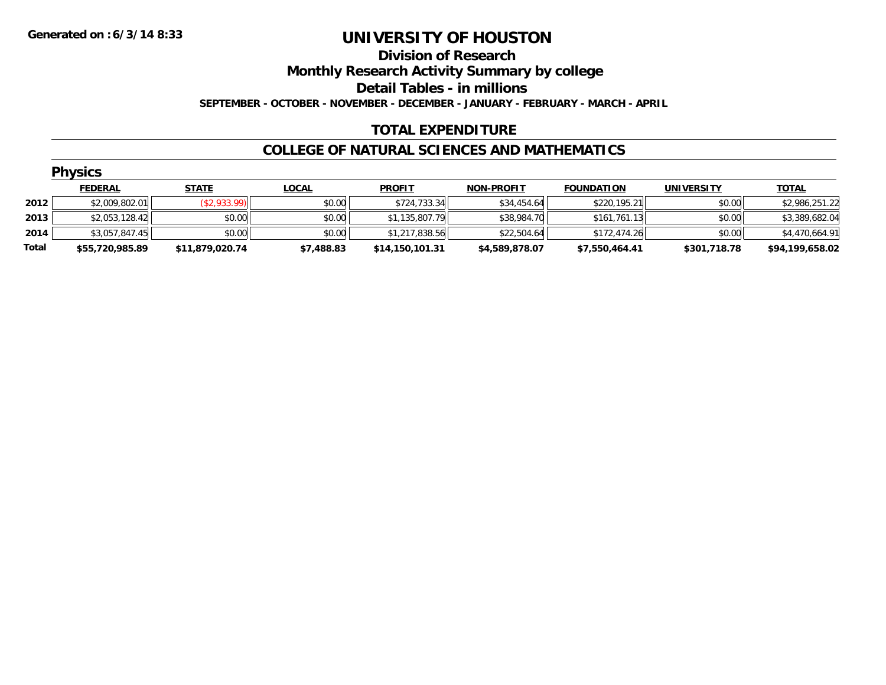Generated on :6/3/14 8:33

# UNIVERSITY OF HOUSTON

## Division of Research

## Monthly Research Activity Summary by college

## Detail Tables - in millions

**SEPTEMBER - OCTOBER - NOVEMBER - DECEMBER - JANUARY - FEBRUARY - MARCH - APRIL**

## TOTAL EXPENDITURE

## COLLEGE OF NATURAL SCIENCES AND MATHEMATICS

### Physics

| | FEDERAL | STATE | LOCAL | PROFIT | NON-PROFIT | FOUNDATION | UNIVERSITY | TOTAL |
|---|---|---|---|---|---|---|---|---|
| 2012 | $2,009,802.01 | ($2,933.99) | $0.00 | $724,733.34 | $34,454.64 | $220,195.21 | $0.00 | $2,986,251.22 |
| 2013 | $2,053,128.42 | $0.00 | $0.00 | $1,135,807.79 | $38,984.70 | $161,761.13 | $0.00 | $3,389,682.04 |
| 2014 | $3,057,847.45 | $0.00 | $0.00 | $1,217,838.56 | $22,504.64 | $172,474.26 | $0.00 | $4,470,664.91 |
| **Total** | **$55,720,985.89** | **$11,879,020.74** | **$7,488.83** | **$14,150,101.31** | **$4,589,878.07** | **$7,550,464.41** | **$301,718.78** | **$94,199,658.02** |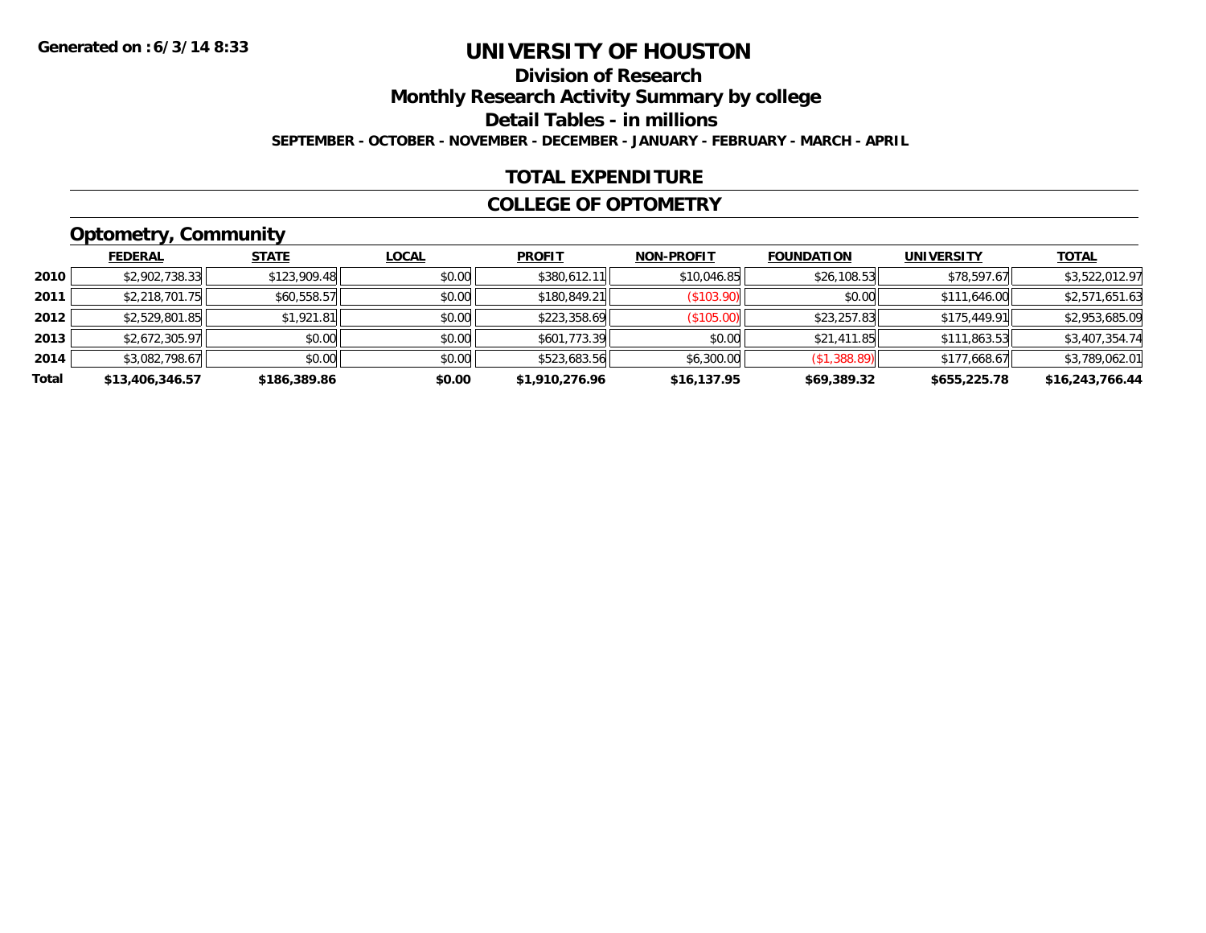Generated on :6/3/14 8:33

# UNIVERSITY OF HOUSTON

## Division of Research

## Monthly Research Activity Summary by college

## Detail Tables - in millions

SEPTEMBER - OCTOBER - NOVEMBER - DECEMBER - JANUARY - FEBRUARY - MARCH - APRIL

## TOTAL EXPENDITURE

## COLLEGE OF OPTOMETRY

### Optometry, Community

| | FEDERAL | STATE | LOCAL | PROFIT | NON-PROFIT | FOUNDATION | UNIVERSITY | TOTAL |
|---|---|---|---|---|---|---|---|---|
| 2010 | $2,902,738.33 | $123,909.48 | $0.00 | $380,612.11 | $10,046.85 | $26,108.53 | $78,597.67 | $3,522,012.97 |
| 2011 | $2,218,701.75 | $60,558.57 | $0.00 | $180,849.21 | ($103.90) | $0.00 | $111,646.00 | $2,571,651.63 |
| 2012 | $2,529,801.85 | $1,921.81 | $0.00 | $223,358.69 | ($105.00) | $23,257.83 | $175,449.91 | $2,953,685.09 |
| 2013 | $2,672,305.97 | $0.00 | $0.00 | $601,773.39 | $0.00 | $21,411.85 | $111,863.53 | $3,407,354.74 |
| 2014 | $3,082,798.67 | $0.00 | $0.00 | $523,683.56 | $6,300.00 | ($1,388.89) | $177,668.67 | $3,789,062.01 |
| **Total** | **$13,406,346.57** | **$186,389.86** | **$0.00** | **$1,910,276.96** | **$16,137.95** | **$69,389.32** | **$655,225.78** | **$16,243,766.44** |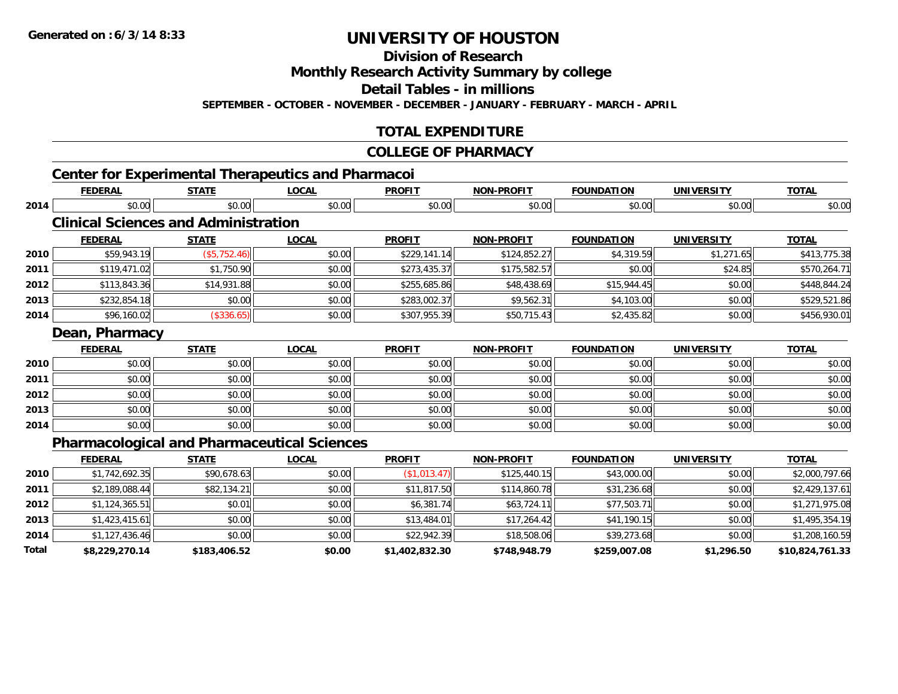**Generated on :6/3/14 8:33**

# UNIVERSITY OF HOUSTON

## Division of Research

## Monthly Research Activity Summary by college

## Detail Tables - in millions

**SEPTEMBER - OCTOBER - NOVEMBER - DECEMBER - JANUARY - FEBRUARY - MARCH - APRIL**

## TOTAL EXPENDITURE

## COLLEGE OF PHARMACY

### Center for Experimental Therapeutics and Pharmacoi

| | FEDERAL | STATE | LOCAL | PROFIT | NON-PROFIT | FOUNDATION | UNIVERSITY | TOTAL |
|---|---|---|---|---|---|---|---|---|
| 2014 | $0.00 | $0.00 | $0.00 | $0.00 | $0.00 | $0.00 | $0.00 | $0.00 |

### Clinical Sciences and Administration

| | FEDERAL | STATE | LOCAL | PROFIT | NON-PROFIT | FOUNDATION | UNIVERSITY | TOTAL |
|---|---|---|---|---|---|---|---|---|
| 2010 | $59,943.19 | ($5,752.46) | $0.00 | $229,141.14 | $124,852.27 | $4,319.59 | $1,271.65 | $413,775.38 |
| 2011 | $119,471.02 | $1,750.90 | $0.00 | $273,435.37 | $175,582.57 | $0.00 | $24.85 | $570,264.71 |
| 2012 | $113,843.36 | $14,931.88 | $0.00 | $255,685.86 | $48,438.69 | $15,944.45 | $0.00 | $448,844.24 |
| 2013 | $232,854.18 | $0.00 | $0.00 | $283,002.37 | $9,562.31 | $4,103.00 | $0.00 | $529,521.86 |
| 2014 | $96,160.02 | ($336.65) | $0.00 | $307,955.39 | $50,715.43 | $2,435.82 | $0.00 | $456,930.01 |

### Dean, Pharmacy

| | FEDERAL | STATE | LOCAL | PROFIT | NON-PROFIT | FOUNDATION | UNIVERSITY | TOTAL |
|---|---|---|---|---|---|---|---|---|
| 2010 | $0.00 | $0.00 | $0.00 | $0.00 | $0.00 | $0.00 | $0.00 | $0.00 |
| 2011 | $0.00 | $0.00 | $0.00 | $0.00 | $0.00 | $0.00 | $0.00 | $0.00 |
| 2012 | $0.00 | $0.00 | $0.00 | $0.00 | $0.00 | $0.00 | $0.00 | $0.00 |
| 2013 | $0.00 | $0.00 | $0.00 | $0.00 | $0.00 | $0.00 | $0.00 | $0.00 |
| 2014 | $0.00 | $0.00 | $0.00 | $0.00 | $0.00 | $0.00 | $0.00 | $0.00 |

### Pharmacological and Pharmaceutical Sciences

| | FEDERAL | STATE | LOCAL | PROFIT | NON-PROFIT | FOUNDATION | UNIVERSITY | TOTAL |
|---|---|---|---|---|---|---|---|---|
| 2010 | $1,742,692.35 | $90,678.63 | $0.00 | ($1,013.47) | $125,440.15 | $43,000.00 | $0.00 | $2,000,797.66 |
| 2011 | $2,189,088.44 | $82,134.21 | $0.00 | $11,817.50 | $114,860.78 | $31,236.68 | $0.00 | $2,429,137.61 |
| 2012 | $1,124,365.51 | $0.01 | $0.00 | $6,381.74 | $63,724.11 | $77,503.71 | $0.00 | $1,271,975.08 |
| 2013 | $1,423,415.61 | $0.00 | $0.00 | $13,484.01 | $17,264.42 | $41,190.15 | $0.00 | $1,495,354.19 |
| 2014 | $1,127,436.46 | $0.00 | $0.00 | $22,942.39 | $18,508.06 | $39,273.68 | $0.00 | $1,208,160.59 |
| **Total** | **$8,229,270.14** | **$183,406.52** | **$0.00** | **$1,402,832.30** | **$748,948.79** | **$259,007.08** | **$1,296.50** | **$10,824,761.33** |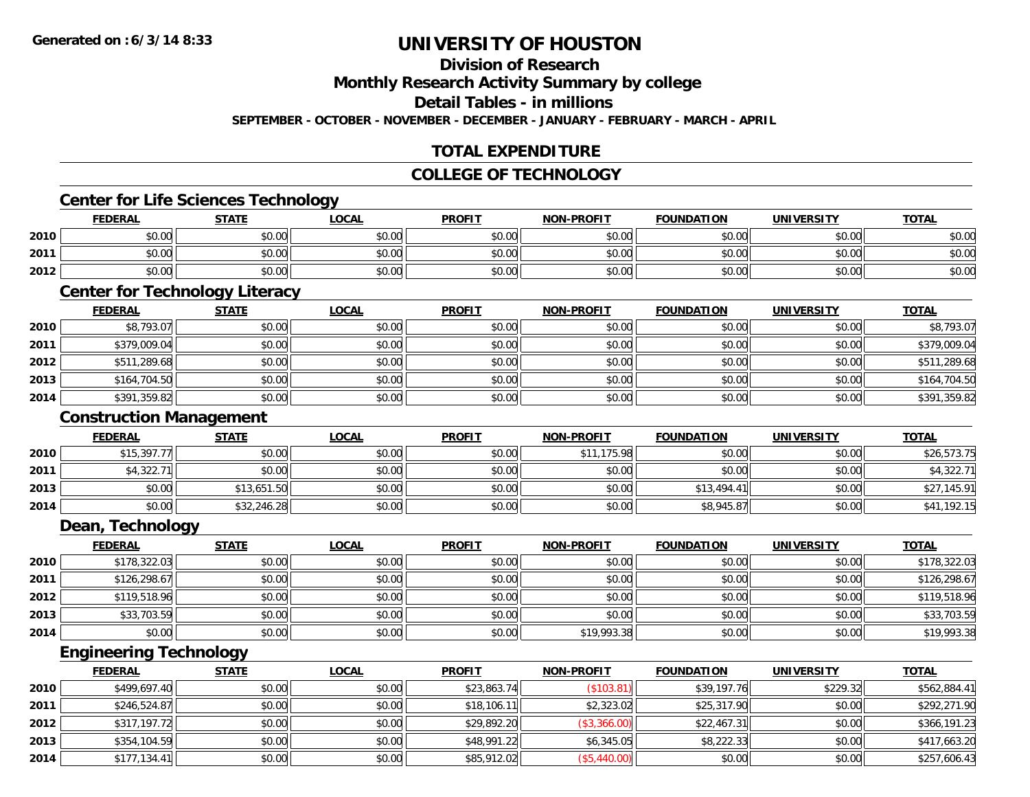**Generated on :6/3/14 8:33**

# UNIVERSITY OF HOUSTON

## Division of Research

## Monthly Research Activity Summary by college

## Detail Tables - in millions

**SEPTEMBER - OCTOBER - NOVEMBER - DECEMBER - JANUARY - FEBRUARY - MARCH - APRIL**

## TOTAL EXPENDITURE

## COLLEGE OF TECHNOLOGY

### Center for Life Sciences Technology

| | FEDERAL | STATE | LOCAL | PROFIT | NON-PROFIT | FOUNDATION | UNIVERSITY | TOTAL |
|---|---|---|---|---|---|---|---|---|
| 2010 | $0.00 | $0.00 | $0.00 | $0.00 | $0.00 | $0.00 | $0.00 | $0.00 |
| 2011 | $0.00 | $0.00 | $0.00 | $0.00 | $0.00 | $0.00 | $0.00 | $0.00 |
| 2012 | $0.00 | $0.00 | $0.00 | $0.00 | $0.00 | $0.00 | $0.00 | $0.00 |

### Center for Technology Literacy

| | FEDERAL | STATE | LOCAL | PROFIT | NON-PROFIT | FOUNDATION | UNIVERSITY | TOTAL |
|---|---|---|---|---|---|---|---|---|
| 2010 | $8,793.07 | $0.00 | $0.00 | $0.00 | $0.00 | $0.00 | $0.00 | $8,793.07 |
| 2011 | $379,009.04 | $0.00 | $0.00 | $0.00 | $0.00 | $0.00 | $0.00 | $379,009.04 |
| 2012 | $511,289.68 | $0.00 | $0.00 | $0.00 | $0.00 | $0.00 | $0.00 | $511,289.68 |
| 2013 | $164,704.50 | $0.00 | $0.00 | $0.00 | $0.00 | $0.00 | $0.00 | $164,704.50 |
| 2014 | $391,359.82 | $0.00 | $0.00 | $0.00 | $0.00 | $0.00 | $0.00 | $391,359.82 |

### Construction Management

| | FEDERAL | STATE | LOCAL | PROFIT | NON-PROFIT | FOUNDATION | UNIVERSITY | TOTAL |
|---|---|---|---|---|---|---|---|---|
| 2010 | $15,397.77 | $0.00 | $0.00 | $0.00 | $11,175.98 | $0.00 | $0.00 | $26,573.75 |
| 2011 | $4,322.71 | $0.00 | $0.00 | $0.00 | $0.00 | $0.00 | $0.00 | $4,322.71 |
| 2013 | $0.00 | $13,651.50 | $0.00 | $0.00 | $0.00 | $13,494.41 | $0.00 | $27,145.91 |
| 2014 | $0.00 | $32,246.28 | $0.00 | $0.00 | $0.00 | $8,945.87 | $0.00 | $41,192.15 |

### Dean, Technology

| | FEDERAL | STATE | LOCAL | PROFIT | NON-PROFIT | FOUNDATION | UNIVERSITY | TOTAL |
|---|---|---|---|---|---|---|---|---|
| 2010 | $178,322.03 | $0.00 | $0.00 | $0.00 | $0.00 | $0.00 | $0.00 | $178,322.03 |
| 2011 | $126,298.67 | $0.00 | $0.00 | $0.00 | $0.00 | $0.00 | $0.00 | $126,298.67 |
| 2012 | $119,518.96 | $0.00 | $0.00 | $0.00 | $0.00 | $0.00 | $0.00 | $119,518.96 |
| 2013 | $33,703.59 | $0.00 | $0.00 | $0.00 | $0.00 | $0.00 | $0.00 | $33,703.59 |
| 2014 | $0.00 | $0.00 | $0.00 | $0.00 | $19,993.38 | $0.00 | $0.00 | $19,993.38 |

### Engineering Technology

| | FEDERAL | STATE | LOCAL | PROFIT | NON-PROFIT | FOUNDATION | UNIVERSITY | TOTAL |
|---|---|---|---|---|---|---|---|---|
| 2010 | $499,697.40 | $0.00 | $0.00 | $23,863.74 | ($103.81) | $39,197.76 | $229.32 | $562,884.41 |
| 2011 | $246,524.87 | $0.00 | $0.00 | $18,106.11 | $2,323.02 | $25,317.90 | $0.00 | $292,271.90 |
| 2012 | $317,197.72 | $0.00 | $0.00 | $29,892.20 | ($3,366.00) | $22,467.31 | $0.00 | $366,191.23 |
| 2013 | $354,104.59 | $0.00 | $0.00 | $48,991.22 | $6,345.05 | $8,222.33 | $0.00 | $417,663.20 |
| 2014 | $177,134.41 | $0.00 | $0.00 | $85,912.02 | ($5,440.00) | $0.00 | $0.00 | $257,606.43 |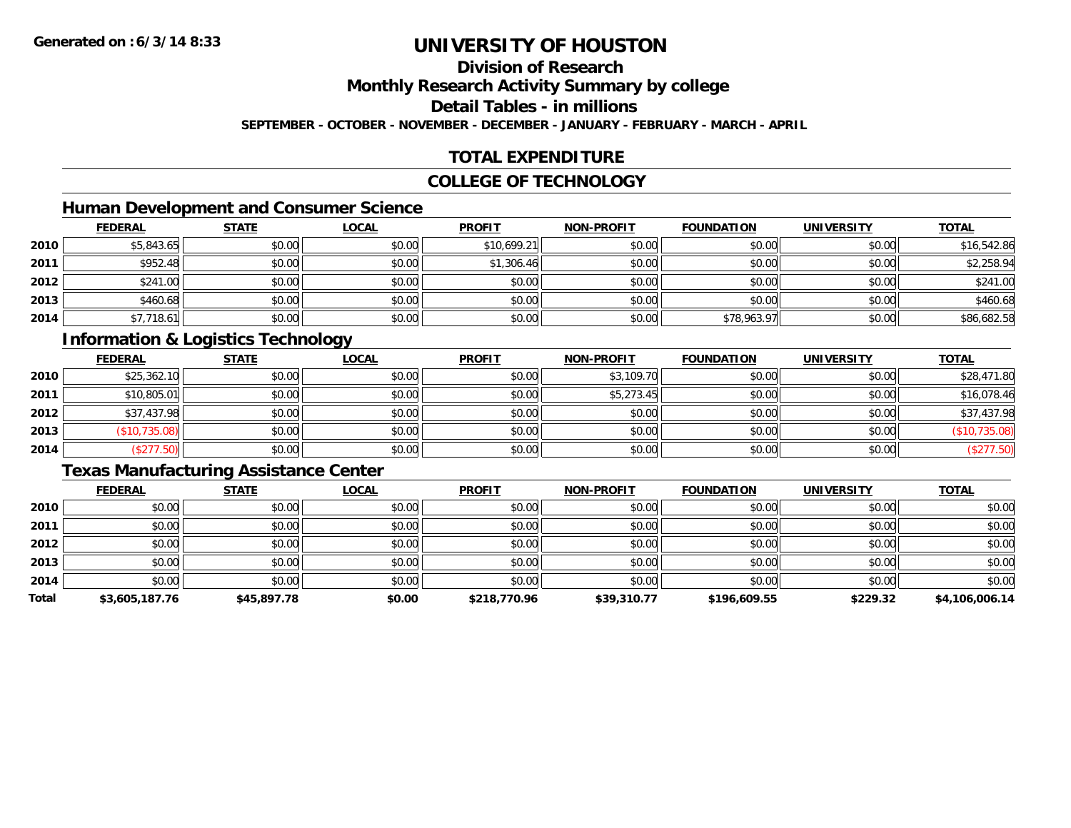**Generated on :6/3/14 8:33**

# UNIVERSITY OF HOUSTON

## Division of Research

## Monthly Research Activity Summary by college

## Detail Tables - in millions

**SEPTEMBER - OCTOBER - NOVEMBER - DECEMBER - JANUARY - FEBRUARY - MARCH - APRIL**

## TOTAL EXPENDITURE

## COLLEGE OF TECHNOLOGY

### Human Development and Consumer Science

| | FEDERAL | STATE | LOCAL | PROFIT | NON-PROFIT | FOUNDATION | UNIVERSITY | TOTAL |
|---|---|---|---|---|---|---|---|---|
| **2010** | $5,843.65 | $0.00 | $0.00 | $10,699.21 | $0.00 | $0.00 | $0.00 | $16,542.86 |
| **2011** | $952.48 | $0.00 | $0.00 | $1,306.46 | $0.00 | $0.00 | $0.00 | $2,258.94 |
| **2012** | $241.00 | $0.00 | $0.00 | $0.00 | $0.00 | $0.00 | $0.00 | $241.00 |
| **2013** | $460.68 | $0.00 | $0.00 | $0.00 | $0.00 | $0.00 | $0.00 | $460.68 |
| **2014** | $7,718.61 | $0.00 | $0.00 | $0.00 | $0.00 | $78,963.97 | $0.00 | $86,682.58 |

### Information & Logistics Technology

| | FEDERAL | STATE | LOCAL | PROFIT | NON-PROFIT | FOUNDATION | UNIVERSITY | TOTAL |
|---|---|---|---|---|---|---|---|---|
| **2010** | $25,362.10 | $0.00 | $0.00 | $0.00 | $3,109.70 | $0.00 | $0.00 | $28,471.80 |
| **2011** | $10,805.01 | $0.00 | $0.00 | $0.00 | $5,273.45 | $0.00 | $0.00 | $16,078.46 |
| **2012** | $37,437.98 | $0.00 | $0.00 | $0.00 | $0.00 | $0.00 | $0.00 | $37,437.98 |
| **2013** | ($10,735.08) | $0.00 | $0.00 | $0.00 | $0.00 | $0.00 | $0.00 | ($10,735.08) |
| **2014** | ($277.50) | $0.00 | $0.00 | $0.00 | $0.00 | $0.00 | $0.00 | ($277.50) |

### Texas Manufacturing Assistance Center

| | FEDERAL | STATE | LOCAL | PROFIT | NON-PROFIT | FOUNDATION | UNIVERSITY | TOTAL |
|---|---|---|---|---|---|---|---|---|
| **2010** | $0.00 | $0.00 | $0.00 | $0.00 | $0.00 | $0.00 | $0.00 | $0.00 |
| **2011** | $0.00 | $0.00 | $0.00 | $0.00 | $0.00 | $0.00 | $0.00 | $0.00 |
| **2012** | $0.00 | $0.00 | $0.00 | $0.00 | $0.00 | $0.00 | $0.00 | $0.00 |
| **2013** | $0.00 | $0.00 | $0.00 | $0.00 | $0.00 | $0.00 | $0.00 | $0.00 |
| **2014** | $0.00 | $0.00 | $0.00 | $0.00 | $0.00 | $0.00 | $0.00 | $0.00 |
| **Total** | **$3,605,187.76** | **$45,897.78** | **$0.00** | **$218,770.96** | **$39,310.77** | **$196,609.55** | **$229.32** | **$4,106,006.14** |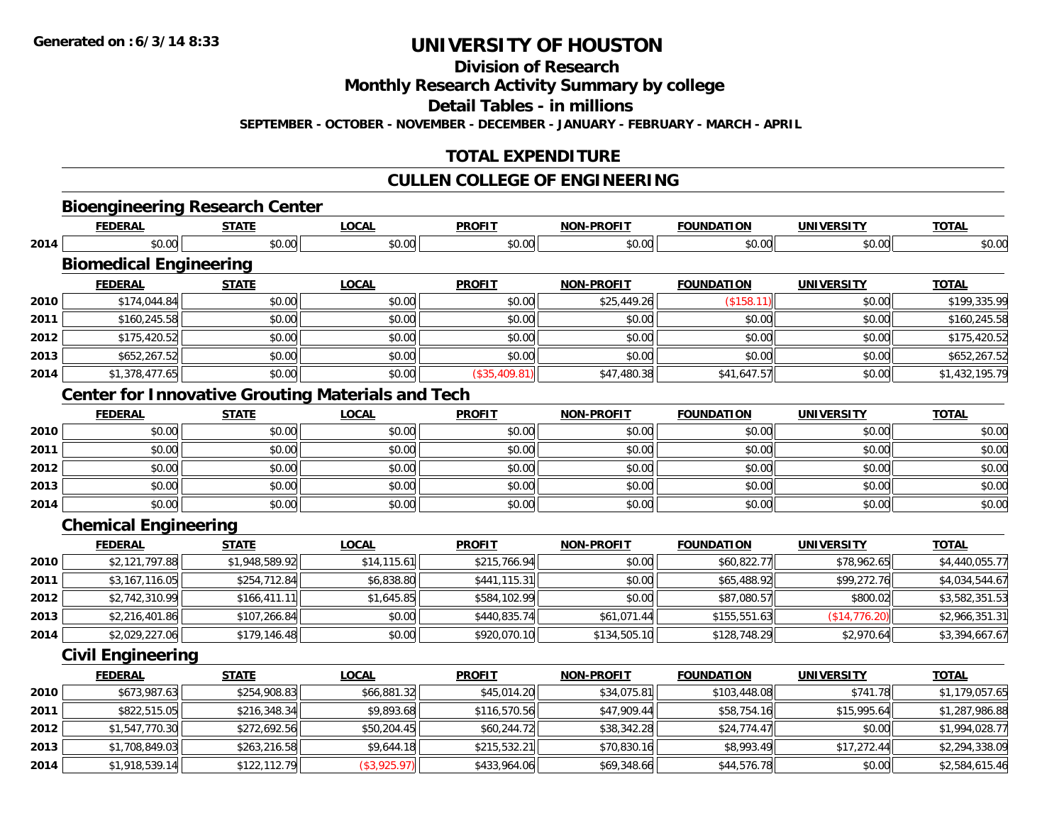# UNIVERSITY OF HOUSTON

## Division of Research

## Monthly Research Activity Summary by college

## Detail Tables - in millions

**SEPTEMBER - OCTOBER - NOVEMBER - DECEMBER - JANUARY - FEBRUARY - MARCH - APRIL**

## TOTAL EXPENDITURE

## CULLEN COLLEGE OF ENGINEERING

### Bioengineering Research Center

| | FEDERAL | STATE | LOCAL | PROFIT | NON-PROFIT | FOUNDATION | UNIVERSITY | TOTAL |
|---|---|---|---|---|---|---|---|---|
| 2014 | $0.00 | $0.00 | $0.00 | $0.00 | $0.00 | $0.00 | $0.00 | $0.00 |

### Biomedical Engineering

| | FEDERAL | STATE | LOCAL | PROFIT | NON-PROFIT | FOUNDATION | UNIVERSITY | TOTAL |
|---|---|---|---|---|---|---|---|---|
| 2010 | $174,044.84 | $0.00 | $0.00 | $0.00 | $25,449.26 | ($158.11) | $0.00 | $199,335.99 |
| 2011 | $160,245.58 | $0.00 | $0.00 | $0.00 | $0.00 | $0.00 | $0.00 | $160,245.58 |
| 2012 | $175,420.52 | $0.00 | $0.00 | $0.00 | $0.00 | $0.00 | $0.00 | $175,420.52 |
| 2013 | $652,267.52 | $0.00 | $0.00 | $0.00 | $0.00 | $0.00 | $0.00 | $652,267.52 |
| 2014 | $1,378,477.65 | $0.00 | $0.00 | ($35,409.81) | $47,480.38 | $41,647.57 | $0.00 | $1,432,195.79 |

### Center for Innovative Grouting Materials and Tech

| | FEDERAL | STATE | LOCAL | PROFIT | NON-PROFIT | FOUNDATION | UNIVERSITY | TOTAL |
|---|---|---|---|---|---|---|---|---|
| 2010 | $0.00 | $0.00 | $0.00 | $0.00 | $0.00 | $0.00 | $0.00 | $0.00 |
| 2011 | $0.00 | $0.00 | $0.00 | $0.00 | $0.00 | $0.00 | $0.00 | $0.00 |
| 2012 | $0.00 | $0.00 | $0.00 | $0.00 | $0.00 | $0.00 | $0.00 | $0.00 |
| 2013 | $0.00 | $0.00 | $0.00 | $0.00 | $0.00 | $0.00 | $0.00 | $0.00 |
| 2014 | $0.00 | $0.00 | $0.00 | $0.00 | $0.00 | $0.00 | $0.00 | $0.00 |

### Chemical Engineering

| | FEDERAL | STATE | LOCAL | PROFIT | NON-PROFIT | FOUNDATION | UNIVERSITY | TOTAL |
|---|---|---|---|---|---|---|---|---|
| 2010 | $2,121,797.88 | $1,948,589.92 | $14,115.61 | $215,766.94 | $0.00 | $60,822.77 | $78,962.65 | $4,440,055.77 |
| 2011 | $3,167,116.05 | $254,712.84 | $6,838.80 | $441,115.31 | $0.00 | $65,488.92 | $99,272.76 | $4,034,544.67 |
| 2012 | $2,742,310.99 | $166,411.11 | $1,645.85 | $584,102.99 | $0.00 | $87,080.57 | $800.02 | $3,582,351.53 |
| 2013 | $2,216,401.86 | $107,266.84 | $0.00 | $440,835.74 | $61,071.44 | $155,551.63 | ($14,776.20) | $2,966,351.31 |
| 2014 | $2,029,227.06 | $179,146.48 | $0.00 | $920,070.10 | $134,505.10 | $128,748.29 | $2,970.64 | $3,394,667.67 |

### Civil Engineering

| | FEDERAL | STATE | LOCAL | PROFIT | NON-PROFIT | FOUNDATION | UNIVERSITY | TOTAL |
|---|---|---|---|---|---|---|---|---|
| 2010 | $673,987.63 | $254,908.83 | $66,881.32 | $45,014.20 | $34,075.81 | $103,448.08 | $741.78 | $1,179,057.65 |
| 2011 | $822,515.05 | $216,348.34 | $9,893.68 | $116,570.56 | $47,909.44 | $58,754.16 | $15,995.64 | $1,287,986.88 |
| 2012 | $1,547,770.30 | $272,692.56 | $50,204.45 | $60,244.72 | $38,342.28 | $24,774.47 | $0.00 | $1,994,028.77 |
| 2013 | $1,708,849.03 | $263,216.58 | $9,644.18 | $215,532.21 | $70,830.16 | $8,993.49 | $17,272.44 | $2,294,338.09 |
| 2014 | $1,918,539.14 | $122,112.79 | ($3,925.97) | $433,964.06 | $69,348.66 | $44,576.78 | $0.00 | $2,584,615.46 |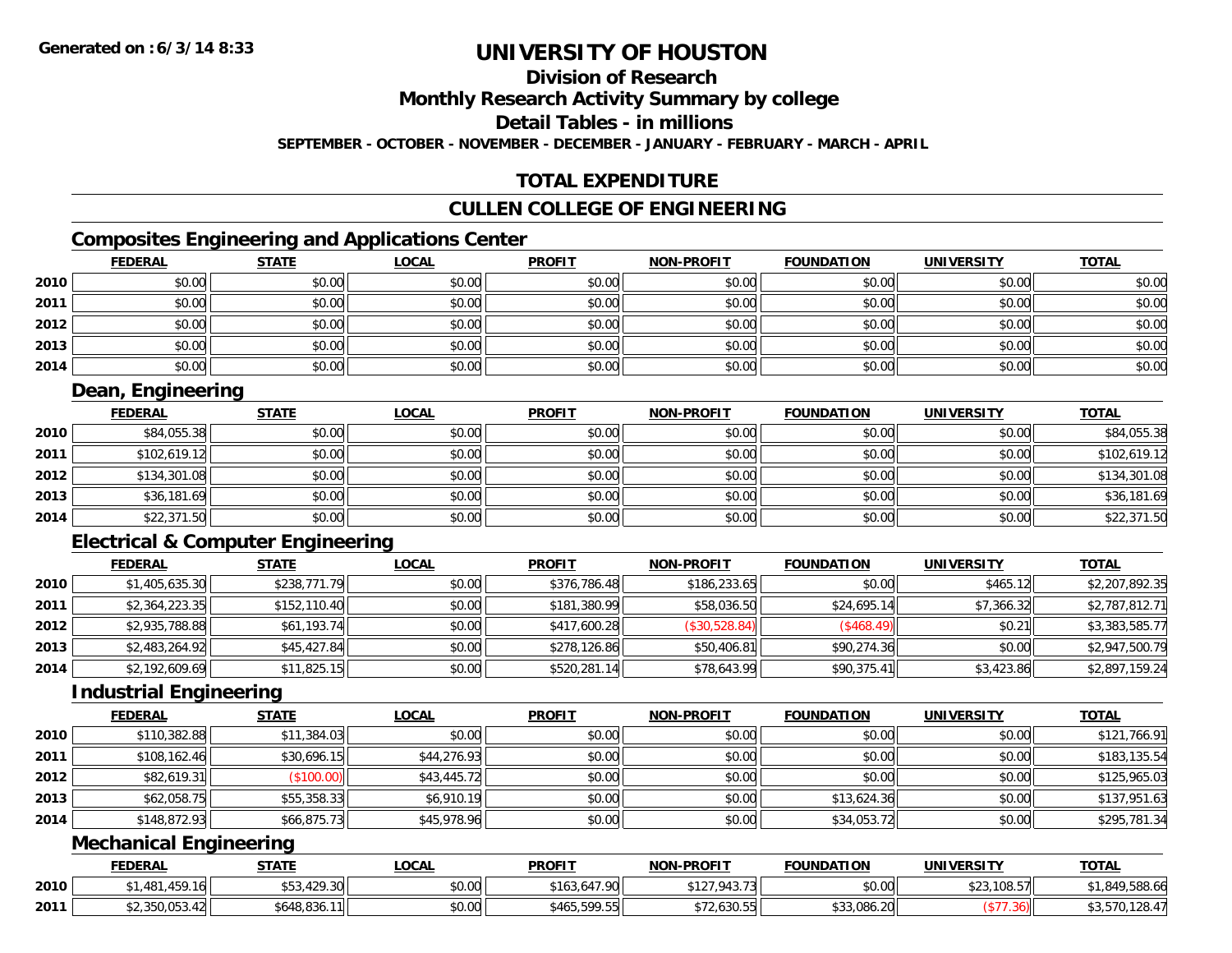# UNIVERSITY OF HOUSTON

## Division of Research

## Monthly Research Activity Summary by college

## Detail Tables - in millions

**SEPTEMBER - OCTOBER - NOVEMBER - DECEMBER - JANUARY - FEBRUARY - MARCH - APRIL**

## TOTAL EXPENDITURE

## CULLEN COLLEGE OF ENGINEERING

### Composites Engineering and Applications Center

| | FEDERAL | STATE | LOCAL | PROFIT | NON-PROFIT | FOUNDATION | UNIVERSITY | TOTAL |
|---|---|---|---|---|---|---|---|---|
| 2010 | $0.00 | $0.00 | $0.00 | $0.00 | $0.00 | $0.00 | $0.00 | $0.00 |
| 2011 | $0.00 | $0.00 | $0.00 | $0.00 | $0.00 | $0.00 | $0.00 | $0.00 |
| 2012 | $0.00 | $0.00 | $0.00 | $0.00 | $0.00 | $0.00 | $0.00 | $0.00 |
| 2013 | $0.00 | $0.00 | $0.00 | $0.00 | $0.00 | $0.00 | $0.00 | $0.00 |
| 2014 | $0.00 | $0.00 | $0.00 | $0.00 | $0.00 | $0.00 | $0.00 | $0.00 |

### Dean, Engineering

| | FEDERAL | STATE | LOCAL | PROFIT | NON-PROFIT | FOUNDATION | UNIVERSITY | TOTAL |
|---|---|---|---|---|---|---|---|---|
| 2010 | $84,055.38 | $0.00 | $0.00 | $0.00 | $0.00 | $0.00 | $0.00 | $84,055.38 |
| 2011 | $102,619.12 | $0.00 | $0.00 | $0.00 | $0.00 | $0.00 | $0.00 | $102,619.12 |
| 2012 | $134,301.08 | $0.00 | $0.00 | $0.00 | $0.00 | $0.00 | $0.00 | $134,301.08 |
| 2013 | $36,181.69 | $0.00 | $0.00 | $0.00 | $0.00 | $0.00 | $0.00 | $36,181.69 |
| 2014 | $22,371.50 | $0.00 | $0.00 | $0.00 | $0.00 | $0.00 | $0.00 | $22,371.50 |

### Electrical & Computer Engineering

| | FEDERAL | STATE | LOCAL | PROFIT | NON-PROFIT | FOUNDATION | UNIVERSITY | TOTAL |
|---|---|---|---|---|---|---|---|---|
| 2010 | $1,405,635.30 | $238,771.79 | $0.00 | $376,786.48 | $186,233.65 | $0.00 | $465.12 | $2,207,892.35 |
| 2011 | $2,364,223.35 | $152,110.40 | $0.00 | $181,380.99 | $58,036.50 | $24,695.14 | $7,366.32 | $2,787,812.71 |
| 2012 | $2,935,788.88 | $61,193.74 | $0.00 | $417,600.28 | ($30,528.84) | ($468.49) | $0.21 | $3,383,585.77 |
| 2013 | $2,483,264.92 | $45,427.84 | $0.00 | $278,126.86 | $50,406.81 | $90,274.36 | $0.00 | $2,947,500.79 |
| 2014 | $2,192,609.69 | $11,825.15 | $0.00 | $520,281.14 | $78,643.99 | $90,375.41 | $3,423.86 | $2,897,159.24 |

### Industrial Engineering

| | FEDERAL | STATE | LOCAL | PROFIT | NON-PROFIT | FOUNDATION | UNIVERSITY | TOTAL |
|---|---|---|---|---|---|---|---|---|
| 2010 | $110,382.88 | $11,384.03 | $0.00 | $0.00 | $0.00 | $0.00 | $0.00 | $121,766.91 |
| 2011 | $108,162.46 | $30,696.15 | $44,276.93 | $0.00 | $0.00 | $0.00 | $0.00 | $183,135.54 |
| 2012 | $82,619.31 | ($100.00) | $43,445.72 | $0.00 | $0.00 | $0.00 | $0.00 | $125,965.03 |
| 2013 | $62,058.75 | $55,358.33 | $6,910.19 | $0.00 | $0.00 | $13,624.36 | $0.00 | $137,951.63 |
| 2014 | $148,872.93 | $66,875.73 | $45,978.96 | $0.00 | $0.00 | $34,053.72 | $0.00 | $295,781.34 |

### Mechanical Engineering

| | FEDERAL | STATE | LOCAL | PROFIT | NON-PROFIT | FOUNDATION | UNIVERSITY | TOTAL |
|---|---|---|---|---|---|---|---|---|
| 2010 | $1,481,459.16 | $53,429.30 | $0.00 | $163,647.90 | $127,943.73 | $0.00 | $23,108.57 | $1,849,588.66 |
| 2011 | $2,350,053.42 | $648,836.11 | $0.00 | $465,599.55 | $72,630.55 | $33,086.20 | ($77.36) | $3,570,128.47 |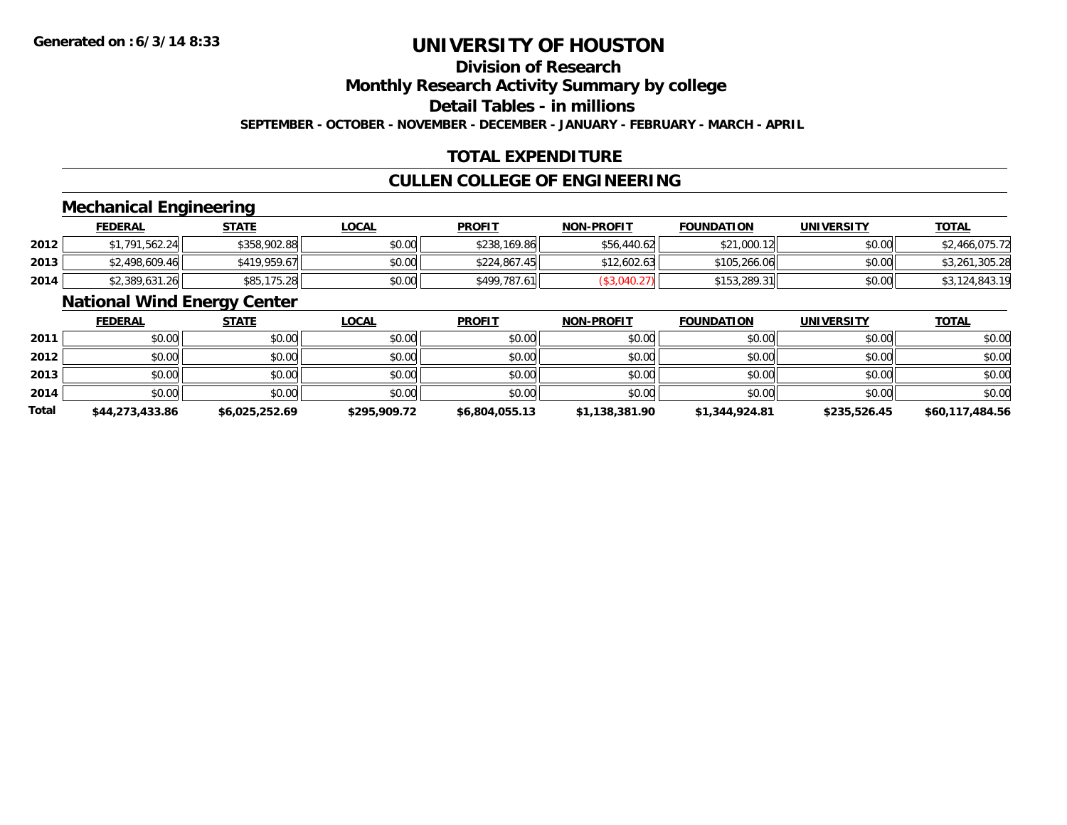# UNIVERSITY OF HOUSTON

## Division of Research

## Monthly Research Activity Summary by college

## Detail Tables - in millions

**SEPTEMBER - OCTOBER - NOVEMBER - DECEMBER - JANUARY - FEBRUARY - MARCH - APRIL**

**Generated on : 6/3/14 8:33**

## TOTAL EXPENDITURE

## CULLEN COLLEGE OF ENGINEERING

### Mechanical Engineering

| | FEDERAL | STATE | LOCAL | PROFIT | NON-PROFIT | FOUNDATION | UNIVERSITY | TOTAL |
|---|---|---|---|---|---|---|---|---|
| 2012 | $1,791,562.24 | $358,902.88 | $0.00 | $238,169.86 | $56,440.62 | $21,000.12 | $0.00 | $2,466,075.72 |
| 2013 | $2,498,609.46 | $419,959.67 | $0.00 | $224,867.45 | $12,602.63 | $105,266.06 | $0.00 | $3,261,305.28 |
| 2014 | $2,389,631.26 | $85,175.28 | $0.00 | $499,787.61 | ($3,040.27) | $153,289.31 | $0.00 | $3,124,843.19 |

### National Wind Energy Center

| | FEDERAL | STATE | LOCAL | PROFIT | NON-PROFIT | FOUNDATION | UNIVERSITY | TOTAL |
|---|---|---|---|---|---|---|---|---|
| 2011 | $0.00 | $0.00 | $0.00 | $0.00 | $0.00 | $0.00 | $0.00 | $0.00 |
| 2012 | $0.00 | $0.00 | $0.00 | $0.00 | $0.00 | $0.00 | $0.00 | $0.00 |
| 2013 | $0.00 | $0.00 | $0.00 | $0.00 | $0.00 | $0.00 | $0.00 | $0.00 |
| 2014 | $0.00 | $0.00 | $0.00 | $0.00 | $0.00 | $0.00 | $0.00 | $0.00 |
| **Total** | **$44,273,433.86** | **$6,025,252.69** | **$295,909.72** | **$6,804,055.13** | **$1,138,381.90** | **$1,344,924.81** | **$235,526.45** | **$60,117,484.56** |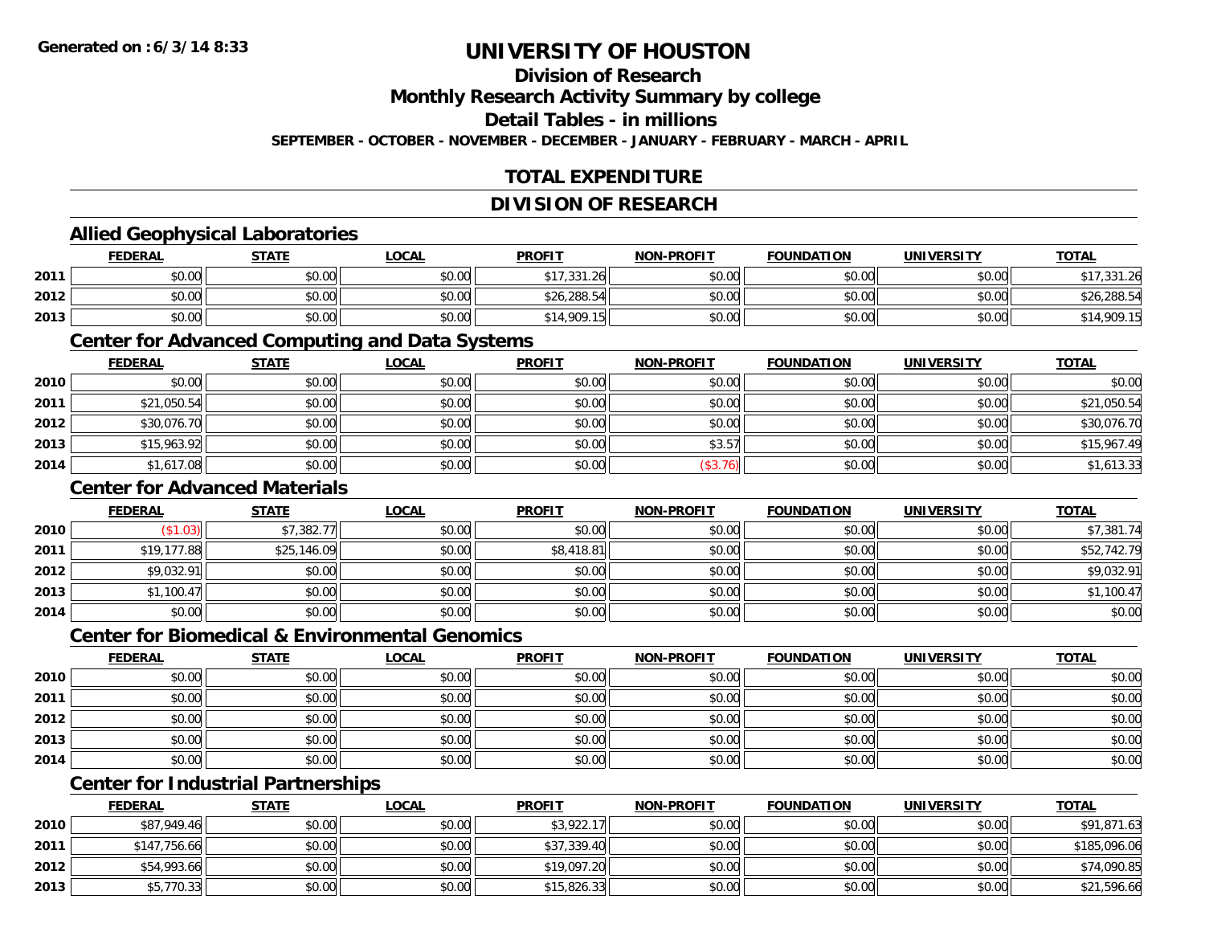**Generated on :6/3/14 8:33**

# UNIVERSITY OF HOUSTON

## Division of Research

## Monthly Research Activity Summary by college

## Detail Tables - in millions

**SEPTEMBER - OCTOBER - NOVEMBER - DECEMBER - JANUARY - FEBRUARY - MARCH - APRIL**

## TOTAL EXPENDITURE

## DIVISION OF RESEARCH

### Allied Geophysical Laboratories

| | FEDERAL | STATE | LOCAL | PROFIT | NON-PROFIT | FOUNDATION | UNIVERSITY | TOTAL |
|---|---|---|---|---|---|---|---|---|
| 2011 | $0.00 | $0.00 | $0.00 | $17,331.26 | $0.00 | $0.00 | $0.00 | $17,331.26 |
| 2012 | $0.00 | $0.00 | $0.00 | $26,288.54 | $0.00 | $0.00 | $0.00 | $26,288.54 |
| 2013 | $0.00 | $0.00 | $0.00 | $14,909.15 | $0.00 | $0.00 | $0.00 | $14,909.15 |

### Center for Advanced Computing and Data Systems

| | FEDERAL | STATE | LOCAL | PROFIT | NON-PROFIT | FOUNDATION | UNIVERSITY | TOTAL |
|---|---|---|---|---|---|---|---|---|
| 2010 | $0.00 | $0.00 | $0.00 | $0.00 | $0.00 | $0.00 | $0.00 | $0.00 |
| 2011 | $21,050.54 | $0.00 | $0.00 | $0.00 | $0.00 | $0.00 | $0.00 | $21,050.54 |
| 2012 | $30,076.70 | $0.00 | $0.00 | $0.00 | $0.00 | $0.00 | $0.00 | $30,076.70 |
| 2013 | $15,963.92 | $0.00 | $0.00 | $0.00 | $3.57 | $0.00 | $0.00 | $15,967.49 |
| 2014 | $1,617.08 | $0.00 | $0.00 | $0.00 | ($3.76) | $0.00 | $0.00 | $1,613.33 |

### Center for Advanced Materials

| | FEDERAL | STATE | LOCAL | PROFIT | NON-PROFIT | FOUNDATION | UNIVERSITY | TOTAL |
|---|---|---|---|---|---|---|---|---|
| 2010 | ($1.03) | $7,382.77 | $0.00 | $0.00 | $0.00 | $0.00 | $0.00 | $7,381.74 |
| 2011 | $19,177.88 | $25,146.09 | $0.00 | $8,418.81 | $0.00 | $0.00 | $0.00 | $52,742.79 |
| 2012 | $9,032.91 | $0.00 | $0.00 | $0.00 | $0.00 | $0.00 | $0.00 | $9,032.91 |
| 2013 | $1,100.47 | $0.00 | $0.00 | $0.00 | $0.00 | $0.00 | $0.00 | $1,100.47 |
| 2014 | $0.00 | $0.00 | $0.00 | $0.00 | $0.00 | $0.00 | $0.00 | $0.00 |

### Center for Biomedical & Environmental Genomics

| | FEDERAL | STATE | LOCAL | PROFIT | NON-PROFIT | FOUNDATION | UNIVERSITY | TOTAL |
|---|---|---|---|---|---|---|---|---|
| 2010 | $0.00 | $0.00 | $0.00 | $0.00 | $0.00 | $0.00 | $0.00 | $0.00 |
| 2011 | $0.00 | $0.00 | $0.00 | $0.00 | $0.00 | $0.00 | $0.00 | $0.00 |
| 2012 | $0.00 | $0.00 | $0.00 | $0.00 | $0.00 | $0.00 | $0.00 | $0.00 |
| 2013 | $0.00 | $0.00 | $0.00 | $0.00 | $0.00 | $0.00 | $0.00 | $0.00 |
| 2014 | $0.00 | $0.00 | $0.00 | $0.00 | $0.00 | $0.00 | $0.00 | $0.00 |

### Center for Industrial Partnerships

| | FEDERAL | STATE | LOCAL | PROFIT | NON-PROFIT | FOUNDATION | UNIVERSITY | TOTAL |
|---|---|---|---|---|---|---|---|---|
| 2010 | $87,949.46 | $0.00 | $0.00 | $3,922.17 | $0.00 | $0.00 | $0.00 | $91,871.63 |
| 2011 | $147,756.66 | $0.00 | $0.00 | $37,339.40 | $0.00 | $0.00 | $0.00 | $185,096.06 |
| 2012 | $54,993.66 | $0.00 | $0.00 | $19,097.20 | $0.00 | $0.00 | $0.00 | $74,090.85 |
| 2013 | $5,770.33 | $0.00 | $0.00 | $15,826.33 | $0.00 | $0.00 | $0.00 | $21,596.66 |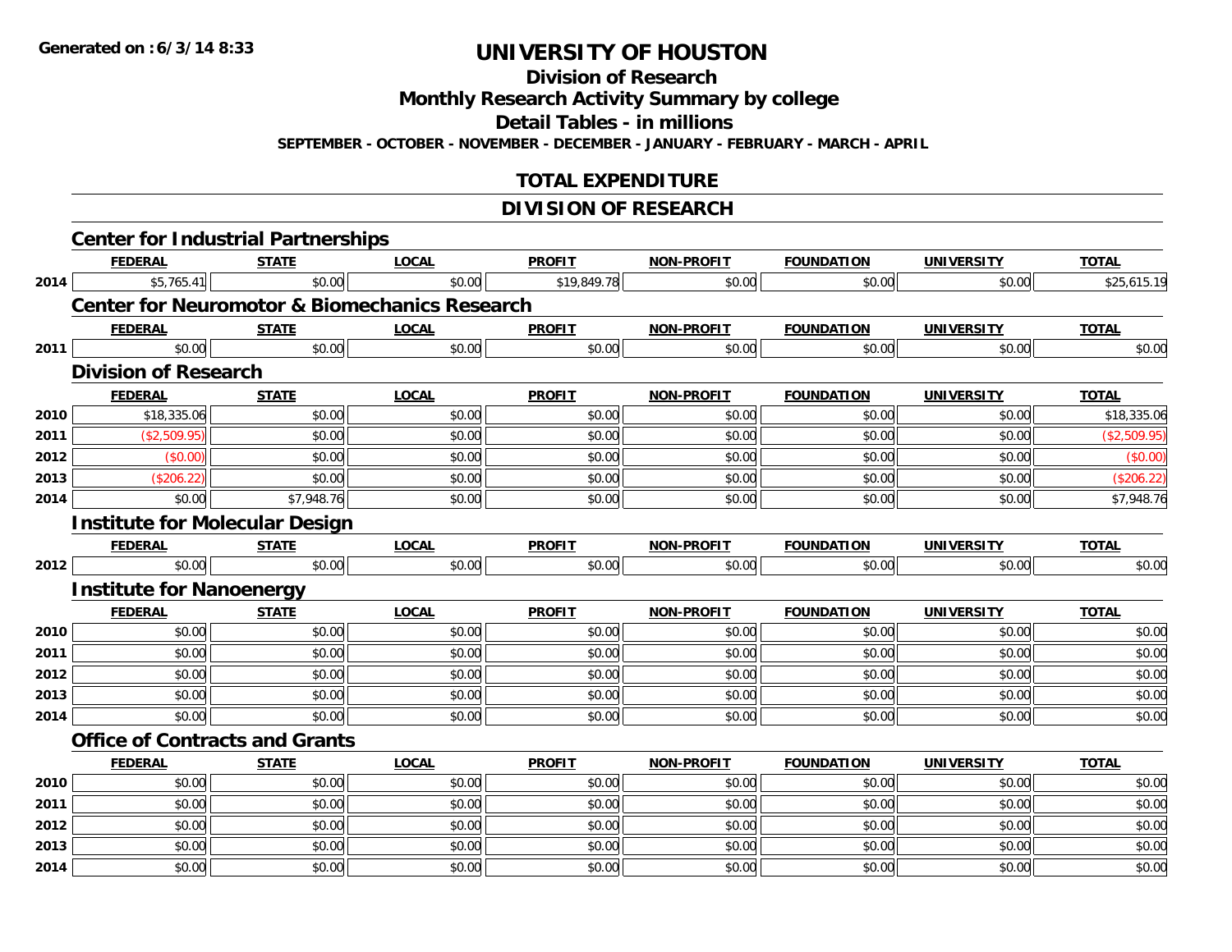**Generated on :6/3/14 8:33**

# UNIVERSITY OF HOUSTON

## Division of Research

## Monthly Research Activity Summary by college

## Detail Tables - in millions

**SEPTEMBER - OCTOBER - NOVEMBER - DECEMBER - JANUARY - FEBRUARY - MARCH - APRIL**

## TOTAL EXPENDITURE

## DIVISION OF RESEARCH

### Center for Industrial Partnerships

| | FEDERAL | STATE | LOCAL | PROFIT | NON-PROFIT | FOUNDATION | UNIVERSITY | TOTAL |
|---|---|---|---|---|---|---|---|---|
| 2014 | $5,765.41 | $0.00 | $0.00 | $19,849.78 | $0.00 | $0.00 | $0.00 | $25,615.19 |

### Center for Neuromotor & Biomechanics Research

| | FEDERAL | STATE | LOCAL | PROFIT | NON-PROFIT | FOUNDATION | UNIVERSITY | TOTAL |
|---|---|---|---|---|---|---|---|---|
| 2011 | $0.00 | $0.00 | $0.00 | $0.00 | $0.00 | $0.00 | $0.00 | $0.00 |

### Division of Research

| | FEDERAL | STATE | LOCAL | PROFIT | NON-PROFIT | FOUNDATION | UNIVERSITY | TOTAL |
|---|---|---|---|---|---|---|---|---|
| 2010 | $18,335.06 | $0.00 | $0.00 | $0.00 | $0.00 | $0.00 | $0.00 | $18,335.06 |
| 2011 | ($2,509.95) | $0.00 | $0.00 | $0.00 | $0.00 | $0.00 | $0.00 | ($2,509.95) |
| 2012 | ($0.00) | $0.00 | $0.00 | $0.00 | $0.00 | $0.00 | $0.00 | ($0.00) |
| 2013 | ($206.22) | $0.00 | $0.00 | $0.00 | $0.00 | $0.00 | $0.00 | ($206.22) |
| 2014 | $0.00 | $7,948.76 | $0.00 | $0.00 | $0.00 | $0.00 | $0.00 | $7,948.76 |

### Institute for Molecular Design

| | FEDERAL | STATE | LOCAL | PROFIT | NON-PROFIT | FOUNDATION | UNIVERSITY | TOTAL |
|---|---|---|---|---|---|---|---|---|
| 2012 | $0.00 | $0.00 | $0.00 | $0.00 | $0.00 | $0.00 | $0.00 | $0.00 |

### Institute for Nanoenergy

| | FEDERAL | STATE | LOCAL | PROFIT | NON-PROFIT | FOUNDATION | UNIVERSITY | TOTAL |
|---|---|---|---|---|---|---|---|---|
| 2010 | $0.00 | $0.00 | $0.00 | $0.00 | $0.00 | $0.00 | $0.00 | $0.00 |
| 2011 | $0.00 | $0.00 | $0.00 | $0.00 | $0.00 | $0.00 | $0.00 | $0.00 |
| 2012 | $0.00 | $0.00 | $0.00 | $0.00 | $0.00 | $0.00 | $0.00 | $0.00 |
| 2013 | $0.00 | $0.00 | $0.00 | $0.00 | $0.00 | $0.00 | $0.00 | $0.00 |
| 2014 | $0.00 | $0.00 | $0.00 | $0.00 | $0.00 | $0.00 | $0.00 | $0.00 |

### Office of Contracts and Grants

| | FEDERAL | STATE | LOCAL | PROFIT | NON-PROFIT | FOUNDATION | UNIVERSITY | TOTAL |
|---|---|---|---|---|---|---|---|---|
| 2010 | $0.00 | $0.00 | $0.00 | $0.00 | $0.00 | $0.00 | $0.00 | $0.00 |
| 2011 | $0.00 | $0.00 | $0.00 | $0.00 | $0.00 | $0.00 | $0.00 | $0.00 |
| 2012 | $0.00 | $0.00 | $0.00 | $0.00 | $0.00 | $0.00 | $0.00 | $0.00 |
| 2013 | $0.00 | $0.00 | $0.00 | $0.00 | $0.00 | $0.00 | $0.00 | $0.00 |
| 2014 | $0.00 | $0.00 | $0.00 | $0.00 | $0.00 | $0.00 | $0.00 | $0.00 |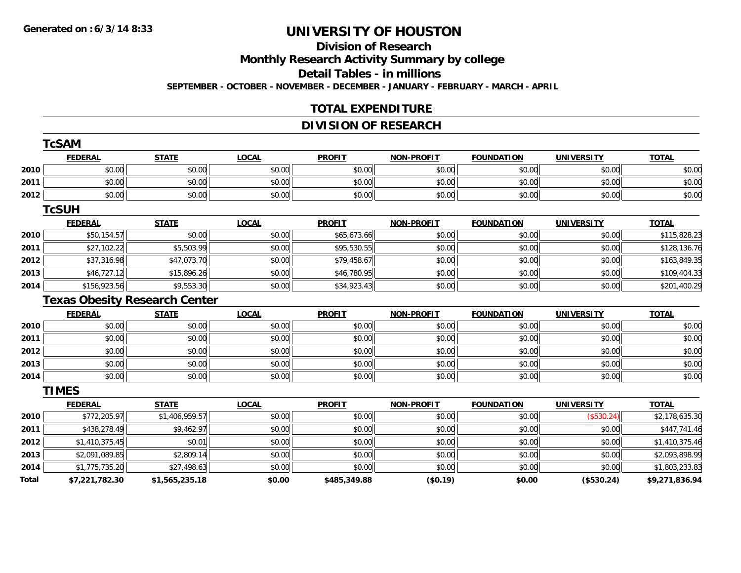# UNIVERSITY OF HOUSTON

## Division of Research

## Monthly Research Activity Summary by college

## Detail Tables - in millions

**SEPTEMBER - OCTOBER - NOVEMBER - DECEMBER - JANUARY - FEBRUARY - MARCH - APRIL**

## TOTAL EXPENDITURE

## DIVISION OF RESEARCH

### TcSAM

| | FEDERAL | STATE | LOCAL | PROFIT | NON-PROFIT | FOUNDATION | UNIVERSITY | TOTAL |
|---|---|---|---|---|---|---|---|---|
| 2010 | $0.00 | $0.00 | $0.00 | $0.00 | $0.00 | $0.00 | $0.00 | $0.00 |
| 2011 | $0.00 | $0.00 | $0.00 | $0.00 | $0.00 | $0.00 | $0.00 | $0.00 |
| 2012 | $0.00 | $0.00 | $0.00 | $0.00 | $0.00 | $0.00 | $0.00 | $0.00 |

### TcSUH

| | FEDERAL | STATE | LOCAL | PROFIT | NON-PROFIT | FOUNDATION | UNIVERSITY | TOTAL |
|---|---|---|---|---|---|---|---|---|
| 2010 | $50,154.57 | $0.00 | $0.00 | $65,673.66 | $0.00 | $0.00 | $0.00 | $115,828.23 |
| 2011 | $27,102.22 | $5,503.99 | $0.00 | $95,530.55 | $0.00 | $0.00 | $0.00 | $128,136.76 |
| 2012 | $37,316.98 | $47,073.70 | $0.00 | $79,458.67 | $0.00 | $0.00 | $0.00 | $163,849.35 |
| 2013 | $46,727.12 | $15,896.26 | $0.00 | $46,780.95 | $0.00 | $0.00 | $0.00 | $109,404.33 |
| 2014 | $156,923.56 | $9,553.30 | $0.00 | $34,923.43 | $0.00 | $0.00 | $0.00 | $201,400.29 |

### Texas Obesity Research Center

| | FEDERAL | STATE | LOCAL | PROFIT | NON-PROFIT | FOUNDATION | UNIVERSITY | TOTAL |
|---|---|---|---|---|---|---|---|---|
| 2010 | $0.00 | $0.00 | $0.00 | $0.00 | $0.00 | $0.00 | $0.00 | $0.00 |
| 2011 | $0.00 | $0.00 | $0.00 | $0.00 | $0.00 | $0.00 | $0.00 | $0.00 |
| 2012 | $0.00 | $0.00 | $0.00 | $0.00 | $0.00 | $0.00 | $0.00 | $0.00 |
| 2013 | $0.00 | $0.00 | $0.00 | $0.00 | $0.00 | $0.00 | $0.00 | $0.00 |
| 2014 | $0.00 | $0.00 | $0.00 | $0.00 | $0.00 | $0.00 | $0.00 | $0.00 |

### TIMES

| | FEDERAL | STATE | LOCAL | PROFIT | NON-PROFIT | FOUNDATION | UNIVERSITY | TOTAL |
|---|---|---|---|---|---|---|---|---|
| 2010 | $772,205.97 | $1,406,959.57 | $0.00 | $0.00 | $0.00 | $0.00 | ($530.24) | $2,178,635.30 |
| 2011 | $438,278.49 | $9,462.97 | $0.00 | $0.00 | $0.00 | $0.00 | $0.00 | $447,741.46 |
| 2012 | $1,410,375.45 | $0.01 | $0.00 | $0.00 | $0.00 | $0.00 | $0.00 | $1,410,375.46 |
| 2013 | $2,091,089.85 | $2,809.14 | $0.00 | $0.00 | $0.00 | $0.00 | $0.00 | $2,093,898.99 |
| 2014 | $1,775,735.20 | $27,498.63 | $0.00 | $0.00 | $0.00 | $0.00 | $0.00 | $1,803,233.83 |
| **Total** | **$7,221,782.30** | **$1,565,235.18** | **$0.00** | **$485,349.88** | **($0.19)** | **$0.00** | **($530.24)** | **$9,271,836.94** |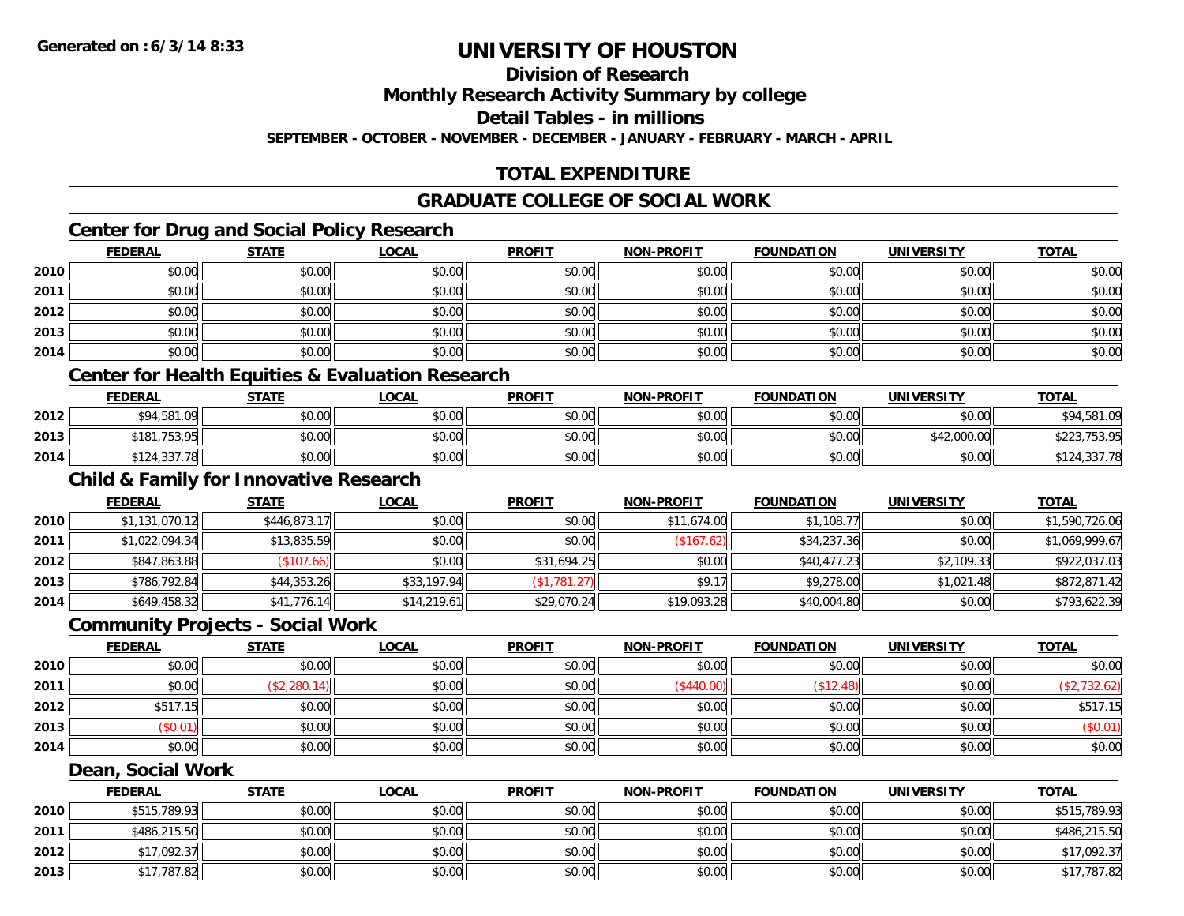# UNIVERSITY OF HOUSTON

## Division of Research

## Monthly Research Activity Summary by college

## Detail Tables - in millions

**SEPTEMBER - OCTOBER - NOVEMBER - DECEMBER - JANUARY - FEBRUARY - MARCH - APRIL**

## TOTAL EXPENDITURE

## GRADUATE COLLEGE OF SOCIAL WORK

### Center for Drug and Social Policy Research

| | FEDERAL | STATE | LOCAL | PROFIT | NON-PROFIT | FOUNDATION | UNIVERSITY | TOTAL |
|---|---|---|---|---|---|---|---|---|
| 2010 | $0.00 | $0.00 | $0.00 | $0.00 | $0.00 | $0.00 | $0.00 | $0.00 |
| 2011 | $0.00 | $0.00 | $0.00 | $0.00 | $0.00 | $0.00 | $0.00 | $0.00 |
| 2012 | $0.00 | $0.00 | $0.00 | $0.00 | $0.00 | $0.00 | $0.00 | $0.00 |
| 2013 | $0.00 | $0.00 | $0.00 | $0.00 | $0.00 | $0.00 | $0.00 | $0.00 |
| 2014 | $0.00 | $0.00 | $0.00 | $0.00 | $0.00 | $0.00 | $0.00 | $0.00 |

### Center for Health Equities & Evaluation Research

| | FEDERAL | STATE | LOCAL | PROFIT | NON-PROFIT | FOUNDATION | UNIVERSITY | TOTAL |
|---|---|---|---|---|---|---|---|---|
| 2012 | $94,581.09 | $0.00 | $0.00 | $0.00 | $0.00 | $0.00 | $0.00 | $94,581.09 |
| 2013 | $181,753.95 | $0.00 | $0.00 | $0.00 | $0.00 | $0.00 | $42,000.00 | $223,753.95 |
| 2014 | $124,337.78 | $0.00 | $0.00 | $0.00 | $0.00 | $0.00 | $0.00 | $124,337.78 |

### Child & Family for Innovative Research

| | FEDERAL | STATE | LOCAL | PROFIT | NON-PROFIT | FOUNDATION | UNIVERSITY | TOTAL |
|---|---|---|---|---|---|---|---|---|
| 2010 | $1,131,070.12 | $446,873.17 | $0.00 | $0.00 | $11,674.00 | $1,108.77 | $0.00 | $1,590,726.06 |
| 2011 | $1,022,094.34 | $13,835.59 | $0.00 | $0.00 | ($167.62) | $34,237.36 | $0.00 | $1,069,999.67 |
| 2012 | $847,863.88 | ($107.66) | $0.00 | $31,694.25 | $0.00 | $40,477.23 | $2,109.33 | $922,037.03 |
| 2013 | $786,792.84 | $44,353.26 | $33,197.94 | ($1,781.27) | $9.17 | $9,278.00 | $1,021.48 | $872,871.42 |
| 2014 | $649,458.32 | $41,776.14 | $14,219.61 | $29,070.24 | $19,093.28 | $40,004.80 | $0.00 | $793,622.39 |

### Community Projects - Social Work

| | FEDERAL | STATE | LOCAL | PROFIT | NON-PROFIT | FOUNDATION | UNIVERSITY | TOTAL |
|---|---|---|---|---|---|---|---|---|
| 2010 | $0.00 | $0.00 | $0.00 | $0.00 | $0.00 | $0.00 | $0.00 | $0.00 |
| 2011 | $0.00 | ($2,280.14) | $0.00 | $0.00 | ($440.00) | ($12.48) | $0.00 | ($2,732.62) |
| 2012 | $517.15 | $0.00 | $0.00 | $0.00 | $0.00 | $0.00 | $0.00 | $517.15 |
| 2013 | ($0.01) | $0.00 | $0.00 | $0.00 | $0.00 | $0.00 | $0.00 | ($0.01) |
| 2014 | $0.00 | $0.00 | $0.00 | $0.00 | $0.00 | $0.00 | $0.00 | $0.00 |

### Dean, Social Work

| | FEDERAL | STATE | LOCAL | PROFIT | NON-PROFIT | FOUNDATION | UNIVERSITY | TOTAL |
|---|---|---|---|---|---|---|---|---|
| 2010 | $515,789.93 | $0.00 | $0.00 | $0.00 | $0.00 | $0.00 | $0.00 | $515,789.93 |
| 2011 | $486,215.50 | $0.00 | $0.00 | $0.00 | $0.00 | $0.00 | $0.00 | $486,215.50 |
| 2012 | $17,092.37 | $0.00 | $0.00 | $0.00 | $0.00 | $0.00 | $0.00 | $17,092.37 |
| 2013 | $17,787.82 | $0.00 | $0.00 | $0.00 | $0.00 | $0.00 | $0.00 | $17,787.82 |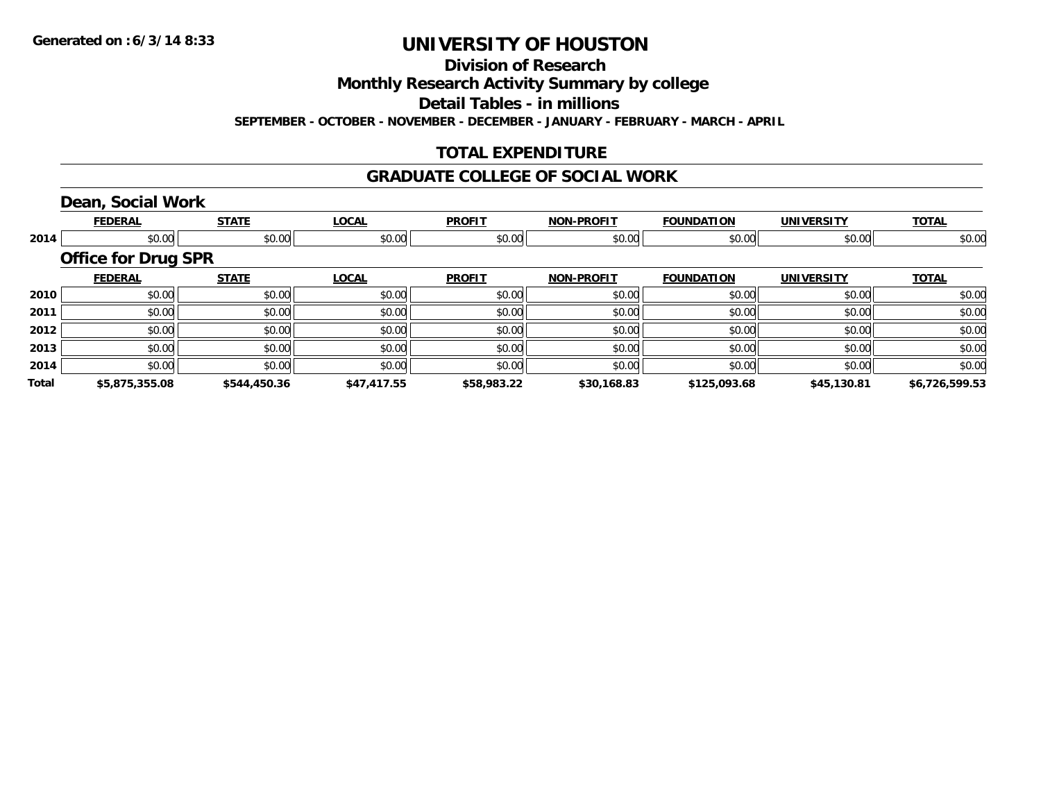**Generated on :6/3/14 8:33**

# UNIVERSITY OF HOUSTON

## Division of Research

## Monthly Research Activity Summary by college

## Detail Tables - in millions

**SEPTEMBER - OCTOBER - NOVEMBER - DECEMBER - JANUARY - FEBRUARY - MARCH - APRIL**

## TOTAL EXPENDITURE

## GRADUATE COLLEGE OF SOCIAL WORK

### Dean, Social Work

| | FEDERAL | STATE | LOCAL | PROFIT | NON-PROFIT | FOUNDATION | UNIVERSITY | TOTAL |
|---|---|---|---|---|---|---|---|---|
| 2014 | $0.00 | $0.00 | $0.00 | $0.00 | $0.00 | $0.00 | $0.00 | $0.00 |

### Office for Drug SPR

| | FEDERAL | STATE | LOCAL | PROFIT | NON-PROFIT | FOUNDATION | UNIVERSITY | TOTAL |
|---|---|---|---|---|---|---|---|---|
| 2010 | $0.00 | $0.00 | $0.00 | $0.00 | $0.00 | $0.00 | $0.00 | $0.00 |
| 2011 | $0.00 | $0.00 | $0.00 | $0.00 | $0.00 | $0.00 | $0.00 | $0.00 |
| 2012 | $0.00 | $0.00 | $0.00 | $0.00 | $0.00 | $0.00 | $0.00 | $0.00 |
| 2013 | $0.00 | $0.00 | $0.00 | $0.00 | $0.00 | $0.00 | $0.00 | $0.00 |
| 2014 | $0.00 | $0.00 | $0.00 | $0.00 | $0.00 | $0.00 | $0.00 | $0.00 |
| **Total** | **$5,875,355.08** | **$544,450.36** | **$47,417.55** | **$58,983.22** | **$30,168.83** | **$125,093.68** | **$45,130.81** | **$6,726,599.53** |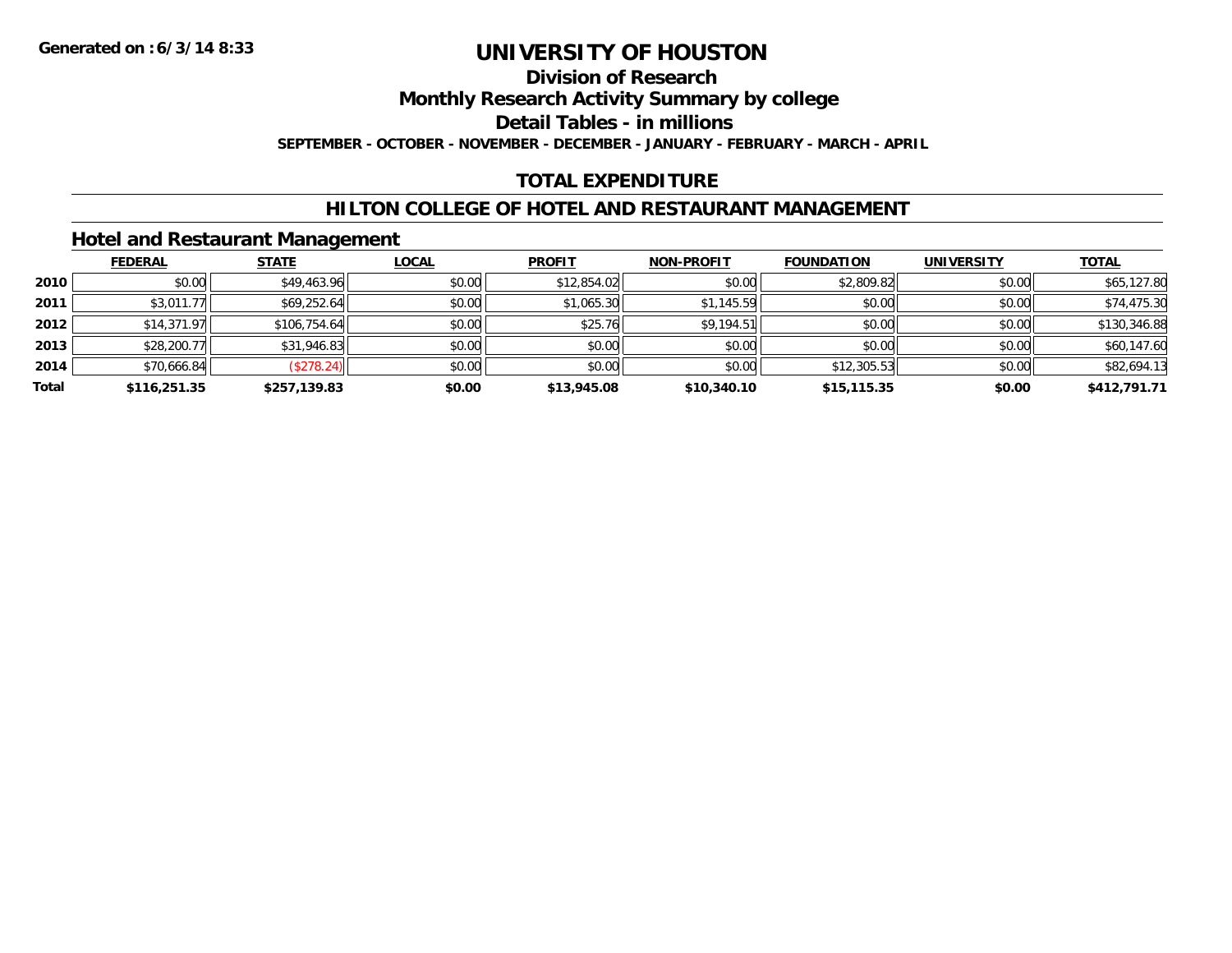Generated on :6/3/14 8:33

# UNIVERSITY OF HOUSTON

## Division of Research

## Monthly Research Activity Summary by college

## Detail Tables - in millions

SEPTEMBER - OCTOBER - NOVEMBER - DECEMBER - JANUARY - FEBRUARY - MARCH - APRIL

## TOTAL EXPENDITURE

## HILTON COLLEGE OF HOTEL AND RESTAURANT MANAGEMENT

### Hotel and Restaurant Management

| | FEDERAL | STATE | LOCAL | PROFIT | NON-PROFIT | FOUNDATION | UNIVERSITY | TOTAL |
|---|---|---|---|---|---|---|---|---|
| 2010 | $0.00 | $49,463.96 | $0.00 | $12,854.02 | $0.00 | $2,809.82 | $0.00 | $65,127.80 |
| 2011 | $3,011.77 | $69,252.64 | $0.00 | $1,065.30 | $1,145.59 | $0.00 | $0.00 | $74,475.30 |
| 2012 | $14,371.97 | $106,754.64 | $0.00 | $25.76 | $9,194.51 | $0.00 | $0.00 | $130,346.88 |
| 2013 | $28,200.77 | $31,946.83 | $0.00 | $0.00 | $0.00 | $0.00 | $0.00 | $60,147.60 |
| 2014 | $70,666.84 | ($278.24) | $0.00 | $0.00 | $0.00 | $12,305.53 | $0.00 | $82,694.13 |
| **Total** | **$116,251.35** | **$257,139.83** | **$0.00** | **$13,945.08** | **$10,340.10** | **$15,115.35** | **$0.00** | **$412,791.71** |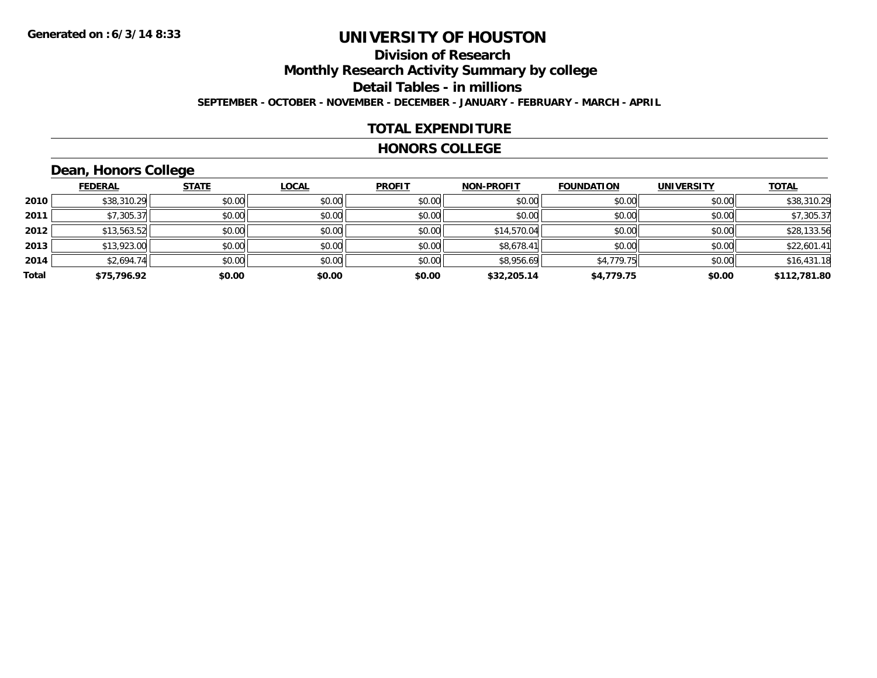Generated on : 6/3/14 8:33

# UNIVERSITY OF HOUSTON

## Division of Research

## Monthly Research Activity Summary by college

## Detail Tables - in millions

**SEPTEMBER - OCTOBER - NOVEMBER - DECEMBER - JANUARY - FEBRUARY - MARCH - APRIL**

## TOTAL EXPENDITURE

## HONORS COLLEGE

### Dean, Honors College

| | FEDERAL | STATE | LOCAL | PROFIT | NON-PROFIT | FOUNDATION | UNIVERSITY | TOTAL |
|---|---|---|---|---|---|---|---|---|
| 2010 | $38,310.29 | $0.00 | $0.00 | $0.00 | $0.00 | $0.00 | $0.00 | $38,310.29 |
| 2011 | $7,305.37 | $0.00 | $0.00 | $0.00 | $0.00 | $0.00 | $0.00 | $7,305.37 |
| 2012 | $13,563.52 | $0.00 | $0.00 | $0.00 | $14,570.04 | $0.00 | $0.00 | $28,133.56 |
| 2013 | $13,923.00 | $0.00 | $0.00 | $0.00 | $8,678.41 | $0.00 | $0.00 | $22,601.41 |
| 2014 | $2,694.74 | $0.00 | $0.00 | $0.00 | $8,956.69 | $4,779.75 | $0.00 | $16,431.18 |
| **Total** | **$75,796.92** | **$0.00** | **$0.00** | **$0.00** | **$32,205.14** | **$4,779.75** | **$0.00** | **$112,781.80** |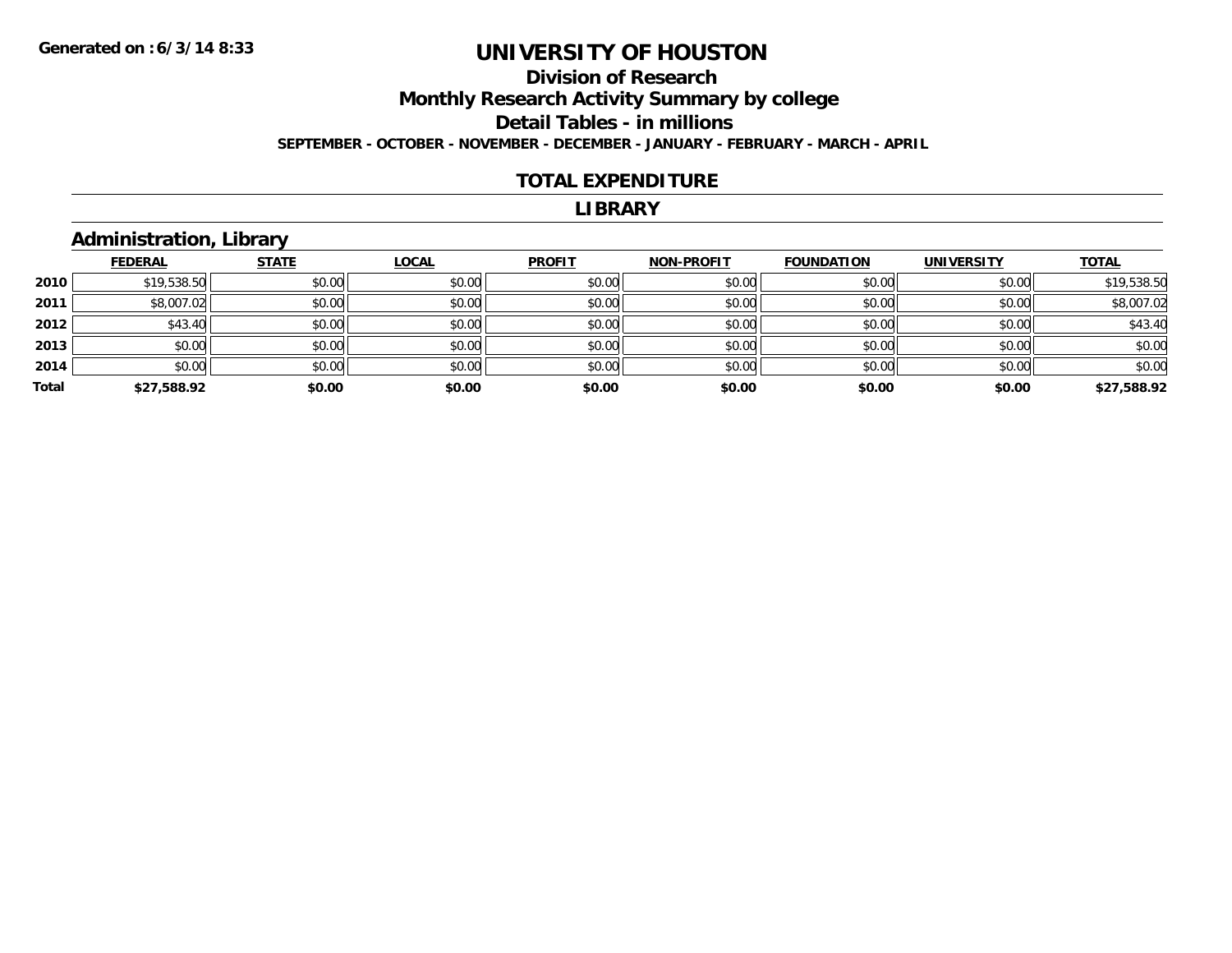# UNIVERSITY OF HOUSTON

## Division of Research

## Monthly Research Activity Summary by college

## Detail Tables - in millions

**SEPTEMBER - OCTOBER - NOVEMBER - DECEMBER - JANUARY - FEBRUARY - MARCH - APRIL**

### TOTAL EXPENDITURE

### LIBRARY

### Administration, Library

| | FEDERAL | STATE | LOCAL | PROFIT | NON-PROFIT | FOUNDATION | UNIVERSITY | TOTAL |
|---|---|---|---|---|---|---|---|---|
| 2010 | $19,538.50 | $0.00 | $0.00 | $0.00 | $0.00 | $0.00 | $0.00 | $19,538.50 |
| 2011 | $8,007.02 | $0.00 | $0.00 | $0.00 | $0.00 | $0.00 | $0.00 | $8,007.02 |
| 2012 | $43.40 | $0.00 | $0.00 | $0.00 | $0.00 | $0.00 | $0.00 | $43.40 |
| 2013 | $0.00 | $0.00 | $0.00 | $0.00 | $0.00 | $0.00 | $0.00 | $0.00 |
| 2014 | $0.00 | $0.00 | $0.00 | $0.00 | $0.00 | $0.00 | $0.00 | $0.00 |
| **Total** | **$27,588.92** | **$0.00** | **$0.00** | **$0.00** | **$0.00** | **$0.00** | **$0.00** | **$27,588.92** |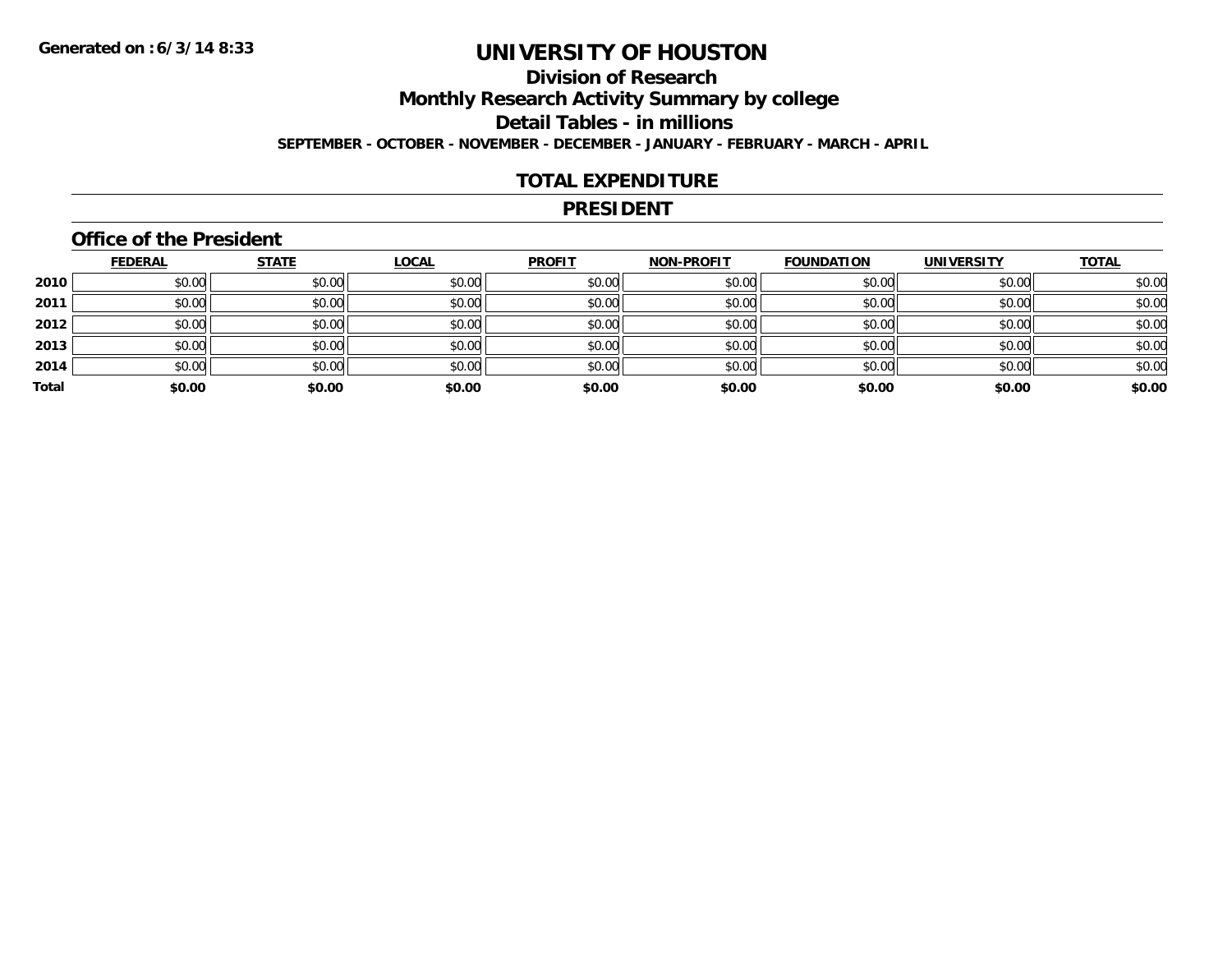Generated on :6/3/14 8:33

# UNIVERSITY OF HOUSTON

## Division of Research

## Monthly Research Activity Summary by college

## Detail Tables - in millions

**SEPTEMBER - OCTOBER - NOVEMBER - DECEMBER - JANUARY - FEBRUARY - MARCH - APRIL**

## TOTAL EXPENDITURE

## PRESIDENT

### Office of the President

| | FEDERAL | STATE | LOCAL | PROFIT | NON-PROFIT | FOUNDATION | UNIVERSITY | TOTAL |
|---|---|---|---|---|---|---|---|---|
| 2010 | $0.00 | $0.00 | $0.00 | $0.00 | $0.00 | $0.00 | $0.00 | $0.00 |
| 2011 | $0.00 | $0.00 | $0.00 | $0.00 | $0.00 | $0.00 | $0.00 | $0.00 |
| 2012 | $0.00 | $0.00 | $0.00 | $0.00 | $0.00 | $0.00 | $0.00 | $0.00 |
| 2013 | $0.00 | $0.00 | $0.00 | $0.00 | $0.00 | $0.00 | $0.00 | $0.00 |
| 2014 | $0.00 | $0.00 | $0.00 | $0.00 | $0.00 | $0.00 | $0.00 | $0.00 |
| **Total** | **$0.00** | **$0.00** | **$0.00** | **$0.00** | **$0.00** | **$0.00** | **$0.00** | **$0.00** |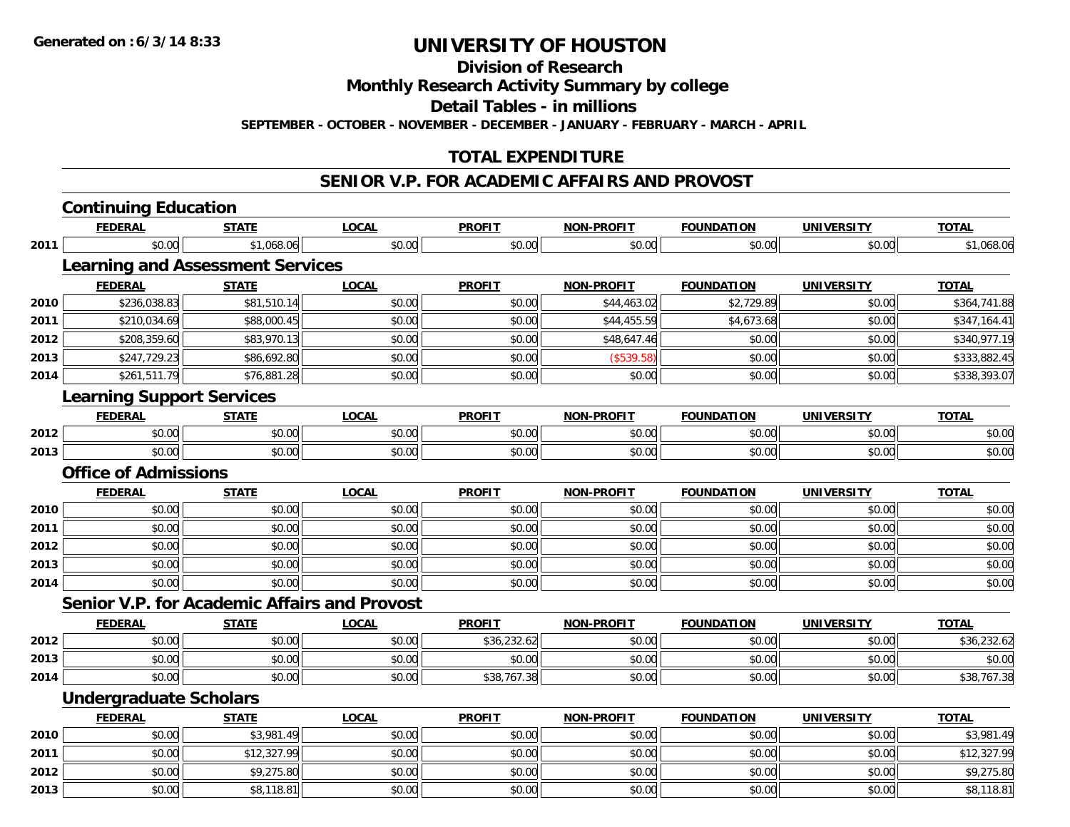# UNIVERSITY OF HOUSTON

## Division of Research

## Monthly Research Activity Summary by college

## Detail Tables - in millions

**SEPTEMBER - OCTOBER - NOVEMBER - DECEMBER - JANUARY - FEBRUARY - MARCH - APRIL**

## TOTAL EXPENDITURE

## SENIOR V.P. FOR ACADEMIC AFFAIRS AND PROVOST

### Continuing Education

| | FEDERAL | STATE | LOCAL | PROFIT | NON-PROFIT | FOUNDATION | UNIVERSITY | TOTAL |
|---|---|---|---|---|---|---|---|---|
| 2011 | $0.00 | $1,068.06 | $0.00 | $0.00 | $0.00 | $0.00 | $0.00 | $1,068.06 |

### Learning and Assessment Services

| | FEDERAL | STATE | LOCAL | PROFIT | NON-PROFIT | FOUNDATION | UNIVERSITY | TOTAL |
|---|---|---|---|---|---|---|---|---|
| 2010 | $236,038.83 | $81,510.14 | $0.00 | $0.00 | $44,463.02 | $2,729.89 | $0.00 | $364,741.88 |
| 2011 | $210,034.69 | $88,000.45 | $0.00 | $0.00 | $44,455.59 | $4,673.68 | $0.00 | $347,164.41 |
| 2012 | $208,359.60 | $83,970.13 | $0.00 | $0.00 | $48,647.46 | $0.00 | $0.00 | $340,977.19 |
| 2013 | $247,729.23 | $86,692.80 | $0.00 | $0.00 | ($539.58) | $0.00 | $0.00 | $333,882.45 |
| 2014 | $261,511.79 | $76,881.28 | $0.00 | $0.00 | $0.00 | $0.00 | $0.00 | $338,393.07 |

### Learning Support Services

| | FEDERAL | STATE | LOCAL | PROFIT | NON-PROFIT | FOUNDATION | UNIVERSITY | TOTAL |
|---|---|---|---|---|---|---|---|---|
| 2012 | $0.00 | $0.00 | $0.00 | $0.00 | $0.00 | $0.00 | $0.00 | $0.00 |
| 2013 | $0.00 | $0.00 | $0.00 | $0.00 | $0.00 | $0.00 | $0.00 | $0.00 |

### Office of Admissions

| | FEDERAL | STATE | LOCAL | PROFIT | NON-PROFIT | FOUNDATION | UNIVERSITY | TOTAL |
|---|---|---|---|---|---|---|---|---|
| 2010 | $0.00 | $0.00 | $0.00 | $0.00 | $0.00 | $0.00 | $0.00 | $0.00 |
| 2011 | $0.00 | $0.00 | $0.00 | $0.00 | $0.00 | $0.00 | $0.00 | $0.00 |
| 2012 | $0.00 | $0.00 | $0.00 | $0.00 | $0.00 | $0.00 | $0.00 | $0.00 |
| 2013 | $0.00 | $0.00 | $0.00 | $0.00 | $0.00 | $0.00 | $0.00 | $0.00 |
| 2014 | $0.00 | $0.00 | $0.00 | $0.00 | $0.00 | $0.00 | $0.00 | $0.00 |

### Senior V.P. for Academic Affairs and Provost

| | FEDERAL | STATE | LOCAL | PROFIT | NON-PROFIT | FOUNDATION | UNIVERSITY | TOTAL |
|---|---|---|---|---|---|---|---|---|
| 2012 | $0.00 | $0.00 | $0.00 | $36,232.62 | $0.00 | $0.00 | $0.00 | $36,232.62 |
| 2013 | $0.00 | $0.00 | $0.00 | $0.00 | $0.00 | $0.00 | $0.00 | $0.00 |
| 2014 | $0.00 | $0.00 | $0.00 | $38,767.38 | $0.00 | $0.00 | $0.00 | $38,767.38 |

### Undergraduate Scholars

| | FEDERAL | STATE | LOCAL | PROFIT | NON-PROFIT | FOUNDATION | UNIVERSITY | TOTAL |
|---|---|---|---|---|---|---|---|---|
| 2010 | $0.00 | $3,981.49 | $0.00 | $0.00 | $0.00 | $0.00 | $0.00 | $3,981.49 |
| 2011 | $0.00 | $12,327.99 | $0.00 | $0.00 | $0.00 | $0.00 | $0.00 | $12,327.99 |
| 2012 | $0.00 | $9,275.80 | $0.00 | $0.00 | $0.00 | $0.00 | $0.00 | $9,275.80 |
| 2013 | $0.00 | $8,118.81 | $0.00 | $0.00 | $0.00 | $0.00 | $0.00 | $8,118.81 |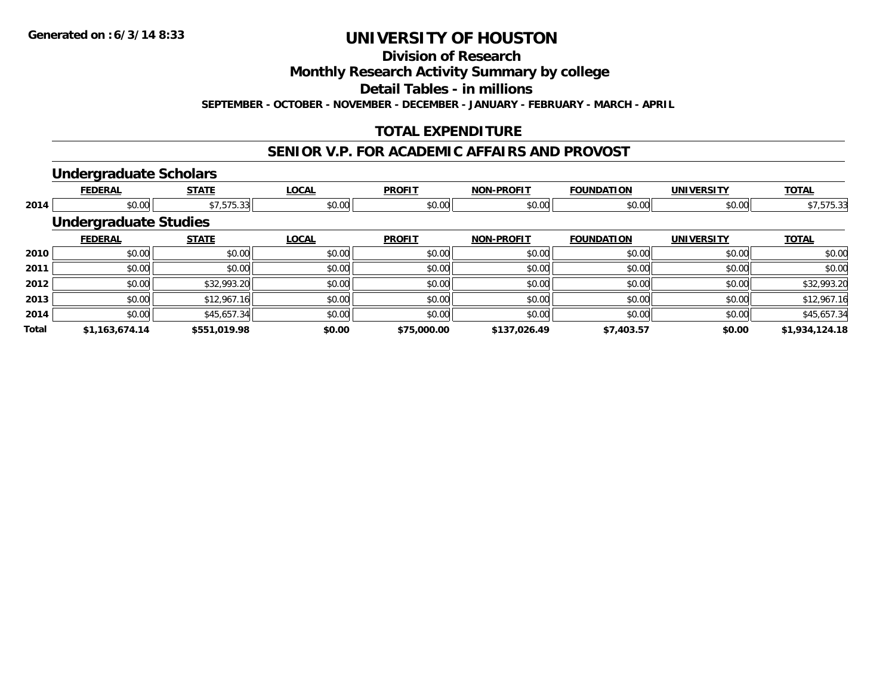# UNIVERSITY OF HOUSTON

## Division of Research

## Monthly Research Activity Summary by college

## Detail Tables - in millions

**SEPTEMBER - OCTOBER - NOVEMBER - DECEMBER - JANUARY - FEBRUARY - MARCH - APRIL**

### TOTAL EXPENDITURE

### SENIOR V.P. FOR ACADEMIC AFFAIRS AND PROVOST

#### Undergraduate Scholars

| | FEDERAL | STATE | LOCAL | PROFIT | NON-PROFIT | FOUNDATION | UNIVERSITY | TOTAL |
|---|---|---|---|---|---|---|---|---|
| 2014 | $0.00 | $7,575.33 | $0.00 | $0.00 | $0.00 | $0.00 | $0.00 | $7,575.33 |

#### Undergraduate Studies

| | FEDERAL | STATE | LOCAL | PROFIT | NON-PROFIT | FOUNDATION | UNIVERSITY | TOTAL |
|---|---|---|---|---|---|---|---|---|
| 2010 | $0.00 | $0.00 | $0.00 | $0.00 | $0.00 | $0.00 | $0.00 | $0.00 |
| 2011 | $0.00 | $0.00 | $0.00 | $0.00 | $0.00 | $0.00 | $0.00 | $0.00 |
| 2012 | $0.00 | $32,993.20 | $0.00 | $0.00 | $0.00 | $0.00 | $0.00 | $32,993.20 |
| 2013 | $0.00 | $12,967.16 | $0.00 | $0.00 | $0.00 | $0.00 | $0.00 | $12,967.16 |
| 2014 | $0.00 | $45,657.34 | $0.00 | $0.00 | $0.00 | $0.00 | $0.00 | $45,657.34 |
| **Total** | **$1,163,674.14** | **$551,019.98** | **$0.00** | **$75,000.00** | **$137,026.49** | **$7,403.57** | **$0.00** | **$1,934,124.18** |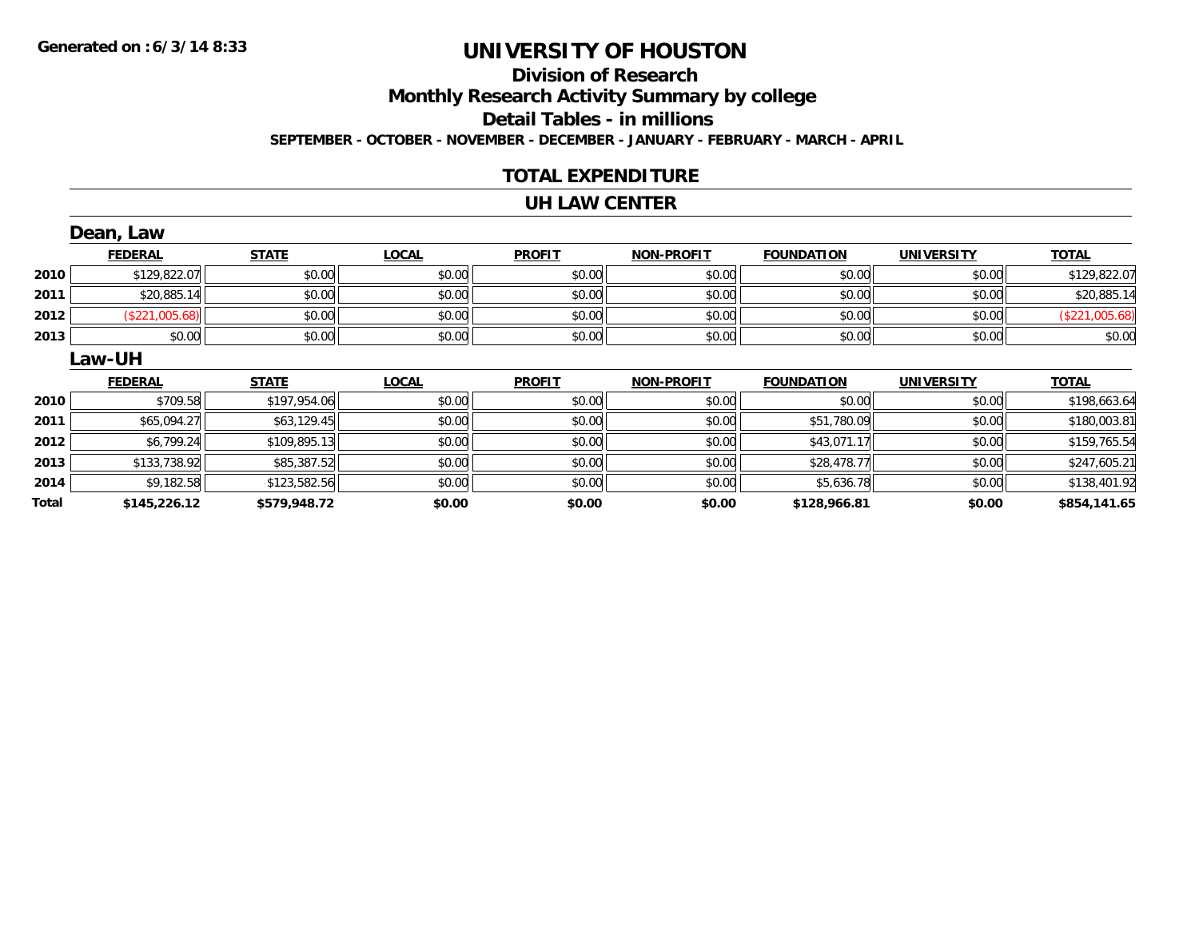**Generated on :6/3/14 8:33**

# UNIVERSITY OF HOUSTON

## Division of Research

## Monthly Research Activity Summary by college

## Detail Tables - in millions

**SEPTEMBER - OCTOBER - NOVEMBER - DECEMBER - JANUARY - FEBRUARY - MARCH - APRIL**

## TOTAL EXPENDITURE

## UH LAW CENTER

### Dean, Law

| | FEDERAL | STATE | LOCAL | PROFIT | NON-PROFIT | FOUNDATION | UNIVERSITY | TOTAL |
|---|---|---|---|---|---|---|---|---|
| 2010 | $129,822.07 | $0.00 | $0.00 | $0.00 | $0.00 | $0.00 | $0.00 | $129,822.07 |
| 2011 | $20,885.14 | $0.00 | $0.00 | $0.00 | $0.00 | $0.00 | $0.00 | $20,885.14 |
| 2012 | ($221,005.68) | $0.00 | $0.00 | $0.00 | $0.00 | $0.00 | $0.00 | ($221,005.68) |
| 2013 | $0.00 | $0.00 | $0.00 | $0.00 | $0.00 | $0.00 | $0.00 | $0.00 |

### Law-UH

| | FEDERAL | STATE | LOCAL | PROFIT | NON-PROFIT | FOUNDATION | UNIVERSITY | TOTAL |
|---|---|---|---|---|---|---|---|---|
| 2010 | $709.58 | $197,954.06 | $0.00 | $0.00 | $0.00 | $0.00 | $0.00 | $198,663.64 |
| 2011 | $65,094.27 | $63,129.45 | $0.00 | $0.00 | $0.00 | $51,780.09 | $0.00 | $180,003.81 |
| 2012 | $6,799.24 | $109,895.13 | $0.00 | $0.00 | $0.00 | $43,071.17 | $0.00 | $159,765.54 |
| 2013 | $133,738.92 | $85,387.52 | $0.00 | $0.00 | $0.00 | $28,478.77 | $0.00 | $247,605.21 |
| 2014 | $9,182.58 | $123,582.56 | $0.00 | $0.00 | $0.00 | $5,636.78 | $0.00 | $138,401.92 |
| **Total** | **$145,226.12** | **$579,948.72** | **$0.00** | **$0.00** | **$0.00** | **$128,966.81** | **$0.00** | **$854,141.65** |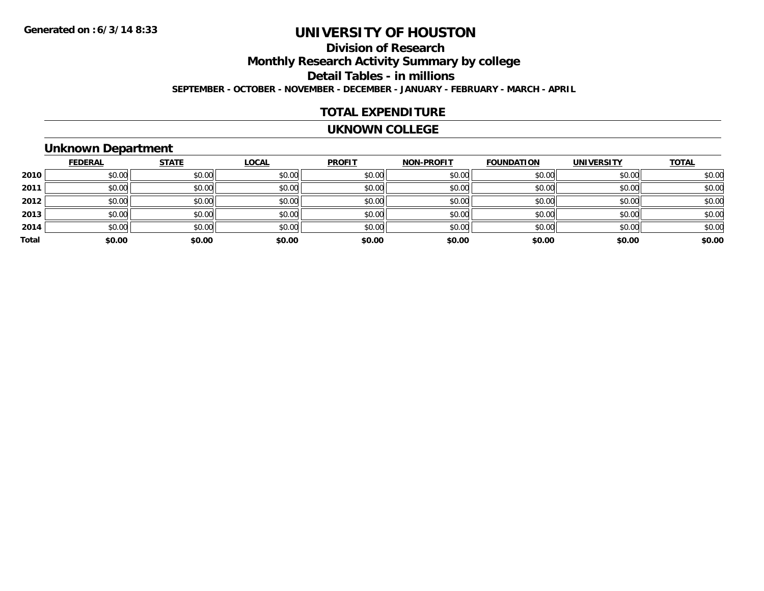Generated on :6/3/14 8:33

# UNIVERSITY OF HOUSTON

## Division of Research

## Monthly Research Activity Summary by college

## Detail Tables - in millions

SEPTEMBER - OCTOBER - NOVEMBER - DECEMBER - JANUARY - FEBRUARY - MARCH - APRIL

## TOTAL EXPENDITURE

## UKNOWN COLLEGE

### Unknown Department

| | FEDERAL | STATE | LOCAL | PROFIT | NON-PROFIT | FOUNDATION | UNIVERSITY | TOTAL |
|---|---|---|---|---|---|---|---|---|
| 2010 | $0.00 | $0.00 | $0.00 | $0.00 | $0.00 | $0.00 | $0.00 | $0.00 |
| 2011 | $0.00 | $0.00 | $0.00 | $0.00 | $0.00 | $0.00 | $0.00 | $0.00 |
| 2012 | $0.00 | $0.00 | $0.00 | $0.00 | $0.00 | $0.00 | $0.00 | $0.00 |
| 2013 | $0.00 | $0.00 | $0.00 | $0.00 | $0.00 | $0.00 | $0.00 | $0.00 |
| 2014 | $0.00 | $0.00 | $0.00 | $0.00 | $0.00 | $0.00 | $0.00 | $0.00 |
| **Total** | **$0.00** | **$0.00** | **$0.00** | **$0.00** | **$0.00** | **$0.00** | **$0.00** | **$0.00** |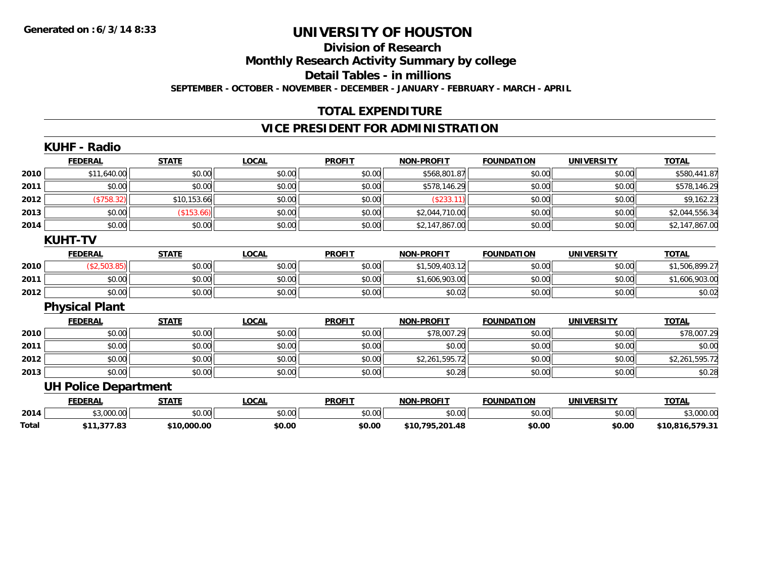Generated on :6/3/14 8:33

# UNIVERSITY OF HOUSTON

## Division of Research

## Monthly Research Activity Summary by college

## Detail Tables - in millions

SEPTEMBER - OCTOBER - NOVEMBER - DECEMBER - JANUARY - FEBRUARY - MARCH - APRIL

## TOTAL EXPENDITURE

## VICE PRESIDENT FOR ADMINISTRATION

### KUHF - Radio

| | FEDERAL | STATE | LOCAL | PROFIT | NON-PROFIT | FOUNDATION | UNIVERSITY | TOTAL |
|---|---|---|---|---|---|---|---|---|
| 2010 | $11,640.00 | $0.00 | $0.00 | $0.00 | $568,801.87 | $0.00 | $0.00 | $580,441.87 |
| 2011 | $0.00 | $0.00 | $0.00 | $0.00 | $578,146.29 | $0.00 | $0.00 | $578,146.29 |
| 2012 | ($758.32) | $10,153.66 | $0.00 | $0.00 | ($233.11) | $0.00 | $0.00 | $9,162.23 |
| 2013 | $0.00 | ($153.66) | $0.00 | $0.00 | $2,044,710.00 | $0.00 | $0.00 | $2,044,556.34 |
| 2014 | $0.00 | $0.00 | $0.00 | $0.00 | $2,147,867.00 | $0.00 | $0.00 | $2,147,867.00 |

### KUHT-TV

| | FEDERAL | STATE | LOCAL | PROFIT | NON-PROFIT | FOUNDATION | UNIVERSITY | TOTAL |
|---|---|---|---|---|---|---|---|---|
| 2010 | ($2,503.85) | $0.00 | $0.00 | $0.00 | $1,509,403.12 | $0.00 | $0.00 | $1,506,899.27 |
| 2011 | $0.00 | $0.00 | $0.00 | $0.00 | $1,606,903.00 | $0.00 | $0.00 | $1,606,903.00 |
| 2012 | $0.00 | $0.00 | $0.00 | $0.00 | $0.02 | $0.00 | $0.00 | $0.02 |

### Physical Plant

| | FEDERAL | STATE | LOCAL | PROFIT | NON-PROFIT | FOUNDATION | UNIVERSITY | TOTAL |
|---|---|---|---|---|---|---|---|---|
| 2010 | $0.00 | $0.00 | $0.00 | $0.00 | $78,007.29 | $0.00 | $0.00 | $78,007.29 |
| 2011 | $0.00 | $0.00 | $0.00 | $0.00 | $0.00 | $0.00 | $0.00 | $0.00 |
| 2012 | $0.00 | $0.00 | $0.00 | $0.00 | $2,261,595.72 | $0.00 | $0.00 | $2,261,595.72 |
| 2013 | $0.00 | $0.00 | $0.00 | $0.00 | $0.28 | $0.00 | $0.00 | $0.28 |

### UH Police Department

| | FEDERAL | STATE | LOCAL | PROFIT | NON-PROFIT | FOUNDATION | UNIVERSITY | TOTAL |
|---|---|---|---|---|---|---|---|---|
| 2014 | $3,000.00 | $0.00 | $0.00 | $0.00 | $0.00 | $0.00 | $0.00 | $3,000.00 |
| **Total** | **$11,377.83** | **$10,000.00** | **$0.00** | **$0.00** | **$10,795,201.48** | **$0.00** | **$0.00** | **$10,816,579.31** |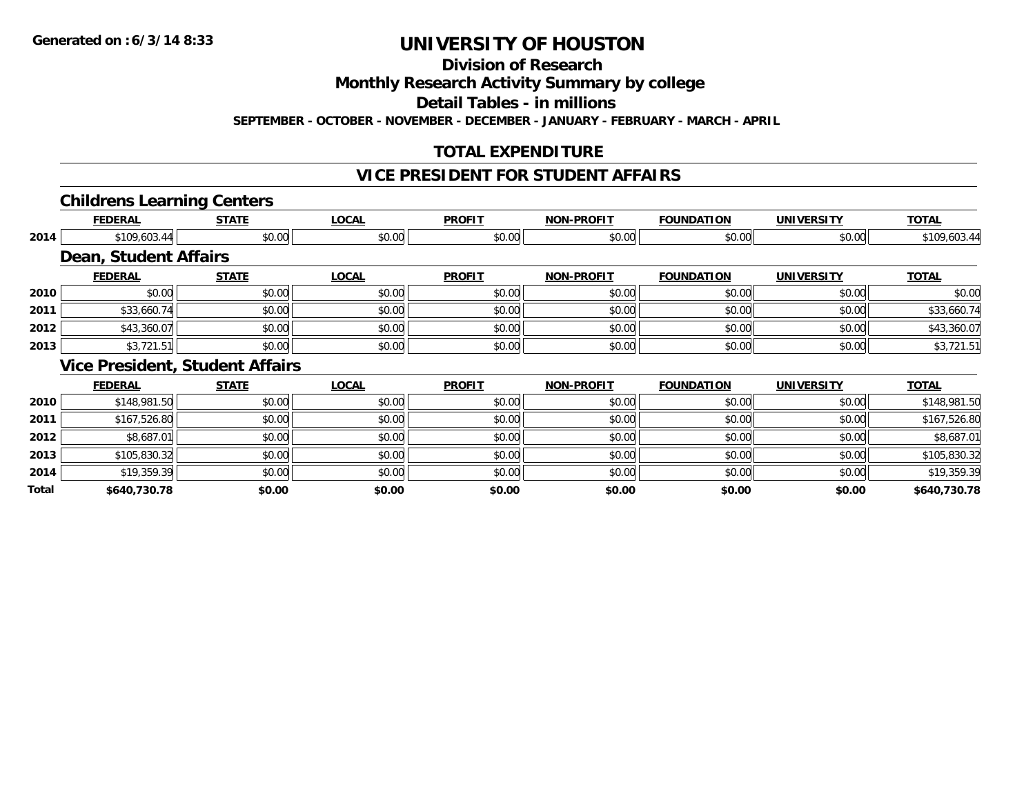Generated on :6/3/14 8:33

# UNIVERSITY OF HOUSTON

## Division of Research

## Monthly Research Activity Summary by college

## Detail Tables - in millions

**SEPTEMBER - OCTOBER - NOVEMBER - DECEMBER - JANUARY - FEBRUARY - MARCH - APRIL**

## TOTAL EXPENDITURE

## VICE PRESIDENT FOR STUDENT AFFAIRS

### Childrens Learning Centers

| | FEDERAL | STATE | LOCAL | PROFIT | NON-PROFIT | FOUNDATION | UNIVERSITY | TOTAL |
|---|---|---|---|---|---|---|---|---|
| 2014 | $109,603.44 | $0.00 | $0.00 | $0.00 | $0.00 | $0.00 | $0.00 | $109,603.44 |

### Dean, Student Affairs

| | FEDERAL | STATE | LOCAL | PROFIT | NON-PROFIT | FOUNDATION | UNIVERSITY | TOTAL |
|---|---|---|---|---|---|---|---|---|
| 2010 | $0.00 | $0.00 | $0.00 | $0.00 | $0.00 | $0.00 | $0.00 | $0.00 |
| 2011 | $33,660.74 | $0.00 | $0.00 | $0.00 | $0.00 | $0.00 | $0.00 | $33,660.74 |
| 2012 | $43,360.07 | $0.00 | $0.00 | $0.00 | $0.00 | $0.00 | $0.00 | $43,360.07 |
| 2013 | $3,721.51 | $0.00 | $0.00 | $0.00 | $0.00 | $0.00 | $0.00 | $3,721.51 |

### Vice President, Student Affairs

| | FEDERAL | STATE | LOCAL | PROFIT | NON-PROFIT | FOUNDATION | UNIVERSITY | TOTAL |
|---|---|---|---|---|---|---|---|---|
| 2010 | $148,981.50 | $0.00 | $0.00 | $0.00 | $0.00 | $0.00 | $0.00 | $148,981.50 |
| 2011 | $167,526.80 | $0.00 | $0.00 | $0.00 | $0.00 | $0.00 | $0.00 | $167,526.80 |
| 2012 | $8,687.01 | $0.00 | $0.00 | $0.00 | $0.00 | $0.00 | $0.00 | $8,687.01 |
| 2013 | $105,830.32 | $0.00 | $0.00 | $0.00 | $0.00 | $0.00 | $0.00 | $105,830.32 |
| 2014 | $19,359.39 | $0.00 | $0.00 | $0.00 | $0.00 | $0.00 | $0.00 | $19,359.39 |
| **Total** | **$640,730.78** | **$0.00** | **$0.00** | **$0.00** | **$0.00** | **$0.00** | **$0.00** | **$640,730.78** |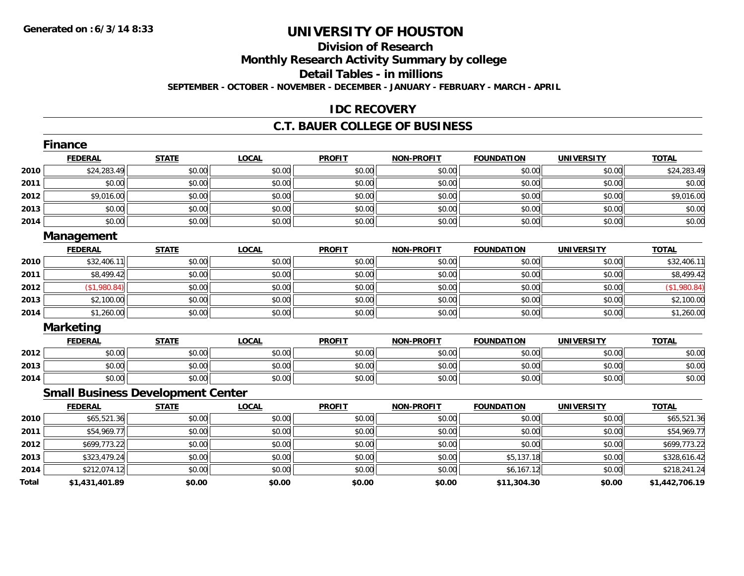# UNIVERSITY OF HOUSTON

## Division of Research

## Monthly Research Activity Summary by college

## Detail Tables - in millions

**SEPTEMBER - OCTOBER - NOVEMBER - DECEMBER - JANUARY - FEBRUARY - MARCH - APRIL**

## IDC RECOVERY

## C.T. BAUER COLLEGE OF BUSINESS

### Finance

| | FEDERAL | STATE | LOCAL | PROFIT | NON-PROFIT | FOUNDATION | UNIVERSITY | TOTAL |
|---|---|---|---|---|---|---|---|---|
| 2010 | $24,283.49 | $0.00 | $0.00 | $0.00 | $0.00 | $0.00 | $0.00 | $24,283.49 |
| 2011 | $0.00 | $0.00 | $0.00 | $0.00 | $0.00 | $0.00 | $0.00 | $0.00 |
| 2012 | $9,016.00 | $0.00 | $0.00 | $0.00 | $0.00 | $0.00 | $0.00 | $9,016.00 |
| 2013 | $0.00 | $0.00 | $0.00 | $0.00 | $0.00 | $0.00 | $0.00 | $0.00 |
| 2014 | $0.00 | $0.00 | $0.00 | $0.00 | $0.00 | $0.00 | $0.00 | $0.00 |

### Management

| | FEDERAL | STATE | LOCAL | PROFIT | NON-PROFIT | FOUNDATION | UNIVERSITY | TOTAL |
|---|---|---|---|---|---|---|---|---|
| 2010 | $32,406.11 | $0.00 | $0.00 | $0.00 | $0.00 | $0.00 | $0.00 | $32,406.11 |
| 2011 | $8,499.42 | $0.00 | $0.00 | $0.00 | $0.00 | $0.00 | $0.00 | $8,499.42 |
| 2012 | ($1,980.84) | $0.00 | $0.00 | $0.00 | $0.00 | $0.00 | $0.00 | ($1,980.84) |
| 2013 | $2,100.00 | $0.00 | $0.00 | $0.00 | $0.00 | $0.00 | $0.00 | $2,100.00 |
| 2014 | $1,260.00 | $0.00 | $0.00 | $0.00 | $0.00 | $0.00 | $0.00 | $1,260.00 |

### Marketing

| | FEDERAL | STATE | LOCAL | PROFIT | NON-PROFIT | FOUNDATION | UNIVERSITY | TOTAL |
|---|---|---|---|---|---|---|---|---|
| 2012 | $0.00 | $0.00 | $0.00 | $0.00 | $0.00 | $0.00 | $0.00 | $0.00 |
| 2013 | $0.00 | $0.00 | $0.00 | $0.00 | $0.00 | $0.00 | $0.00 | $0.00 |
| 2014 | $0.00 | $0.00 | $0.00 | $0.00 | $0.00 | $0.00 | $0.00 | $0.00 |

### Small Business Development Center

| | FEDERAL | STATE | LOCAL | PROFIT | NON-PROFIT | FOUNDATION | UNIVERSITY | TOTAL |
|---|---|---|---|---|---|---|---|---|
| 2010 | $65,521.36 | $0.00 | $0.00 | $0.00 | $0.00 | $0.00 | $0.00 | $65,521.36 |
| 2011 | $54,969.77 | $0.00 | $0.00 | $0.00 | $0.00 | $0.00 | $0.00 | $54,969.77 |
| 2012 | $699,773.22 | $0.00 | $0.00 | $0.00 | $0.00 | $0.00 | $0.00 | $699,773.22 |
| 2013 | $323,479.24 | $0.00 | $0.00 | $0.00 | $0.00 | $5,137.18 | $0.00 | $328,616.42 |
| 2014 | $212,074.12 | $0.00 | $0.00 | $0.00 | $0.00 | $6,167.12 | $0.00 | $218,241.24 |
| **Total** | **$1,431,401.89** | **$0.00** | **$0.00** | **$0.00** | **$0.00** | **$11,304.30** | **$0.00** | **$1,442,706.19** |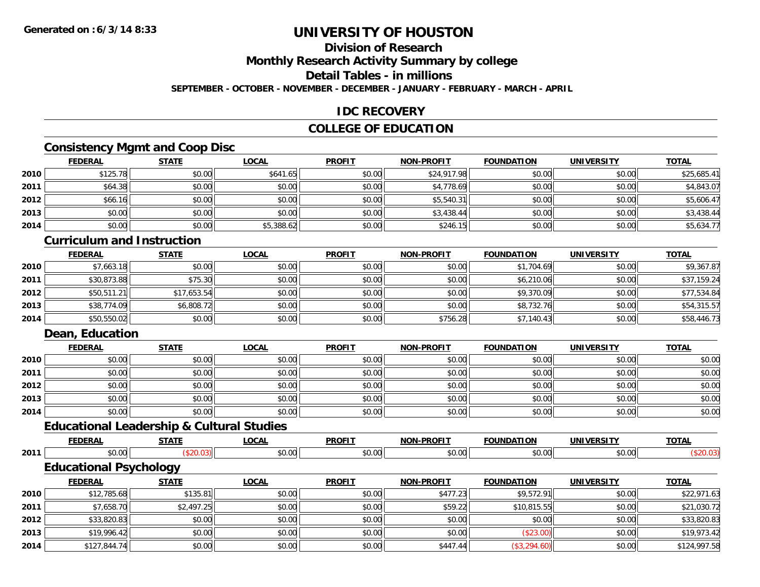**Generated on :6/3/14 8:33**

# UNIVERSITY OF HOUSTON

## Division of Research

## Monthly Research Activity Summary by college

## Detail Tables - in millions

**SEPTEMBER - OCTOBER - NOVEMBER - DECEMBER - JANUARY - FEBRUARY - MARCH - APRIL**

## IDC RECOVERY

## COLLEGE OF EDUCATION

### Consistency Mgmt and Coop Disc

| | FEDERAL | STATE | LOCAL | PROFIT | NON-PROFIT | FOUNDATION | UNIVERSITY | TOTAL |
|---|---|---|---|---|---|---|---|---|
| 2010 | $125.78 | $0.00 | $641.65 | $0.00 | $24,917.98 | $0.00 | $0.00 | $25,685.41 |
| 2011 | $64.38 | $0.00 | $0.00 | $0.00 | $4,778.69 | $0.00 | $0.00 | $4,843.07 |
| 2012 | $66.16 | $0.00 | $0.00 | $0.00 | $5,540.31 | $0.00 | $0.00 | $5,606.47 |
| 2013 | $0.00 | $0.00 | $0.00 | $0.00 | $3,438.44 | $0.00 | $0.00 | $3,438.44 |
| 2014 | $0.00 | $0.00 | $5,388.62 | $0.00 | $246.15 | $0.00 | $0.00 | $5,634.77 |

### Curriculum and Instruction

| | FEDERAL | STATE | LOCAL | PROFIT | NON-PROFIT | FOUNDATION | UNIVERSITY | TOTAL |
|---|---|---|---|---|---|---|---|---|
| 2010 | $7,663.18 | $0.00 | $0.00 | $0.00 | $0.00 | $1,704.69 | $0.00 | $9,367.87 |
| 2011 | $30,873.88 | $75.30 | $0.00 | $0.00 | $0.00 | $6,210.06 | $0.00 | $37,159.24 |
| 2012 | $50,511.21 | $17,653.54 | $0.00 | $0.00 | $0.00 | $9,370.09 | $0.00 | $77,534.84 |
| 2013 | $38,774.09 | $6,808.72 | $0.00 | $0.00 | $0.00 | $8,732.76 | $0.00 | $54,315.57 |
| 2014 | $50,550.02 | $0.00 | $0.00 | $0.00 | $756.28 | $7,140.43 | $0.00 | $58,446.73 |

### Dean, Education

| | FEDERAL | STATE | LOCAL | PROFIT | NON-PROFIT | FOUNDATION | UNIVERSITY | TOTAL |
|---|---|---|---|---|---|---|---|---|
| 2010 | $0.00 | $0.00 | $0.00 | $0.00 | $0.00 | $0.00 | $0.00 | $0.00 |
| 2011 | $0.00 | $0.00 | $0.00 | $0.00 | $0.00 | $0.00 | $0.00 | $0.00 |
| 2012 | $0.00 | $0.00 | $0.00 | $0.00 | $0.00 | $0.00 | $0.00 | $0.00 |
| 2013 | $0.00 | $0.00 | $0.00 | $0.00 | $0.00 | $0.00 | $0.00 | $0.00 |
| 2014 | $0.00 | $0.00 | $0.00 | $0.00 | $0.00 | $0.00 | $0.00 | $0.00 |

### Educational Leadership & Cultural Studies

| | FEDERAL | STATE | LOCAL | PROFIT | NON-PROFIT | FOUNDATION | UNIVERSITY | TOTAL |
|---|---|---|---|---|---|---|---|---|
| 2011 | $0.00 | ($20.03) | $0.00 | $0.00 | $0.00 | $0.00 | $0.00 | ($20.03) |

### Educational Psychology

| | FEDERAL | STATE | LOCAL | PROFIT | NON-PROFIT | FOUNDATION | UNIVERSITY | TOTAL |
|---|---|---|---|---|---|---|---|---|
| 2010 | $12,785.68 | $135.81 | $0.00 | $0.00 | $477.23 | $9,572.91 | $0.00 | $22,971.63 |
| 2011 | $7,658.70 | $2,497.25 | $0.00 | $0.00 | $59.22 | $10,815.55 | $0.00 | $21,030.72 |
| 2012 | $33,820.83 | $0.00 | $0.00 | $0.00 | $0.00 | $0.00 | $0.00 | $33,820.83 |
| 2013 | $19,996.42 | $0.00 | $0.00 | $0.00 | $0.00 | ($23.00) | $0.00 | $19,973.42 |
| 2014 | $127,844.74 | $0.00 | $0.00 | $0.00 | $447.44 | ($3,294.60) | $0.00 | $124,997.58 |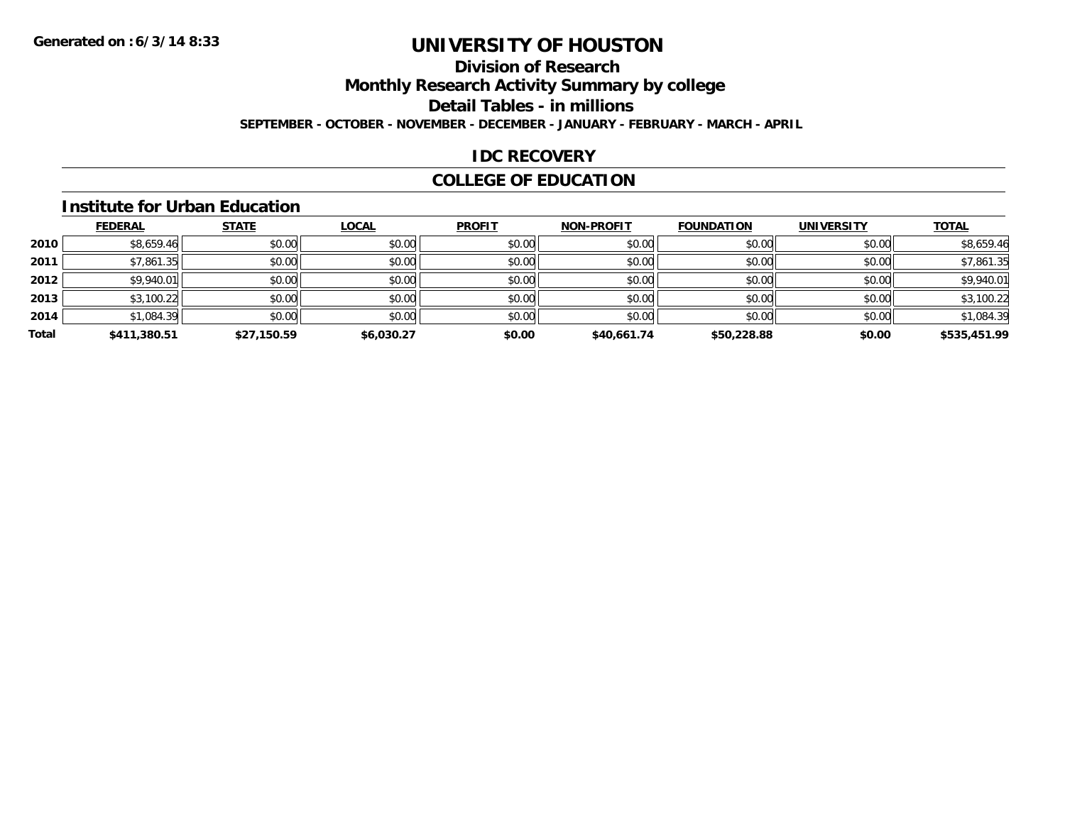# UNIVERSITY OF HOUSTON

## Division of Research

## Monthly Research Activity Summary by college

## Detail Tables - in millions

**SEPTEMBER - OCTOBER - NOVEMBER - DECEMBER - JANUARY - FEBRUARY - MARCH - APRIL**

## IDC RECOVERY

## COLLEGE OF EDUCATION

### Institute for Urban Education

| | FEDERAL | STATE | LOCAL | PROFIT | NON-PROFIT | FOUNDATION | UNIVERSITY | TOTAL |
|---|---|---|---|---|---|---|---|---|
| 2010 | $8,659.46 | $0.00 | $0.00 | $0.00 | $0.00 | $0.00 | $0.00 | $8,659.46 |
| 2011 | $7,861.35 | $0.00 | $0.00 | $0.00 | $0.00 | $0.00 | $0.00 | $7,861.35 |
| 2012 | $9,940.01 | $0.00 | $0.00 | $0.00 | $0.00 | $0.00 | $0.00 | $9,940.01 |
| 2013 | $3,100.22 | $0.00 | $0.00 | $0.00 | $0.00 | $0.00 | $0.00 | $3,100.22 |
| 2014 | $1,084.39 | $0.00 | $0.00 | $0.00 | $0.00 | $0.00 | $0.00 | $1,084.39 |
| **Total** | **$411,380.51** | **$27,150.59** | **$6,030.27** | **$0.00** | **$40,661.74** | **$50,228.88** | **$0.00** | **$535,451.99** |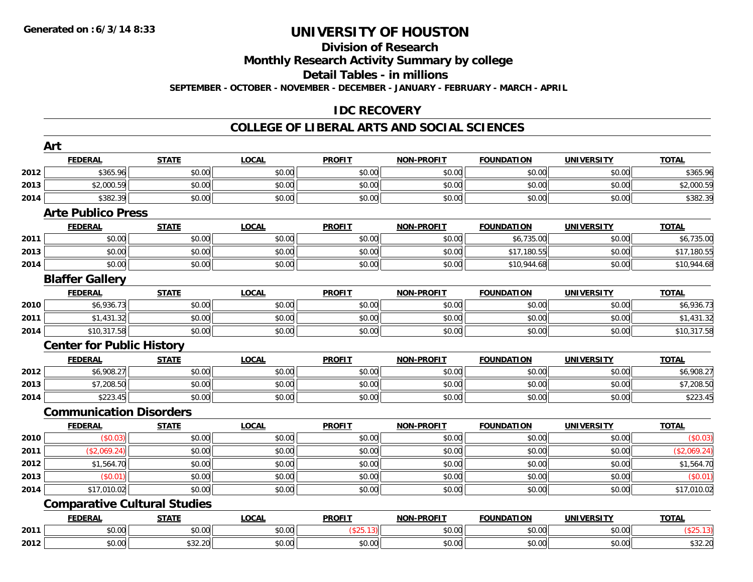**Generated on :6/3/14 8:33**

# UNIVERSITY OF HOUSTON

## Division of Research

## Monthly Research Activity Summary by college

## Detail Tables - in millions

**SEPTEMBER - OCTOBER - NOVEMBER - DECEMBER - JANUARY - FEBRUARY - MARCH - APRIL**

## IDC RECOVERY

## COLLEGE OF LIBERAL ARTS AND SOCIAL SCIENCES

### Art

| | FEDERAL | STATE | LOCAL | PROFIT | NON-PROFIT | FOUNDATION | UNIVERSITY | TOTAL |
|---|---|---|---|---|---|---|---|---|
| 2012 | $365.96 | $0.00 | $0.00 | $0.00 | $0.00 | $0.00 | $0.00 | $365.96 |
| 2013 | $2,000.59 | $0.00 | $0.00 | $0.00 | $0.00 | $0.00 | $0.00 | $2,000.59 |
| 2014 | $382.39 | $0.00 | $0.00 | $0.00 | $0.00 | $0.00 | $0.00 | $382.39 |

### Arte Publico Press

| | FEDERAL | STATE | LOCAL | PROFIT | NON-PROFIT | FOUNDATION | UNIVERSITY | TOTAL |
|---|---|---|---|---|---|---|---|---|
| 2011 | $0.00 | $0.00 | $0.00 | $0.00 | $0.00 | $6,735.00 | $0.00 | $6,735.00 |
| 2013 | $0.00 | $0.00 | $0.00 | $0.00 | $0.00 | $17,180.55 | $0.00 | $17,180.55 |
| 2014 | $0.00 | $0.00 | $0.00 | $0.00 | $0.00 | $10,944.68 | $0.00 | $10,944.68 |

### Blaffer Gallery

| | FEDERAL | STATE | LOCAL | PROFIT | NON-PROFIT | FOUNDATION | UNIVERSITY | TOTAL |
|---|---|---|---|---|---|---|---|---|
| 2010 | $6,936.73 | $0.00 | $0.00 | $0.00 | $0.00 | $0.00 | $0.00 | $6,936.73 |
| 2011 | $1,431.32 | $0.00 | $0.00 | $0.00 | $0.00 | $0.00 | $0.00 | $1,431.32 |
| 2014 | $10,317.58 | $0.00 | $0.00 | $0.00 | $0.00 | $0.00 | $0.00 | $10,317.58 |

### Center for Public History

| | FEDERAL | STATE | LOCAL | PROFIT | NON-PROFIT | FOUNDATION | UNIVERSITY | TOTAL |
|---|---|---|---|---|---|---|---|---|
| 2012 | $6,908.27 | $0.00 | $0.00 | $0.00 | $0.00 | $0.00 | $0.00 | $6,908.27 |
| 2013 | $7,208.50 | $0.00 | $0.00 | $0.00 | $0.00 | $0.00 | $0.00 | $7,208.50 |
| 2014 | $223.45 | $0.00 | $0.00 | $0.00 | $0.00 | $0.00 | $0.00 | $223.45 |

### Communication Disorders

| | FEDERAL | STATE | LOCAL | PROFIT | NON-PROFIT | FOUNDATION | UNIVERSITY | TOTAL |
|---|---|---|---|---|---|---|---|---|
| 2010 | ($0.03) | $0.00 | $0.00 | $0.00 | $0.00 | $0.00 | $0.00 | ($0.03) |
| 2011 | ($2,069.24) | $0.00 | $0.00 | $0.00 | $0.00 | $0.00 | $0.00 | ($2,069.24) |
| 2012 | $1,564.70 | $0.00 | $0.00 | $0.00 | $0.00 | $0.00 | $0.00 | $1,564.70 |
| 2013 | ($0.01) | $0.00 | $0.00 | $0.00 | $0.00 | $0.00 | $0.00 | ($0.01) |
| 2014 | $17,010.02 | $0.00 | $0.00 | $0.00 | $0.00 | $0.00 | $0.00 | $17,010.02 |

### Comparative Cultural Studies

| | FEDERAL | STATE | LOCAL | PROFIT | NON-PROFIT | FOUNDATION | UNIVERSITY | TOTAL |
|---|---|---|---|---|---|---|---|---|
| 2011 | $0.00 | $0.00 | $0.00 | ($25.13) | $0.00 | $0.00 | $0.00 | ($25.13) |
| 2012 | $0.00 | $32.20 | $0.00 | $0.00 | $0.00 | $0.00 | $0.00 | $32.20 |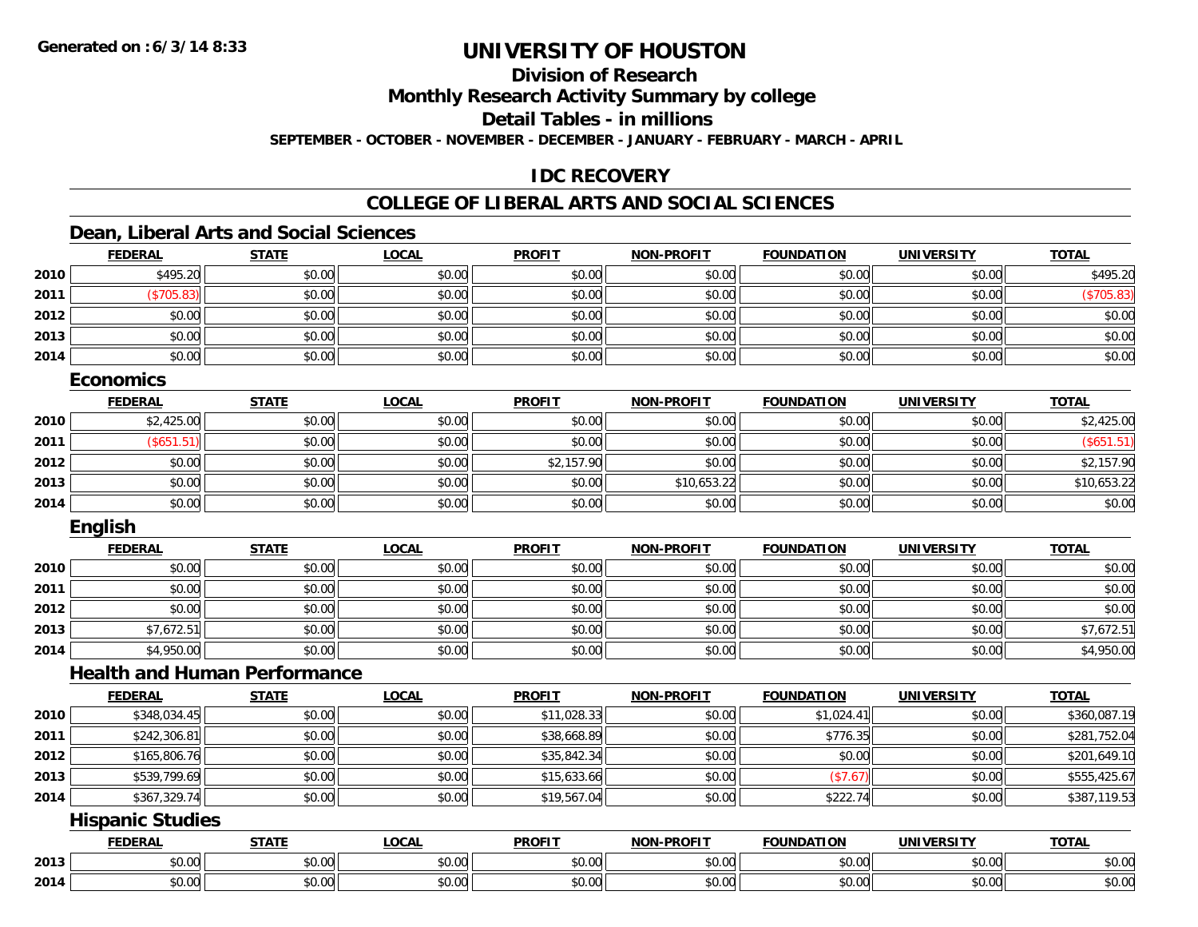# UNIVERSITY OF HOUSTON

## Division of Research

## Monthly Research Activity Summary by college

## Detail Tables - in millions

**SEPTEMBER - OCTOBER - NOVEMBER - DECEMBER - JANUARY - FEBRUARY - MARCH - APRIL**

## IDC RECOVERY

## COLLEGE OF LIBERAL ARTS AND SOCIAL SCIENCES

### Dean, Liberal Arts and Social Sciences

| | FEDERAL | STATE | LOCAL | PROFIT | NON-PROFIT | FOUNDATION | UNIVERSITY | TOTAL |
|---|---|---|---|---|---|---|---|---|
| 2010 | $495.20 | $0.00 | $0.00 | $0.00 | $0.00 | $0.00 | $0.00 | $495.20 |
| 2011 | ($705.83) | $0.00 | $0.00 | $0.00 | $0.00 | $0.00 | $0.00 | ($705.83) |
| 2012 | $0.00 | $0.00 | $0.00 | $0.00 | $0.00 | $0.00 | $0.00 | $0.00 |
| 2013 | $0.00 | $0.00 | $0.00 | $0.00 | $0.00 | $0.00 | $0.00 | $0.00 |
| 2014 | $0.00 | $0.00 | $0.00 | $0.00 | $0.00 | $0.00 | $0.00 | $0.00 |

### Economics

| | FEDERAL | STATE | LOCAL | PROFIT | NON-PROFIT | FOUNDATION | UNIVERSITY | TOTAL |
|---|---|---|---|---|---|---|---|---|
| 2010 | $2,425.00 | $0.00 | $0.00 | $0.00 | $0.00 | $0.00 | $0.00 | $2,425.00 |
| 2011 | ($651.51) | $0.00 | $0.00 | $0.00 | $0.00 | $0.00 | $0.00 | ($651.51) |
| 2012 | $0.00 | $0.00 | $0.00 | $2,157.90 | $0.00 | $0.00 | $0.00 | $2,157.90 |
| 2013 | $0.00 | $0.00 | $0.00 | $0.00 | $10,653.22 | $0.00 | $0.00 | $10,653.22 |
| 2014 | $0.00 | $0.00 | $0.00 | $0.00 | $0.00 | $0.00 | $0.00 | $0.00 |

### English

| | FEDERAL | STATE | LOCAL | PROFIT | NON-PROFIT | FOUNDATION | UNIVERSITY | TOTAL |
|---|---|---|---|---|---|---|---|---|
| 2010 | $0.00 | $0.00 | $0.00 | $0.00 | $0.00 | $0.00 | $0.00 | $0.00 |
| 2011 | $0.00 | $0.00 | $0.00 | $0.00 | $0.00 | $0.00 | $0.00 | $0.00 |
| 2012 | $0.00 | $0.00 | $0.00 | $0.00 | $0.00 | $0.00 | $0.00 | $0.00 |
| 2013 | $7,672.51 | $0.00 | $0.00 | $0.00 | $0.00 | $0.00 | $0.00 | $7,672.51 |
| 2014 | $4,950.00 | $0.00 | $0.00 | $0.00 | $0.00 | $0.00 | $0.00 | $4,950.00 |

### Health and Human Performance

| | FEDERAL | STATE | LOCAL | PROFIT | NON-PROFIT | FOUNDATION | UNIVERSITY | TOTAL |
|---|---|---|---|---|---|---|---|---|
| 2010 | $348,034.45 | $0.00 | $0.00 | $11,028.33 | $0.00 | $1,024.41 | $0.00 | $360,087.19 |
| 2011 | $242,306.81 | $0.00 | $0.00 | $38,668.89 | $0.00 | $776.35 | $0.00 | $281,752.04 |
| 2012 | $165,806.76 | $0.00 | $0.00 | $35,842.34 | $0.00 | $0.00 | $0.00 | $201,649.10 |
| 2013 | $539,799.69 | $0.00 | $0.00 | $15,633.66 | $0.00 | ($7.67) | $0.00 | $555,425.67 |
| 2014 | $367,329.74 | $0.00 | $0.00 | $19,567.04 | $0.00 | $222.74 | $0.00 | $387,119.53 |

### Hispanic Studies

| | FEDERAL | STATE | LOCAL | PROFIT | NON-PROFIT | FOUNDATION | UNIVERSITY | TOTAL |
|---|---|---|---|---|---|---|---|---|
| 2013 | $0.00 | $0.00 | $0.00 | $0.00 | $0.00 | $0.00 | $0.00 | $0.00 |
| 2014 | $0.00 | $0.00 | $0.00 | $0.00 | $0.00 | $0.00 | $0.00 | $0.00 |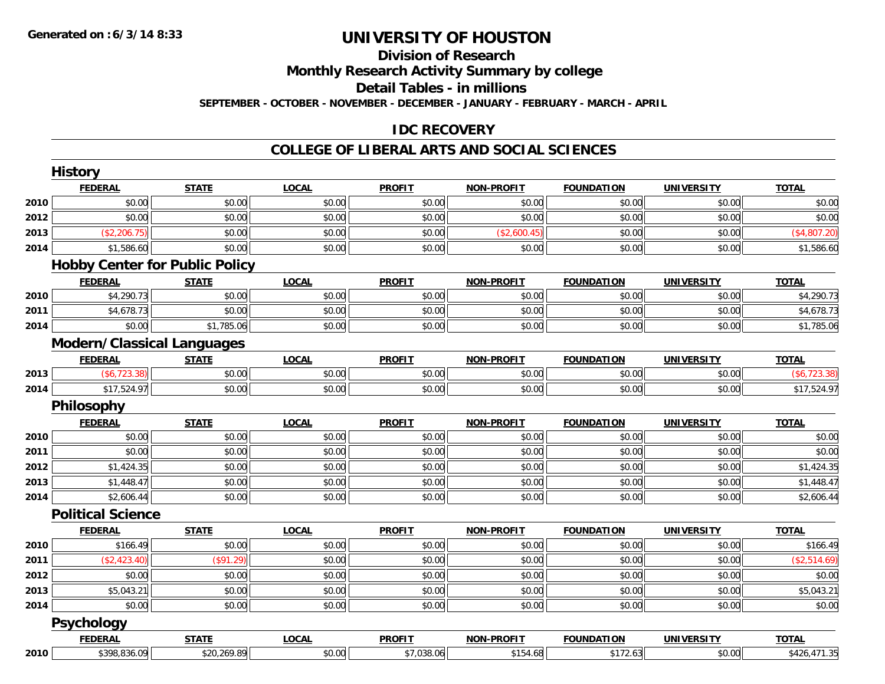**Generated on :6/3/14 8:33**

# UNIVERSITY OF HOUSTON

## Division of Research

## Monthly Research Activity Summary by college

## Detail Tables - in millions

**SEPTEMBER - OCTOBER - NOVEMBER - DECEMBER - JANUARY - FEBRUARY - MARCH - APRIL**

## IDC RECOVERY

## COLLEGE OF LIBERAL ARTS AND SOCIAL SCIENCES

### History

| | FEDERAL | STATE | LOCAL | PROFIT | NON-PROFIT | FOUNDATION | UNIVERSITY | TOTAL |
|---|---|---|---|---|---|---|---|---|
| 2010 | $0.00 | $0.00 | $0.00 | $0.00 | $0.00 | $0.00 | $0.00 | $0.00 |
| 2012 | $0.00 | $0.00 | $0.00 | $0.00 | $0.00 | $0.00 | $0.00 | $0.00 |
| 2013 | ($2,206.75) | $0.00 | $0.00 | $0.00 | ($2,600.45) | $0.00 | $0.00 | ($4,807.20) |
| 2014 | $1,586.60 | $0.00 | $0.00 | $0.00 | $0.00 | $0.00 | $0.00 | $1,586.60 |

### Hobby Center for Public Policy

| | FEDERAL | STATE | LOCAL | PROFIT | NON-PROFIT | FOUNDATION | UNIVERSITY | TOTAL |
|---|---|---|---|---|---|---|---|---|
| 2010 | $4,290.73 | $0.00 | $0.00 | $0.00 | $0.00 | $0.00 | $0.00 | $4,290.73 |
| 2011 | $4,678.73 | $0.00 | $0.00 | $0.00 | $0.00 | $0.00 | $0.00 | $4,678.73 |
| 2014 | $0.00 | $1,785.06 | $0.00 | $0.00 | $0.00 | $0.00 | $0.00 | $1,785.06 |

### Modern/Classical Languages

| | FEDERAL | STATE | LOCAL | PROFIT | NON-PROFIT | FOUNDATION | UNIVERSITY | TOTAL |
|---|---|---|---|---|---|---|---|---|
| 2013 | ($6,723.38) | $0.00 | $0.00 | $0.00 | $0.00 | $0.00 | $0.00 | ($6,723.38) |
| 2014 | $17,524.97 | $0.00 | $0.00 | $0.00 | $0.00 | $0.00 | $0.00 | $17,524.97 |

### Philosophy

| | FEDERAL | STATE | LOCAL | PROFIT | NON-PROFIT | FOUNDATION | UNIVERSITY | TOTAL |
|---|---|---|---|---|---|---|---|---|
| 2010 | $0.00 | $0.00 | $0.00 | $0.00 | $0.00 | $0.00 | $0.00 | $0.00 |
| 2011 | $0.00 | $0.00 | $0.00 | $0.00 | $0.00 | $0.00 | $0.00 | $0.00 |
| 2012 | $1,424.35 | $0.00 | $0.00 | $0.00 | $0.00 | $0.00 | $0.00 | $1,424.35 |
| 2013 | $1,448.47 | $0.00 | $0.00 | $0.00 | $0.00 | $0.00 | $0.00 | $1,448.47 |
| 2014 | $2,606.44 | $0.00 | $0.00 | $0.00 | $0.00 | $0.00 | $0.00 | $2,606.44 |

### Political Science

| | FEDERAL | STATE | LOCAL | PROFIT | NON-PROFIT | FOUNDATION | UNIVERSITY | TOTAL |
|---|---|---|---|---|---|---|---|---|
| 2010 | $166.49 | $0.00 | $0.00 | $0.00 | $0.00 | $0.00 | $0.00 | $166.49 |
| 2011 | ($2,423.40) | ($91.29) | $0.00 | $0.00 | $0.00 | $0.00 | $0.00 | ($2,514.69) |
| 2012 | $0.00 | $0.00 | $0.00 | $0.00 | $0.00 | $0.00 | $0.00 | $0.00 |
| 2013 | $5,043.21 | $0.00 | $0.00 | $0.00 | $0.00 | $0.00 | $0.00 | $5,043.21 |
| 2014 | $0.00 | $0.00 | $0.00 | $0.00 | $0.00 | $0.00 | $0.00 | $0.00 |

### Psychology

| | FEDERAL | STATE | LOCAL | PROFIT | NON-PROFIT | FOUNDATION | UNIVERSITY | TOTAL |
|---|---|---|---|---|---|---|---|---|
| 2010 | $398,836.09 | $20,269.89 | $0.00 | $7,038.06 | $154.68 | $172.63 | $0.00 | $426,471.35 |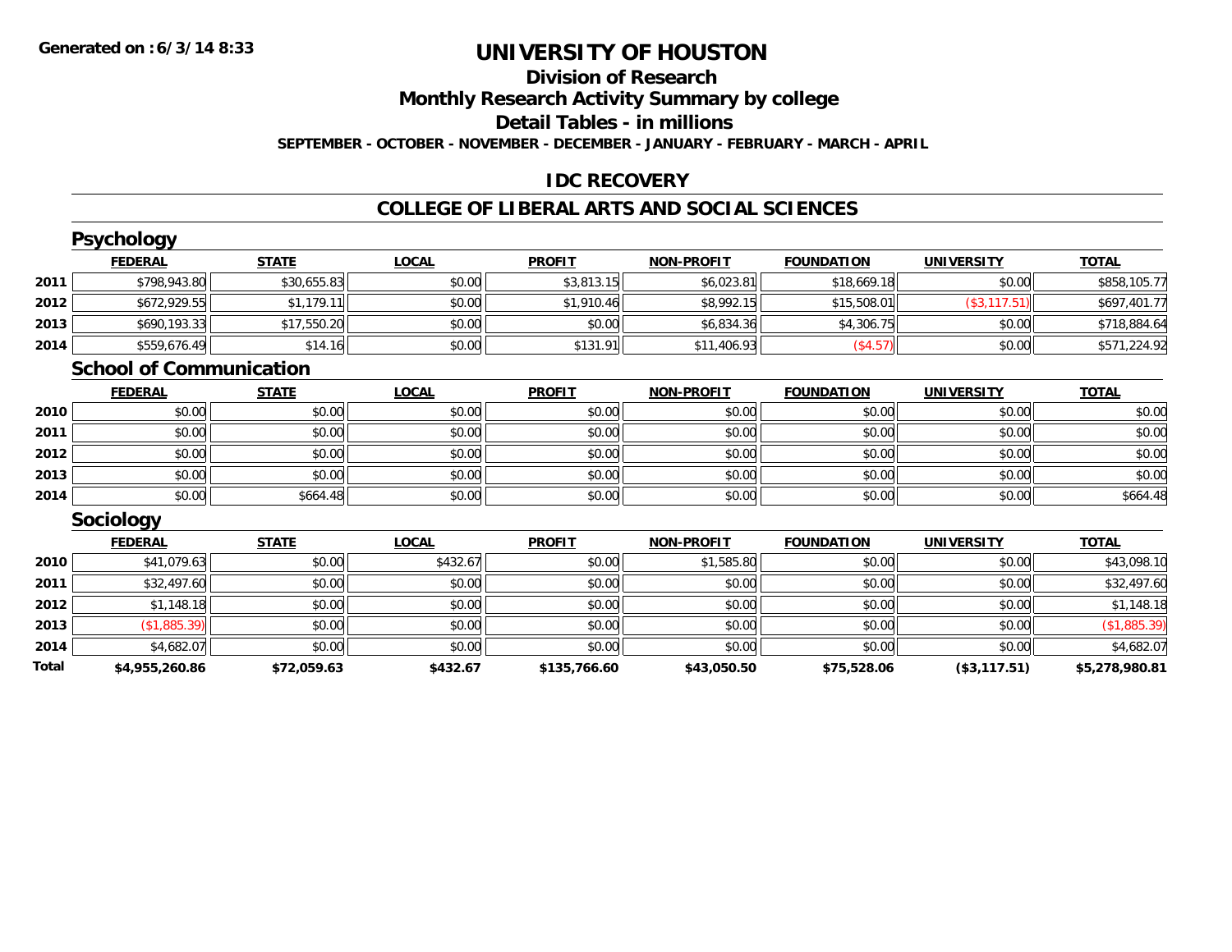**Generated on :6/3/14 8:33**

# UNIVERSITY OF HOUSTON

## Division of Research

## Monthly Research Activity Summary by college

## Detail Tables - in millions

**SEPTEMBER - OCTOBER - NOVEMBER - DECEMBER - JANUARY - FEBRUARY - MARCH - APRIL**

## IDC RECOVERY

## COLLEGE OF LIBERAL ARTS AND SOCIAL SCIENCES

### Psychology

| | FEDERAL | STATE | LOCAL | PROFIT | NON-PROFIT | FOUNDATION | UNIVERSITY | TOTAL |
|---|---|---|---|---|---|---|---|---|
| 2011 | $798,943.80 | $30,655.83 | $0.00 | $3,813.15 | $6,023.81 | $18,669.18 | $0.00 | $858,105.77 |
| 2012 | $672,929.55 | $1,179.11 | $0.00 | $1,910.46 | $8,992.15 | $15,508.01 | ($3,117.51) | $697,401.77 |
| 2013 | $690,193.33 | $17,550.20 | $0.00 | $0.00 | $6,834.36 | $4,306.75 | $0.00 | $718,884.64 |
| 2014 | $559,676.49 | $14.16 | $0.00 | $131.91 | $11,406.93 | ($4.57) | $0.00 | $571,224.92 |

### School of Communication

| | FEDERAL | STATE | LOCAL | PROFIT | NON-PROFIT | FOUNDATION | UNIVERSITY | TOTAL |
|---|---|---|---|---|---|---|---|---|
| 2010 | $0.00 | $0.00 | $0.00 | $0.00 | $0.00 | $0.00 | $0.00 | $0.00 |
| 2011 | $0.00 | $0.00 | $0.00 | $0.00 | $0.00 | $0.00 | $0.00 | $0.00 |
| 2012 | $0.00 | $0.00 | $0.00 | $0.00 | $0.00 | $0.00 | $0.00 | $0.00 |
| 2013 | $0.00 | $0.00 | $0.00 | $0.00 | $0.00 | $0.00 | $0.00 | $0.00 |
| 2014 | $0.00 | $664.48 | $0.00 | $0.00 | $0.00 | $0.00 | $0.00 | $664.48 |

### Sociology

| | FEDERAL | STATE | LOCAL | PROFIT | NON-PROFIT | FOUNDATION | UNIVERSITY | TOTAL |
|---|---|---|---|---|---|---|---|---|
| 2010 | $41,079.63 | $0.00 | $432.67 | $0.00 | $1,585.80 | $0.00 | $0.00 | $43,098.10 |
| 2011 | $32,497.60 | $0.00 | $0.00 | $0.00 | $0.00 | $0.00 | $0.00 | $32,497.60 |
| 2012 | $1,148.18 | $0.00 | $0.00 | $0.00 | $0.00 | $0.00 | $0.00 | $1,148.18 |
| 2013 | ($1,885.39) | $0.00 | $0.00 | $0.00 | $0.00 | $0.00 | $0.00 | ($1,885.39) |
| 2014 | $4,682.07 | $0.00 | $0.00 | $0.00 | $0.00 | $0.00 | $0.00 | $4,682.07 |
| **Total** | **$4,955,260.86** | **$72,059.63** | **$432.67** | **$135,766.60** | **$43,050.50** | **$75,528.06** | **($3,117.51)** | **$5,278,980.81** |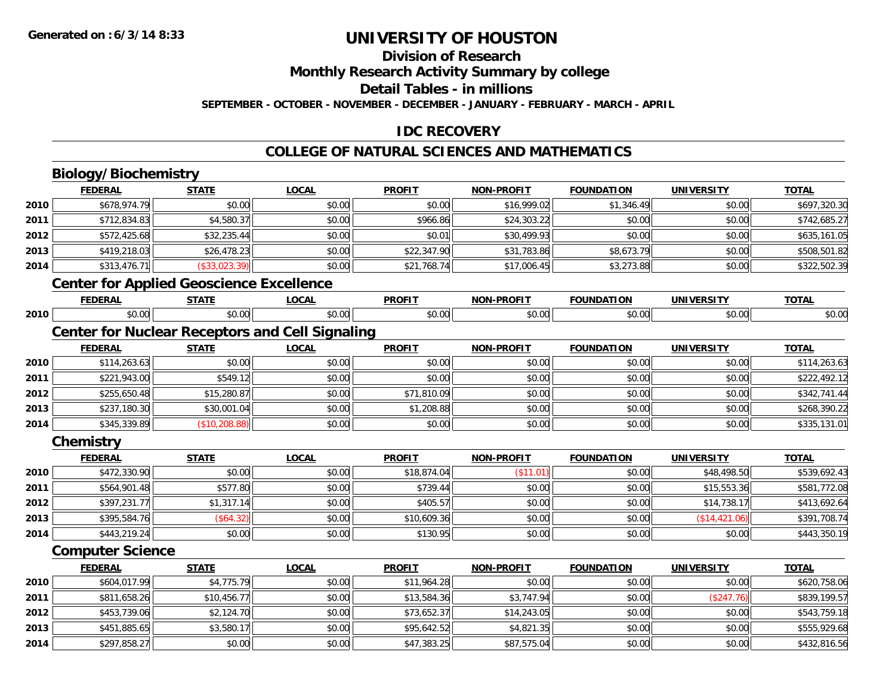Generated on :6/3/14 8:33

# UNIVERSITY OF HOUSTON

## Division of Research

## Monthly Research Activity Summary by college

## Detail Tables - in millions

**SEPTEMBER - OCTOBER - NOVEMBER - DECEMBER - JANUARY - FEBRUARY - MARCH - APRIL**

## IDC RECOVERY

## COLLEGE OF NATURAL SCIENCES AND MATHEMATICS

### Biology/Biochemistry

| | FEDERAL | STATE | LOCAL | PROFIT | NON-PROFIT | FOUNDATION | UNIVERSITY | TOTAL |
|---|---|---|---|---|---|---|---|---|
| 2010 | $678,974.79 | $0.00 | $0.00 | $0.00 | $16,999.02 | $1,346.49 | $0.00 | $697,320.30 |
| 2011 | $712,834.83 | $4,580.37 | $0.00 | $966.86 | $24,303.22 | $0.00 | $0.00 | $742,685.27 |
| 2012 | $572,425.68 | $32,235.44 | $0.00 | $0.01 | $30,499.93 | $0.00 | $0.00 | $635,161.05 |
| 2013 | $419,218.03 | $26,478.23 | $0.00 | $22,347.90 | $31,783.86 | $8,673.79 | $0.00 | $508,501.82 |
| 2014 | $313,476.71 | ($33,023.39) | $0.00 | $21,768.74 | $17,006.45 | $3,273.88 | $0.00 | $322,502.39 |

### Center for Applied Geoscience Excellence

| | FEDERAL | STATE | LOCAL | PROFIT | NON-PROFIT | FOUNDATION | UNIVERSITY | TOTAL |
|---|---|---|---|---|---|---|---|---|
| 2010 | $0.00 | $0.00 | $0.00 | $0.00 | $0.00 | $0.00 | $0.00 | $0.00 |

### Center for Nuclear Receptors and Cell Signaling

| | FEDERAL | STATE | LOCAL | PROFIT | NON-PROFIT | FOUNDATION | UNIVERSITY | TOTAL |
|---|---|---|---|---|---|---|---|---|
| 2010 | $114,263.63 | $0.00 | $0.00 | $0.00 | $0.00 | $0.00 | $0.00 | $114,263.63 |
| 2011 | $221,943.00 | $549.12 | $0.00 | $0.00 | $0.00 | $0.00 | $0.00 | $222,492.12 |
| 2012 | $255,650.48 | $15,280.87 | $0.00 | $71,810.09 | $0.00 | $0.00 | $0.00 | $342,741.44 |
| 2013 | $237,180.30 | $30,001.04 | $0.00 | $1,208.88 | $0.00 | $0.00 | $0.00 | $268,390.22 |
| 2014 | $345,339.89 | ($10,208.88) | $0.00 | $0.00 | $0.00 | $0.00 | $0.00 | $335,131.01 |

### Chemistry

| | FEDERAL | STATE | LOCAL | PROFIT | NON-PROFIT | FOUNDATION | UNIVERSITY | TOTAL |
|---|---|---|---|---|---|---|---|---|
| 2010 | $472,330.90 | $0.00 | $0.00 | $18,874.04 | ($11.01) | $0.00 | $48,498.50 | $539,692.43 |
| 2011 | $564,901.48 | $577.80 | $0.00 | $739.44 | $0.00 | $0.00 | $15,553.36 | $581,772.08 |
| 2012 | $397,231.77 | $1,317.14 | $0.00 | $405.57 | $0.00 | $0.00 | $14,738.17 | $413,692.64 |
| 2013 | $395,584.76 | ($64.32) | $0.00 | $10,609.36 | $0.00 | $0.00 | ($14,421.06) | $391,708.74 |
| 2014 | $443,219.24 | $0.00 | $0.00 | $130.95 | $0.00 | $0.00 | $0.00 | $443,350.19 |

### Computer Science

| | FEDERAL | STATE | LOCAL | PROFIT | NON-PROFIT | FOUNDATION | UNIVERSITY | TOTAL |
|---|---|---|---|---|---|---|---|---|
| 2010 | $604,017.99 | $4,775.79 | $0.00 | $11,964.28 | $0.00 | $0.00 | $0.00 | $620,758.06 |
| 2011 | $811,658.26 | $10,456.77 | $0.00 | $13,584.36 | $3,747.94 | $0.00 | ($247.76) | $839,199.57 |
| 2012 | $453,739.06 | $2,124.70 | $0.00 | $73,652.37 | $14,243.05 | $0.00 | $0.00 | $543,759.18 |
| 2013 | $451,885.65 | $3,580.17 | $0.00 | $95,642.52 | $4,821.35 | $0.00 | $0.00 | $555,929.68 |
| 2014 | $297,858.27 | $0.00 | $0.00 | $47,383.25 | $87,575.04 | $0.00 | $0.00 | $432,816.56 |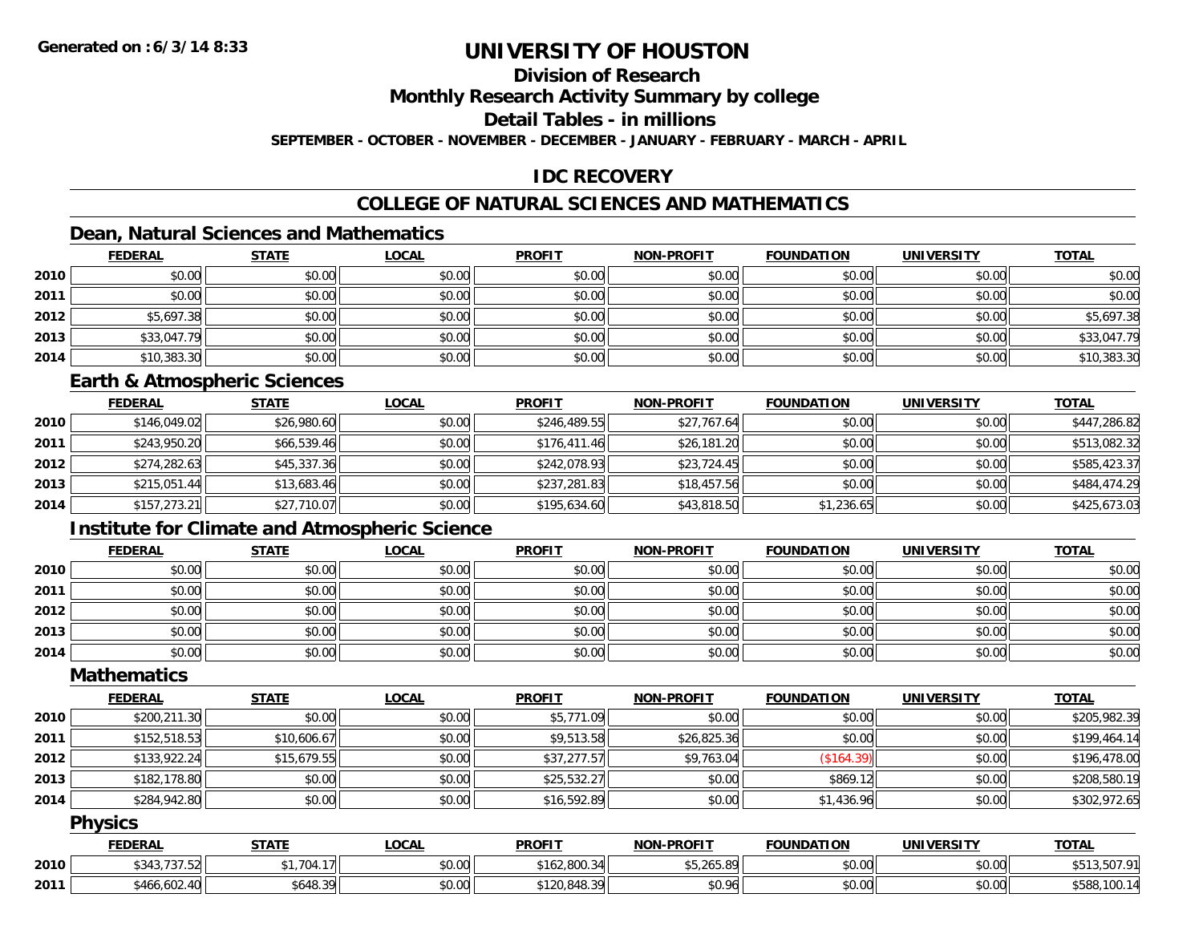**Generated on :6/3/14 8:33**

# UNIVERSITY OF HOUSTON

## Division of Research

## Monthly Research Activity Summary by college

## Detail Tables - in millions

**SEPTEMBER - OCTOBER - NOVEMBER - DECEMBER - JANUARY - FEBRUARY - MARCH - APRIL**

## IDC RECOVERY

## COLLEGE OF NATURAL SCIENCES AND MATHEMATICS

### Dean, Natural Sciences and Mathematics

| | FEDERAL | STATE | LOCAL | PROFIT | NON-PROFIT | FOUNDATION | UNIVERSITY | TOTAL |
|---|---|---|---|---|---|---|---|---|
| 2010 | $0.00 | $0.00 | $0.00 | $0.00 | $0.00 | $0.00 | $0.00 | $0.00 |
| 2011 | $0.00 | $0.00 | $0.00 | $0.00 | $0.00 | $0.00 | $0.00 | $0.00 |
| 2012 | $5,697.38 | $0.00 | $0.00 | $0.00 | $0.00 | $0.00 | $0.00 | $5,697.38 |
| 2013 | $33,047.79 | $0.00 | $0.00 | $0.00 | $0.00 | $0.00 | $0.00 | $33,047.79 |
| 2014 | $10,383.30 | $0.00 | $0.00 | $0.00 | $0.00 | $0.00 | $0.00 | $10,383.30 |

### Earth & Atmospheric Sciences

| | FEDERAL | STATE | LOCAL | PROFIT | NON-PROFIT | FOUNDATION | UNIVERSITY | TOTAL |
|---|---|---|---|---|---|---|---|---|
| 2010 | $146,049.02 | $26,980.60 | $0.00 | $246,489.55 | $27,767.64 | $0.00 | $0.00 | $447,286.82 |
| 2011 | $243,950.20 | $66,539.46 | $0.00 | $176,411.46 | $26,181.20 | $0.00 | $0.00 | $513,082.32 |
| 2012 | $274,282.63 | $45,337.36 | $0.00 | $242,078.93 | $23,724.45 | $0.00 | $0.00 | $585,423.37 |
| 2013 | $215,051.44 | $13,683.46 | $0.00 | $237,281.83 | $18,457.56 | $0.00 | $0.00 | $484,474.29 |
| 2014 | $157,273.21 | $27,710.07 | $0.00 | $195,634.60 | $43,818.50 | $1,236.65 | $0.00 | $425,673.03 |

### Institute for Climate and Atmospheric Science

| | FEDERAL | STATE | LOCAL | PROFIT | NON-PROFIT | FOUNDATION | UNIVERSITY | TOTAL |
|---|---|---|---|---|---|---|---|---|
| 2010 | $0.00 | $0.00 | $0.00 | $0.00 | $0.00 | $0.00 | $0.00 | $0.00 |
| 2011 | $0.00 | $0.00 | $0.00 | $0.00 | $0.00 | $0.00 | $0.00 | $0.00 |
| 2012 | $0.00 | $0.00 | $0.00 | $0.00 | $0.00 | $0.00 | $0.00 | $0.00 |
| 2013 | $0.00 | $0.00 | $0.00 | $0.00 | $0.00 | $0.00 | $0.00 | $0.00 |
| 2014 | $0.00 | $0.00 | $0.00 | $0.00 | $0.00 | $0.00 | $0.00 | $0.00 |

### Mathematics

| | FEDERAL | STATE | LOCAL | PROFIT | NON-PROFIT | FOUNDATION | UNIVERSITY | TOTAL |
|---|---|---|---|---|---|---|---|---|
| 2010 | $200,211.30 | $0.00 | $0.00 | $5,771.09 | $0.00 | $0.00 | $0.00 | $205,982.39 |
| 2011 | $152,518.53 | $10,606.67 | $0.00 | $9,513.58 | $26,825.36 | $0.00 | $0.00 | $199,464.14 |
| 2012 | $133,922.24 | $15,679.55 | $0.00 | $37,277.57 | $9,763.04 | ($164.39) | $0.00 | $196,478.00 |
| 2013 | $182,178.80 | $0.00 | $0.00 | $25,532.27 | $0.00 | $869.12 | $0.00 | $208,580.19 |
| 2014 | $284,942.80 | $0.00 | $0.00 | $16,592.89 | $0.00 | $1,436.96 | $0.00 | $302,972.65 |

### Physics

| | FEDERAL | STATE | LOCAL | PROFIT | NON-PROFIT | FOUNDATION | UNIVERSITY | TOTAL |
|---|---|---|---|---|---|---|---|---|
| 2010 | $343,737.52 | $1,704.17 | $0.00 | $162,800.34 | $5,265.89 | $0.00 | $0.00 | $513,507.91 |
| 2011 | $466,602.40 | $648.39 | $0.00 | $120,848.39 | $0.96 | $0.00 | $0.00 | $588,100.14 |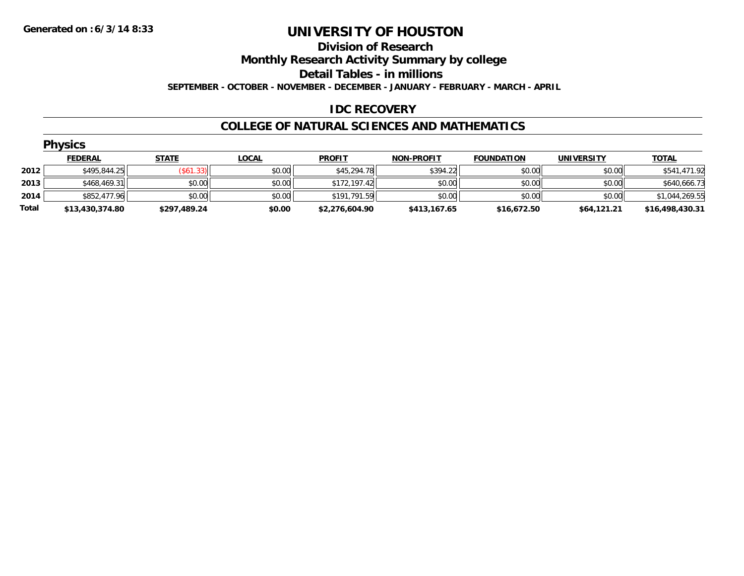Generated on :6/3/14 8:33

# UNIVERSITY OF HOUSTON

## Division of Research

## Monthly Research Activity Summary by college

## Detail Tables - in millions

**SEPTEMBER - OCTOBER - NOVEMBER - DECEMBER - JANUARY - FEBRUARY - MARCH - APRIL**

## IDC RECOVERY

## COLLEGE OF NATURAL SCIENCES AND MATHEMATICS

### Physics

| | FEDERAL | STATE | LOCAL | PROFIT | NON-PROFIT | FOUNDATION | UNIVERSITY | TOTAL |
|---|---|---|---|---|---|---|---|---|
| 2012 | $495,844.25 | ($61.33) | $0.00 | $45,294.78 | $394.22 | $0.00 | $0.00 | $541,471.92 |
| 2013 | $468,469.31 | $0.00 | $0.00 | $172,197.42 | $0.00 | $0.00 | $0.00 | $640,666.73 |
| 2014 | $852,477.96 | $0.00 | $0.00 | $191,791.59 | $0.00 | $0.00 | $0.00 | $1,044,269.55 |
| **Total** | **$13,430,374.80** | **$297,489.24** | **$0.00** | **$2,276,604.90** | **$413,167.65** | **$16,672.50** | **$64,121.21** | **$16,498,430.31** |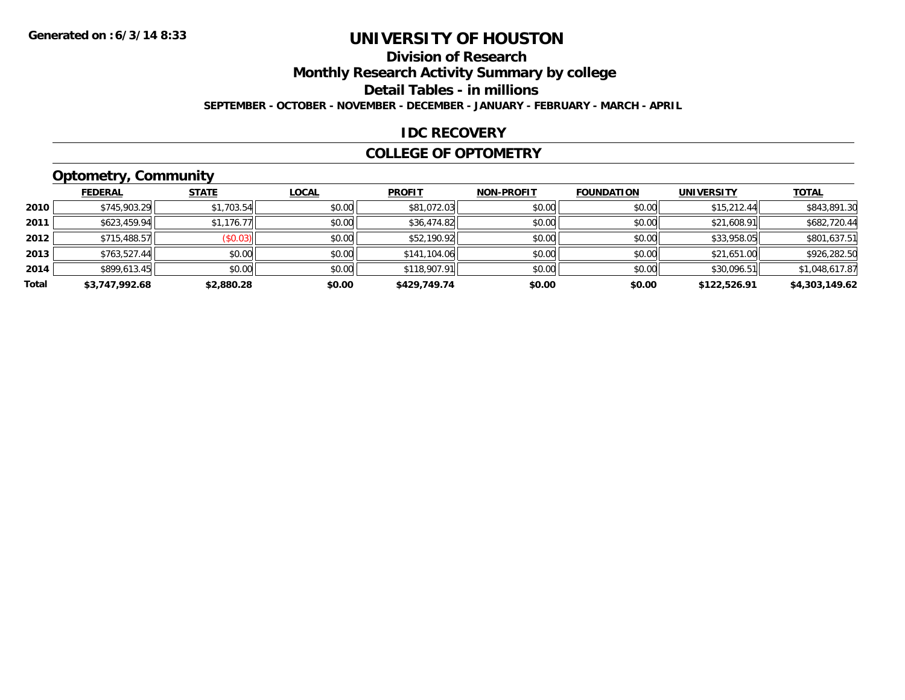**Generated on :6/3/14 8:33**

# UNIVERSITY OF HOUSTON

## Division of Research

## Monthly Research Activity Summary by college

## Detail Tables - in millions

**SEPTEMBER - OCTOBER - NOVEMBER - DECEMBER - JANUARY - FEBRUARY - MARCH - APRIL**

## IDC RECOVERY

## COLLEGE OF OPTOMETRY

### Optometry, Community

| | FEDERAL | STATE | LOCAL | PROFIT | NON-PROFIT | FOUNDATION | UNIVERSITY | TOTAL |
|---|---|---|---|---|---|---|---|---|
| 2010 | $745,903.29 | $1,703.54 | $0.00 | $81,072.03 | $0.00 | $0.00 | $15,212.44 | $843,891.30 |
| 2011 | $623,459.94 | $1,176.77 | $0.00 | $36,474.82 | $0.00 | $0.00 | $21,608.91 | $682,720.44 |
| 2012 | $715,488.57 | ($0.03) | $0.00 | $52,190.92 | $0.00 | $0.00 | $33,958.05 | $801,637.51 |
| 2013 | $763,527.44 | $0.00 | $0.00 | $141,104.06 | $0.00 | $0.00 | $21,651.00 | $926,282.50 |
| 2014 | $899,613.45 | $0.00 | $0.00 | $118,907.91 | $0.00 | $0.00 | $30,096.51 | $1,048,617.87 |
| **Total** | **$3,747,992.68** | **$2,880.28** | **$0.00** | **$429,749.74** | **$0.00** | **$0.00** | **$122,526.91** | **$4,303,149.62** |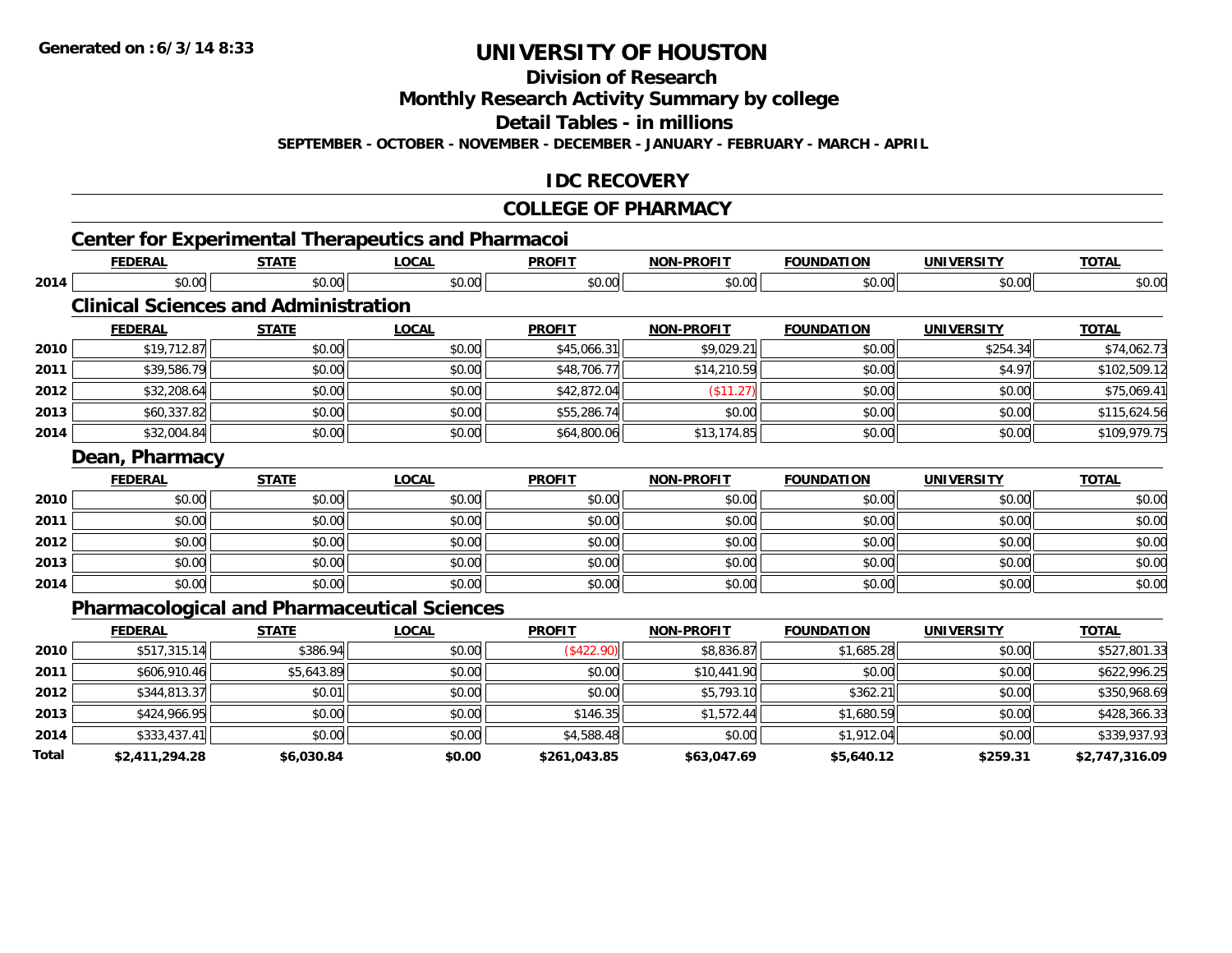**Generated on :6/3/14 8:33**

# UNIVERSITY OF HOUSTON

## Division of Research

## Monthly Research Activity Summary by college

## Detail Tables - in millions

**SEPTEMBER - OCTOBER - NOVEMBER - DECEMBER - JANUARY - FEBRUARY - MARCH - APRIL**

## IDC RECOVERY

## COLLEGE OF PHARMACY

### Center for Experimental Therapeutics and Pharmacoi

| | FEDERAL | STATE | LOCAL | PROFIT | NON-PROFIT | FOUNDATION | UNIVERSITY | TOTAL |
|---|---|---|---|---|---|---|---|---|
| 2014 | $0.00 | $0.00 | $0.00 | $0.00 | $0.00 | $0.00 | $0.00 | $0.00 |

### Clinical Sciences and Administration

| | FEDERAL | STATE | LOCAL | PROFIT | NON-PROFIT | FOUNDATION | UNIVERSITY | TOTAL |
|---|---|---|---|---|---|---|---|---|
| 2010 | $19,712.87 | $0.00 | $0.00 | $45,066.31 | $9,029.21 | $0.00 | $254.34 | $74,062.73 |
| 2011 | $39,586.79 | $0.00 | $0.00 | $48,706.77 | $14,210.59 | $0.00 | $4.97 | $102,509.12 |
| 2012 | $32,208.64 | $0.00 | $0.00 | $42,872.04 | ($11.27) | $0.00 | $0.00 | $75,069.41 |
| 2013 | $60,337.82 | $0.00 | $0.00 | $55,286.74 | $0.00 | $0.00 | $0.00 | $115,624.56 |
| 2014 | $32,004.84 | $0.00 | $0.00 | $64,800.06 | $13,174.85 | $0.00 | $0.00 | $109,979.75 |

### Dean, Pharmacy

| | FEDERAL | STATE | LOCAL | PROFIT | NON-PROFIT | FOUNDATION | UNIVERSITY | TOTAL |
|---|---|---|---|---|---|---|---|---|
| 2010 | $0.00 | $0.00 | $0.00 | $0.00 | $0.00 | $0.00 | $0.00 | $0.00 |
| 2011 | $0.00 | $0.00 | $0.00 | $0.00 | $0.00 | $0.00 | $0.00 | $0.00 |
| 2012 | $0.00 | $0.00 | $0.00 | $0.00 | $0.00 | $0.00 | $0.00 | $0.00 |
| 2013 | $0.00 | $0.00 | $0.00 | $0.00 | $0.00 | $0.00 | $0.00 | $0.00 |
| 2014 | $0.00 | $0.00 | $0.00 | $0.00 | $0.00 | $0.00 | $0.00 | $0.00 |

### Pharmacological and Pharmaceutical Sciences

| | FEDERAL | STATE | LOCAL | PROFIT | NON-PROFIT | FOUNDATION | UNIVERSITY | TOTAL |
|---|---|---|---|---|---|---|---|---|
| 2010 | $517,315.14 | $386.94 | $0.00 | ($422.90) | $8,836.87 | $1,685.28 | $0.00 | $527,801.33 |
| 2011 | $606,910.46 | $5,643.89 | $0.00 | $0.00 | $10,441.90 | $0.00 | $0.00 | $622,996.25 |
| 2012 | $344,813.37 | $0.01 | $0.00 | $0.00 | $5,793.10 | $362.21 | $0.00 | $350,968.69 |
| 2013 | $424,966.95 | $0.00 | $0.00 | $146.35 | $1,572.44 | $1,680.59 | $0.00 | $428,366.33 |
| 2014 | $333,437.41 | $0.00 | $0.00 | $4,588.48 | $0.00 | $1,912.04 | $0.00 | $339,937.93 |
| **Total** | **$2,411,294.28** | **$6,030.84** | **$0.00** | **$261,043.85** | **$63,047.69** | **$5,640.12** | **$259.31** | **$2,747,316.09** |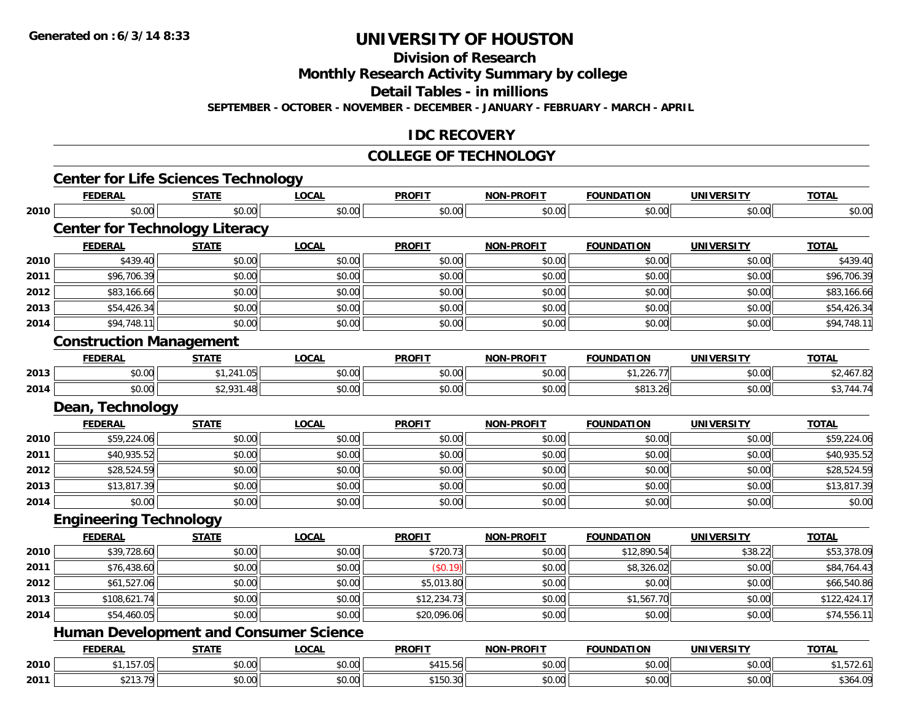**Generated on : 6/3/14 8:33**

# UNIVERSITY OF HOUSTON

## Division of Research

## Monthly Research Activity Summary by college

## Detail Tables - in millions

**SEPTEMBER - OCTOBER - NOVEMBER - DECEMBER - JANUARY - FEBRUARY - MARCH - APRIL**

## IDC RECOVERY

## COLLEGE OF TECHNOLOGY

### Center for Life Sciences Technology

| | FEDERAL | STATE | LOCAL | PROFIT | NON-PROFIT | FOUNDATION | UNIVERSITY | TOTAL |
|---|---|---|---|---|---|---|---|---|
| 2010 | $0.00 | $0.00 | $0.00 | $0.00 | $0.00 | $0.00 | $0.00 | $0.00 |

### Center for Technology Literacy

| | FEDERAL | STATE | LOCAL | PROFIT | NON-PROFIT | FOUNDATION | UNIVERSITY | TOTAL |
|---|---|---|---|---|---|---|---|---|
| 2010 | $439.40 | $0.00 | $0.00 | $0.00 | $0.00 | $0.00 | $0.00 | $439.40 |
| 2011 | $96,706.39 | $0.00 | $0.00 | $0.00 | $0.00 | $0.00 | $0.00 | $96,706.39 |
| 2012 | $83,166.66 | $0.00 | $0.00 | $0.00 | $0.00 | $0.00 | $0.00 | $83,166.66 |
| 2013 | $54,426.34 | $0.00 | $0.00 | $0.00 | $0.00 | $0.00 | $0.00 | $54,426.34 |
| 2014 | $94,748.11 | $0.00 | $0.00 | $0.00 | $0.00 | $0.00 | $0.00 | $94,748.11 |

### Construction Management

| | FEDERAL | STATE | LOCAL | PROFIT | NON-PROFIT | FOUNDATION | UNIVERSITY | TOTAL |
|---|---|---|---|---|---|---|---|---|
| 2013 | $0.00 | $1,241.05 | $0.00 | $0.00 | $0.00 | $1,226.77 | $0.00 | $2,467.82 |
| 2014 | $0.00 | $2,931.48 | $0.00 | $0.00 | $0.00 | $813.26 | $0.00 | $3,744.74 |

### Dean, Technology

| | FEDERAL | STATE | LOCAL | PROFIT | NON-PROFIT | FOUNDATION | UNIVERSITY | TOTAL |
|---|---|---|---|---|---|---|---|---|
| 2010 | $59,224.06 | $0.00 | $0.00 | $0.00 | $0.00 | $0.00 | $0.00 | $59,224.06 |
| 2011 | $40,935.52 | $0.00 | $0.00 | $0.00 | $0.00 | $0.00 | $0.00 | $40,935.52 |
| 2012 | $28,524.59 | $0.00 | $0.00 | $0.00 | $0.00 | $0.00 | $0.00 | $28,524.59 |
| 2013 | $13,817.39 | $0.00 | $0.00 | $0.00 | $0.00 | $0.00 | $0.00 | $13,817.39 |
| 2014 | $0.00 | $0.00 | $0.00 | $0.00 | $0.00 | $0.00 | $0.00 | $0.00 |

### Engineering Technology

| | FEDERAL | STATE | LOCAL | PROFIT | NON-PROFIT | FOUNDATION | UNIVERSITY | TOTAL |
|---|---|---|---|---|---|---|---|---|
| 2010 | $39,728.60 | $0.00 | $0.00 | $720.73 | $0.00 | $12,890.54 | $38.22 | $53,378.09 |
| 2011 | $76,438.60 | $0.00 | $0.00 | ($0.19) | $0.00 | $8,326.02 | $0.00 | $84,764.43 |
| 2012 | $61,527.06 | $0.00 | $0.00 | $5,013.80 | $0.00 | $0.00 | $0.00 | $66,540.86 |
| 2013 | $108,621.74 | $0.00 | $0.00 | $12,234.73 | $0.00 | $1,567.70 | $0.00 | $122,424.17 |
| 2014 | $54,460.05 | $0.00 | $0.00 | $20,096.06 | $0.00 | $0.00 | $0.00 | $74,556.11 |

### Human Development and Consumer Science

| | FEDERAL | STATE | LOCAL | PROFIT | NON-PROFIT | FOUNDATION | UNIVERSITY | TOTAL |
|---|---|---|---|---|---|---|---|---|
| 2010 | $1,157.05 | $0.00 | $0.00 | $415.56 | $0.00 | $0.00 | $0.00 | $1,572.61 |
| 2011 | $213.79 | $0.00 | $0.00 | $150.30 | $0.00 | $0.00 | $0.00 | $364.09 |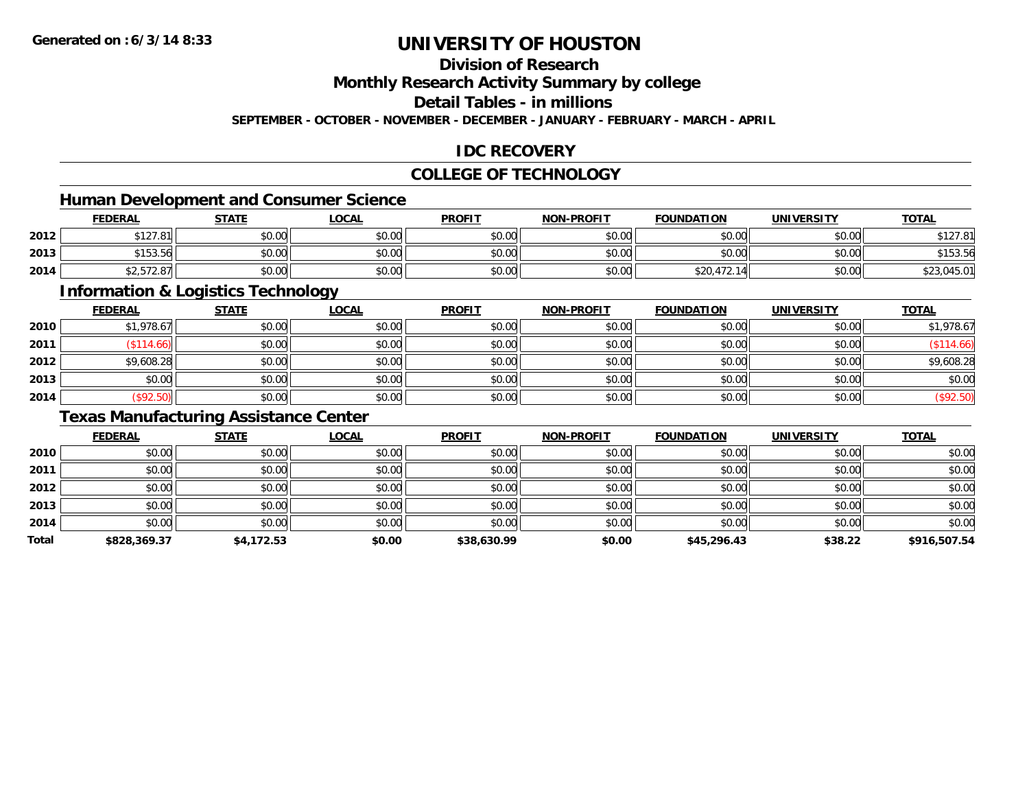# UNIVERSITY OF HOUSTON

## Division of Research

## Monthly Research Activity Summary by college

## Detail Tables - in millions

**SEPTEMBER - OCTOBER - NOVEMBER - DECEMBER - JANUARY - FEBRUARY - MARCH - APRIL**

## IDC RECOVERY

## COLLEGE OF TECHNOLOGY

### Human Development and Consumer Science

| | FEDERAL | STATE | LOCAL | PROFIT | NON-PROFIT | FOUNDATION | UNIVERSITY | TOTAL |
|---|---|---|---|---|---|---|---|---|
| 2012 | $127.81 | $0.00 | $0.00 | $0.00 | $0.00 | $0.00 | $0.00 | $127.81 |
| 2013 | $153.56 | $0.00 | $0.00 | $0.00 | $0.00 | $0.00 | $0.00 | $153.56 |
| 2014 | $2,572.87 | $0.00 | $0.00 | $0.00 | $0.00 | $20,472.14 | $0.00 | $23,045.01 |

### Information & Logistics Technology

| | FEDERAL | STATE | LOCAL | PROFIT | NON-PROFIT | FOUNDATION | UNIVERSITY | TOTAL |
|---|---|---|---|---|---|---|---|---|
| 2010 | $1,978.67 | $0.00 | $0.00 | $0.00 | $0.00 | $0.00 | $0.00 | $1,978.67 |
| 2011 | ($114.66) | $0.00 | $0.00 | $0.00 | $0.00 | $0.00 | $0.00 | ($114.66) |
| 2012 | $9,608.28 | $0.00 | $0.00 | $0.00 | $0.00 | $0.00 | $0.00 | $9,608.28 |
| 2013 | $0.00 | $0.00 | $0.00 | $0.00 | $0.00 | $0.00 | $0.00 | $0.00 |
| 2014 | ($92.50) | $0.00 | $0.00 | $0.00 | $0.00 | $0.00 | $0.00 | ($92.50) |

### Texas Manufacturing Assistance Center

| | FEDERAL | STATE | LOCAL | PROFIT | NON-PROFIT | FOUNDATION | UNIVERSITY | TOTAL |
|---|---|---|---|---|---|---|---|---|
| 2010 | $0.00 | $0.00 | $0.00 | $0.00 | $0.00 | $0.00 | $0.00 | $0.00 |
| 2011 | $0.00 | $0.00 | $0.00 | $0.00 | $0.00 | $0.00 | $0.00 | $0.00 |
| 2012 | $0.00 | $0.00 | $0.00 | $0.00 | $0.00 | $0.00 | $0.00 | $0.00 |
| 2013 | $0.00 | $0.00 | $0.00 | $0.00 | $0.00 | $0.00 | $0.00 | $0.00 |
| 2014 | $0.00 | $0.00 | $0.00 | $0.00 | $0.00 | $0.00 | $0.00 | $0.00 |
| **Total** | **$828,369.37** | **$4,172.53** | **$0.00** | **$38,630.99** | **$0.00** | **$45,296.43** | **$38.22** | **$916,507.54** |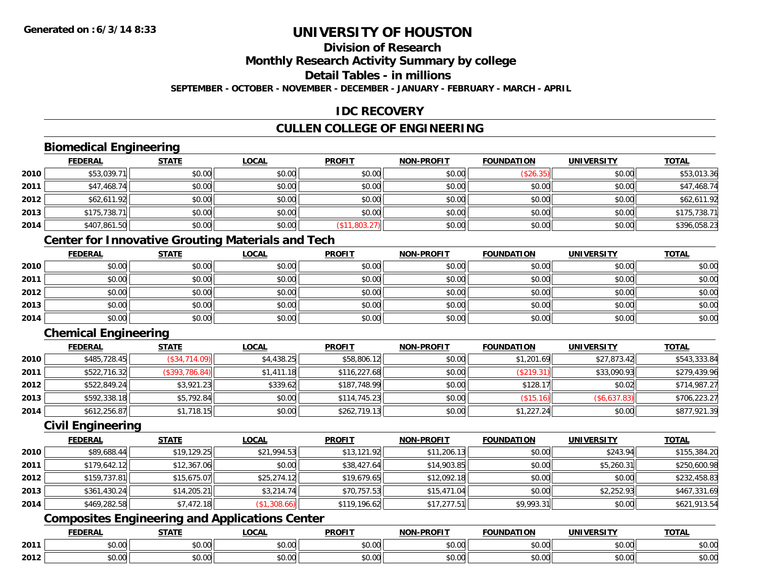**Generated on :6/3/14 8:33**

# UNIVERSITY OF HOUSTON

## Division of Research

## Monthly Research Activity Summary by college

## Detail Tables - in millions

**SEPTEMBER - OCTOBER - NOVEMBER - DECEMBER - JANUARY - FEBRUARY - MARCH - APRIL**

## IDC RECOVERY

## CULLEN COLLEGE OF ENGINEERING

### Biomedical Engineering

| | FEDERAL | STATE | LOCAL | PROFIT | NON-PROFIT | FOUNDATION | UNIVERSITY | TOTAL |
|---|---|---|---|---|---|---|---|---|
| 2010 | $53,039.71 | $0.00 | $0.00 | $0.00 | $0.00 | ($26.35) | $0.00 | $53,013.36 |
| 2011 | $47,468.74 | $0.00 | $0.00 | $0.00 | $0.00 | $0.00 | $0.00 | $47,468.74 |
| 2012 | $62,611.92 | $0.00 | $0.00 | $0.00 | $0.00 | $0.00 | $0.00 | $62,611.92 |
| 2013 | $175,738.71 | $0.00 | $0.00 | $0.00 | $0.00 | $0.00 | $0.00 | $175,738.71 |
| 2014 | $407,861.50 | $0.00 | $0.00 | ($11,803.27) | $0.00 | $0.00 | $0.00 | $396,058.23 |

### Center for Innovative Grouting Materials and Tech

| | FEDERAL | STATE | LOCAL | PROFIT | NON-PROFIT | FOUNDATION | UNIVERSITY | TOTAL |
|---|---|---|---|---|---|---|---|---|
| 2010 | $0.00 | $0.00 | $0.00 | $0.00 | $0.00 | $0.00 | $0.00 | $0.00 |
| 2011 | $0.00 | $0.00 | $0.00 | $0.00 | $0.00 | $0.00 | $0.00 | $0.00 |
| 2012 | $0.00 | $0.00 | $0.00 | $0.00 | $0.00 | $0.00 | $0.00 | $0.00 |
| 2013 | $0.00 | $0.00 | $0.00 | $0.00 | $0.00 | $0.00 | $0.00 | $0.00 |
| 2014 | $0.00 | $0.00 | $0.00 | $0.00 | $0.00 | $0.00 | $0.00 | $0.00 |

### Chemical Engineering

| | FEDERAL | STATE | LOCAL | PROFIT | NON-PROFIT | FOUNDATION | UNIVERSITY | TOTAL |
|---|---|---|---|---|---|---|---|---|
| 2010 | $485,728.45 | ($34,714.09) | $4,438.25 | $58,806.12 | $0.00 | $1,201.69 | $27,873.42 | $543,333.84 |
| 2011 | $522,716.32 | ($393,786.84) | $1,411.18 | $116,227.68 | $0.00 | ($219.31) | $33,090.93 | $279,439.96 |
| 2012 | $522,849.24 | $3,921.23 | $339.62 | $187,748.99 | $0.00 | $128.17 | $0.02 | $714,987.27 |
| 2013 | $592,338.18 | $5,792.84 | $0.00 | $114,745.23 | $0.00 | ($15.16) | ($6,637.83) | $706,223.27 |
| 2014 | $612,256.87 | $1,718.15 | $0.00 | $262,719.13 | $0.00 | $1,227.24 | $0.00 | $877,921.39 |

### Civil Engineering

| | FEDERAL | STATE | LOCAL | PROFIT | NON-PROFIT | FOUNDATION | UNIVERSITY | TOTAL |
|---|---|---|---|---|---|---|---|---|
| 2010 | $89,688.44 | $19,129.25 | $21,994.53 | $13,121.92 | $11,206.13 | $0.00 | $243.94 | $155,384.20 |
| 2011 | $179,642.12 | $12,367.06 | $0.00 | $38,427.64 | $14,903.85 | $0.00 | $5,260.31 | $250,600.98 |
| 2012 | $159,737.81 | $15,675.07 | $25,274.12 | $19,679.65 | $12,092.18 | $0.00 | $0.00 | $232,458.83 |
| 2013 | $361,430.24 | $14,205.21 | $3,214.74 | $70,757.53 | $15,471.04 | $0.00 | $2,252.93 | $467,331.69 |
| 2014 | $469,282.58 | $7,472.18 | ($1,308.66) | $119,196.62 | $17,277.51 | $9,993.31 | $0.00 | $621,913.54 |

### Composites Engineering and Applications Center

| | FEDERAL | STATE | LOCAL | PROFIT | NON-PROFIT | FOUNDATION | UNIVERSITY | TOTAL |
|---|---|---|---|---|---|---|---|---|
| 2011 | $0.00 | $0.00 | $0.00 | $0.00 | $0.00 | $0.00 | $0.00 | $0.00 |
| 2012 | $0.00 | $0.00 | $0.00 | $0.00 | $0.00 | $0.00 | $0.00 | $0.00 |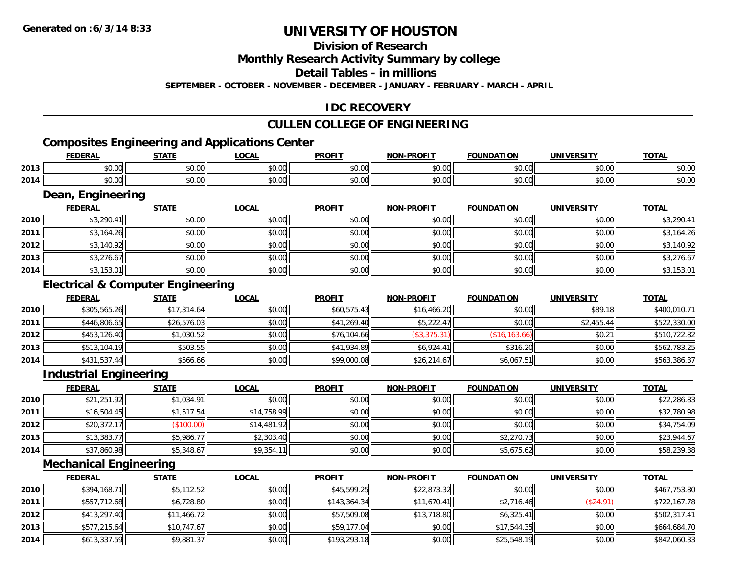# UNIVERSITY OF HOUSTON

## Division of Research

## Monthly Research Activity Summary by college

## Detail Tables - in millions

**SEPTEMBER - OCTOBER - NOVEMBER - DECEMBER - JANUARY - FEBRUARY - MARCH - APRIL**

## IDC RECOVERY

## CULLEN COLLEGE OF ENGINEERING

### Composites Engineering and Applications Center

| | FEDERAL | STATE | LOCAL | PROFIT | NON-PROFIT | FOUNDATION | UNIVERSITY | TOTAL |
|---|---|---|---|---|---|---|---|---|
| 2013 | $0.00 | $0.00 | $0.00 | $0.00 | $0.00 | $0.00 | $0.00 | $0.00 |
| 2014 | $0.00 | $0.00 | $0.00 | $0.00 | $0.00 | $0.00 | $0.00 | $0.00 |

### Dean, Engineering

| | FEDERAL | STATE | LOCAL | PROFIT | NON-PROFIT | FOUNDATION | UNIVERSITY | TOTAL |
|---|---|---|---|---|---|---|---|---|
| 2010 | $3,290.41 | $0.00 | $0.00 | $0.00 | $0.00 | $0.00 | $0.00 | $3,290.41 |
| 2011 | $3,164.26 | $0.00 | $0.00 | $0.00 | $0.00 | $0.00 | $0.00 | $3,164.26 |
| 2012 | $3,140.92 | $0.00 | $0.00 | $0.00 | $0.00 | $0.00 | $0.00 | $3,140.92 |
| 2013 | $3,276.67 | $0.00 | $0.00 | $0.00 | $0.00 | $0.00 | $0.00 | $3,276.67 |
| 2014 | $3,153.01 | $0.00 | $0.00 | $0.00 | $0.00 | $0.00 | $0.00 | $3,153.01 |

### Electrical & Computer Engineering

| | FEDERAL | STATE | LOCAL | PROFIT | NON-PROFIT | FOUNDATION | UNIVERSITY | TOTAL |
|---|---|---|---|---|---|---|---|---|
| 2010 | $305,565.26 | $17,314.64 | $0.00 | $60,575.43 | $16,466.20 | $0.00 | $89.18 | $400,010.71 |
| 2011 | $446,806.65 | $26,576.03 | $0.00 | $41,269.40 | $5,222.47 | $0.00 | $2,455.44 | $522,330.00 |
| 2012 | $453,126.40 | $1,030.52 | $0.00 | $76,104.66 | ($3,375.31) | ($16,163.66) | $0.21 | $510,722.82 |
| 2013 | $513,104.19 | $503.55 | $0.00 | $41,934.89 | $6,924.41 | $316.20 | $0.00 | $562,783.25 |
| 2014 | $431,537.44 | $566.66 | $0.00 | $99,000.08 | $26,214.67 | $6,067.51 | $0.00 | $563,386.37 |

### Industrial Engineering

| | FEDERAL | STATE | LOCAL | PROFIT | NON-PROFIT | FOUNDATION | UNIVERSITY | TOTAL |
|---|---|---|---|---|---|---|---|---|
| 2010 | $21,251.92 | $1,034.91 | $0.00 | $0.00 | $0.00 | $0.00 | $0.00 | $22,286.83 |
| 2011 | $16,504.45 | $1,517.54 | $14,758.99 | $0.00 | $0.00 | $0.00 | $0.00 | $32,780.98 |
| 2012 | $20,372.17 | ($100.00) | $14,481.92 | $0.00 | $0.00 | $0.00 | $0.00 | $34,754.09 |
| 2013 | $13,383.77 | $5,986.77 | $2,303.40 | $0.00 | $0.00 | $2,270.73 | $0.00 | $23,944.67 |
| 2014 | $37,860.98 | $5,348.67 | $9,354.11 | $0.00 | $0.00 | $5,675.62 | $0.00 | $58,239.38 |

### Mechanical Engineering

| | FEDERAL | STATE | LOCAL | PROFIT | NON-PROFIT | FOUNDATION | UNIVERSITY | TOTAL |
|---|---|---|---|---|---|---|---|---|
| 2010 | $394,168.71 | $5,112.52 | $0.00 | $45,599.25 | $22,873.32 | $0.00 | $0.00 | $467,753.80 |
| 2011 | $557,712.68 | $6,728.80 | $0.00 | $143,364.34 | $11,670.41 | $2,716.46 | ($24.91) | $722,167.78 |
| 2012 | $413,297.40 | $11,466.72 | $0.00 | $57,509.08 | $13,718.80 | $6,325.41 | $0.00 | $502,317.41 |
| 2013 | $577,215.64 | $10,747.67 | $0.00 | $59,177.04 | $0.00 | $17,544.35 | $0.00 | $664,684.70 |
| 2014 | $613,337.59 | $9,881.37 | $0.00 | $193,293.18 | $0.00 | $25,548.19 | $0.00 | $842,060.33 |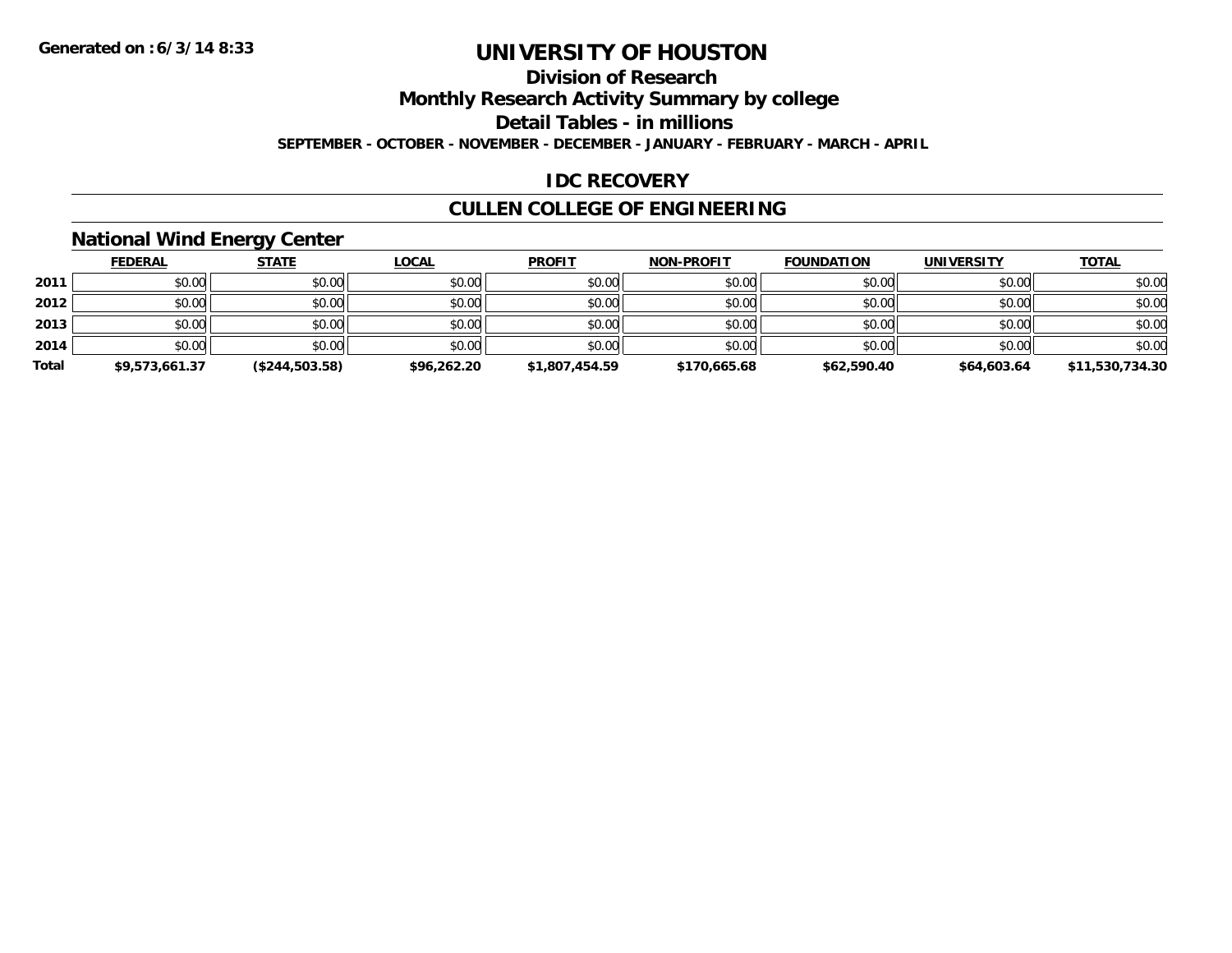# UNIVERSITY OF HOUSTON

## Division of Research

## Monthly Research Activity Summary by college

## Detail Tables - in millions

**SEPTEMBER - OCTOBER - NOVEMBER - DECEMBER - JANUARY - FEBRUARY - MARCH - APRIL**

## IDC RECOVERY

## CULLEN COLLEGE OF ENGINEERING

### National Wind Energy Center

| | FEDERAL | STATE | LOCAL | PROFIT | NON-PROFIT | FOUNDATION | UNIVERSITY | TOTAL |
|---|---|---|---|---|---|---|---|---|
| 2011 | $0.00 | $0.00 | $0.00 | $0.00 | $0.00 | $0.00 | $0.00 | $0.00 |
| 2012 | $0.00 | $0.00 | $0.00 | $0.00 | $0.00 | $0.00 | $0.00 | $0.00 |
| 2013 | $0.00 | $0.00 | $0.00 | $0.00 | $0.00 | $0.00 | $0.00 | $0.00 |
| 2014 | $0.00 | $0.00 | $0.00 | $0.00 | $0.00 | $0.00 | $0.00 | $0.00 |
| **Total** | **$9,573,661.37** | **($244,503.58)** | **$96,262.20** | **$1,807,454.59** | **$170,665.68** | **$62,590.40** | **$64,603.64** | **$11,530,734.30** |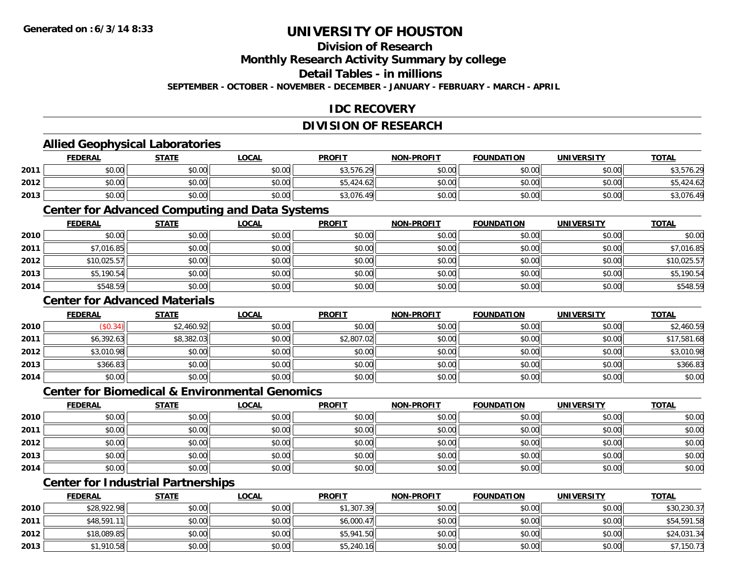**Generated on :6/3/14 8:33**

# UNIVERSITY OF HOUSTON

## Division of Research

## Monthly Research Activity Summary by college

## Detail Tables - in millions

**SEPTEMBER - OCTOBER - NOVEMBER - DECEMBER - JANUARY - FEBRUARY - MARCH - APRIL**

## IDC RECOVERY

## DIVISION OF RESEARCH

### Allied Geophysical Laboratories

| | FEDERAL | STATE | LOCAL | PROFIT | NON-PROFIT | FOUNDATION | UNIVERSITY | TOTAL |
|---|---|---|---|---|---|---|---|---|
| 2011 | $0.00 | $0.00 | $0.00 | $3,576.29 | $0.00 | $0.00 | $0.00 | $3,576.29 |
| 2012 | $0.00 | $0.00 | $0.00 | $5,424.62 | $0.00 | $0.00 | $0.00 | $5,424.62 |
| 2013 | $0.00 | $0.00 | $0.00 | $3,076.49 | $0.00 | $0.00 | $0.00 | $3,076.49 |

### Center for Advanced Computing and Data Systems

| | FEDERAL | STATE | LOCAL | PROFIT | NON-PROFIT | FOUNDATION | UNIVERSITY | TOTAL |
|---|---|---|---|---|---|---|---|---|
| 2010 | $0.00 | $0.00 | $0.00 | $0.00 | $0.00 | $0.00 | $0.00 | $0.00 |
| 2011 | $7,016.85 | $0.00 | $0.00 | $0.00 | $0.00 | $0.00 | $0.00 | $7,016.85 |
| 2012 | $10,025.57 | $0.00 | $0.00 | $0.00 | $0.00 | $0.00 | $0.00 | $10,025.57 |
| 2013 | $5,190.54 | $0.00 | $0.00 | $0.00 | $0.00 | $0.00 | $0.00 | $5,190.54 |
| 2014 | $548.59 | $0.00 | $0.00 | $0.00 | $0.00 | $0.00 | $0.00 | $548.59 |

### Center for Advanced Materials

| | FEDERAL | STATE | LOCAL | PROFIT | NON-PROFIT | FOUNDATION | UNIVERSITY | TOTAL |
|---|---|---|---|---|---|---|---|---|
| 2010 | ($0.34) | $2,460.92 | $0.00 | $0.00 | $0.00 | $0.00 | $0.00 | $2,460.59 |
| 2011 | $6,392.63 | $8,382.03 | $0.00 | $2,807.02 | $0.00 | $0.00 | $0.00 | $17,581.68 |
| 2012 | $3,010.98 | $0.00 | $0.00 | $0.00 | $0.00 | $0.00 | $0.00 | $3,010.98 |
| 2013 | $366.83 | $0.00 | $0.00 | $0.00 | $0.00 | $0.00 | $0.00 | $366.83 |
| 2014 | $0.00 | $0.00 | $0.00 | $0.00 | $0.00 | $0.00 | $0.00 | $0.00 |

### Center for Biomedical & Environmental Genomics

| | FEDERAL | STATE | LOCAL | PROFIT | NON-PROFIT | FOUNDATION | UNIVERSITY | TOTAL |
|---|---|---|---|---|---|---|---|---|
| 2010 | $0.00 | $0.00 | $0.00 | $0.00 | $0.00 | $0.00 | $0.00 | $0.00 |
| 2011 | $0.00 | $0.00 | $0.00 | $0.00 | $0.00 | $0.00 | $0.00 | $0.00 |
| 2012 | $0.00 | $0.00 | $0.00 | $0.00 | $0.00 | $0.00 | $0.00 | $0.00 |
| 2013 | $0.00 | $0.00 | $0.00 | $0.00 | $0.00 | $0.00 | $0.00 | $0.00 |
| 2014 | $0.00 | $0.00 | $0.00 | $0.00 | $0.00 | $0.00 | $0.00 | $0.00 |

### Center for Industrial Partnerships

| | FEDERAL | STATE | LOCAL | PROFIT | NON-PROFIT | FOUNDATION | UNIVERSITY | TOTAL |
|---|---|---|---|---|---|---|---|---|
| 2010 | $28,922.98 | $0.00 | $0.00 | $1,307.39 | $0.00 | $0.00 | $0.00 | $30,230.37 |
| 2011 | $48,591.11 | $0.00 | $0.00 | $6,000.47 | $0.00 | $0.00 | $0.00 | $54,591.58 |
| 2012 | $18,089.85 | $0.00 | $0.00 | $5,941.50 | $0.00 | $0.00 | $0.00 | $24,031.34 |
| 2013 | $1,910.58 | $0.00 | $0.00 | $5,240.16 | $0.00 | $0.00 | $0.00 | $7,150.73 |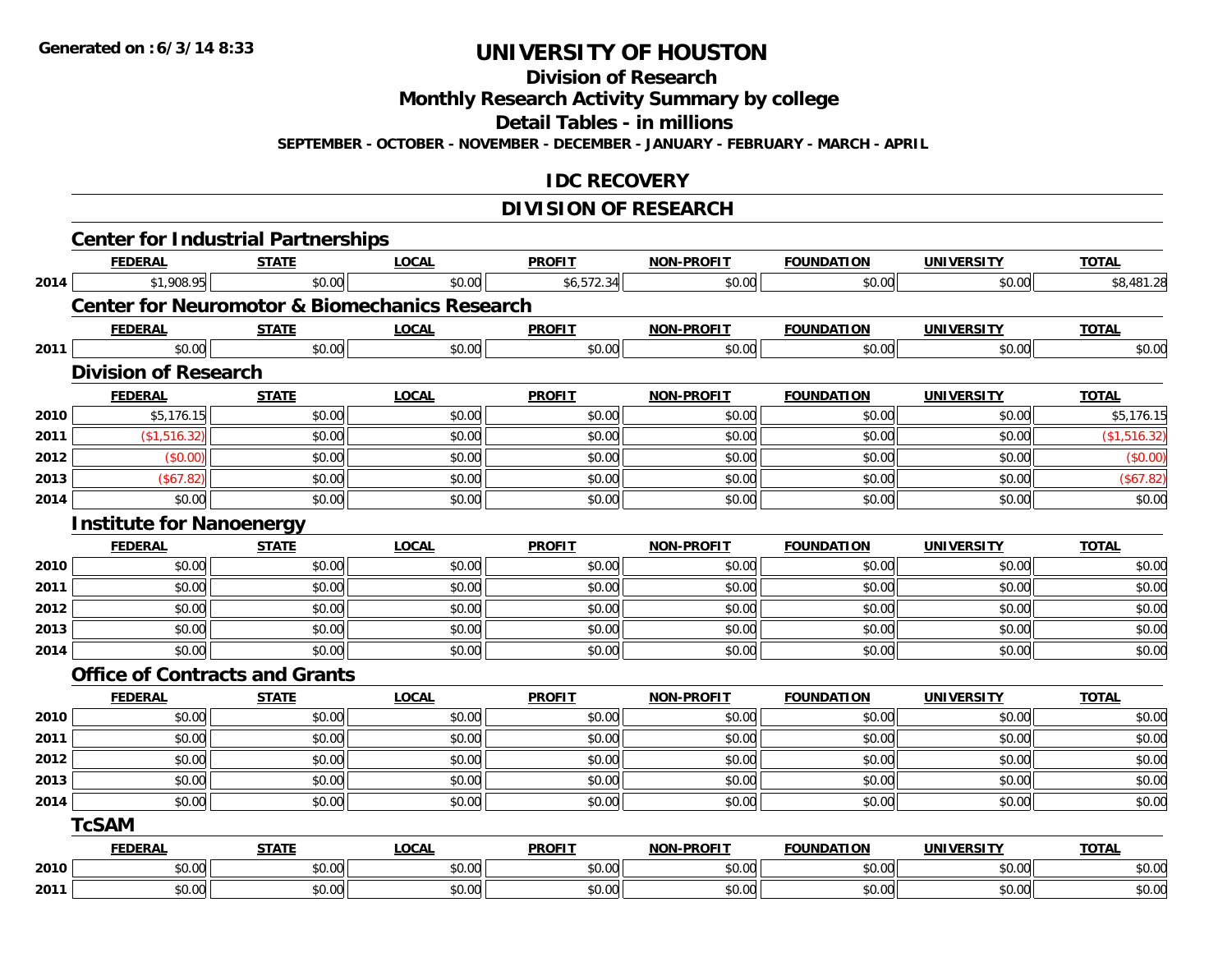# UNIVERSITY OF HOUSTON

## Division of Research

## Monthly Research Activity Summary by college

## Detail Tables - in millions

**SEPTEMBER - OCTOBER - NOVEMBER - DECEMBER - JANUARY - FEBRUARY - MARCH - APRIL**

## IDC RECOVERY

## DIVISION OF RESEARCH

### Center for Industrial Partnerships

| | FEDERAL | STATE | LOCAL | PROFIT | NON-PROFIT | FOUNDATION | UNIVERSITY | TOTAL |
|---|---|---|---|---|---|---|---|---|
| 2014 | $1,908.95 | $0.00 | $0.00 | $6,572.34 | $0.00 | $0.00 | $0.00 | $8,481.28 |

### Center for Neuromotor & Biomechanics Research

| | FEDERAL | STATE | LOCAL | PROFIT | NON-PROFIT | FOUNDATION | UNIVERSITY | TOTAL |
|---|---|---|---|---|---|---|---|---|
| 2011 | $0.00 | $0.00 | $0.00 | $0.00 | $0.00 | $0.00 | $0.00 | $0.00 |

### Division of Research

| | FEDERAL | STATE | LOCAL | PROFIT | NON-PROFIT | FOUNDATION | UNIVERSITY | TOTAL |
|---|---|---|---|---|---|---|---|---|
| 2010 | $5,176.15 | $0.00 | $0.00 | $0.00 | $0.00 | $0.00 | $0.00 | $5,176.15 |
| 2011 | ($1,516.32) | $0.00 | $0.00 | $0.00 | $0.00 | $0.00 | $0.00 | ($1,516.32) |
| 2012 | ($0.00) | $0.00 | $0.00 | $0.00 | $0.00 | $0.00 | $0.00 | ($0.00) |
| 2013 | ($67.82) | $0.00 | $0.00 | $0.00 | $0.00 | $0.00 | $0.00 | ($67.82) |
| 2014 | $0.00 | $0.00 | $0.00 | $0.00 | $0.00 | $0.00 | $0.00 | $0.00 |

### Institute for Nanoenergy

| | FEDERAL | STATE | LOCAL | PROFIT | NON-PROFIT | FOUNDATION | UNIVERSITY | TOTAL |
|---|---|---|---|---|---|---|---|---|
| 2010 | $0.00 | $0.00 | $0.00 | $0.00 | $0.00 | $0.00 | $0.00 | $0.00 |
| 2011 | $0.00 | $0.00 | $0.00 | $0.00 | $0.00 | $0.00 | $0.00 | $0.00 |
| 2012 | $0.00 | $0.00 | $0.00 | $0.00 | $0.00 | $0.00 | $0.00 | $0.00 |
| 2013 | $0.00 | $0.00 | $0.00 | $0.00 | $0.00 | $0.00 | $0.00 | $0.00 |
| 2014 | $0.00 | $0.00 | $0.00 | $0.00 | $0.00 | $0.00 | $0.00 | $0.00 |

### Office of Contracts and Grants

| | FEDERAL | STATE | LOCAL | PROFIT | NON-PROFIT | FOUNDATION | UNIVERSITY | TOTAL |
|---|---|---|---|---|---|---|---|---|
| 2010 | $0.00 | $0.00 | $0.00 | $0.00 | $0.00 | $0.00 | $0.00 | $0.00 |
| 2011 | $0.00 | $0.00 | $0.00 | $0.00 | $0.00 | $0.00 | $0.00 | $0.00 |
| 2012 | $0.00 | $0.00 | $0.00 | $0.00 | $0.00 | $0.00 | $0.00 | $0.00 |
| 2013 | $0.00 | $0.00 | $0.00 | $0.00 | $0.00 | $0.00 | $0.00 | $0.00 |
| 2014 | $0.00 | $0.00 | $0.00 | $0.00 | $0.00 | $0.00 | $0.00 | $0.00 |

### TcSAM

| | FEDERAL | STATE | LOCAL | PROFIT | NON-PROFIT | FOUNDATION | UNIVERSITY | TOTAL |
|---|---|---|---|---|---|---|---|---|
| 2010 | $0.00 | $0.00 | $0.00 | $0.00 | $0.00 | $0.00 | $0.00 | $0.00 |
| 2011 | $0.00 | $0.00 | $0.00 | $0.00 | $0.00 | $0.00 | $0.00 | $0.00 |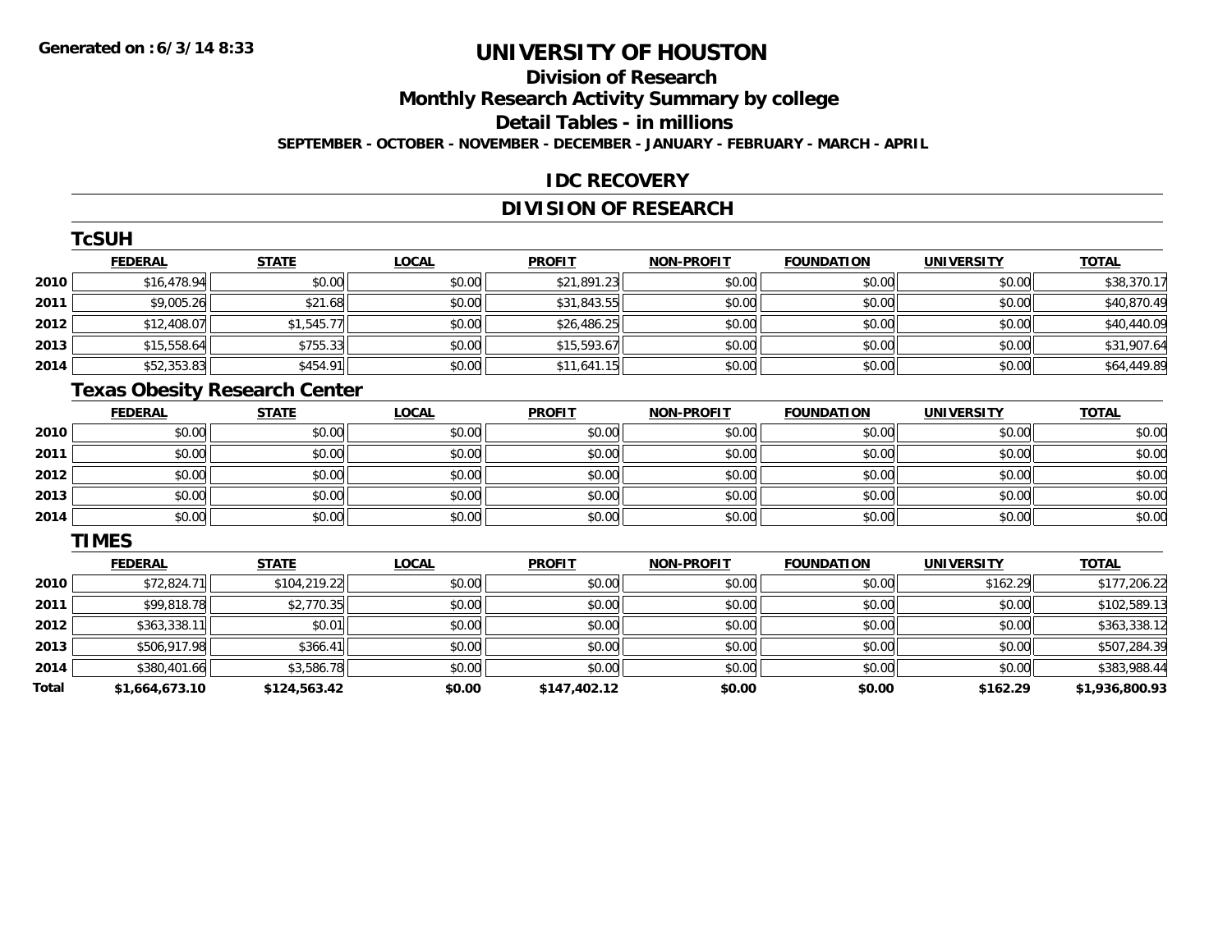# UNIVERSITY OF HOUSTON

## Division of Research

## Monthly Research Activity Summary by college

## Detail Tables - in millions

**SEPTEMBER - OCTOBER - NOVEMBER - DECEMBER - JANUARY - FEBRUARY - MARCH - APRIL**

## IDC RECOVERY

## DIVISION OF RESEARCH

### TcSUH

| | FEDERAL | STATE | LOCAL | PROFIT | NON-PROFIT | FOUNDATION | UNIVERSITY | TOTAL |
|---|---|---|---|---|---|---|---|---|
| 2010 | $16,478.94 | $0.00 | $0.00 | $21,891.23 | $0.00 | $0.00 | $0.00 | $38,370.17 |
| 2011 | $9,005.26 | $21.68 | $0.00 | $31,843.55 | $0.00 | $0.00 | $0.00 | $40,870.49 |
| 2012 | $12,408.07 | $1,545.77 | $0.00 | $26,486.25 | $0.00 | $0.00 | $0.00 | $40,440.09 |
| 2013 | $15,558.64 | $755.33 | $0.00 | $15,593.67 | $0.00 | $0.00 | $0.00 | $31,907.64 |
| 2014 | $52,353.83 | $454.91 | $0.00 | $11,641.15 | $0.00 | $0.00 | $0.00 | $64,449.89 |

### Texas Obesity Research Center

| | FEDERAL | STATE | LOCAL | PROFIT | NON-PROFIT | FOUNDATION | UNIVERSITY | TOTAL |
|---|---|---|---|---|---|---|---|---|
| 2010 | $0.00 | $0.00 | $0.00 | $0.00 | $0.00 | $0.00 | $0.00 | $0.00 |
| 2011 | $0.00 | $0.00 | $0.00 | $0.00 | $0.00 | $0.00 | $0.00 | $0.00 |
| 2012 | $0.00 | $0.00 | $0.00 | $0.00 | $0.00 | $0.00 | $0.00 | $0.00 |
| 2013 | $0.00 | $0.00 | $0.00 | $0.00 | $0.00 | $0.00 | $0.00 | $0.00 |
| 2014 | $0.00 | $0.00 | $0.00 | $0.00 | $0.00 | $0.00 | $0.00 | $0.00 |

### TIMES

| | FEDERAL | STATE | LOCAL | PROFIT | NON-PROFIT | FOUNDATION | UNIVERSITY | TOTAL |
|---|---|---|---|---|---|---|---|---|
| 2010 | $72,824.71 | $104,219.22 | $0.00 | $0.00 | $0.00 | $0.00 | $162.29 | $177,206.22 |
| 2011 | $99,818.78 | $2,770.35 | $0.00 | $0.00 | $0.00 | $0.00 | $0.00 | $102,589.13 |
| 2012 | $363,338.11 | $0.01 | $0.00 | $0.00 | $0.00 | $0.00 | $0.00 | $363,338.12 |
| 2013 | $506,917.98 | $366.41 | $0.00 | $0.00 | $0.00 | $0.00 | $0.00 | $507,284.39 |
| 2014 | $380,401.66 | $3,586.78 | $0.00 | $0.00 | $0.00 | $0.00 | $0.00 | $383,988.44 |
| **Total** | **$1,664,673.10** | **$124,563.42** | **$0.00** | **$147,402.12** | **$0.00** | **$0.00** | **$162.29** | **$1,936,800.93** |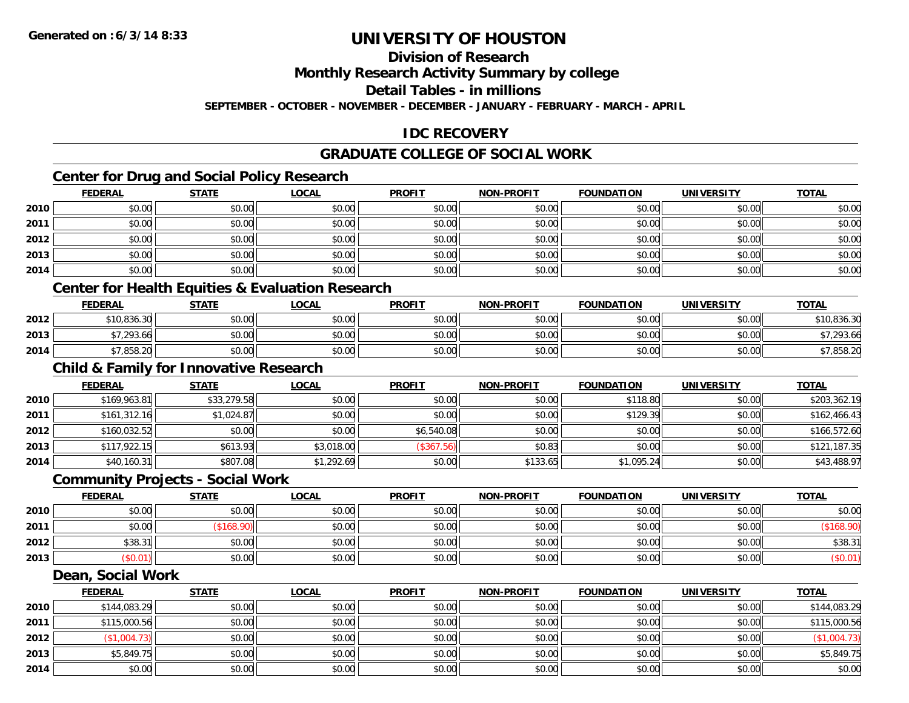Generated on :6/3/14 8:33

# UNIVERSITY OF HOUSTON

## Division of Research

## Monthly Research Activity Summary by college

## Detail Tables - in millions

**SEPTEMBER - OCTOBER - NOVEMBER - DECEMBER - JANUARY - FEBRUARY - MARCH - APRIL**

## IDC RECOVERY

## GRADUATE COLLEGE OF SOCIAL WORK

### Center for Drug and Social Policy Research

| | FEDERAL | STATE | LOCAL | PROFIT | NON-PROFIT | FOUNDATION | UNIVERSITY | TOTAL |
|---|---|---|---|---|---|---|---|---|
| 2010 | $0.00 | $0.00 | $0.00 | $0.00 | $0.00 | $0.00 | $0.00 | $0.00 |
| 2011 | $0.00 | $0.00 | $0.00 | $0.00 | $0.00 | $0.00 | $0.00 | $0.00 |
| 2012 | $0.00 | $0.00 | $0.00 | $0.00 | $0.00 | $0.00 | $0.00 | $0.00 |
| 2013 | $0.00 | $0.00 | $0.00 | $0.00 | $0.00 | $0.00 | $0.00 | $0.00 |
| 2014 | $0.00 | $0.00 | $0.00 | $0.00 | $0.00 | $0.00 | $0.00 | $0.00 |

### Center for Health Equities & Evaluation Research

| | FEDERAL | STATE | LOCAL | PROFIT | NON-PROFIT | FOUNDATION | UNIVERSITY | TOTAL |
|---|---|---|---|---|---|---|---|---|
| 2012 | $10,836.30 | $0.00 | $0.00 | $0.00 | $0.00 | $0.00 | $0.00 | $10,836.30 |
| 2013 | $7,293.66 | $0.00 | $0.00 | $0.00 | $0.00 | $0.00 | $0.00 | $7,293.66 |
| 2014 | $7,858.20 | $0.00 | $0.00 | $0.00 | $0.00 | $0.00 | $0.00 | $7,858.20 |

### Child & Family for Innovative Research

| | FEDERAL | STATE | LOCAL | PROFIT | NON-PROFIT | FOUNDATION | UNIVERSITY | TOTAL |
|---|---|---|---|---|---|---|---|---|
| 2010 | $169,963.81 | $33,279.58 | $0.00 | $0.00 | $0.00 | $118.80 | $0.00 | $203,362.19 |
| 2011 | $161,312.16 | $1,024.87 | $0.00 | $0.00 | $0.00 | $129.39 | $0.00 | $162,466.43 |
| 2012 | $160,032.52 | $0.00 | $0.00 | $6,540.08 | $0.00 | $0.00 | $0.00 | $166,572.60 |
| 2013 | $117,922.15 | $613.93 | $3,018.00 | ($367.56) | $0.83 | $0.00 | $0.00 | $121,187.35 |
| 2014 | $40,160.31 | $807.08 | $1,292.69 | $0.00 | $133.65 | $1,095.24 | $0.00 | $43,488.97 |

### Community Projects - Social Work

| | FEDERAL | STATE | LOCAL | PROFIT | NON-PROFIT | FOUNDATION | UNIVERSITY | TOTAL |
|---|---|---|---|---|---|---|---|---|
| 2010 | $0.00 | $0.00 | $0.00 | $0.00 | $0.00 | $0.00 | $0.00 | $0.00 |
| 2011 | $0.00 | ($168.90) | $0.00 | $0.00 | $0.00 | $0.00 | $0.00 | ($168.90) |
| 2012 | $38.31 | $0.00 | $0.00 | $0.00 | $0.00 | $0.00 | $0.00 | $38.31 |
| 2013 | ($0.01) | $0.00 | $0.00 | $0.00 | $0.00 | $0.00 | $0.00 | ($0.01) |

### Dean, Social Work

| | FEDERAL | STATE | LOCAL | PROFIT | NON-PROFIT | FOUNDATION | UNIVERSITY | TOTAL |
|---|---|---|---|---|---|---|---|---|
| 2010 | $144,083.29 | $0.00 | $0.00 | $0.00 | $0.00 | $0.00 | $0.00 | $144,083.29 |
| 2011 | $115,000.56 | $0.00 | $0.00 | $0.00 | $0.00 | $0.00 | $0.00 | $115,000.56 |
| 2012 | ($1,004.73) | $0.00 | $0.00 | $0.00 | $0.00 | $0.00 | $0.00 | ($1,004.73) |
| 2013 | $5,849.75 | $0.00 | $0.00 | $0.00 | $0.00 | $0.00 | $0.00 | $5,849.75 |
| 2014 | $0.00 | $0.00 | $0.00 | $0.00 | $0.00 | $0.00 | $0.00 | $0.00 |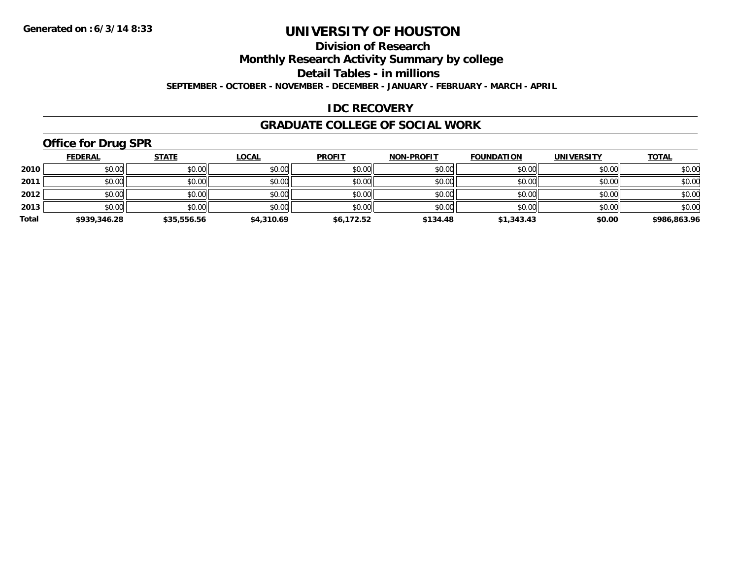# UNIVERSITY OF HOUSTON

## Division of Research

## Monthly Research Activity Summary by college

## Detail Tables - in millions

**SEPTEMBER - OCTOBER - NOVEMBER - DECEMBER - JANUARY - FEBRUARY - MARCH - APRIL**

## IDC RECOVERY

## GRADUATE COLLEGE OF SOCIAL WORK

### Office for Drug SPR

| | FEDERAL | STATE | LOCAL | PROFIT | NON-PROFIT | FOUNDATION | UNIVERSITY | TOTAL |
|---|---|---|---|---|---|---|---|---|
| 2010 | $0.00 | $0.00 | $0.00 | $0.00 | $0.00 | $0.00 | $0.00 | $0.00 |
| 2011 | $0.00 | $0.00 | $0.00 | $0.00 | $0.00 | $0.00 | $0.00 | $0.00 |
| 2012 | $0.00 | $0.00 | $0.00 | $0.00 | $0.00 | $0.00 | $0.00 | $0.00 |
| 2013 | $0.00 | $0.00 | $0.00 | $0.00 | $0.00 | $0.00 | $0.00 | $0.00 |
| **Total** | **$939,346.28** | **$35,556.56** | **$4,310.69** | **$6,172.52** | **$134.48** | **$1,343.43** | **$0.00** | **$986,863.96** |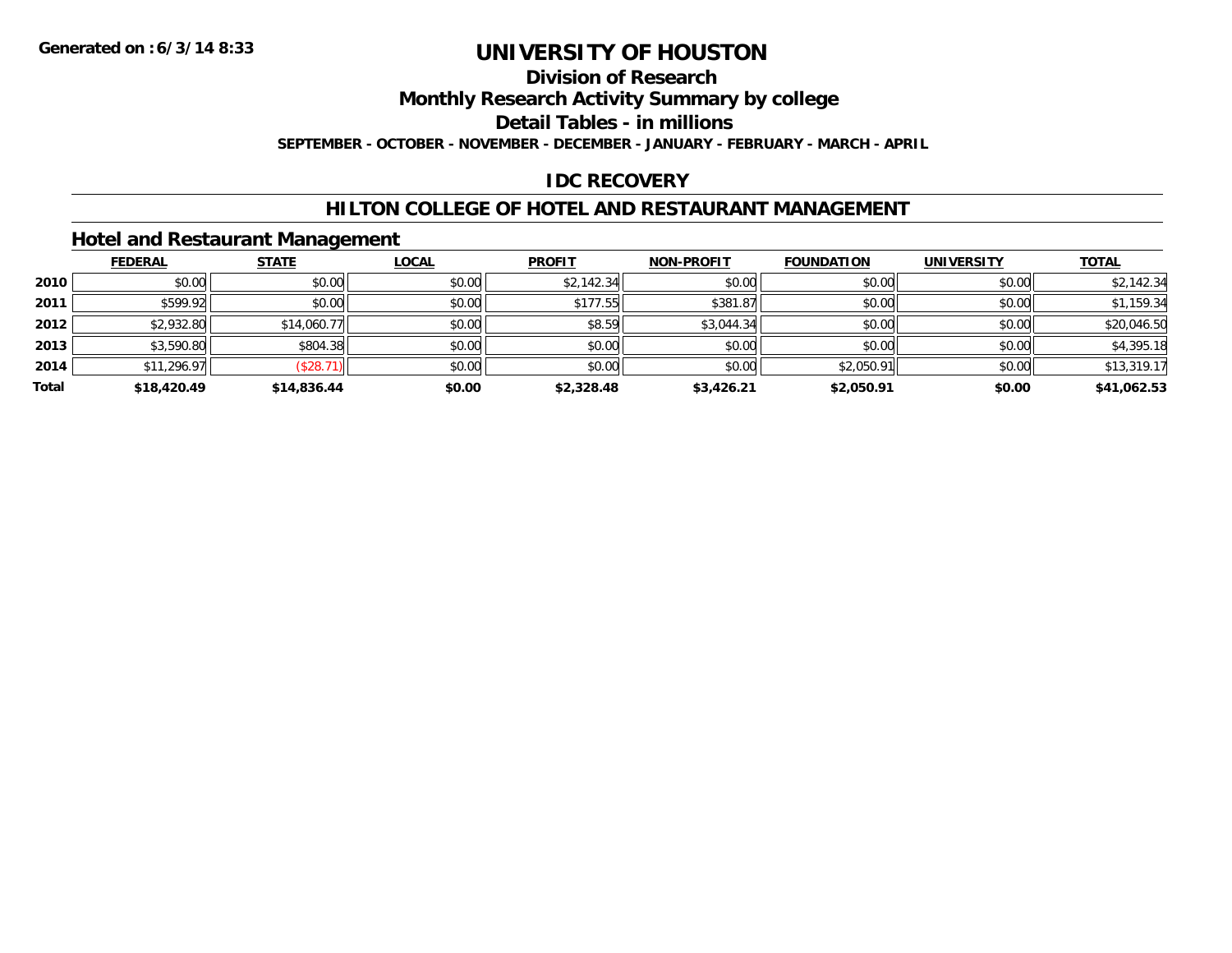Generated on :6/3/14 8:33

# UNIVERSITY OF HOUSTON

## Division of Research

## Monthly Research Activity Summary by college

## Detail Tables - in millions

**SEPTEMBER - OCTOBER - NOVEMBER - DECEMBER - JANUARY - FEBRUARY - MARCH - APRIL**

## IDC RECOVERY

## HILTON COLLEGE OF HOTEL AND RESTAURANT MANAGEMENT

### Hotel and Restaurant Management

| | FEDERAL | STATE | LOCAL | PROFIT | NON-PROFIT | FOUNDATION | UNIVERSITY | TOTAL |
|---|---|---|---|---|---|---|---|---|
| **2010** | $0.00 | $0.00 | $0.00 | $2,142.34 | $0.00 | $0.00 | $0.00 | $2,142.34 |
| **2011** | $599.92 | $0.00 | $0.00 | $177.55 | $381.87 | $0.00 | $0.00 | $1,159.34 |
| **2012** | $2,932.80 | $14,060.77 | $0.00 | $8.59 | $3,044.34 | $0.00 | $0.00 | $20,046.50 |
| **2013** | $3,590.80 | $804.38 | $0.00 | $0.00 | $0.00 | $0.00 | $0.00 | $4,395.18 |
| **2014** | $11,296.97 | ($28.71) | $0.00 | $0.00 | $0.00 | $2,050.91 | $0.00 | $13,319.17 |
| **Total** | **$18,420.49** | **$14,836.44** | **$0.00** | **$2,328.48** | **$3,426.21** | **$2,050.91** | **$0.00** | **$41,062.53** |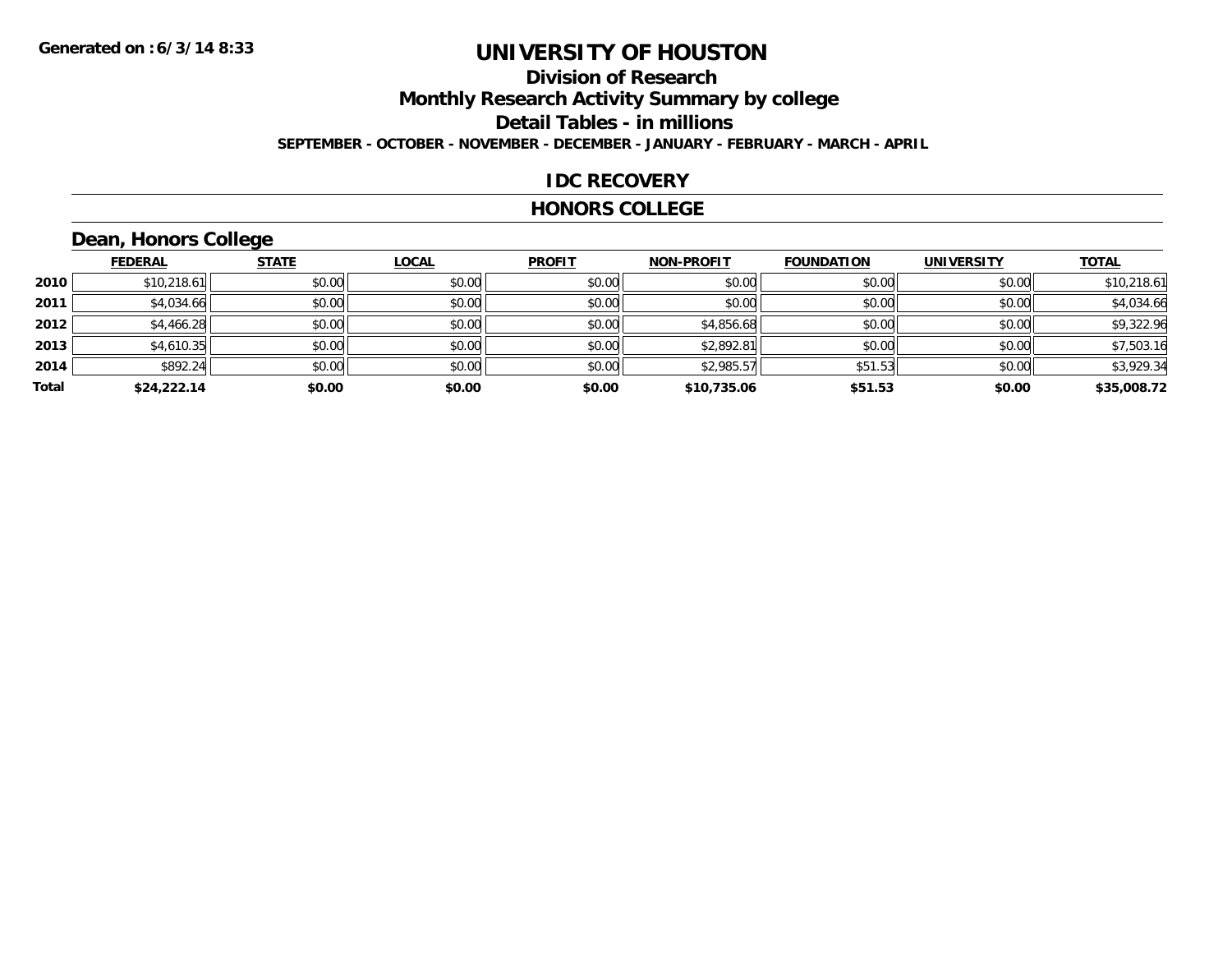# UNIVERSITY OF HOUSTON

## Division of Research

## Monthly Research Activity Summary by college

## Detail Tables - in millions

**SEPTEMBER - OCTOBER - NOVEMBER - DECEMBER - JANUARY - FEBRUARY - MARCH - APRIL**

**Generated on : 6/3/14 8:33**

## IDC RECOVERY

## HONORS COLLEGE

### Dean, Honors College

| | FEDERAL | STATE | LOCAL | PROFIT | NON-PROFIT | FOUNDATION | UNIVERSITY | TOTAL |
|---|---|---|---|---|---|---|---|---|
| 2010 | $10,218.61 | $0.00 | $0.00 | $0.00 | $0.00 | $0.00 | $0.00 | $10,218.61 |
| 2011 | $4,034.66 | $0.00 | $0.00 | $0.00 | $0.00 | $0.00 | $0.00 | $4,034.66 |
| 2012 | $4,466.28 | $0.00 | $0.00 | $0.00 | $4,856.68 | $0.00 | $0.00 | $9,322.96 |
| 2013 | $4,610.35 | $0.00 | $0.00 | $0.00 | $2,892.81 | $0.00 | $0.00 | $7,503.16 |
| 2014 | $892.24 | $0.00 | $0.00 | $0.00 | $2,985.57 | $51.53 | $0.00 | $3,929.34 |
| **Total** | **$24,222.14** | **$0.00** | **$0.00** | **$0.00** | **$10,735.06** | **$51.53** | **$0.00** | **$35,008.72** |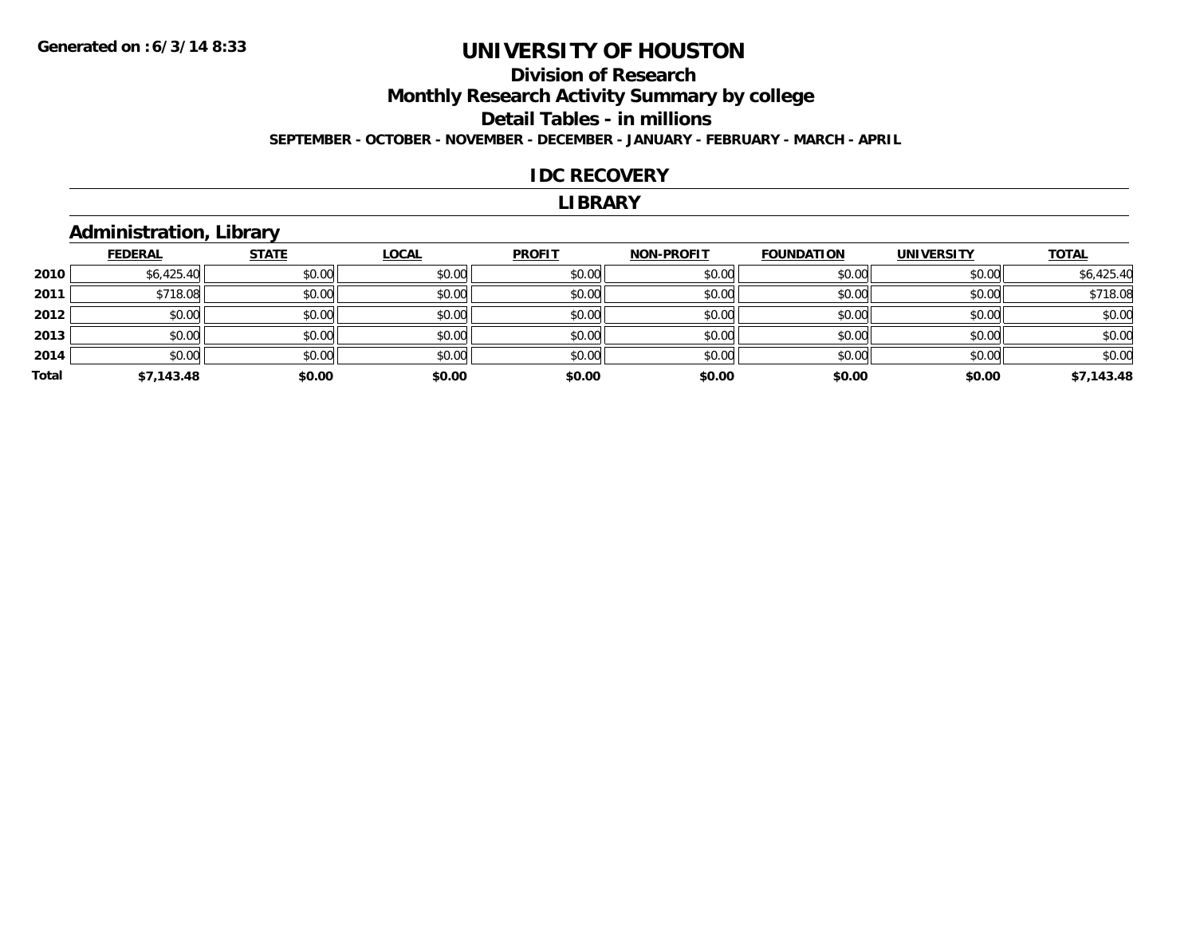# UNIVERSITY OF HOUSTON

## Division of Research

## Monthly Research Activity Summary by college

## Detail Tables - in millions

**SEPTEMBER - OCTOBER - NOVEMBER - DECEMBER - JANUARY - FEBRUARY - MARCH - APRIL**

### IDC RECOVERY

### LIBRARY

### Administration, Library

| | FEDERAL | STATE | LOCAL | PROFIT | NON-PROFIT | FOUNDATION | UNIVERSITY | TOTAL |
|---|---|---|---|---|---|---|---|---|
| 2010 | $6,425.40 | $0.00 | $0.00 | $0.00 | $0.00 | $0.00 | $0.00 | $6,425.40 |
| 2011 | $718.08 | $0.00 | $0.00 | $0.00 | $0.00 | $0.00 | $0.00 | $718.08 |
| 2012 | $0.00 | $0.00 | $0.00 | $0.00 | $0.00 | $0.00 | $0.00 | $0.00 |
| 2013 | $0.00 | $0.00 | $0.00 | $0.00 | $0.00 | $0.00 | $0.00 | $0.00 |
| 2014 | $0.00 | $0.00 | $0.00 | $0.00 | $0.00 | $0.00 | $0.00 | $0.00 |
| **Total** | **$7,143.48** | **$0.00** | **$0.00** | **$0.00** | **$0.00** | **$0.00** | **$0.00** | **$7,143.48** |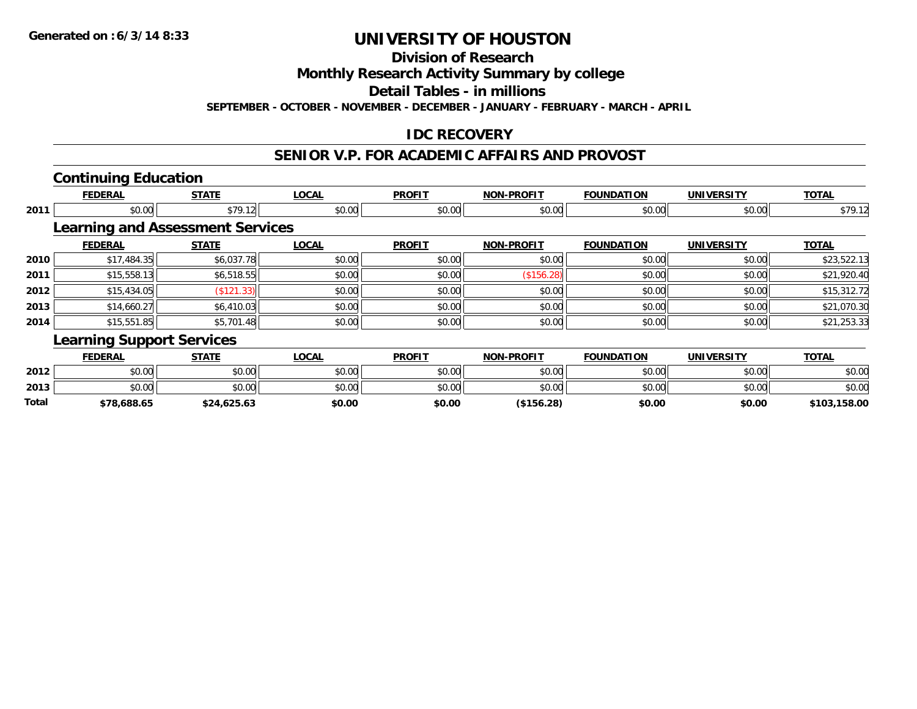Generated on :6/3/14 8:33

# UNIVERSITY OF HOUSTON

## Division of Research

## Monthly Research Activity Summary by college

## Detail Tables - in millions

**SEPTEMBER - OCTOBER - NOVEMBER - DECEMBER - JANUARY - FEBRUARY - MARCH - APRIL**

## IDC RECOVERY

## SENIOR V.P. FOR ACADEMIC AFFAIRS AND PROVOST

### Continuing Education

| | FEDERAL | STATE | LOCAL | PROFIT | NON-PROFIT | FOUNDATION | UNIVERSITY | TOTAL |
|---|---|---|---|---|---|---|---|---|
| 2011 | $0.00 | $79.12 | $0.00 | $0.00 | $0.00 | $0.00 | $0.00 | $79.12 |

### Learning and Assessment Services

| | FEDERAL | STATE | LOCAL | PROFIT | NON-PROFIT | FOUNDATION | UNIVERSITY | TOTAL |
|---|---|---|---|---|---|---|---|---|
| 2010 | $17,484.35 | $6,037.78 | $0.00 | $0.00 | $0.00 | $0.00 | $0.00 | $23,522.13 |
| 2011 | $15,558.13 | $6,518.55 | $0.00 | $0.00 | ($156.28) | $0.00 | $0.00 | $21,920.40 |
| 2012 | $15,434.05 | ($121.33) | $0.00 | $0.00 | $0.00 | $0.00 | $0.00 | $15,312.72 |
| 2013 | $14,660.27 | $6,410.03 | $0.00 | $0.00 | $0.00 | $0.00 | $0.00 | $21,070.30 |
| 2014 | $15,551.85 | $5,701.48 | $0.00 | $0.00 | $0.00 | $0.00 | $0.00 | $21,253.33 |

### Learning Support Services

| | FEDERAL | STATE | LOCAL | PROFIT | NON-PROFIT | FOUNDATION | UNIVERSITY | TOTAL |
|---|---|---|---|---|---|---|---|---|
| 2012 | $0.00 | $0.00 | $0.00 | $0.00 | $0.00 | $0.00 | $0.00 | $0.00 |
| 2013 | $0.00 | $0.00 | $0.00 | $0.00 | $0.00 | $0.00 | $0.00 | $0.00 |
| **Total** | **$78,688.65** | **$24,625.63** | **$0.00** | **$0.00** | **($156.28)** | **$0.00** | **$0.00** | **$103,158.00** |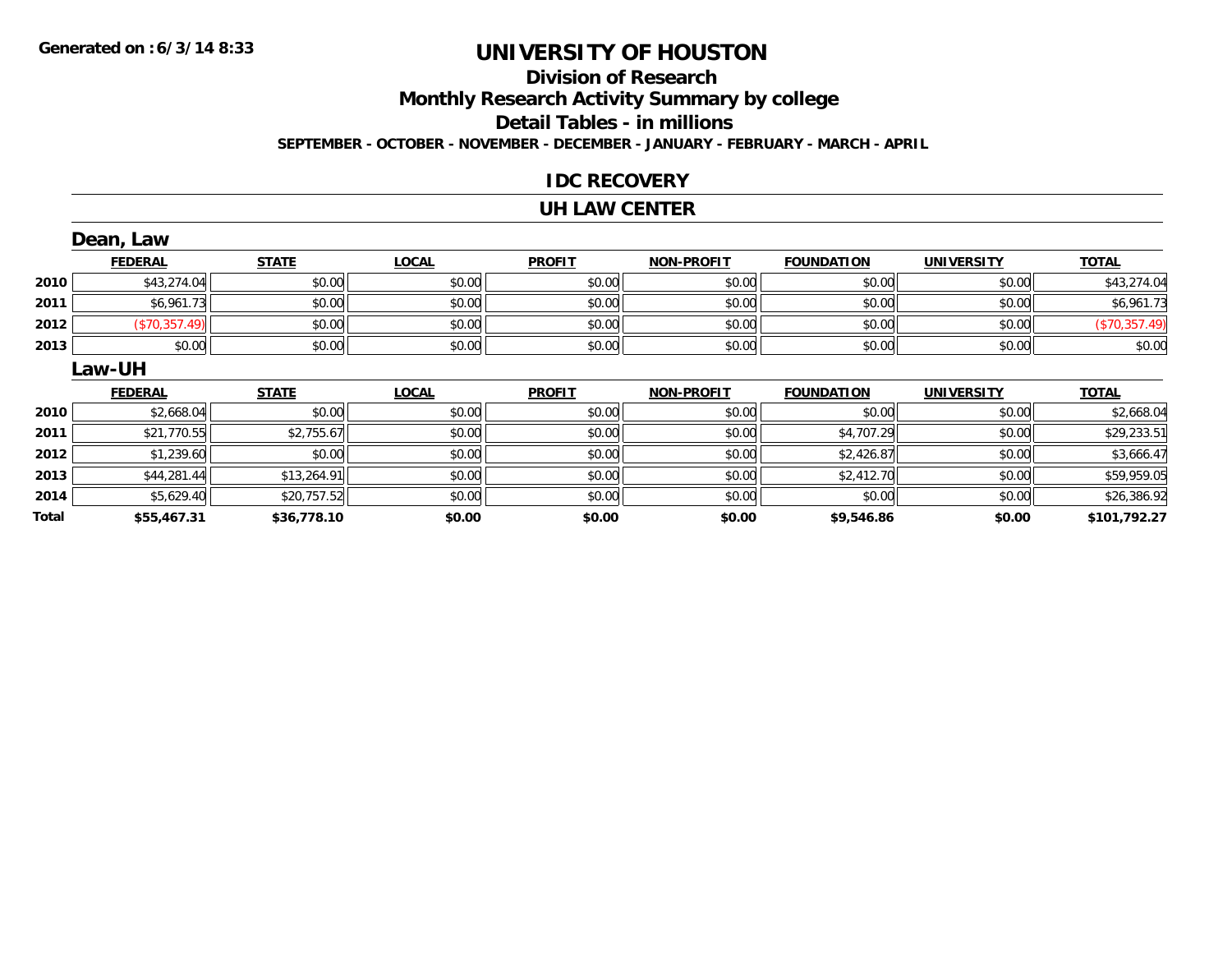# UNIVERSITY OF HOUSTON

## Division of Research

## Monthly Research Activity Summary by college

## Detail Tables - in millions

**SEPTEMBER - OCTOBER - NOVEMBER - DECEMBER - JANUARY - FEBRUARY - MARCH - APRIL**

**Generated on : 6/3/14 8:33**

## IDC RECOVERY

## UH LAW CENTER

### Dean, Law

| | FEDERAL | STATE | LOCAL | PROFIT | NON-PROFIT | FOUNDATION | UNIVERSITY | TOTAL |
|---|---|---|---|---|---|---|---|---|
| 2010 | $43,274.04 | $0.00 | $0.00 | $0.00 | $0.00 | $0.00 | $0.00 | $43,274.04 |
| 2011 | $6,961.73 | $0.00 | $0.00 | $0.00 | $0.00 | $0.00 | $0.00 | $6,961.73 |
| 2012 | ($70,357.49) | $0.00 | $0.00 | $0.00 | $0.00 | $0.00 | $0.00 | ($70,357.49) |
| 2013 | $0.00 | $0.00 | $0.00 | $0.00 | $0.00 | $0.00 | $0.00 | $0.00 |

### Law-UH

| | FEDERAL | STATE | LOCAL | PROFIT | NON-PROFIT | FOUNDATION | UNIVERSITY | TOTAL |
|---|---|---|---|---|---|---|---|---|
| 2010 | $2,668.04 | $0.00 | $0.00 | $0.00 | $0.00 | $0.00 | $0.00 | $2,668.04 |
| 2011 | $21,770.55 | $2,755.67 | $0.00 | $0.00 | $0.00 | $4,707.29 | $0.00 | $29,233.51 |
| 2012 | $1,239.60 | $0.00 | $0.00 | $0.00 | $0.00 | $2,426.87 | $0.00 | $3,666.47 |
| 2013 | $44,281.44 | $13,264.91 | $0.00 | $0.00 | $0.00 | $2,412.70 | $0.00 | $59,959.05 |
| 2014 | $5,629.40 | $20,757.52 | $0.00 | $0.00 | $0.00 | $0.00 | $0.00 | $26,386.92 |
| **Total** | **$55,467.31** | **$36,778.10** | **$0.00** | **$0.00** | **$0.00** | **$9,546.86** | **$0.00** | **$101,792.27** |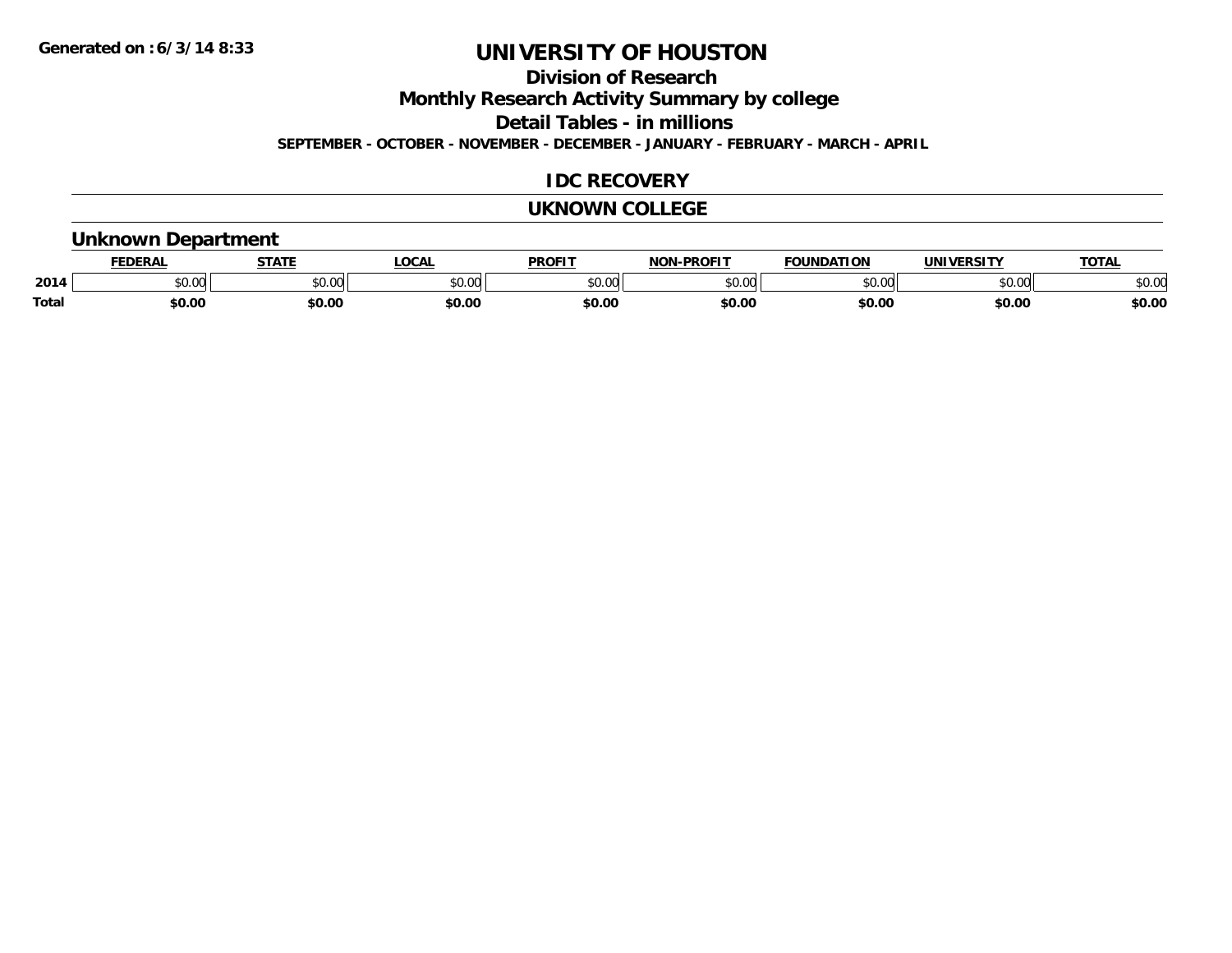Generated on :6/3/14 8:33

# UNIVERSITY OF HOUSTON

## Division of Research

## Monthly Research Activity Summary by college

## Detail Tables - in millions

**SEPTEMBER - OCTOBER - NOVEMBER - DECEMBER - JANUARY - FEBRUARY - MARCH - APRIL**

## IDC RECOVERY

## UKNOWN COLLEGE

### Unknown Department

| | FEDERAL | STATE | LOCAL | PROFIT | NON-PROFIT | FOUNDATION | UNIVERSITY | TOTAL |
|---|---|---|---|---|---|---|---|---|
| 2014 | $0.00 | $0.00 | $0.00 | $0.00 | $0.00 | $0.00 | $0.00 | $0.00 |
| **Total** | **$0.00** | **$0.00** | **$0.00** | **$0.00** | **$0.00** | **$0.00** | **$0.00** | **$0.00** |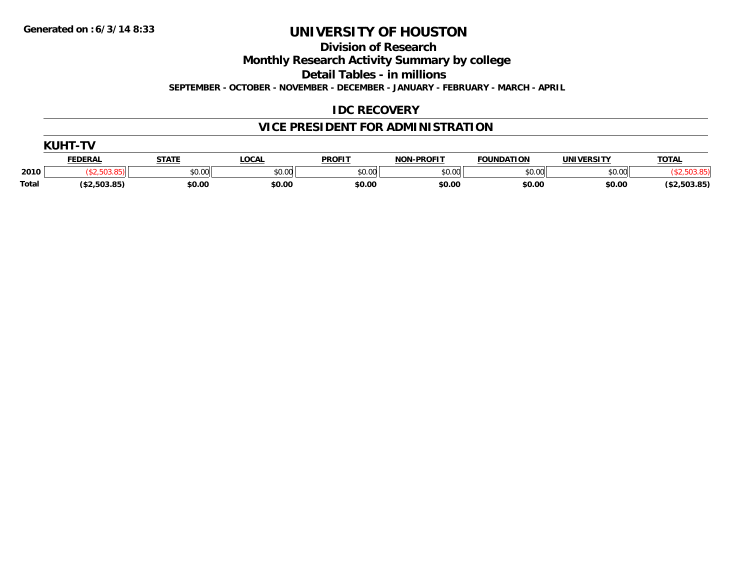Generated on :6/3/14 8:33

# UNIVERSITY OF HOUSTON

## Division of Research

## Monthly Research Activity Summary by college

## Detail Tables - in millions

**SEPTEMBER - OCTOBER - NOVEMBER - DECEMBER - JANUARY - FEBRUARY - MARCH - APRIL**

## IDC RECOVERY

## VICE PRESIDENT FOR ADMINISTRATION

### KUHT-TV

| | FEDERAL | STATE | LOCAL | PROFIT | NON-PROFIT | FOUNDATION | UNIVERSITY | TOTAL |
|---|---|---|---|---|---|---|---|---|
| 2010 | ($2,503.85) | $0.00 | $0.00 | $0.00 | $0.00 | $0.00 | $0.00 | ($2,503.85) |
| Total | ($2,503.85) | $0.00 | $0.00 | $0.00 | $0.00 | $0.00 | $0.00 | ($2,503.85) |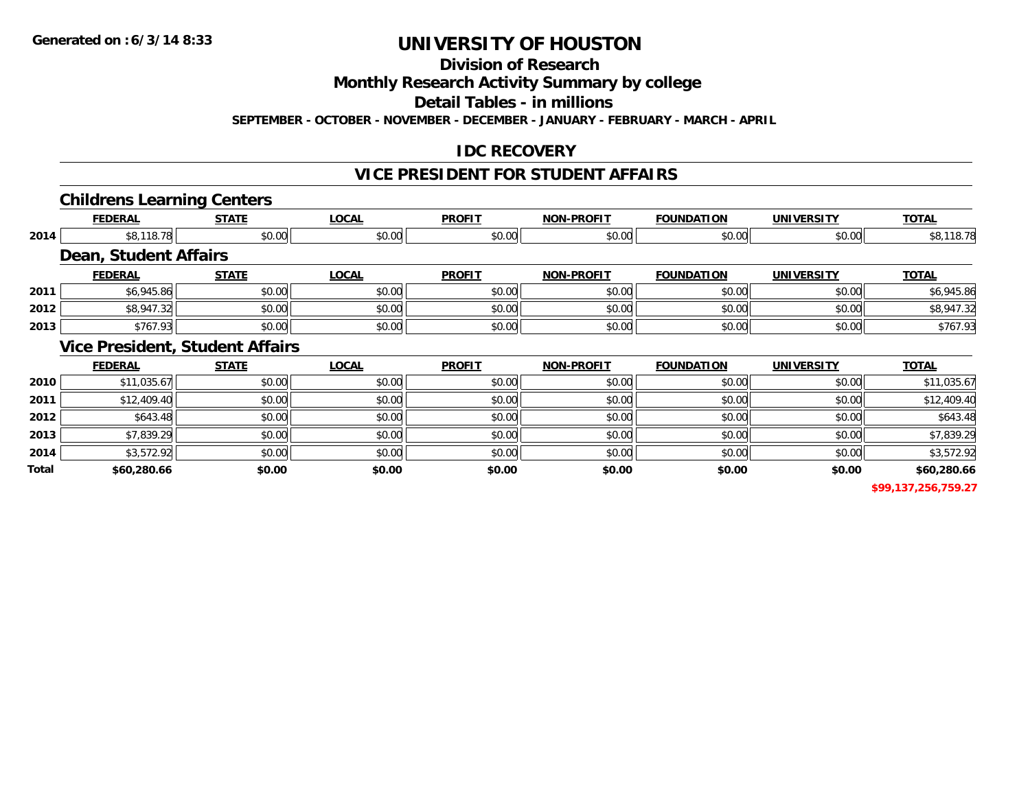Generated on :6/3/14 8:33

# UNIVERSITY OF HOUSTON

## Division of Research

## Monthly Research Activity Summary by college

## Detail Tables - in millions

**SEPTEMBER - OCTOBER - NOVEMBER - DECEMBER - JANUARY - FEBRUARY - MARCH - APRIL**

## IDC RECOVERY

## VICE PRESIDENT FOR STUDENT AFFAIRS

### Childrens Learning Centers

| | FEDERAL | STATE | LOCAL | PROFIT | NON-PROFIT | FOUNDATION | UNIVERSITY | TOTAL |
|---|---|---|---|---|---|---|---|---|
| 2014 | $8,118.78 | $0.00 | $0.00 | $0.00 | $0.00 | $0.00 | $0.00 | $8,118.78 |

### Dean, Student Affairs

| | FEDERAL | STATE | LOCAL | PROFIT | NON-PROFIT | FOUNDATION | UNIVERSITY | TOTAL |
|---|---|---|---|---|---|---|---|---|
| 2011 | $6,945.86 | $0.00 | $0.00 | $0.00 | $0.00 | $0.00 | $0.00 | $6,945.86 |
| 2012 | $8,947.32 | $0.00 | $0.00 | $0.00 | $0.00 | $0.00 | $0.00 | $8,947.32 |
| 2013 | $767.93 | $0.00 | $0.00 | $0.00 | $0.00 | $0.00 | $0.00 | $767.93 |

### Vice President, Student Affairs

| | FEDERAL | STATE | LOCAL | PROFIT | NON-PROFIT | FOUNDATION | UNIVERSITY | TOTAL |
|---|---|---|---|---|---|---|---|---|
| 2010 | $11,035.67 | $0.00 | $0.00 | $0.00 | $0.00 | $0.00 | $0.00 | $11,035.67 |
| 2011 | $12,409.40 | $0.00 | $0.00 | $0.00 | $0.00 | $0.00 | $0.00 | $12,409.40 |
| 2012 | $643.48 | $0.00 | $0.00 | $0.00 | $0.00 | $0.00 | $0.00 | $643.48 |
| 2013 | $7,839.29 | $0.00 | $0.00 | $0.00 | $0.00 | $0.00 | $0.00 | $7,839.29 |
| 2014 | $3,572.92 | $0.00 | $0.00 | $0.00 | $0.00 | $0.00 | $0.00 | $3,572.92 |
| **Total** | **$60,280.66** | **$0.00** | **$0.00** | **$0.00** | **$0.00** | **$0.00** | **$0.00** | **$60,280.66** |

**$99,137,256,759.27**